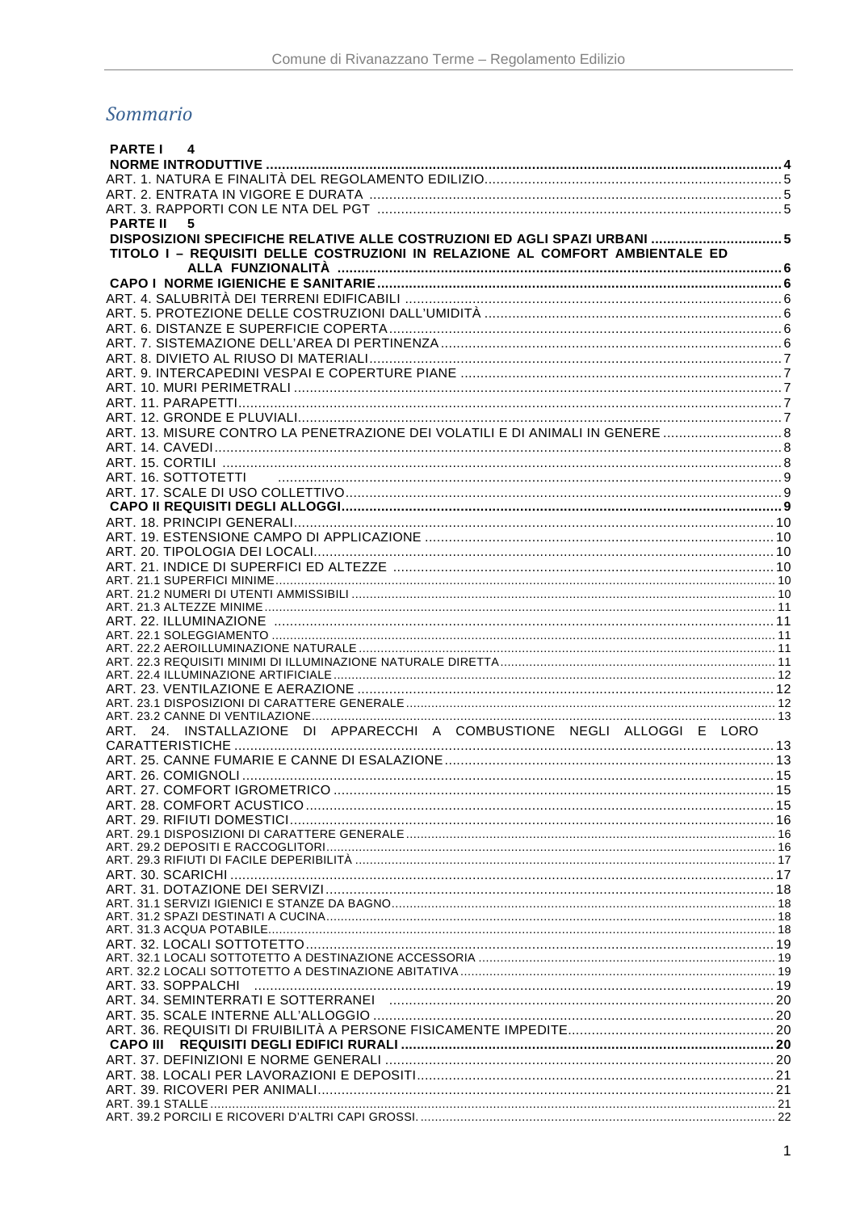# Sommario

**PARTE I 4**

**NORME INTRODUTTIVE** .......... 4

ART. 1. NATURA E FINALITÀ DEL REGOLAMENTO EDILIZIO .......... 5

ART. 2. ENTRATA IN VIGORE E DURATA .......... 5

ART. 3. RAPPORTI CON LE NTA DEL PGT .......... 5

**PARTE II 5**

**DISPOSIZIONI SPECIFICHE RELATIVE ALLE COSTRUZIONI ED AGLI SPAZI URBANI** .......... 5

**TITOLO I – REQUISITI DELLE COSTRUZIONI IN RELAZIONE AL COMFORT AMBIENTALE ED ALLA FUNZIONALITÀ** .......... 6

**CAPO I NORME IGIENICHE E SANITARIE** .......... 6

ART. 4. SALUBRITÀ DEI TERRENI EDIFICABILI .......... 6

ART. 5. PROTEZIONE DELLE COSTRUZIONI DALL'UMIDITÀ .......... 6

ART. 6. DISTANZE E SUPERFICIE COPERTA .......... 6

ART. 7. SISTEMAZIONE DELL'AREA DI PERTINENZA .......... 6

ART. 8. DIVIETO AL RIUSO DI MATERIALI .......... 7

ART. 9. INTERCAPEDINI VESPAI E COPERTURE PIANE .......... 7

ART. 10. MURI PERIMETRALI .......... 7

ART. 11. PARAPETTI .......... 7

ART. 12. GRONDE E PLUVIALI .......... 7

ART. 13. MISURE CONTRO LA PENETRAZIONE DEI VOLATILI E DI ANIMALI IN GENERE .......... 8

ART. 14. CAVEDI .......... 8

ART. 15. CORTILI .......... 8

ART. 16. SOTTOTETTI .......... 9

ART. 17. SCALE DI USO COLLETTIVO .......... 9

**CAPO II REQUISITI DEGLI ALLOGGI** .......... 9

ART. 18. PRINCIPI GENERALI .......... 10

ART. 19. ESTENSIONE CAMPO DI APPLICAZIONE .......... 10

ART. 20. TIPOLOGIA DEI LOCALI .......... 10

ART. 21. INDICE DI SUPERFICI ED ALTEZZE .......... 10

ART. 21.1 SUPERFICI MINIME .......... 10

ART. 21.2 NUMERI DI UTENTI AMMISSIBILI .......... 10

ART. 21.3 ALTEZZE MINIME .......... 11

ART. 22. ILLUMINAZIONE .......... 11

ART. 22.1 SOLEGGIAMENTO .......... 11

ART. 22.2 AEROILLUMINAZIONE NATURALE .......... 11

ART. 22.3 REQUISITI MINIMI DI ILLUMINAZIONE NATURALE DIRETTA .......... 11

ART. 22.4 ILLUMINAZIONE ARTIFICIALE .......... 12

ART. 23. VENTILAZIONE E AERAZIONE .......... 12

ART. 23.1 DISPOSIZIONI DI CARATTERE GENERALE .......... 12

ART. 23.2 CANNE DI VENTILAZIONE .......... 13

ART. 24. INSTALLAZIONE DI APPARECCHI A COMBUSTIONE NEGLI ALLOGGI E LORO CARATTERISTICHE .......... 13

ART. 25. CANNE FUMARIE E CANNE DI ESALAZIONE .......... 13

ART. 26. COMIGNOLI .......... 15

ART. 27. COMFORT IGROMETRICO .......... 15

ART. 28. COMFORT ACUSTICO .......... 15

ART. 29. RIFIUTI DOMESTICI .......... 16

ART. 29.1 DISPOSIZIONI DI CARATTERE GENERALE .......... 16

ART. 29.2 DEPOSITI E RACCOGLITORI .......... 16

ART. 29.3 RIFIUTI DI FACILE DEPERIBILITÀ .......... 17

ART. 30. SCARICHI .......... 17

ART. 31. DOTAZIONE DEI SERVIZI .......... 18

ART. 31.1 SERVIZI IGIENICI E STANZE DA BAGNO .......... 18

ART. 31.2 SPAZI DESTINATI A CUCINA .......... 18

ART. 31.3 ACQUA POTABILE .......... 18

ART. 32. LOCALI SOTTOTETTO .......... 19

ART. 32.1 LOCALI SOTTOTETTO A DESTINAZIONE ACCESSORIA .......... 19

ART. 32.2 LOCALI SOTTOTETTO A DESTINAZIONE ABITATIVA .......... 19

ART. 33. SOPPALCHI .......... 19

ART. 34. SEMINTERRATI E SOTTERRANEI .......... 20

ART. 35. SCALE INTERNE ALL'ALLOGGIO .......... 20

ART. 36. REQUISITI DI FRUIBILITÀ A PERSONE FISICAMENTE IMPEDITE .......... 20

**CAPO III REQUISITI DEGLI EDIFICI RURALI** .......... 20

ART. 37. DEFINIZIONI E NORME GENERALI .......... 20

ART. 38. LOCALI PER LAVORAZIONI E DEPOSITI .......... 21

ART. 39. RICOVERI PER ANIMALI .......... 21

ART. 39.1 STALLE .......... 21

ART. 39.2 PORCILI E RICOVERI D'ALTRI CAPI GROSSI. .......... 22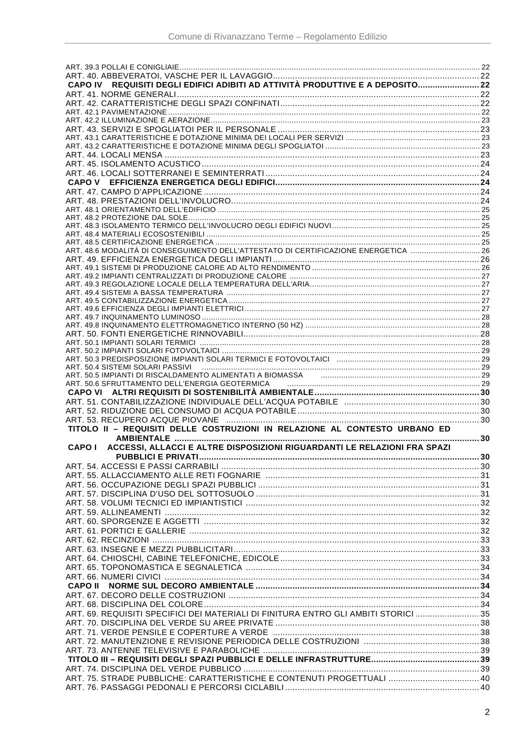ART. 39.3 POLLAI E CONIGLIAIE ........................................................................ 22
ART. 40. ABBEVERATOI, VASCHE PER IL LAVAGGIO ........................................................................ 22
**CAPO IV REQUISITI DEGLI EDIFICI ADIBITI AD ATTIVITÀ PRODUTTIVE E A DEPOSITO ........................ 22**
ART. 41. NORME GENERALI ........................................................................ 22
ART. 42. CARATTERISTICHE DEGLI SPAZI CONFINATI ........................................................................ 22
ART. 42.1 PAVIMENTAZIONE ........................................................................ 22
ART. 42.2 ILLUMINAZIONE E AERAZIONE ........................................................................ 23
ART. 43. SERVIZI E SPOGLIATOI PER IL PERSONALE ........................................................................ 23
ART. 43.1 CARATTERISTICHE E DOTAZIONE MINIMA DEI LOCALI PER SERVIZI ........................................................................ 23
ART. 43.2 CARATTERISTICHE E DOTAZIONE MINIMA DEGLI SPOGLIATOI ........................................................................ 23
ART. 44. LOCALI MENSA ........................................................................ 23
ART. 45. ISOLAMENTO ACUSTICO ........................................................................ 24
ART. 46. LOCALI SOTTERRANEI E SEMINTERRATI ........................................................................ 24
**CAPO V EFFICIENZA ENERGETICA DEGLI EDIFICI ........................................................................ 24**
ART. 47. CAMPO D'APPLICAZIONE ........................................................................ 24
ART. 48. PRESTAZIONI DELL'INVOLUCRO ........................................................................ 24
ART. 48.1 ORIENTAMENTO DELL'EDIFICIO ........................................................................ 25
ART. 48.2 PROTEZIONE DAL SOLE ........................................................................ 25
ART. 48.3 ISOLAMENTO TERMICO DELL'INVOLUCRO DEGLI EDIFICI NUOVI ........................................................................ 25
ART. 48.4 MATERIALI ECOSOSTENIBILI ........................................................................ 25
ART. 48.5 CERTIFICAZIONE ENERGETICA ........................................................................ 25
ART. 48.6 MODALITÀ DI CONSEGUIMENTO DELL'ATTESTATO DI CERTIFICAZIONE ENERGETICA ........................................................................ 26
ART. 49. EFFICIENZA ENERGETICA DEGLI IMPIANTI ........................................................................ 26
ART. 49.1 SISTEMI DI PRODUZIONE CALORE AD ALTO RENDIMENTO ........................................................................ 26
ART. 49.2 IMPIANTI CENTRALIZZATI DI PRODUZIONE CALORE ........................................................................ 27
ART. 49.3 REGOLAZIONE LOCALE DELLA TEMPERATURA DELL'ARIA ........................................................................ 27
ART. 49.4 SISTEMI A BASSA TEMPERATURA ........................................................................ 27
ART. 49.5 CONTABILIZZAZIONE ENERGETICA ........................................................................ 27
ART. 49.6 EFFICIENZA DEGLI IMPIANTI ELETTRICI ........................................................................ 27
ART. 49.7 INQUINAMENTO LUMINOSO ........................................................................ 28
ART. 49.8 INQUINAMENTO ELETTROMAGNETICO INTERNO (50 HZ) ........................................................................ 28
ART. 50. FONTI ENERGETICHE RINNOVABILI ........................................................................ 28
ART. 50.1 IMPIANTI SOLARI TERMICI ........................................................................ 28
ART. 50.2 IMPIANTI SOLARI FOTOVOLTAICI ........................................................................ 29
ART. 50.3 PREDISPOSIZIONE IMPIANTI SOLARI TERMICI E FOTOVOLTAICI ........................................................................ 29
ART. 50.4 SISTEMI SOLARI PASSIVI ........................................................................ 29
ART. 50.5 IMPIANTI DI RISCALDAMENTO ALIMENTATI A BIOMASSA ........................................................................ 29
ART. 50.6 SFRUTTAMENTO DELL'ENERGIA GEOTERMICA ........................................................................ 29
**CAPO VI ALTRI REQUISITI DI SOSTENIBILITÀ AMBIENTALE ........................................................................ 30**
ART. 51. CONTABILIZZAZIONE INDIVIDUALE DELL'ACQUA POTABILE ........................................................................ 30
ART. 52. RIDUZIONE DEL CONSUMO DI ACQUA POTABILE ........................................................................ 30
ART. 53. RECUPERO ACQUE PIOVANE ........................................................................ 30
**TITOLO II – REQUISITI DELLE COSTRUZIONI IN RELAZIONE AL CONTESTO URBANO ED AMBIENTALE ........................................................................ 30**
**CAPO I ACCESSI, ALLACCI E ALTRE DISPOSIZIONI RIGUARDANTI LE RELAZIONI FRA SPAZI PUBBLICI E PRIVATI ........................................................................ 30**
ART. 54. ACCESSI E PASSI CARRABILI ........................................................................ 30
ART. 55. ALLACCIAMENTO ALLE RETI FOGNARIE ........................................................................ 31
ART. 56. OCCUPAZIONE DEGLI SPAZI PUBBLICI ........................................................................ 31
ART. 57. DISCIPLINA D'USO DEL SOTTOSUOLO ........................................................................ 31
ART. 58. VOLUMI TECNICI ED IMPIANTISTICI ........................................................................ 32
ART. 59. ALLINEAMENTI ........................................................................ 32
ART. 60. SPORGENZE E AGGETTI ........................................................................ 32
ART. 61. PORTICI E GALLERIE ........................................................................ 32
ART. 62. RECINZIONI ........................................................................ 33
ART. 63. INSEGNE E MEZZI PUBBLICITARI ........................................................................ 33
ART. 64. CHIOSCHI, CABINE TELEFONICHE, EDICOLE ........................................................................ 33
ART. 65. TOPONOMASTICA E SEGNALETICA ........................................................................ 34
ART. 66. NUMERI CIVICI ........................................................................ 34
**CAPO II NORME SUL DECORO AMBIENTALE ........................................................................ 34**
ART. 67. DECORO DELLE COSTRUZIONI ........................................................................ 34
ART. 68. DISCIPLINA DEL COLORE ........................................................................ 34
ART. 69. REQUISITI SPECIFICI DEI MATERIALI DI FINITURA ENTRO GLI AMBITI STORICI ........................................................................ 35
ART. 70. DISCIPLINA DEL VERDE SU AREE PRIVATE ........................................................................ 38
ART. 71. VERDE PENSILE E COPERTURE A VERDE ........................................................................ 38
ART. 72. MANUTENZIONE E REVISIONE PERIODICA DELLE COSTRUZIONI ........................................................................ 38
ART. 73. ANTENNE TELEVISIVE E PARABOLICHE ........................................................................ 39
**TITOLO III – REQUISITI DEGLI SPAZI PUBBLICI E DELLE INFRASTRUTTURE ........................................................................ 39**
ART. 74. DISCIPLINA DEL VERDE PUBBLICO ........................................................................ 39
ART. 75. STRADE PUBBLICHE: CARATTERISTICHE E CONTENUTI PROGETTUALI ........................................................................ 40
ART. 76. PASSAGGI PEDONALI E PERCORSI CICLABILI ........................................................................ 40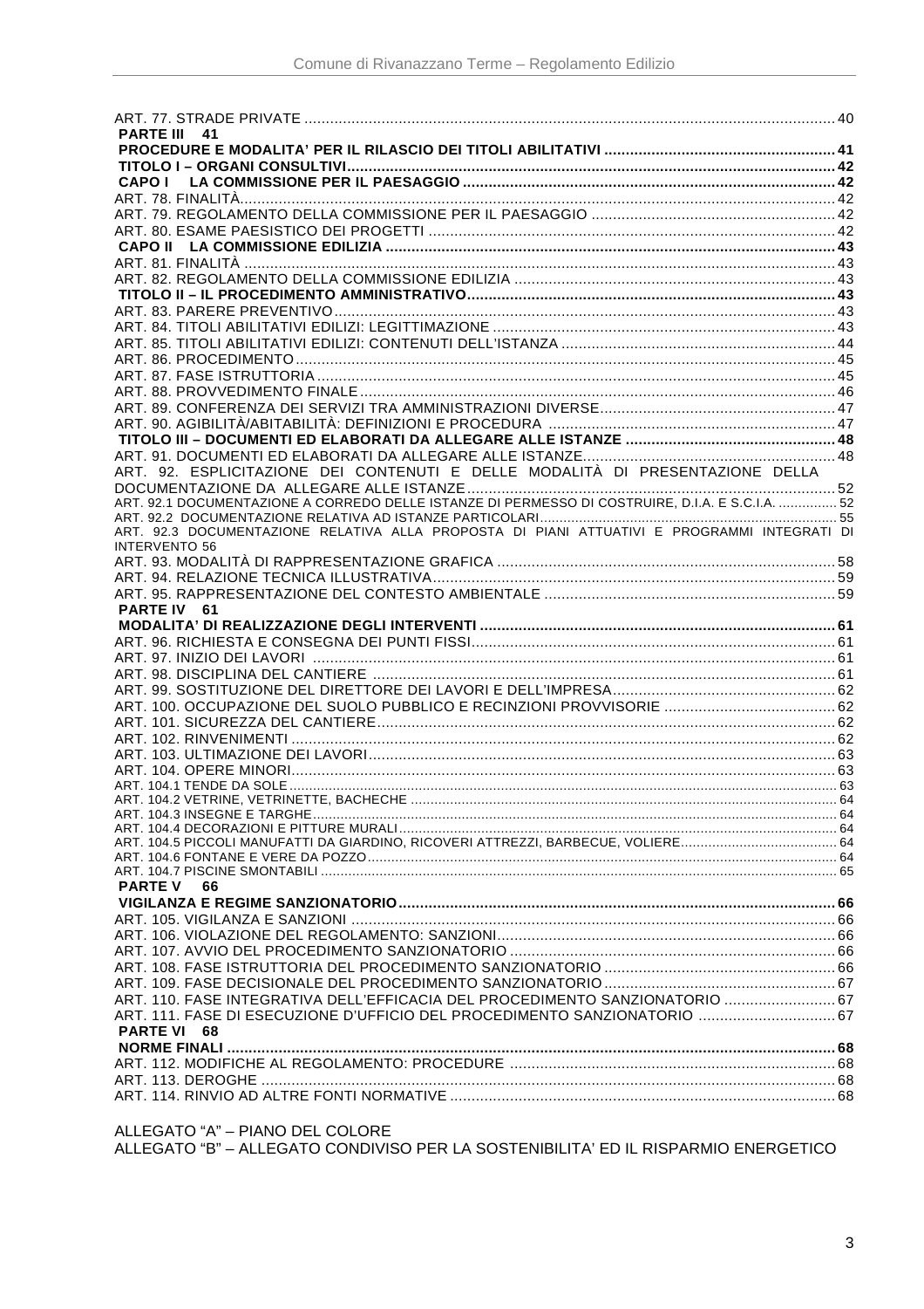ART. 77. STRADE PRIVATE ........................................................................................................................ 40

**PARTE III 41**

**PROCEDURE E MODALITA' PER IL RILASCIO DEI TITOLI ABILITATIVI ..................................................... 41**

**TITOLO I – ORGANI CONSULTIVI................................................................................................................ 42**

**CAPO I LA COMMISSIONE PER IL PAESAGGIO ...................................................................................... 42**

ART. 78. FINALITÀ......................................................................................................................................... 42

ART. 79. REGOLAMENTO DELLA COMMISSIONE PER IL PAESAGGIO ......................................................... 42

ART. 80. ESAME PAESISTICO DEI PROGETTI .............................................................................................. 42

**CAPO II LA COMMISSIONE EDILIZIA ........................................................................................................ 43**

ART. 81. FINALITÀ ......................................................................................................................................... 43

ART. 82. REGOLAMENTO DELLA COMMISSIONE EDILIZIA ........................................................................... 43

**TITOLO II – IL PROCEDIMENTO AMMINISTRATIVO..................................................................................... 43**

ART. 83. PARERE PREVENTIVO.................................................................................................................... 43

ART. 84. TITOLI ABILITATIVI EDILIZI: LEGITTIMAZIONE ................................................................................ 43

ART. 85. TITOLI ABILITATIVI EDILIZI: CONTENUTI DELL'ISTANZA ................................................................ 44

ART. 86. PROCEDIMENTO............................................................................................................................. 45

ART. 87. FASE ISTRUTTORIA ........................................................................................................................ 45

ART. 88. PROVVEDIMENTO FINALE .............................................................................................................. 46

ART. 89. CONFERENZA DEI SERVIZI TRA AMMINISTRAZIONI DIVERSE....................................................... 47

ART. 90. AGIBILITÀ/ABITABILITÀ: DEFINIZIONI E PROCEDURA ................................................................... 47

**TITOLO III – DOCUMENTI ED ELABORATI DA ALLEGARE ALLE ISTANZE ................................................ 48**

ART. 91. DOCUMENTI ED ELABORATI DA ALLEGARE ALLE ISTANZE........................................................... 48

ART. 92. ESPLICITAZIONE DEI CONTENUTI E DELLE MODALITÀ DI PRESENTAZIONE DELLA DOCUMENTAZIONE DA ALLEGARE ALLE ISTANZE..................................................................................... 52

ART. 92.1 DOCUMENTAZIONE A CORREDO DELLE ISTANZE DI PERMESSO DI COSTRUIRE, D.I.A. E S.C.I.A. ............... 52

ART. 92.2 DOCUMENTAZIONE RELATIVA AD ISTANZE PARTICOLARI............................................................................ 55

ART. 92.3 DOCUMENTAZIONE RELATIVA ALLA PROPOSTA DI PIANI ATTUATIVI E PROGRAMMI INTEGRATI DI INTERVENTO 56

ART. 93. MODALITÀ DI RAPPRESENTAZIONE GRAFICA .............................................................................. 58

ART. 94. RELAZIONE TECNICA ILLUSTRATIVA.............................................................................................. 59

ART. 95. RAPPRESENTAZIONE DEL CONTESTO AMBIENTALE .................................................................... 59

**PARTE IV 61**

**MODALITA' DI REALIZZAZIONE DEGLI INTERVENTI .................................................................................. 61**

ART. 96. RICHIESTA E CONSEGNA DEI PUNTI FISSI..................................................................................... 61

ART. 97. INIZIO DEI LAVORI ......................................................................................................................... 61

ART. 98. DISCIPLINA DEL CANTIERE ........................................................................................................... 61

ART. 99. SOSTITUZIONE DEL DIRETTORE DEI LAVORI E DELL'IMPRESA.................................................... 62

ART. 100. OCCUPAZIONE DEL SUOLO PUBBLICO E RECINZIONI PROVVISORIE ........................................ 62

ART. 101. SICUREZZA DEL CANTIERE.......................................................................................................... 62

ART. 102. RINVENIMENTI .............................................................................................................................. 62

ART. 103. ULTIMAZIONE DEI LAVORI............................................................................................................ 63

ART. 104. OPERE MINORI............................................................................................................................. 63

ART. 104.1 TENDE DA SOLE............................................................................................................................................ 63

ART. 104.2 VETRINE, VETRINETTE, BACHECHE ........................................................................................................... 64

ART. 104.3 INSEGNE E TARGHE..................................................................................................................................... 64

ART. 104.4 DECORAZIONI E PITTURE MURALI............................................................................................................... 64

ART. 104.5 PICCOLI MANUFATTI DA GIARDINO, RICOVERI ATTREZZI, BARBECUE, VOLIERE....................................... 64

ART. 104.6 FONTANE E VERE DA POZZO....................................................................................................................... 64

ART. 104.7 PISCINE SMONTABILI ................................................................................................................................... 65

**PARTE V 66**

**VIGILANZA E REGIME SANZIONATORIO.................................................................................................... 66**

ART. 105. VIGILANZA E SANZIONI ................................................................................................................ 66

ART. 106. VIOLAZIONE DEL REGOLAMENTO: SANZIONI............................................................................... 66

ART. 107. AVVIO DEL PROCEDIMENTO SANZIONATORIO ............................................................................ 66

ART. 108. FASE ISTRUTTORIA DEL PROCEDIMENTO SANZIONATORIO ...................................................... 66

ART. 109. FASE DECISIONALE DEL PROCEDIMENTO SANZIONATORIO...................................................... 67

ART. 110. FASE INTEGRATIVA DELL'EFFICACIA DEL PROCEDIMENTO SANZIONATORIO .......................... 67

ART. 111. FASE DI ESECUZIONE D'UFFICIO DEL PROCEDIMENTO SANZIONATORIO ................................ 67

**PARTE VI 68**

**NORME FINALI ............................................................................................................................................. 68**

ART. 112. MODIFICHE AL REGOLAMENTO: PROCEDURE ........................................................................... 68

ART. 113. DEROGHE .................................................................................................................................... 68

ART. 114. RINVIO AD ALTRE FONTI NORMATIVE ......................................................................................... 68

ALLEGATO "A" – PIANO DEL COLORE

ALLEGATO "B" – ALLEGATO CONDIVISO PER LA SOSTENIBILITA' ED IL RISPARMIO ENERGETICO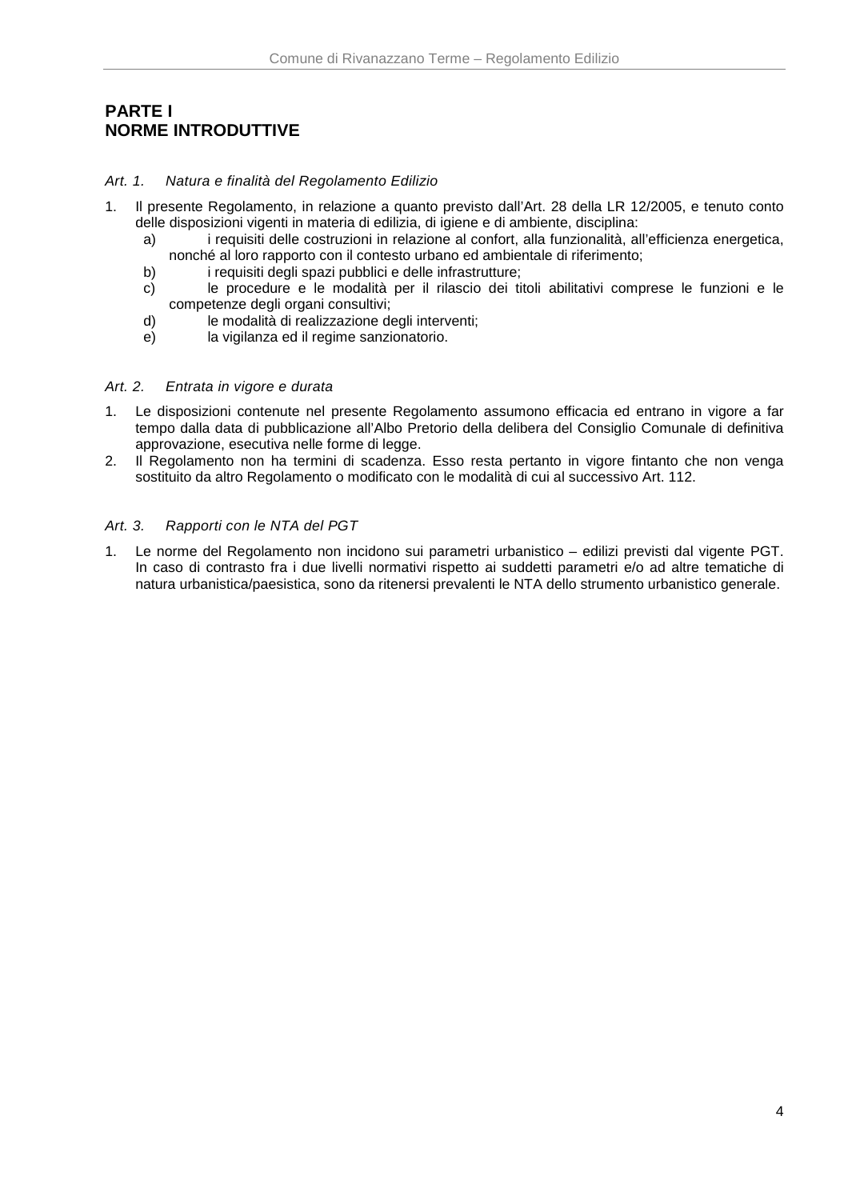# PARTE I
# NORME INTRODUTTIVE

### *Art. 1. Natura e finalità del Regolamento Edilizio*

1. Il presente Regolamento, in relazione a quanto previsto dall'Art. 28 della LR 12/2005, e tenuto conto delle disposizioni vigenti in materia di edilizia, di igiene e di ambiente, disciplina:
   a) i requisiti delle costruzioni in relazione al confort, alla funzionalità, all'efficienza energetica, nonché al loro rapporto con il contesto urbano ed ambientale di riferimento;
   b) i requisiti degli spazi pubblici e delle infrastrutture;
   c) le procedure e le modalità per il rilascio dei titoli abilitativi comprese le funzioni e le competenze degli organi consultivi;
   d) le modalità di realizzazione degli interventi;
   e) la vigilanza ed il regime sanzionatorio.

### *Art. 2. Entrata in vigore e durata*

1. Le disposizioni contenute nel presente Regolamento assumono efficacia ed entrano in vigore a far tempo dalla data di pubblicazione all'Albo Pretorio della delibera del Consiglio Comunale di definitiva approvazione, esecutiva nelle forme di legge.
2. Il Regolamento non ha termini di scadenza. Esso resta pertanto in vigore fintanto che non venga sostituito da altro Regolamento o modificato con le modalità di cui al successivo Art. 112.

### *Art. 3. Rapporti con le NTA del PGT*

1. Le norme del Regolamento non incidono sui parametri urbanistico – edilizi previsti dal vigente PGT. In caso di contrasto fra i due livelli normativi rispetto ai suddetti parametri e/o ad altre tematiche di natura urbanistica/paesistica, sono da ritenersi prevalenti le NTA dello strumento urbanistico generale.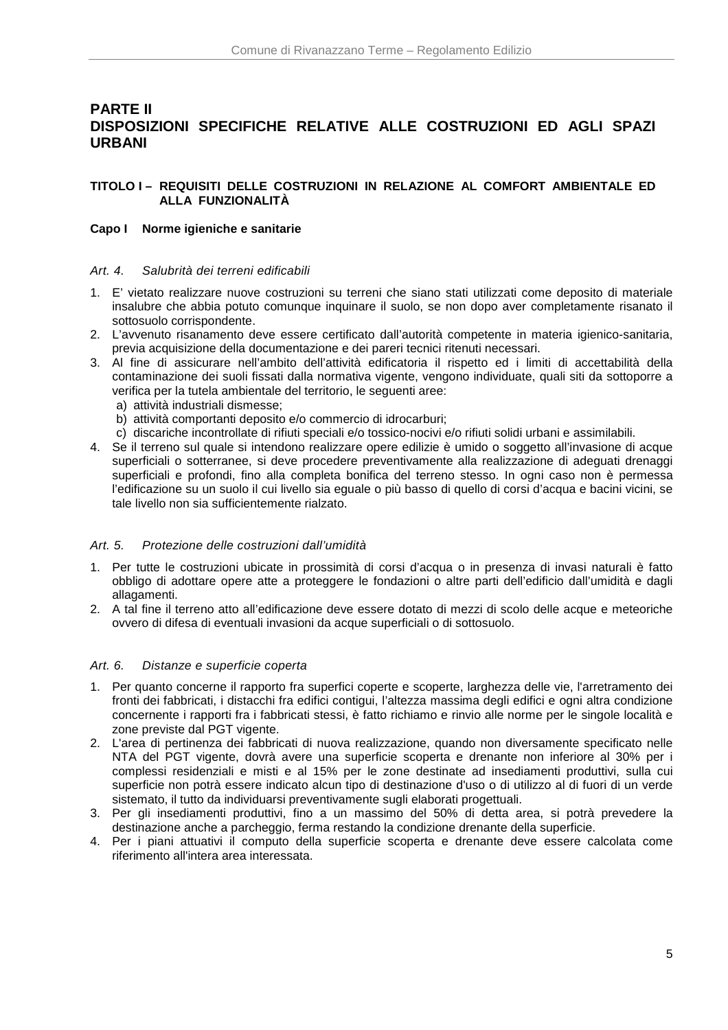# PARTE II
# DISPOSIZIONI SPECIFICHE RELATIVE ALLE COSTRUZIONI ED AGLI SPAZI URBANI

## TITOLO I – REQUISITI DELLE COSTRUZIONI IN RELAZIONE AL COMFORT AMBIENTALE ED ALLA FUNZIONALITÀ

### Capo I Norme igieniche e sanitarie

*Art. 4. Salubrità dei terreni edificabili*

1. E' vietato realizzare nuove costruzioni su terreni che siano stati utilizzati come deposito di materiale insalubre che abbia potuto comunque inquinare il suolo, se non dopo aver completamente risanato il sottosuolo corrispondente.
2. L'avvenuto risanamento deve essere certificato dall'autorità competente in materia igienico-sanitaria, previa acquisizione della documentazione e dei pareri tecnici ritenuti necessari.
3. Al fine di assicurare nell'ambito dell'attività edificatoria il rispetto ed i limiti di accettabilità della contaminazione dei suoli fissati dalla normativa vigente, vengono individuate, quali siti da sottoporre a verifica per la tutela ambientale del territorio, le seguenti aree:
   a) attività industriali dismesse;
   b) attività comportanti deposito e/o commercio di idrocarburi;
   c) discariche incontrollate di rifiuti speciali e/o tossico-nocivi e/o rifiuti solidi urbani e assimilabili.
4. Se il terreno sul quale si intendono realizzare opere edilizie è umido o soggetto all'invasione di acque superficiali o sotterranee, si deve procedere preventivamente alla realizzazione di adeguati drenaggi superficiali e profondi, fino alla completa bonifica del terreno stesso. In ogni caso non è permessa l'edificazione su un suolo il cui livello sia eguale o più basso di quello di corsi d'acqua e bacini vicini, se tale livello non sia sufficientemente rialzato.

*Art. 5. Protezione delle costruzioni dall'umidità*

1. Per tutte le costruzioni ubicate in prossimità di corsi d'acqua o in presenza di invasi naturali è fatto obbligo di adottare opere atte a proteggere le fondazioni o altre parti dell'edificio dall'umidità e dagli allagamenti.
2. A tal fine il terreno atto all'edificazione deve essere dotato di mezzi di scolo delle acque e meteoriche ovvero di difesa di eventuali invasioni da acque superficiali o di sottosuolo.

*Art. 6. Distanze e superficie coperta*

1. Per quanto concerne il rapporto fra superfici coperte e scoperte, larghezza delle vie, l'arretramento dei fronti dei fabbricati, i distacchi fra edifici contigui, l'altezza massima degli edifici e ogni altra condizione concernente i rapporti fra i fabbricati stessi, è fatto richiamo e rinvio alle norme per le singole località e zone previste dal PGT vigente.
2. L'area di pertinenza dei fabbricati di nuova realizzazione, quando non diversamente specificato nelle NTA del PGT vigente, dovrà avere una superficie scoperta e drenante non inferiore al 30% per i complessi residenziali e misti e al 15% per le zone destinate ad insediamenti produttivi, sulla cui superficie non potrà essere indicato alcun tipo di destinazione d'uso o di utilizzo al di fuori di un verde sistemato, il tutto da individuarsi preventivamente sugli elaborati progettuali.
3. Per gli insediamenti produttivi, fino a un massimo del 50% di detta area, si potrà prevedere la destinazione anche a parcheggio, ferma restando la condizione drenante della superficie.
4. Per i piani attuativi il computo della superficie scoperta e drenante deve essere calcolata come riferimento all'intera area interessata.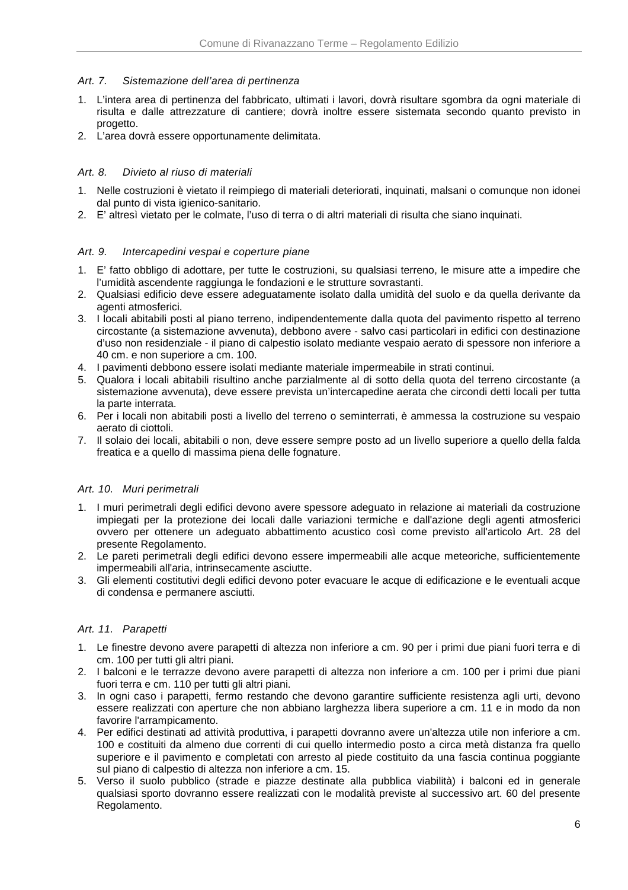### *Art. 7. Sistemazione dell'area di pertinenza*

1. L'intera area di pertinenza del fabbricato, ultimati i lavori, dovrà risultare sgombra da ogni materiale di risulta e dalle attrezzature di cantiere; dovrà inoltre essere sistemata secondo quanto previsto in progetto.
2. L'area dovrà essere opportunamente delimitata.

### *Art. 8. Divieto al riuso di materiali*

1. Nelle costruzioni è vietato il reimpiego di materiali deteriorati, inquinati, malsani o comunque non idonei dal punto di vista igienico-sanitario.
2. E' altresì vietato per le colmate, l'uso di terra o di altri materiali di risulta che siano inquinati.

### *Art. 9. Intercapedini vespai e coperture piane*

1. E' fatto obbligo di adottare, per tutte le costruzioni, su qualsiasi terreno, le misure atte a impedire che l'umidità ascendente raggiunga le fondazioni e le strutture sovrastanti.
2. Qualsiasi edificio deve essere adeguatamente isolato dalla umidità del suolo e da quella derivante da agenti atmosferici.
3. I locali abitabili posti al piano terreno, indipendentemente dalla quota del pavimento rispetto al terreno circostante (a sistemazione avvenuta), debbono avere - salvo casi particolari in edifici con destinazione d'uso non residenziale - il piano di calpestio isolato mediante vespaio aerato di spessore non inferiore a 40 cm. e non superiore a cm. 100.
4. I pavimenti debbono essere isolati mediante materiale impermeabile in strati continui.
5. Qualora i locali abitabili risultino anche parzialmente al di sotto della quota del terreno circostante (a sistemazione avvenuta), deve essere prevista un'intercapedine aerata che circondi detti locali per tutta la parte interrata.
6. Per i locali non abitabili posti a livello del terreno o seminterrati, è ammessa la costruzione su vespaio aerato di ciottoli.
7. Il solaio dei locali, abitabili o non, deve essere sempre posto ad un livello superiore a quello della falda freatica e a quello di massima piena delle fognature.

### *Art. 10. Muri perimetrali*

1. I muri perimetrali degli edifici devono avere spessore adeguato in relazione ai materiali da costruzione impiegati per la protezione dei locali dalle variazioni termiche e dall'azione degli agenti atmosferici ovvero per ottenere un adeguato abbattimento acustico così come previsto all'articolo Art. 28 del presente Regolamento.
2. Le pareti perimetrali degli edifici devono essere impermeabili alle acque meteoriche, sufficientemente impermeabili all'aria, intrinsecamente asciutte.
3. Gli elementi costitutivi degli edifici devono poter evacuare le acque di edificazione e le eventuali acque di condensa e permanere asciutti.

### *Art. 11. Parapetti*

1. Le finestre devono avere parapetti di altezza non inferiore a cm. 90 per i primi due piani fuori terra e di cm. 100 per tutti gli altri piani.
2. I balconi e le terrazze devono avere parapetti di altezza non inferiore a cm. 100 per i primi due piani fuori terra e cm. 110 per tutti gli altri piani.
3. In ogni caso i parapetti, fermo restando che devono garantire sufficiente resistenza agli urti, devono essere realizzati con aperture che non abbiano larghezza libera superiore a cm. 11 e in modo da non favorire l'arrampicamento.
4. Per edifici destinati ad attività produttiva, i parapetti dovranno avere un'altezza utile non inferiore a cm. 100 e costituiti da almeno due correnti di cui quello intermedio posto a circa metà distanza fra quello superiore e il pavimento e completati con arresto al piede costituito da una fascia continua poggiante sul piano di calpestio di altezza non inferiore a cm. 15.
5. Verso il suolo pubblico (strade e piazze destinate alla pubblica viabilità) i balconi ed in generale qualsiasi sporto dovranno essere realizzati con le modalità previste al successivo art. 60 del presente Regolamento.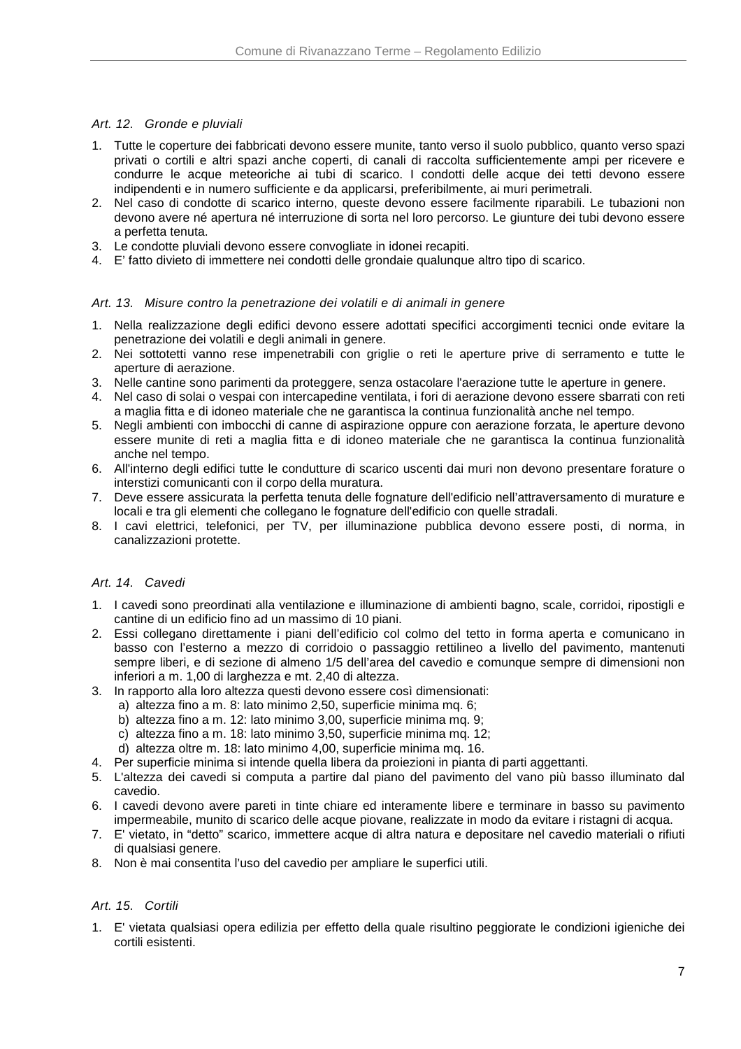### *Art. 12. Gronde e pluviali*

1. Tutte le coperture dei fabbricati devono essere munite, tanto verso il suolo pubblico, quanto verso spazi privati o cortili e altri spazi anche coperti, di canali di raccolta sufficientemente ampi per ricevere e condurre le acque meteoriche ai tubi di scarico. I condotti delle acque dei tetti devono essere indipendenti e in numero sufficiente e da applicarsi, preferibilmente, ai muri perimetrali.
2. Nel caso di condotte di scarico interno, queste devono essere facilmente riparabili. Le tubazioni non devono avere né apertura né interruzione di sorta nel loro percorso. Le giunture dei tubi devono essere a perfetta tenuta.
3. Le condotte pluviali devono essere convogliate in idonei recapiti.
4. E' fatto divieto di immettere nei condotti delle grondaie qualunque altro tipo di scarico.

### *Art. 13. Misure contro la penetrazione dei volatili e di animali in genere*

1. Nella realizzazione degli edifici devono essere adottati specifici accorgimenti tecnici onde evitare la penetrazione dei volatili e degli animali in genere.
2. Nei sottotetti vanno rese impenetrabili con griglie o reti le aperture prive di serramento e tutte le aperture di aerazione.
3. Nelle cantine sono parimenti da proteggere, senza ostacolare l'aerazione tutte le aperture in genere.
4. Nel caso di solai o vespai con intercapedine ventilata, i fori di aerazione devono essere sbarrati con reti a maglia fitta e di idoneo materiale che ne garantisca la continua funzionalità anche nel tempo.
5. Negli ambienti con imbocchi di canne di aspirazione oppure con aerazione forzata, le aperture devono essere munite di reti a maglia fitta e di idoneo materiale che ne garantisca la continua funzionalità anche nel tempo.
6. All'interno degli edifici tutte le condutture di scarico uscenti dai muri non devono presentare forature o interstizi comunicanti con il corpo della muratura.
7. Deve essere assicurata la perfetta tenuta delle fognature dell'edificio nell'attraversamento di murature e locali e tra gli elementi che collegano le fognature dell'edificio con quelle stradali.
8. I cavi elettrici, telefonici, per TV, per illuminazione pubblica devono essere posti, di norma, in canalizzazioni protette.

### *Art. 14. Cavedi*

1. I cavedi sono preordinati alla ventilazione e illuminazione di ambienti bagno, scale, corridoi, ripostigli e cantine di un edificio fino ad un massimo di 10 piani.
2. Essi collegano direttamente i piani dell'edificio col colmo del tetto in forma aperta e comunicano in basso con l'esterno a mezzo di corridoio o passaggio rettilineo a livello del pavimento, mantenuti sempre liberi, e di sezione di almeno 1/5 dell'area del cavedio e comunque sempre di dimensioni non inferiori a m. 1,00 di larghezza e mt. 2,40 di altezza.
3. In rapporto alla loro altezza questi devono essere così dimensionati:
   a) altezza fino a m. 8: lato minimo 2,50, superficie minima mq. 6;
   b) altezza fino a m. 12: lato minimo 3,00, superficie minima mq. 9;
   c) altezza fino a m. 18: lato minimo 3,50, superficie minima mq. 12;
   d) altezza oltre m. 18: lato minimo 4,00, superficie minima mq. 16.
4. Per superficie minima si intende quella libera da proiezioni in pianta di parti aggettanti.
5. L'altezza dei cavedi si computa a partire dal piano del pavimento del vano più basso illuminato dal cavedio.
6. I cavedi devono avere pareti in tinte chiare ed interamente libere e terminare in basso su pavimento impermeabile, munito di scarico delle acque piovane, realizzate in modo da evitare i ristagni di acqua.
7. E' vietato, in "detto" scarico, immettere acque di altra natura e depositare nel cavedio materiali o rifiuti di qualsiasi genere.
8. Non è mai consentita l'uso del cavedio per ampliare le superfici utili.

### *Art. 15. Cortili*

1. E' vietata qualsiasi opera edilizia per effetto della quale risultino peggiorate le condizioni igieniche dei cortili esistenti.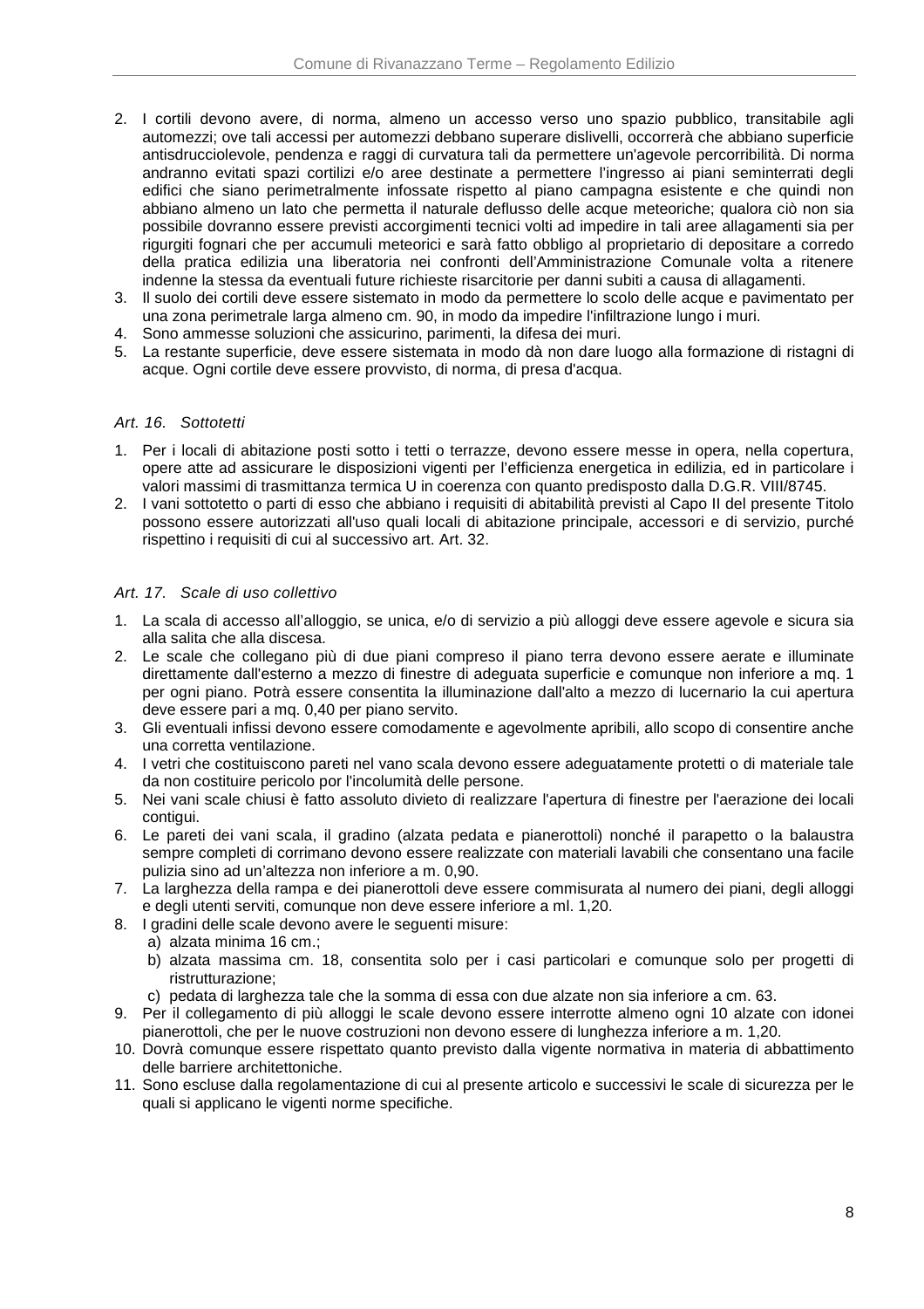2. I cortili devono avere, di norma, almeno un accesso verso uno spazio pubblico, transitabile agli automezzi; ove tali accessi per automezzi debbano superare dislivelli, occorrerà che abbiano superficie antisdrucciolevole, pendenza e raggi di curvatura tali da permettere un'agevole percorribilità. Di norma andranno evitati spazi cortilizi e/o aree destinate a permettere l'ingresso ai piani seminterrati degli edifici che siano perimetralmente infossate rispetto al piano campagna esistente e che quindi non abbiano almeno un lato che permetta il naturale deflusso delle acque meteoriche; qualora ciò non sia possibile dovranno essere previsti accorgimenti tecnici volti ad impedire in tali aree allagamenti sia per rigurgiti fognari che per accumuli meteorici e sarà fatto obbligo al proprietario di depositare a corredo della pratica edilizia una liberatoria nei confronti dell'Amministrazione Comunale volta a ritenere indenne la stessa da eventuali future richieste risarcitorie per danni subiti a causa di allagamenti.
3. Il suolo dei cortili deve essere sistemato in modo da permettere lo scolo delle acque e pavimentato per una zona perimetrale larga almeno cm. 90, in modo da impedire l'infiltrazione lungo i muri.
4. Sono ammesse soluzioni che assicurino, parimenti, la difesa dei muri.
5. La restante superficie, deve essere sistemata in modo dà non dare luogo alla formazione di ristagni di acque. Ogni cortile deve essere provvisto, di norma, di presa d'acqua.

### *Art. 16. Sottotetti*

1. Per i locali di abitazione posti sotto i tetti o terrazze, devono essere messe in opera, nella copertura, opere atte ad assicurare le disposizioni vigenti per l'efficienza energetica in edilizia, ed in particolare i valori massimi di trasmittanza termica U in coerenza con quanto predisposto dalla D.G.R. VIII/8745.
2. I vani sottotetto o parti di esso che abbiano i requisiti di abitabilità previsti al Capo II del presente Titolo possono essere autorizzati all'uso quali locali di abitazione principale, accessori e di servizio, purché rispettino i requisiti di cui al successivo art. Art. 32.

### *Art. 17. Scale di uso collettivo*

1. La scala di accesso all'alloggio, se unica, e/o di servizio a più alloggi deve essere agevole e sicura sia alla salita che alla discesa.
2. Le scale che collegano più di due piani compreso il piano terra devono essere aerate e illuminate direttamente dall'esterno a mezzo di finestre di adeguata superficie e comunque non inferiore a mq. 1 per ogni piano. Potrà essere consentita la illuminazione dall'alto a mezzo di lucernario la cui apertura deve essere pari a mq. 0,40 per piano servito.
3. Gli eventuali infissi devono essere comodamente e agevolmente apribili, allo scopo di consentire anche una corretta ventilazione.
4. I vetri che costituiscono pareti nel vano scala devono essere adeguatamente protetti o di materiale tale da non costituire pericolo por l'incolumità delle persone.
5. Nei vani scale chiusi è fatto assoluto divieto di realizzare l'apertura di finestre per l'aerazione dei locali contigui.
6. Le pareti dei vani scala, il gradino (alzata pedata e pianerottoli) nonché il parapetto o la balaustra sempre completi di corrimano devono essere realizzate con materiali lavabili che consentano una facile pulizia sino ad un'altezza non inferiore a m. 0,90.
7. La larghezza della rampa e dei pianerottoli deve essere commisurata al numero dei piani, degli alloggi e degli utenti serviti, comunque non deve essere inferiore a ml. 1,20.
8. I gradini delle scale devono avere le seguenti misure:
   a) alzata minima 16 cm.;
   b) alzata massima cm. 18, consentita solo per i casi particolari e comunque solo per progetti di ristrutturazione;
   c) pedata di larghezza tale che la somma di essa con due alzate non sia inferiore a cm. 63.
9. Per il collegamento di più alloggi le scale devono essere interrotte almeno ogni 10 alzate con idonei pianerottoli, che per le nuove costruzioni non devono essere di lunghezza inferiore a m. 1,20.
10. Dovrà comunque essere rispettato quanto previsto dalla vigente normativa in materia di abbattimento delle barriere architettoniche.
11. Sono escluse dalla regolamentazione di cui al presente articolo e successivi le scale di sicurezza per le quali si applicano le vigenti norme specifiche.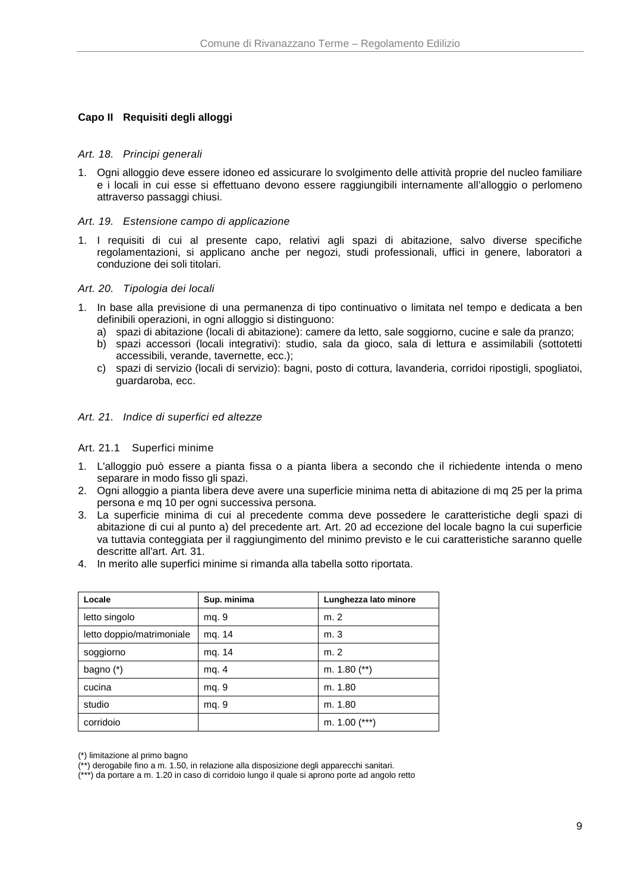## Capo II Requisiti degli alloggi

### *Art. 18. Principi generali*

1. Ogni alloggio deve essere idoneo ed assicurare lo svolgimento delle attività proprie del nucleo familiare e i locali in cui esse si effettuano devono essere raggiungibili internamente all'alloggio o perlomeno attraverso passaggi chiusi.

### *Art. 19. Estensione campo di applicazione*

1. I requisiti di cui al presente capo, relativi agli spazi di abitazione, salvo diverse specifiche regolamentazioni, si applicano anche per negozi, studi professionali, uffici in genere, laboratori a conduzione dei soli titolari.

### *Art. 20. Tipologia dei locali*

1. In base alla previsione di una permanenza di tipo continuativo o limitata nel tempo e dedicata a ben definibili operazioni, in ogni alloggio si distinguono:
   a) spazi di abitazione (locali di abitazione): camere da letto, sale soggiorno, cucine e sale da pranzo;
   b) spazi accessori (locali integrativi): studio, sala da gioco, sala di lettura e assimilabili (sottotetti accessibili, verande, tavernette, ecc.);
   c) spazi di servizio (locali di servizio): bagni, posto di cottura, lavanderia, corridoi ripostigli, spogliatoi, guardaroba, ecc.

### *Art. 21. Indice di superfici ed altezze*

#### Art. 21.1 Superfici minime

1. L'alloggio può essere a pianta fissa o a pianta libera a secondo che il richiedente intenda o meno separare in modo fisso gli spazi.
2. Ogni alloggio a pianta libera deve avere una superficie minima netta di abitazione di mq 25 per la prima persona e mq 10 per ogni successiva persona.
3. La superficie minima di cui al precedente comma deve possedere le caratteristiche degli spazi di abitazione di cui al punto a) del precedente art. Art. 20 ad eccezione del locale bagno la cui superficie va tuttavia conteggiata per il raggiungimento del minimo previsto e le cui caratteristiche saranno quelle descritte all'art. Art. 31.
4. In merito alle superfici minime si rimanda alla tabella sotto riportata.

| Locale | Sup. minima | Lunghezza lato minore |
|---|---|---|
| letto singolo | mq. 9 | m. 2 |
| letto doppio/matrimoniale | mq. 14 | m. 3 |
| soggiorno | mq. 14 | m. 2 |
| bagno (*) | mq. 4 | m. 1.80 (**) |
| cucina | mq. 9 | m. 1.80 |
| studio | mq. 9 | m. 1.80 |
| corridoio | | m. 1.00 (***) |

(*) limitazione al primo bagno
(**) derogabile fino a m. 1.50, in relazione alla disposizione degli apparecchi sanitari.
(***) da portare a m. 1.20 in caso di corridoio lungo il quale si aprono porte ad angolo retto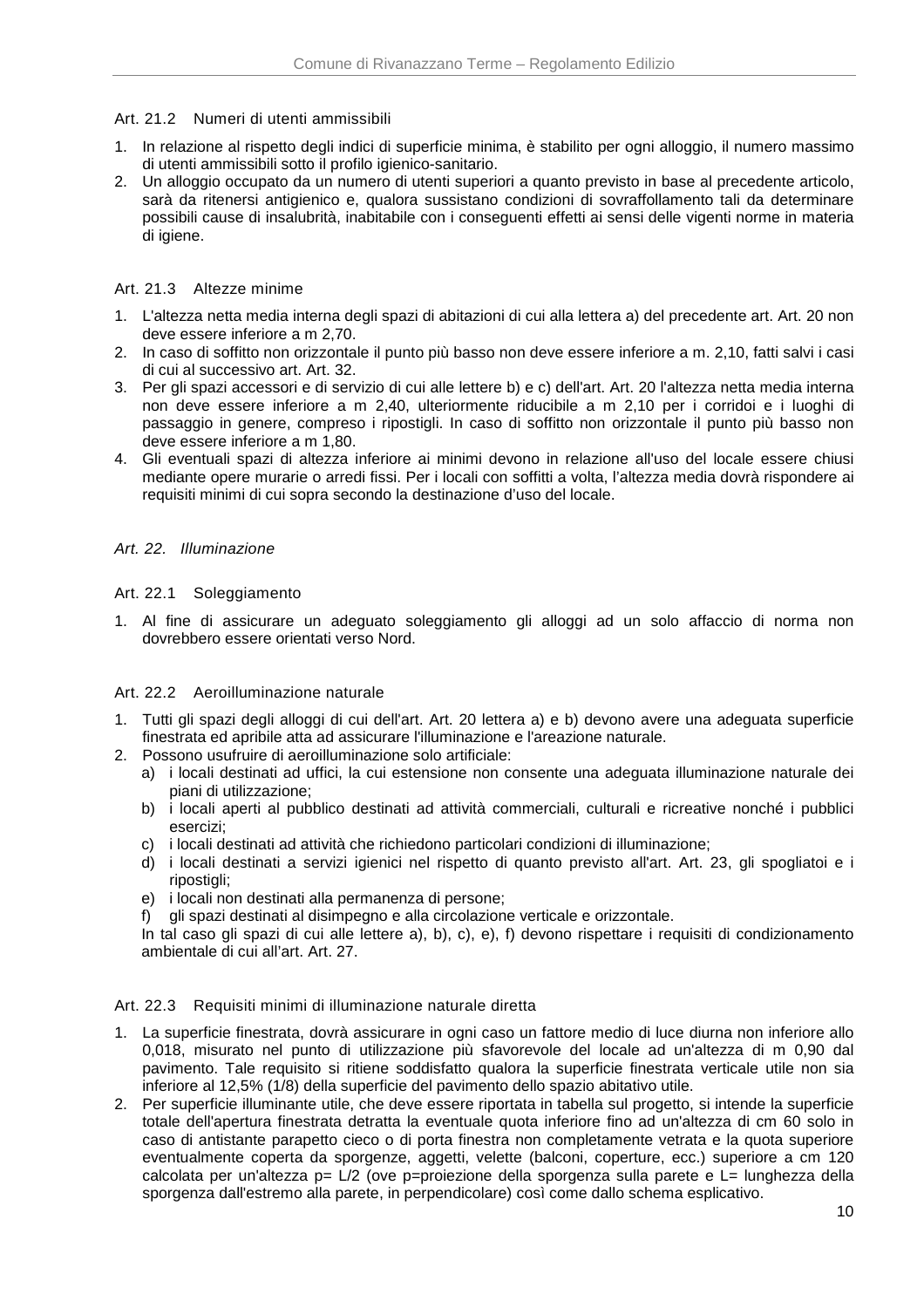### Art. 21.2 Numeri di utenti ammissibili

1. In relazione al rispetto degli indici di superficie minima, è stabilito per ogni alloggio, il numero massimo di utenti ammissibili sotto il profilo igienico-sanitario.
2. Un alloggio occupato da un numero di utenti superiori a quanto previsto in base al precedente articolo, sarà da ritenersi antigienico e, qualora sussistano condizioni di sovraffollamento tali da determinare possibili cause di insalubrità, inabitabile con i conseguenti effetti ai sensi delle vigenti norme in materia di igiene.

### Art. 21.3 Altezze minime

1. L'altezza netta media interna degli spazi di abitazioni di cui alla lettera a) del precedente art. Art. 20 non deve essere inferiore a m 2,70.
2. In caso di soffitto non orizzontale il punto più basso non deve essere inferiore a m. 2,10, fatti salvi i casi di cui al successivo art. Art. 32.
3. Per gli spazi accessori e di servizio di cui alle lettere b) e c) dell'art. Art. 20 l'altezza netta media interna non deve essere inferiore a m 2,40, ulteriormente riducibile a m 2,10 per i corridoi e i luoghi di passaggio in genere, compreso i ripostigli. In caso di soffitto non orizzontale il punto più basso non deve essere inferiore a m 1,80.
4. Gli eventuali spazi di altezza inferiore ai minimi devono in relazione all'uso del locale essere chiusi mediante opere murarie o arredi fissi. Per i locali con soffitti a volta, l'altezza media dovrà rispondere ai requisiti minimi di cui sopra secondo la destinazione d'uso del locale.

## *Art. 22. Illuminazione*

### Art. 22.1 Soleggiamento

1. Al fine di assicurare un adeguato soleggiamento gli alloggi ad un solo affaccio di norma non dovrebbero essere orientati verso Nord.

### Art. 22.2 Aeroilluminazione naturale

1. Tutti gli spazi degli alloggi di cui dell'art. Art. 20 lettera a) e b) devono avere una adeguata superficie finestrata ed apribile atta ad assicurare l'illuminazione e l'areazione naturale.
2. Possono usufruire di aeroilluminazione solo artificiale:
   a) i locali destinati ad uffici, la cui estensione non consente una adeguata illuminazione naturale dei piani di utilizzazione;
   b) i locali aperti al pubblico destinati ad attività commerciali, culturali e ricreative nonché i pubblici esercizi;
   c) i locali destinati ad attività che richiedono particolari condizioni di illuminazione;
   d) i locali destinati a servizi igienici nel rispetto di quanto previsto all'art. Art. 23, gli spogliatoi e i ripostigli;
   e) i locali non destinati alla permanenza di persone;
   f) gli spazi destinati al disimpegno e alla circolazione verticale e orizzontale.

   In tal caso gli spazi di cui alle lettere a), b), c), e), f) devono rispettare i requisiti di condizionamento ambientale di cui all'art. Art. 27.

### Art. 22.3 Requisiti minimi di illuminazione naturale diretta

1. La superficie finestrata, dovrà assicurare in ogni caso un fattore medio di luce diurna non inferiore allo 0,018, misurato nel punto di utilizzazione più sfavorevole del locale ad un'altezza di m 0,90 dal pavimento. Tale requisito si ritiene soddisfatto qualora la superficie finestrata verticale utile non sia inferiore al 12,5% (1/8) della superficie del pavimento dello spazio abitativo utile.
2. Per superficie illuminante utile, che deve essere riportata in tabella sul progetto, si intende la superficie totale dell'apertura finestrata detratta la eventuale quota inferiore fino ad un'altezza di cm 60 solo in caso di antistante parapetto cieco o di porta finestra non completamente vetrata e la quota superiore eventualmente coperta da sporgenze, aggetti, velette (balconi, coperture, ecc.) superiore a cm 120 calcolata per un'altezza p= L/2 (ove p=proiezione della sporgenza sulla parete e L= lunghezza della sporgenza dall'estremo alla parete, in perpendicolare) così come dallo schema esplicativo.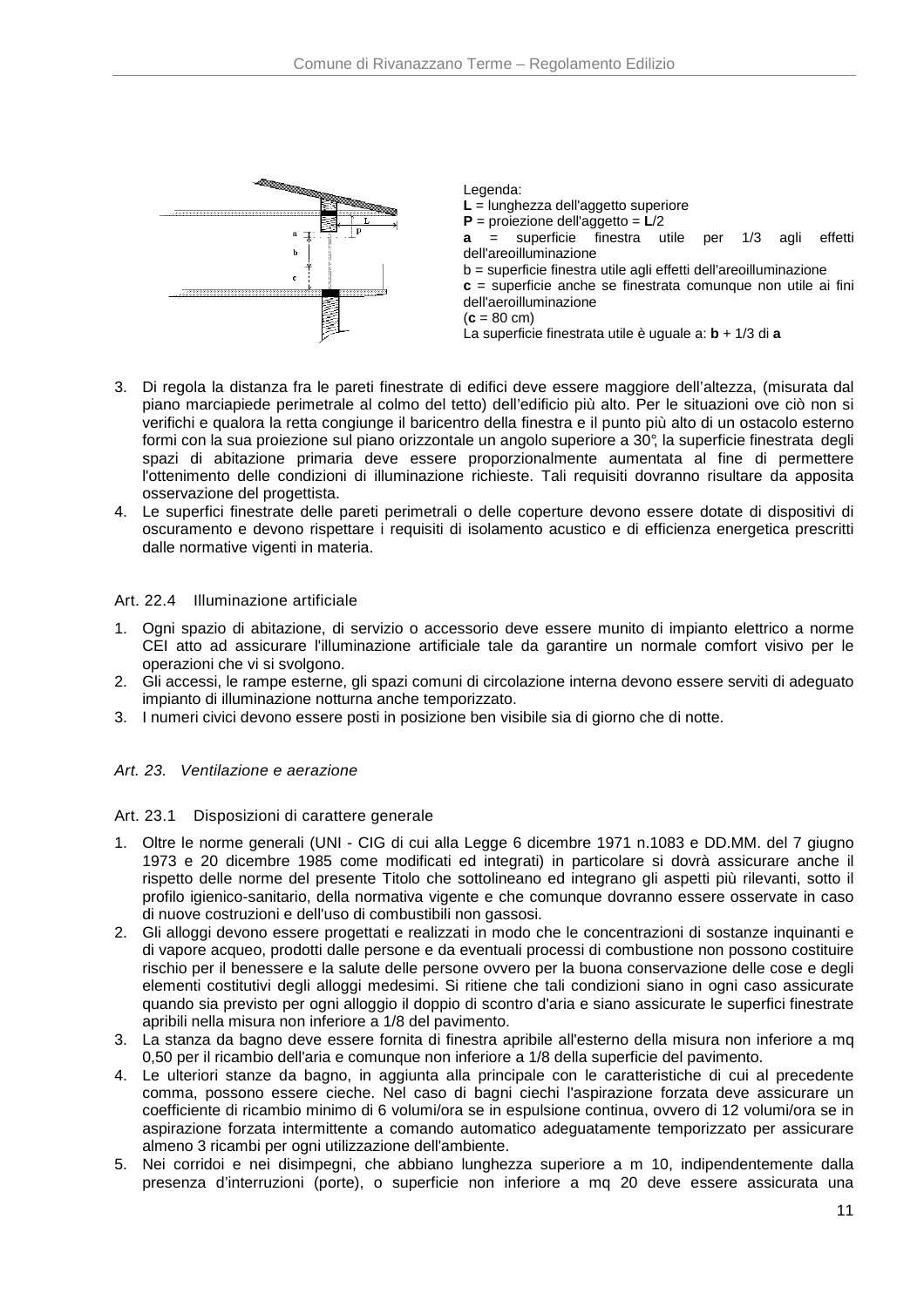Legenda:
**L** = lunghezza dell'aggetto superiore
**P** = proiezione dell'aggetto = **L**/2
**a** = superficie finestra utile per 1/3 agli effetti dell'areoilluminazione
b = superficie finestra utile agli effetti dell'areoilluminazione
**c** = superficie anche se finestrata comunque non utile ai fini dell'aeroilluminazione
(**c** = 80 cm)
La superficie finestrata utile è uguale a: **b** + 1/3 di **a**

3. Di regola la distanza fra le pareti finestrate di edifici deve essere maggiore dell'altezza, (misurata dal piano marciapiede perimetrale al colmo del tetto) dell'edificio più alto. Per le situazioni ove ciò non si verifichi e qualora la retta congiunge il baricentro della finestra e il punto più alto di un ostacolo esterno formi con la sua proiezione sul piano orizzontale un angolo superiore a 30°, la superficie finestrata degli spazi di abitazione primaria deve essere proporzionalmente aumentata al fine di permettere l'ottenimento delle condizioni di illuminazione richieste. Tali requisiti dovranno risultare da apposita osservazione del progettista.
4. Le superfici finestrate delle pareti perimetrali o delle coperture devono essere dotate di dispositivi di oscuramento e devono rispettare i requisiti di isolamento acustico e di efficienza energetica prescritti dalle normative vigenti in materia.

### Art. 22.4 Illuminazione artificiale

1. Ogni spazio di abitazione, di servizio o accessorio deve essere munito di impianto elettrico a norme CEI atto ad assicurare l'illuminazione artificiale tale da garantire un normale comfort visivo per le operazioni che vi si svolgono.
2. Gli accessi, le rampe esterne, gli spazi comuni di circolazione interna devono essere serviti di adeguato impianto di illuminazione notturna anche temporizzato.
3. I numeri civici devono essere posti in posizione ben visibile sia di giorno che di notte.

## *Art. 23. Ventilazione e aerazione*

### Art. 23.1 Disposizioni di carattere generale

1. Oltre le norme generali (UNI - CIG di cui alla Legge 6 dicembre 1971 n.1083 e DD.MM. del 7 giugno 1973 e 20 dicembre 1985 come modificati ed integrati) in particolare si dovrà assicurare anche il rispetto delle norme del presente Titolo che sottolineano ed integrano gli aspetti più rilevanti, sotto il profilo igienico-sanitario, della normativa vigente e che comunque dovranno essere osservate in caso di nuove costruzioni e dell'uso di combustibili non gassosi.
2. Gli alloggi devono essere progettati e realizzati in modo che le concentrazioni di sostanze inquinanti e di vapore acqueo, prodotti dalle persone e da eventuali processi di combustione non possono costituire rischio per il benessere e la salute delle persone ovvero per la buona conservazione delle cose e degli elementi costitutivi degli alloggi medesimi. Si ritiene che tali condizioni siano in ogni caso assicurate quando sia previsto per ogni alloggio il doppio di scontro d'aria e siano assicurate le superfici finestrate apribili nella misura non inferiore a 1/8 del pavimento.
3. La stanza da bagno deve essere fornita di finestra apribile all'esterno della misura non inferiore a mq 0,50 per il ricambio dell'aria e comunque non inferiore a 1/8 della superficie del pavimento.
4. Le ulteriori stanze da bagno, in aggiunta alla principale con le caratteristiche di cui al precedente comma, possono essere cieche. Nel caso di bagni ciechi l'aspirazione forzata deve assicurare un coefficiente di ricambio minimo di 6 volumi/ora se in espulsione continua, ovvero di 12 volumi/ora se in aspirazione forzata intermittente a comando automatico adeguatamente temporizzato per assicurare almeno 3 ricambi per ogni utilizzazione dell'ambiente.
5. Nei corridoi e nei disimpegni, che abbiano lunghezza superiore a m 10, indipendentemente dalla presenza d'interruzioni (porte), o superficie non inferiore a mq 20 deve essere assicurata una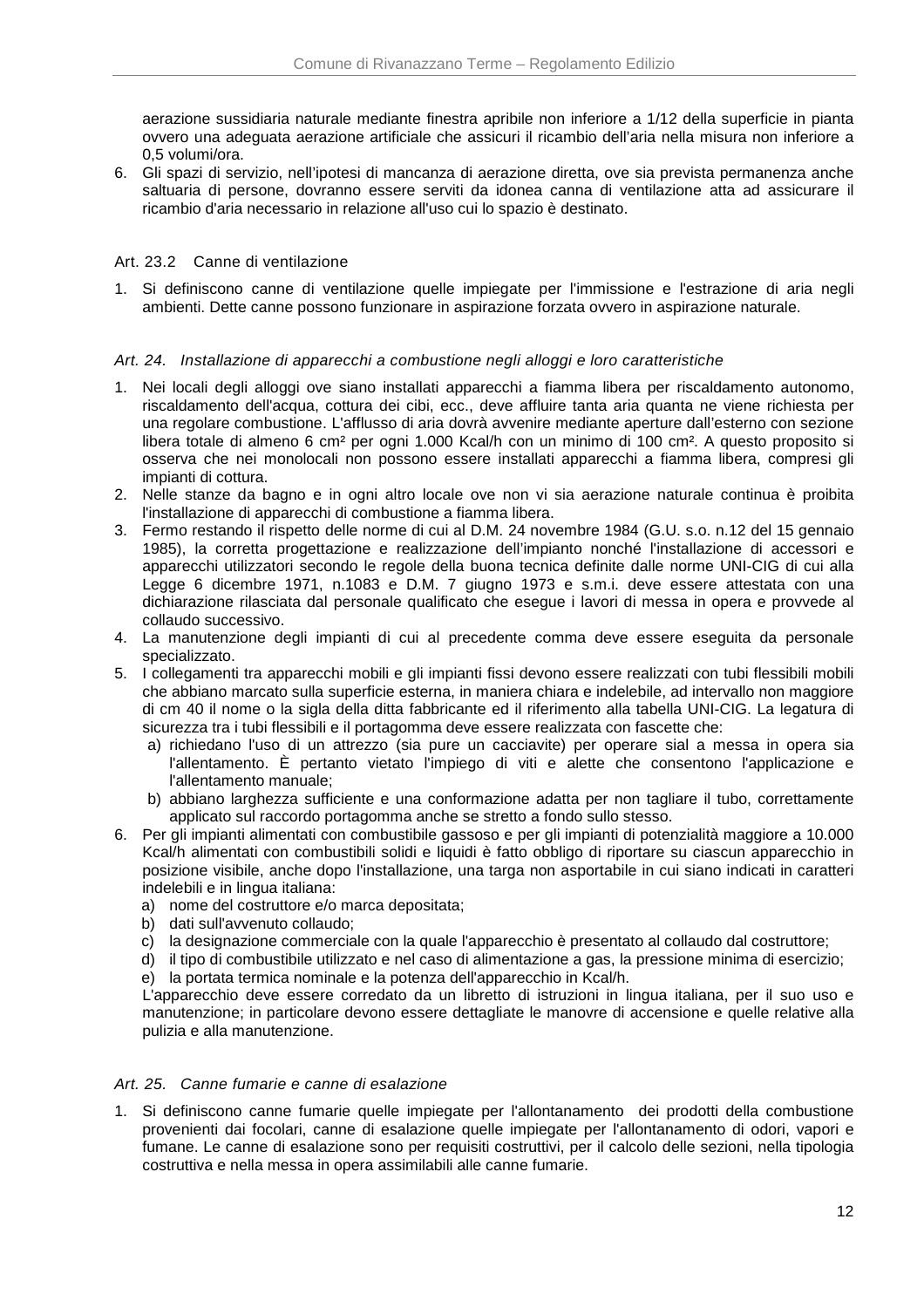aerazione sussidiaria naturale mediante finestra apribile non inferiore a 1/12 della superficie in pianta ovvero una adeguata aerazione artificiale che assicuri il ricambio dell'aria nella misura non inferiore a 0,5 volumi/ora.

6. Gli spazi di servizio, nell'ipotesi di mancanza di aerazione diretta, ove sia prevista permanenza anche saltuaria di persone, dovranno essere serviti da idonea canna di ventilazione atta ad assicurare il ricambio d'aria necessario in relazione all'uso cui lo spazio è destinato.

### Art. 23.2 Canne di ventilazione

1. Si definiscono canne di ventilazione quelle impiegate per l'immissione e l'estrazione di aria negli ambienti. Dette canne possono funzionare in aspirazione forzata ovvero in aspirazione naturale.

### *Art. 24. Installazione di apparecchi a combustione negli alloggi e loro caratteristiche*

1. Nei locali degli alloggi ove siano installati apparecchi a fiamma libera per riscaldamento autonomo, riscaldamento dell'acqua, cottura dei cibi, ecc., deve affluire tanta aria quanta ne viene richiesta per una regolare combustione. L'afflusso di aria dovrà avvenire mediante aperture dall'esterno con sezione libera totale di almeno 6 cm² per ogni 1.000 Kcal/h con un minimo di 100 cm². A questo proposito si osserva che nei monolocali non possono essere installati apparecchi a fiamma libera, compresi gli impianti di cottura.
2. Nelle stanze da bagno e in ogni altro locale ove non vi sia aerazione naturale continua è proibita l'installazione di apparecchi di combustione a fiamma libera.
3. Fermo restando il rispetto delle norme di cui al D.M. 24 novembre 1984 (G.U. s.o. n.12 del 15 gennaio 1985), la corretta progettazione e realizzazione dell'impianto nonché l'installazione di accessori e apparecchi utilizzatori secondo le regole della buona tecnica definite dalle norme UNI-CIG di cui alla Legge 6 dicembre 1971, n.1083 e D.M. 7 giugno 1973 e s.m.i. deve essere attestata con una dichiarazione rilasciata dal personale qualificato che esegue i lavori di messa in opera e provvede al collaudo successivo.
4. La manutenzione degli impianti di cui al precedente comma deve essere eseguita da personale specializzato.
5. I collegamenti tra apparecchi mobili e gli impianti fissi devono essere realizzati con tubi flessibili mobili che abbiano marcato sulla superficie esterna, in maniera chiara e indelebile, ad intervallo non maggiore di cm 40 il nome o la sigla della ditta fabbricante ed il riferimento alla tabella UNI-CIG. La legatura di sicurezza tra i tubi flessibili e il portagomma deve essere realizzata con fascette che:
   a) richiedano l'uso di un attrezzo (sia pure un cacciavite) per operare sial a messa in opera sia l'allentamento. È pertanto vietato l'impiego di viti e alette che consentono l'applicazione e l'allentamento manuale;
   b) abbiano larghezza sufficiente e una conformazione adatta per non tagliare il tubo, correttamente applicato sul raccordo portagomma anche se stretto a fondo sullo stesso.
6. Per gli impianti alimentati con combustibile gassoso e per gli impianti di potenzialità maggiore a 10.000 Kcal/h alimentati con combustibili solidi e liquidi è fatto obbligo di riportare su ciascun apparecchio in posizione visibile, anche dopo l'installazione, una targa non asportabile in cui siano indicati in caratteri indelebili e in lingua italiana:
   a) nome del costruttore e/o marca depositata;
   b) dati sull'avvenuto collaudo;
   c) la designazione commerciale con la quale l'apparecchio è presentato al collaudo dal costruttore;
   d) il tipo di combustibile utilizzato e nel caso di alimentazione a gas, la pressione minima di esercizio;
   e) la portata termica nominale e la potenza dell'apparecchio in Kcal/h.

   L'apparecchio deve essere corredato da un libretto di istruzioni in lingua italiana, per il suo uso e manutenzione; in particolare devono essere dettagliate le manovre di accensione e quelle relative alla pulizia e alla manutenzione.

### *Art. 25. Canne fumarie e canne di esalazione*

1. Si definiscono canne fumarie quelle impiegate per l'allontanamento dei prodotti della combustione provenienti dai focolari, canne di esalazione quelle impiegate per l'allontanamento di odori, vapori e fumane. Le canne di esalazione sono per requisiti costruttivi, per il calcolo delle sezioni, nella tipologia costruttiva e nella messa in opera assimilabili alle canne fumarie.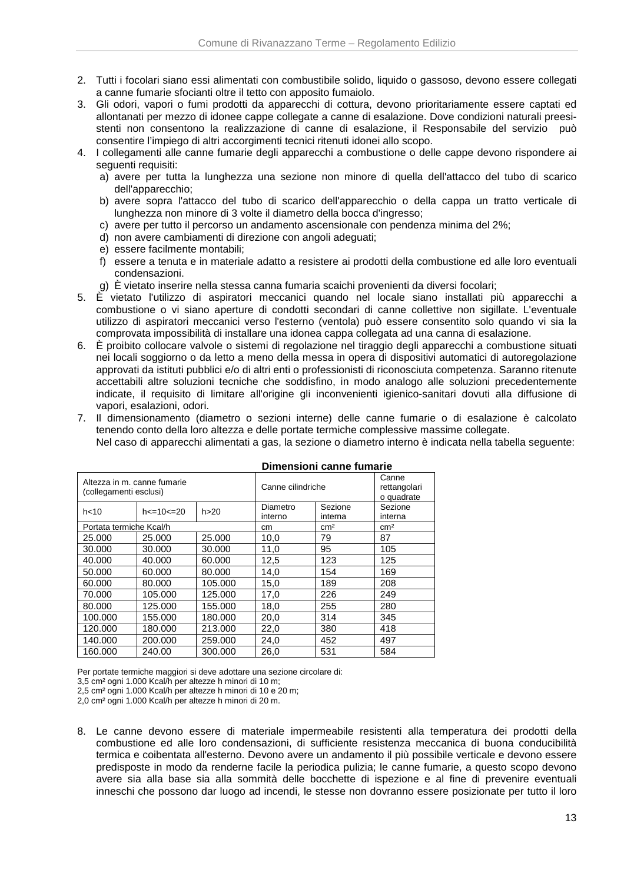2. Tutti i focolari siano essi alimentati con combustibile solido, liquido o gassoso, devono essere collegati a canne fumarie sfocianti oltre il tetto con apposito fumaiolo.
3. Gli odori, vapori o fumi prodotti da apparecchi di cottura, devono prioritariamente essere captati ed allontanati per mezzo di idonee cappe collegate a canne di esalazione. Dove condizioni naturali preesistenti non consentono la realizzazione di canne di esalazione, il Responsabile del servizio può consentire l'impiego di altri accorgimenti tecnici ritenuti idonei allo scopo.
4. I collegamenti alle canne fumarie degli apparecchi a combustione o delle cappe devono rispondere ai seguenti requisiti:
   a) avere per tutta la lunghezza una sezione non minore di quella dell'attacco del tubo di scarico dell'apparecchio;
   b) avere sopra l'attacco del tubo di scarico dell'apparecchio o della cappa un tratto verticale di lunghezza non minore di 3 volte il diametro della bocca d'ingresso;
   c) avere per tutto il percorso un andamento ascensionale con pendenza minima del 2%;
   d) non avere cambiamenti di direzione con angoli adeguati;
   e) essere facilmente montabili;
   f) essere a tenuta e in materiale adatto a resistere ai prodotti della combustione ed alle loro eventuali condensazioni.
   g) È vietato inserire nella stessa canna fumaria scaichi provenienti da diversi focolari;
5. È vietato l'utilizzo di aspiratori meccanici quando nel locale siano installati più apparecchi a combustione o vi siano aperture di condotti secondari di canne collettive non sigillate. L'eventuale utilizzo di aspiratori meccanici verso l'esterno (ventola) può essere consentito solo quando vi sia la comprovata impossibilità di installare una idonea cappa collegata ad una canna di esalazione.
6. È proibito collocare valvole o sistemi di regolazione nel tiraggio degli apparecchi a combustione situati nei locali soggiorno o da letto a meno della messa in opera di dispositivi automatici di autoregolazione approvati da istituti pubblici e/o di altri enti o professionisti di riconosciuta competenza. Saranno ritenute accettabili altre soluzioni tecniche che soddisfino, in modo analogo alle soluzioni precedentemente indicate, il requisito di limitare all'origine gli inconvenienti igienico-sanitari dovuti alla diffusione di vapori, esalazioni, odori.
7. Il dimensionamento (diametro o sezioni interne) delle canne fumarie o di esalazione è calcolato tenendo conto della loro altezza e delle portate termiche complessive massime collegate.
   Nel caso di apparecchi alimentati a gas, la sezione o diametro interno è indicata nella tabella seguente:

**Dimensioni canne fumarie**

| Altezza in m. canne fumarie (collegamenti esclusi) | | | Canne cilindriche | | Canne rettangolari o quadrate |
|---|---|---|---|---|---|
| h<10 | h<=10<=20 | h>20 | Diametro interno | Sezione interna | Sezione interna |
| Portata termiche Kcal/h | | | cm | cm² | cm² |
| 25.000 | 25.000 | 25.000 | 10,0 | 79 | 87 |
| 30.000 | 30.000 | 30.000 | 11,0 | 95 | 105 |
| 40.000 | 40.000 | 60.000 | 12,5 | 123 | 125 |
| 50.000 | 60.000 | 80.000 | 14,0 | 154 | 169 |
| 60.000 | 80.000 | 105.000 | 15,0 | 189 | 208 |
| 70.000 | 105.000 | 125.000 | 17,0 | 226 | 249 |
| 80.000 | 125.000 | 155.000 | 18,0 | 255 | 280 |
| 100.000 | 155.000 | 180.000 | 20,0 | 314 | 345 |
| 120.000 | 180.000 | 213.000 | 22,0 | 380 | 418 |
| 140.000 | 200.000 | 259.000 | 24,0 | 452 | 497 |
| 160.000 | 240.00 | 300.000 | 26,0 | 531 | 584 |

Per portate termiche maggiori si deve adottare una sezione circolare di:
3,5 cm² ogni 1.000 Kcal/h per altezze h minori di 10 m;
2,5 cm² ogni 1.000 Kcal/h per altezze h minori di 10 e 20 m;
2,0 cm² ogni 1.000 Kcal/h per altezze h minori di 20 m.

8. Le canne devono essere di materiale impermeabile resistenti alla temperatura dei prodotti della combustione ed alle loro condensazioni, di sufficiente resistenza meccanica di buona conducibilità termica e coibentata all'esterno. Devono avere un andamento il più possibile verticale e devono essere predisposte in modo da renderne facile la periodica pulizia; le canne fumarie, a questo scopo devono avere sia alla base sia alla sommità delle bocchette di ispezione e al fine di prevenire eventuali inneschi che possono dar luogo ad incendi, le stesse non dovranno essere posizionate per tutto il loro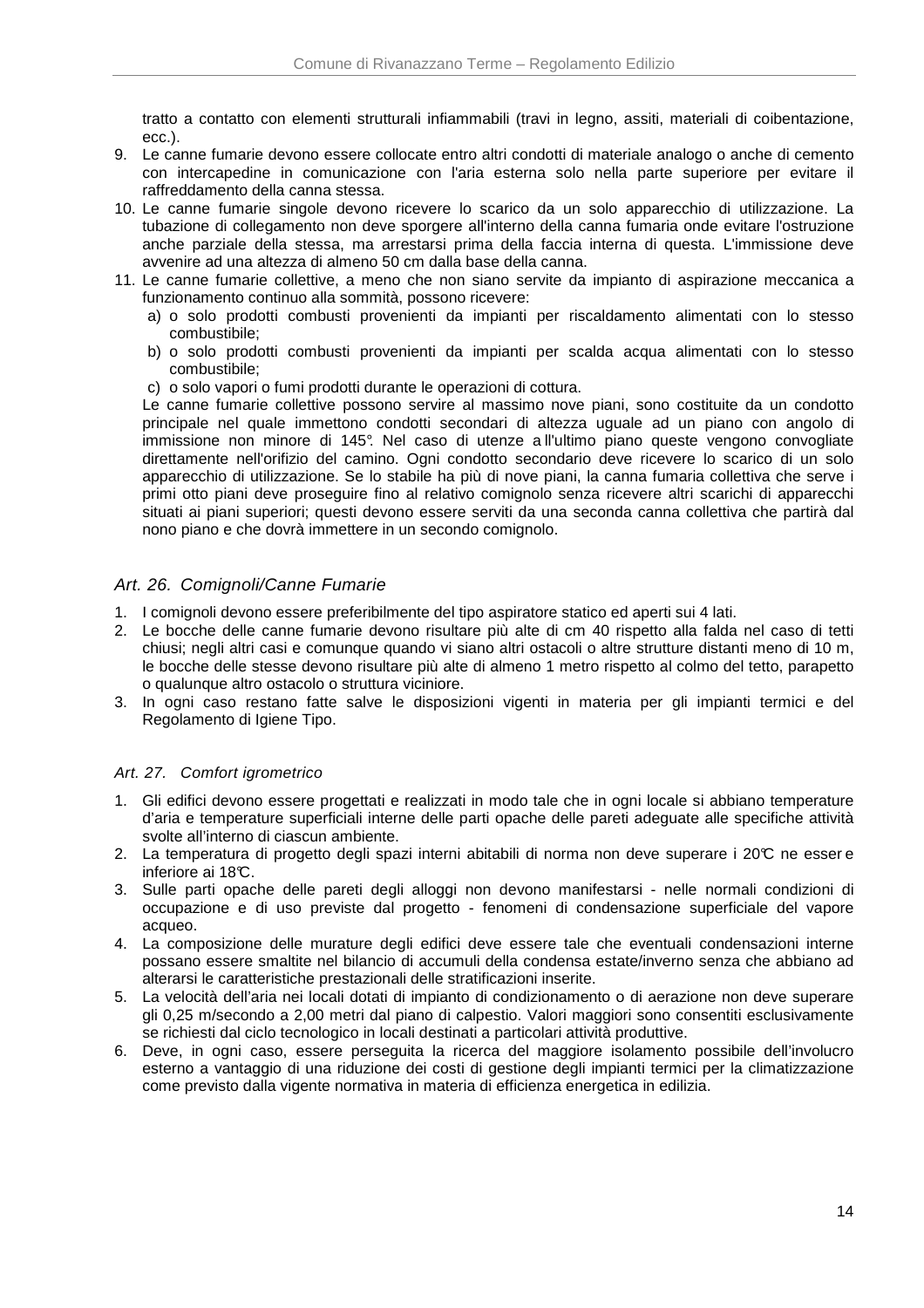tratto a contatto con elementi strutturali infiammabili (travi in legno, assiti, materiali di coibentazione, ecc.).

9. Le canne fumarie devono essere collocate entro altri condotti di materiale analogo o anche di cemento con intercapedine in comunicazione con l'aria esterna solo nella parte superiore per evitare il raffreddamento della canna stessa.
10. Le canne fumarie singole devono ricevere lo scarico da un solo apparecchio di utilizzazione. La tubazione di collegamento non deve sporgere all'interno della canna fumaria onde evitare l'ostruzione anche parziale della stessa, ma arrestarsi prima della faccia interna di questa. L'immissione deve avvenire ad una altezza di almeno 50 cm dalla base della canna.
11. Le canne fumarie collettive, a meno che non siano servite da impianto di aspirazione meccanica a funzionamento continuo alla sommità, possono ricevere:
    a) o solo prodotti combusti provenienti da impianti per riscaldamento alimentati con lo stesso combustibile;
    b) o solo prodotti combusti provenienti da impianti per scalda acqua alimentati con lo stesso combustibile;
    c) o solo vapori o fumi prodotti durante le operazioni di cottura.

    Le canne fumarie collettive possono servire al massimo nove piani, sono costituite da un condotto principale nel quale immettono condotti secondari di altezza uguale ad un piano con angolo di immissione non minore di 145°. Nel caso di utenze all'ultimo piano queste vengono convogliate direttamente nell'orifizio del camino. Ogni condotto secondario deve ricevere lo scarico di un solo apparecchio di utilizzazione. Se lo stabile ha più di nove piani, la canna fumaria collettiva che serve i primi otto piani deve proseguire fino al relativo comignolo senza ricevere altri scarichi di apparecchi situati ai piani superiori; questi devono essere serviti da una seconda canna collettiva che partirà dal nono piano e che dovrà immettere in un secondo comignolo.

### *Art. 26. Comignoli/Canne Fumarie*

1. I comignoli devono essere preferibilmente del tipo aspiratore statico ed aperti sui 4 lati.
2. Le bocche delle canne fumarie devono risultare più alte di cm 40 rispetto alla falda nel caso di tetti chiusi; negli altri casi e comunque quando vi siano altri ostacoli o altre strutture distanti meno di 10 m, le bocche delle stesse devono risultare più alte di almeno 1 metro rispetto al colmo del tetto, parapetto o qualunque altro ostacolo o struttura viciniore.
3. In ogni caso restano fatte salve le disposizioni vigenti in materia per gli impianti termici e del Regolamento di Igiene Tipo.

### *Art. 27. Comfort igrometrico*

1. Gli edifici devono essere progettati e realizzati in modo tale che in ogni locale si abbiano temperature d'aria e temperature superficiali interne delle parti opache delle pareti adeguate alle specifiche attività svolte all'interno di ciascun ambiente.
2. La temperatura di progetto degli spazi interni abitabili di norma non deve superare i 20℃ ne essere inferiore ai 18℃.
3. Sulle parti opache delle pareti degli alloggi non devono manifestarsi - nelle normali condizioni di occupazione e di uso previste dal progetto - fenomeni di condensazione superficiale del vapore acqueo.
4. La composizione delle murature degli edifici deve essere tale che eventuali condensazioni interne possano essere smaltite nel bilancio di accumuli della condensa estate/inverno senza che abbiano ad alterarsi le caratteristiche prestazionali delle stratificazioni inserite.
5. La velocità dell'aria nei locali dotati di impianto di condizionamento o di aerazione non deve superare gli 0,25 m/secondo a 2,00 metri dal piano di calpestio. Valori maggiori sono consentiti esclusivamente se richiesti dal ciclo tecnologico in locali destinati a particolari attività produttive.
6. Deve, in ogni caso, essere perseguita la ricerca del maggiore isolamento possibile dell'involucro esterno a vantaggio di una riduzione dei costi di gestione degli impianti termici per la climatizzazione come previsto dalla vigente normativa in materia di efficienza energetica in edilizia.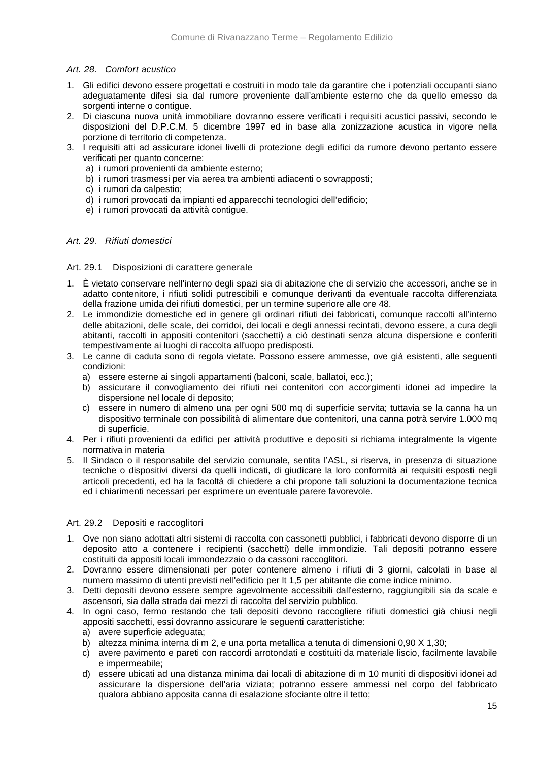### *Art. 28. Comfort acustico*

1. Gli edifici devono essere progettati e costruiti in modo tale da garantire che i potenziali occupanti siano adeguatamente difesi sia dal rumore proveniente dall'ambiente esterno che da quello emesso da sorgenti interne o contigue.
2. Di ciascuna nuova unità immobiliare dovranno essere verificati i requisiti acustici passivi, secondo le disposizioni del D.P.C.M. 5 dicembre 1997 ed in base alla zonizzazione acustica in vigore nella porzione di territorio di competenza.
3. I requisiti atti ad assicurare idonei livelli di protezione degli edifici da rumore devono pertanto essere verificati per quanto concerne:
   a) i rumori provenienti da ambiente esterno;
   b) i rumori trasmessi per via aerea tra ambienti adiacenti o sovrapposti;
   c) i rumori da calpestio;
   d) i rumori provocati da impianti ed apparecchi tecnologici dell'edificio;
   e) i rumori provocati da attività contigue.

### *Art. 29. Rifiuti domestici*

#### Art. 29.1 Disposizioni di carattere generale

1. È vietato conservare nell'interno degli spazi sia di abitazione che di servizio che accessori, anche se in adatto contenitore, i rifiuti solidi putrescibili e comunque derivanti da eventuale raccolta differenziata della frazione umida dei rifiuti domestici, per un termine superiore alle ore 48.
2. Le immondizie domestiche ed in genere gli ordinari rifiuti dei fabbricati, comunque raccolti all'interno delle abitazioni, delle scale, dei corridoi, dei locali e degli annessi recintati, devono essere, a cura degli abitanti, raccolti in appositi contenitori (sacchetti) a ciò destinati senza alcuna dispersione e conferiti tempestivamente ai luoghi di raccolta all'uopo predisposti.
3. Le canne di caduta sono di regola vietate. Possono essere ammesse, ove già esistenti, alle seguenti condizioni:
   a) essere esterne ai singoli appartamenti (balconi, scale, ballatoi, ecc.);
   b) assicurare il convogliamento dei rifiuti nei contenitori con accorgimenti idonei ad impedire la dispersione nel locale di deposito;
   c) essere in numero di almeno una per ogni 500 mq di superficie servita; tuttavia se la canna ha un dispositivo terminale con possibilità di alimentare due contenitori, una canna potrà servire 1.000 mq di superficie.
4. Per i rifiuti provenienti da edifici per attività produttive e depositi si richiama integralmente la vigente normativa in materia
5. Il Sindaco o il responsabile del servizio comunale, sentita l'ASL, si riserva, in presenza di situazione tecniche o dispositivi diversi da quelli indicati, di giudicare la loro conformità ai requisiti esposti negli articoli precedenti, ed ha la facoltà di chiedere a chi propone tali soluzioni la documentazione tecnica ed i chiarimenti necessari per esprimere un eventuale parere favorevole.

#### Art. 29.2 Depositi e raccoglitori

1. Ove non siano adottati altri sistemi di raccolta con cassonetti pubblici, i fabbricati devono disporre di un deposito atto a contenere i recipienti (sacchetti) delle immondizie. Tali depositi potranno essere costituiti da appositi locali immondezzaio o da cassoni raccoglitori.
2. Dovranno essere dimensionati per poter contenere almeno i rifiuti di 3 giorni, calcolati in base al numero massimo di utenti previsti nell'edificio per lt 1,5 per abitante die come indice minimo.
3. Detti depositi devono essere sempre agevolmente accessibili dall'esterno, raggiungibili sia da scale e ascensori, sia dalla strada dai mezzi di raccolta del servizio pubblico.
4. In ogni caso, fermo restando che tali depositi devono raccogliere rifiuti domestici già chiusi negli appositi sacchetti, essi dovranno assicurare le seguenti caratteristiche:
   a) avere superficie adeguata;
   b) altezza minima interna di m 2, e una porta metallica a tenuta di dimensioni 0,90 X 1,30;
   c) avere pavimento e pareti con raccordi arrotondati e costituiti da materiale liscio, facilmente lavabile e impermeabile;
   d) essere ubicati ad una distanza minima dai locali di abitazione di m 10 muniti di dispositivi idonei ad assicurare la dispersione dell'aria viziata; potranno essere ammessi nel corpo del fabbricato qualora abbiano apposita canna di esalazione sfociante oltre il tetto;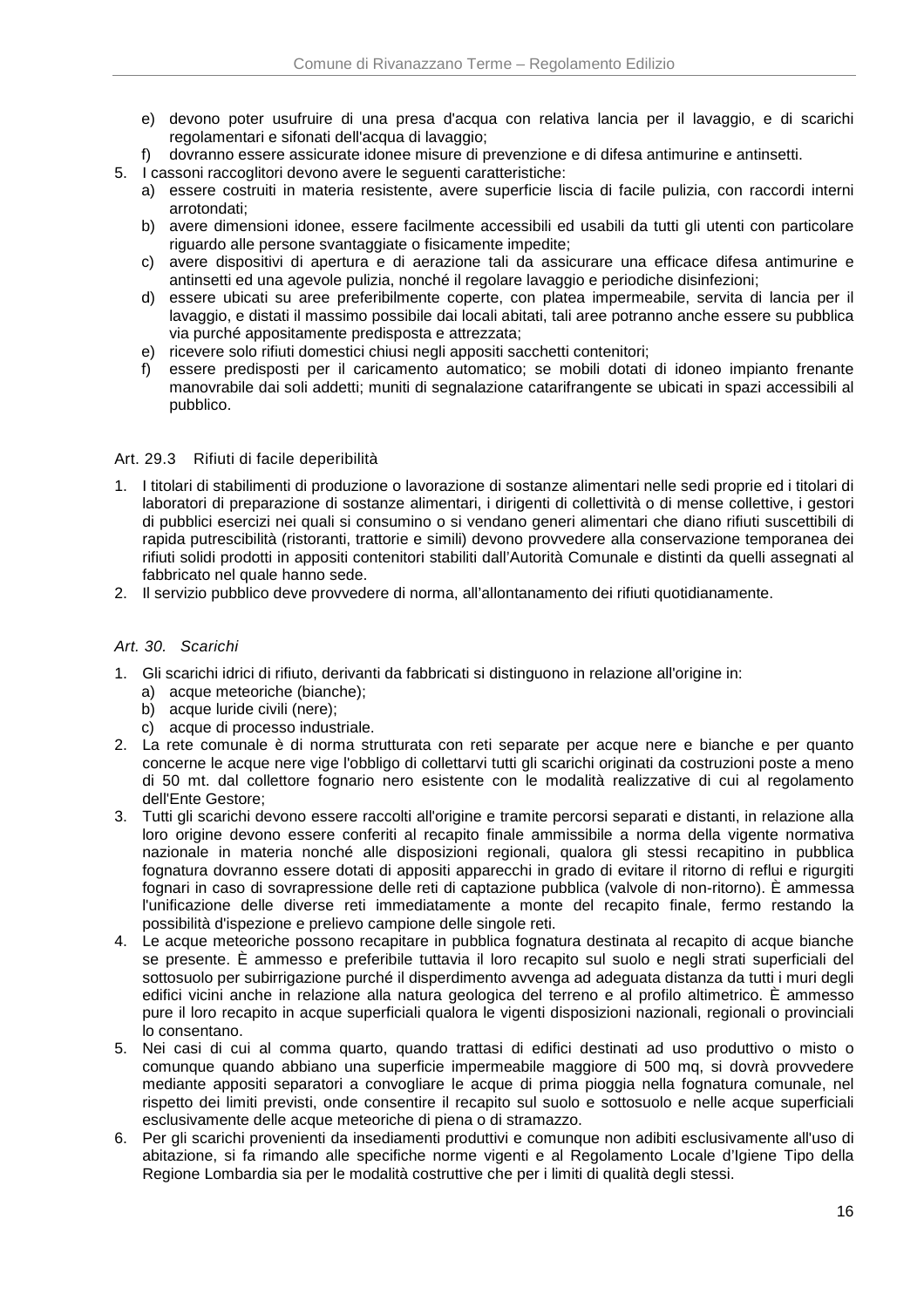e) devono poter usufruire di una presa d'acqua con relativa lancia per il lavaggio, e di scarichi regolamentari e sifonati dell'acqua di lavaggio;
   f) dovranno essere assicurate idonee misure di prevenzione e di difesa antimurine e antinsetti.

5. I cassoni raccoglitori devono avere le seguenti caratteristiche:
   a) essere costruiti in materia resistente, avere superficie liscia di facile pulizia, con raccordi interni arrotondati;
   b) avere dimensioni idonee, essere facilmente accessibili ed usabili da tutti gli utenti con particolare riguardo alle persone svantaggiate o fisicamente impedite;
   c) avere dispositivi di apertura e di aerazione tali da assicurare una efficace difesa antimurine e antinsetti ed una agevole pulizia, nonché il regolare lavaggio e periodiche disinfezioni;
   d) essere ubicati su aree preferibilmente coperte, con platea impermeabile, servita di lancia per il lavaggio, e distati il massimo possibile dai locali abitati, tali aree potranno anche essere su pubblica via purché appositamente predisposta e attrezzata;
   e) ricevere solo rifiuti domestici chiusi negli appositi sacchetti contenitori;
   f) essere predisposti per il caricamento automatico; se mobili dotati di idoneo impianto frenante manovrabile dai soli addetti; muniti di segnalazione catarifrangente se ubicati in spazi accessibili al pubblico.

### Art. 29.3 Rifiuti di facile deperibilità

1. I titolari di stabilimenti di produzione o lavorazione di sostanze alimentari nelle sedi proprie ed i titolari di laboratori di preparazione di sostanze alimentari, i dirigenti di collettività o di mense collettive, i gestori di pubblici esercizi nei quali si consumino o si vendano generi alimentari che diano rifiuti suscettibili di rapida putrescibilità (ristoranti, trattorie e simili) devono provvedere alla conservazione temporanea dei rifiuti solidi prodotti in appositi contenitori stabiliti dall'Autorità Comunale e distinti da quelli assegnati al fabbricato nel quale hanno sede.
2. Il servizio pubblico deve provvedere di norma, all'allontanamento dei rifiuti quotidianamente.

## *Art. 30. Scarichi*

1. Gli scarichi idrici di rifiuto, derivanti da fabbricati si distinguono in relazione all'origine in:
   a) acque meteoriche (bianche);
   b) acque luride civili (nere);
   c) acque di processo industriale.
2. La rete comunale è di norma strutturata con reti separate per acque nere e bianche e per quanto concerne le acque nere vige l'obbligo di collettarvi tutti gli scarichi originati da costruzioni poste a meno di 50 mt. dal collettore fognario nero esistente con le modalità realizzative di cui al regolamento dell'Ente Gestore;
3. Tutti gli scarichi devono essere raccolti all'origine e tramite percorsi separati e distanti, in relazione alla loro origine devono essere conferiti al recapito finale ammissibile a norma della vigente normativa nazionale in materia nonché alle disposizioni regionali, qualora gli stessi recapitino in pubblica fognatura dovranno essere dotati di appositi apparecchi in grado di evitare il ritorno di reflui e rigurgiti fognari in caso di sovrapressione delle reti di captazione pubblica (valvole di non-ritorno). È ammessa l'unificazione delle diverse reti immediatamente a monte del recapito finale, fermo restando la possibilità d'ispezione e prelievo campione delle singole reti.
4. Le acque meteoriche possono recapitare in pubblica fognatura destinata al recapito di acque bianche se presente. È ammesso e preferibile tuttavia il loro recapito sul suolo e negli strati superficiali del sottosuolo per subirrigazione purché il disperdimento avvenga ad adeguata distanza da tutti i muri degli edifici vicini anche in relazione alla natura geologica del terreno e al profilo altimetrico. È ammesso pure il loro recapito in acque superficiali qualora le vigenti disposizioni nazionali, regionali o provinciali lo consentano.
5. Nei casi di cui al comma quarto, quando trattasi di edifici destinati ad uso produttivo o misto o comunque quando abbiano una superficie impermeabile maggiore di 500 mq, si dovrà provvedere mediante appositi separatori a convogliare le acque di prima pioggia nella fognatura comunale, nel rispetto dei limiti previsti, onde consentire il recapito sul suolo e sottosuolo e nelle acque superficiali esclusivamente delle acque meteoriche di piena o di stramazzo.
6. Per gli scarichi provenienti da insediamenti produttivi e comunque non adibiti esclusivamente all'uso di abitazione, si fa rimando alle specifiche norme vigenti e al Regolamento Locale d'Igiene Tipo della Regione Lombardia sia per le modalità costruttive che per i limiti di qualità degli stessi.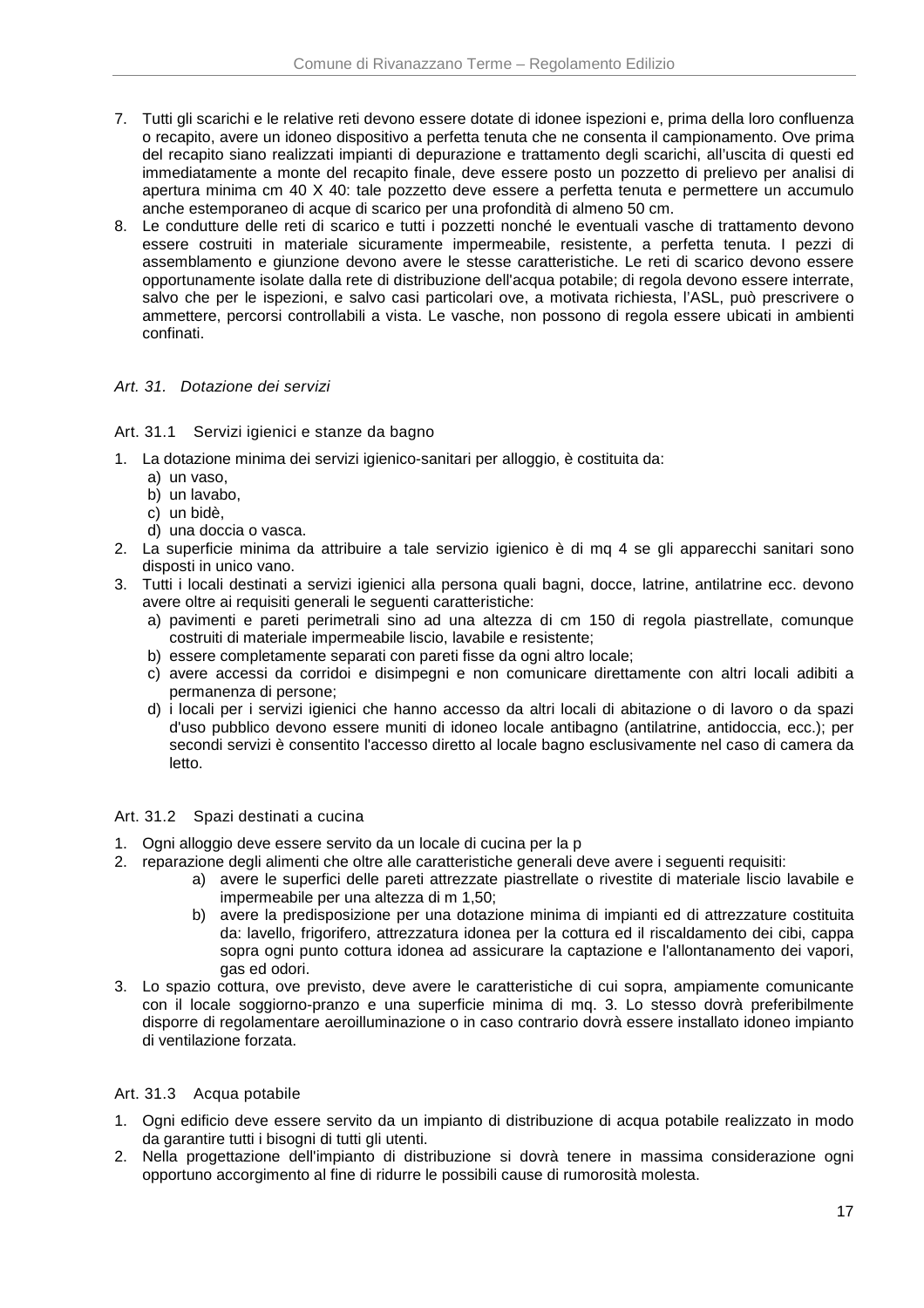7. Tutti gli scarichi e le relative reti devono essere dotate di idonee ispezioni e, prima della loro confluenza o recapito, avere un idoneo dispositivo a perfetta tenuta che ne consenta il campionamento. Ove prima del recapito siano realizzati impianti di depurazione e trattamento degli scarichi, all'uscita di questi ed immediatamente a monte del recapito finale, deve essere posto un pozzetto di prelievo per analisi di apertura minima cm 40 X 40: tale pozzetto deve essere a perfetta tenuta e permettere un accumulo anche estemporaneo di acque di scarico per una profondità di almeno 50 cm.
8. Le condutture delle reti di scarico e tutti i pozzetti nonché le eventuali vasche di trattamento devono essere costruiti in materiale sicuramente impermeabile, resistente, a perfetta tenuta. I pezzi di assemblamento e giunzione devono avere le stesse caratteristiche. Le reti di scarico devono essere opportunamente isolate dalla rete di distribuzione dell'acqua potabile; di regola devono essere interrate, salvo che per le ispezioni, e salvo casi particolari ove, a motivata richiesta, l'ASL, può prescrivere o ammettere, percorsi controllabili a vista. Le vasche, non possono di regola essere ubicati in ambienti confinati.

## *Art. 31. Dotazione dei servizi*

### Art. 31.1 Servizi igienici e stanze da bagno

1. La dotazione minima dei servizi igienico-sanitari per alloggio, è costituita da:
   a) un vaso,
   b) un lavabo,
   c) un bidè,
   d) una doccia o vasca.
2. La superficie minima da attribuire a tale servizio igienico è di mq 4 se gli apparecchi sanitari sono disposti in unico vano.
3. Tutti i locali destinati a servizi igienici alla persona quali bagni, docce, latrine, antilatrine ecc. devono avere oltre ai requisiti generali le seguenti caratteristiche:
   a) pavimenti e pareti perimetrali sino ad una altezza di cm 150 di regola piastrellate, comunque costruiti di materiale impermeabile liscio, lavabile e resistente;
   b) essere completamente separati con pareti fisse da ogni altro locale;
   c) avere accessi da corridoi e disimpegni e non comunicare direttamente con altri locali adibiti a permanenza di persone;
   d) i locali per i servizi igienici che hanno accesso da altri locali di abitazione o di lavoro o da spazi d'uso pubblico devono essere muniti di idoneo locale antibagno (antilatrine, antidoccia, ecc.); per secondi servizi è consentito l'accesso diretto al locale bagno esclusivamente nel caso di camera da letto.

### Art. 31.2 Spazi destinati a cucina

1. Ogni alloggio deve essere servito da un locale di cucina per la p
2. reparazione degli alimenti che oltre alle caratteristiche generali deve avere i seguenti requisiti:
   a) avere le superfici delle pareti attrezzate piastrellate o rivestite di materiale liscio lavabile e impermeabile per una altezza di m 1,50;
   b) avere la predisposizione per una dotazione minima di impianti ed di attrezzature costituita da: lavello, frigorifero, attrezzatura idonea per la cottura ed il riscaldamento dei cibi, cappa sopra ogni punto cottura idonea ad assicurare la captazione e l'allontanamento dei vapori, gas ed odori.
3. Lo spazio cottura, ove previsto, deve avere le caratteristiche di cui sopra, ampiamente comunicante con il locale soggiorno-pranzo e una superficie minima di mq. 3. Lo stesso dovrà preferibilmente disporre di regolamentare aeroilluminazione o in caso contrario dovrà essere installato idoneo impianto di ventilazione forzata.

### Art. 31.3 Acqua potabile

1. Ogni edificio deve essere servito da un impianto di distribuzione di acqua potabile realizzato in modo da garantire tutti i bisogni di tutti gli utenti.
2. Nella progettazione dell'impianto di distribuzione si dovrà tenere in massima considerazione ogni opportuno accorgimento al fine di ridurre le possibili cause di rumorosità molesta.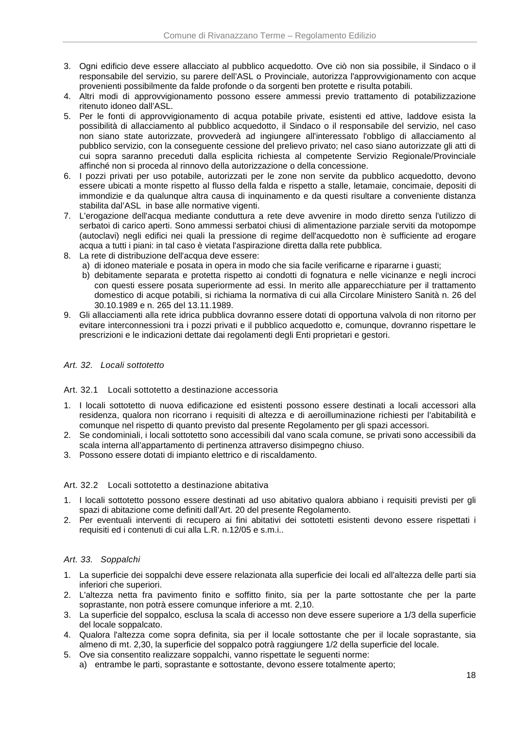3. Ogni edificio deve essere allacciato al pubblico acquedotto. Ove ciò non sia possibile, il Sindaco o il responsabile del servizio, su parere dell'ASL o Provinciale, autorizza l'approvvigionamento con acque provenienti possibilmente da falde profonde o da sorgenti ben protette e risulta potabili.
4. Altri modi di approvvigionamento possono essere ammessi previo trattamento di potabilizzazione ritenuto idoneo dall'ASL.
5. Per le fonti di approvvigionamento di acqua potabile private, esistenti ed attive, laddove esista la possibilità di allacciamento al pubblico acquedotto, il Sindaco o il responsabile del servizio, nel caso non siano state autorizzate, provvederà ad ingiungere all'interessato l'obbligo di allacciamento al pubblico servizio, con la conseguente cessione del prelievo privato; nel caso siano autorizzate gli atti di cui sopra saranno preceduti dalla esplicita richiesta al competente Servizio Regionale/Provinciale affinché non si proceda al rinnovo della autorizzazione o della concessione.
6. I pozzi privati per uso potabile, autorizzati per le zone non servite da pubblico acquedotto, devono essere ubicati a monte rispetto al flusso della falda e rispetto a stalle, letamaie, concimaie, depositi di immondizie e da qualunque altra causa di inquinamento e da questi risultare a conveniente distanza stabilita dal'ASL in base alle normative vigenti.
7. L'erogazione dell'acqua mediante conduttura a rete deve avvenire in modo diretto senza l'utilizzo di serbatoi di carico aperti. Sono ammessi serbatoi chiusi di alimentazione parziale serviti da motopompe (autoclavi) negli edifici nei quali la pressione di regime dell'acquedotto non è sufficiente ad erogare acqua a tutti i piani: in tal caso è vietata l'aspirazione diretta dalla rete pubblica.
8. La rete di distribuzione dell'acqua deve essere:
   a) di idoneo materiale e posata in opera in modo che sia facile verificarne e ripararne i guasti;
   b) debitamente separata e protetta rispetto ai condotti di fognatura e nelle vicinanze e negli incroci con questi essere posata superiormente ad essi. In merito alle apparecchiature per il trattamento domestico di acque potabili, si richiama la normativa di cui alla Circolare Ministero Sanità n. 26 del 30.10.1989 e n. 265 del 13.11.1989.
9. Gli allacciamenti alla rete idrica pubblica dovranno essere dotati di opportuna valvola di non ritorno per evitare interconnessioni tra i pozzi privati e il pubblico acquedotto e, comunque, dovranno rispettare le prescrizioni e le indicazioni dettate dai regolamenti degli Enti proprietari e gestori.

## *Art. 32. Locali sottotetto*

### Art. 32.1 Locali sottotetto a destinazione accessoria

1. I locali sottotetto di nuova edificazione ed esistenti possono essere destinati a locali accessori alla residenza, qualora non ricorrano i requisiti di altezza e di aeroilluminazione richiesti per l'abitabilità e comunque nel rispetto di quanto previsto dal presente Regolamento per gli spazi accessori.
2. Se condominiali, i locali sottotetto sono accessibili dal vano scala comune, se privati sono accessibili da scala interna all'appartamento di pertinenza attraverso disimpegno chiuso.
3. Possono essere dotati di impianto elettrico e di riscaldamento.

### Art. 32.2 Locali sottotetto a destinazione abitativa

1. I locali sottotetto possono essere destinati ad uso abitativo qualora abbiano i requisiti previsti per gli spazi di abitazione come definiti dall'Art. 20 del presente Regolamento.
2. Per eventuali interventi di recupero ai fini abitativi dei sottotetti esistenti devono essere rispettati i requisiti ed i contenuti di cui alla L.R. n.12/05 e s.m.i..

## *Art. 33. Soppalchi*

1. La superficie dei soppalchi deve essere relazionata alla superficie dei locali ed all'altezza delle parti sia inferiori che superiori.
2. L'altezza netta fra pavimento finito e soffitto finito, sia per la parte sottostante che per la parte soprastante, non potrà essere comunque inferiore a mt. 2,10.
3. La superficie del soppalco, esclusa la scala di accesso non deve essere superiore a 1/3 della superficie del locale soppalcato.
4. Qualora l'altezza come sopra definita, sia per il locale sottostante che per il locale soprastante, sia almeno di mt. 2,30, la superficie del soppalco potrà raggiungere 1/2 della superficie del locale.
5. Ove sia consentito realizzare soppalchi, vanno rispettate le seguenti norme:
   a) entrambe le parti, soprastante e sottostante, devono essere totalmente aperto;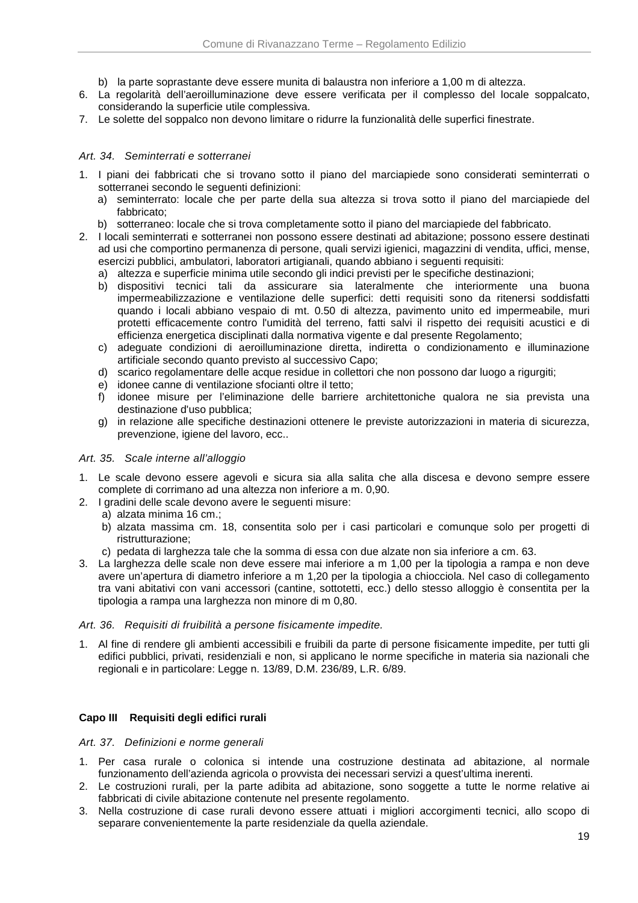b) la parte soprastante deve essere munita di balaustra non inferiore a 1,00 m di altezza.

6. La regolarità dell'aeroilluminazione deve essere verificata per il complesso del locale soppalcato, considerando la superficie utile complessiva.
7. Le solette del soppalco non devono limitare o ridurre la funzionalità delle superfici finestrate.

### *Art. 34. Seminterrati e sotterranei*

1. I piani dei fabbricati che si trovano sotto il piano del marciapiede sono considerati seminterrati o sotterranei secondo le seguenti definizioni:
   a) seminterrato: locale che per parte della sua altezza si trova sotto il piano del marciapiede del fabbricato;
   b) sotterraneo: locale che si trova completamente sotto il piano del marciapiede del fabbricato.
2. I locali seminterrati e sotterranei non possono essere destinati ad abitazione; possono essere destinati ad usi che comportino permanenza di persone, quali servizi igienici, magazzini di vendita, uffici, mense, esercizi pubblici, ambulatori, laboratori artigianali, quando abbiano i seguenti requisiti:
   a) altezza e superficie minima utile secondo gli indici previsti per le specifiche destinazioni;
   b) dispositivi tecnici tali da assicurare sia lateralmente che interiormente una buona impermeabilizzazione e ventilazione delle superfici: detti requisiti sono da ritenersi soddisfatti quando i locali abbiano vespaio di mt. 0.50 di altezza, pavimento unito ed impermeabile, muri protetti efficacemente contro l'umidità del terreno, fatti salvi il rispetto dei requisiti acustici e di efficienza energetica disciplinati dalla normativa vigente e dal presente Regolamento;
   c) adeguate condizioni di aeroilluminazione diretta, indiretta o condizionamento e illuminazione artificiale secondo quanto previsto al successivo Capo;
   d) scarico regolamentare delle acque residue in collettori che non possono dar luogo a rigurgiti;
   e) idonee canne di ventilazione sfocianti oltre il tetto;
   f) idonee misure per l'eliminazione delle barriere architettoniche qualora ne sia prevista una destinazione d'uso pubblica;
   g) in relazione alle specifiche destinazioni ottenere le previste autorizzazioni in materia di sicurezza, prevenzione, igiene del lavoro, ecc..

### *Art. 35. Scale interne all'alloggio*

1. Le scale devono essere agevoli e sicura sia alla salita che alla discesa e devono sempre essere complete di corrimano ad una altezza non inferiore a m. 0,90.
2. I gradini delle scale devono avere le seguenti misure:
   a) alzata minima 16 cm.;
   b) alzata massima cm. 18, consentita solo per i casi particolari e comunque solo per progetti di ristrutturazione;
   c) pedata di larghezza tale che la somma di essa con due alzate non sia inferiore a cm. 63.
3. La larghezza delle scale non deve essere mai inferiore a m 1,00 per la tipologia a rampa e non deve avere un'apertura di diametro inferiore a m 1,20 per la tipologia a chiocciola. Nel caso di collegamento tra vani abitativi con vani accessori (cantine, sottotetti, ecc.) dello stesso alloggio è consentita per la tipologia a rampa una larghezza non minore di m 0,80.

### *Art. 36. Requisiti di fruibilità a persone fisicamente impedite.*

1. Al fine di rendere gli ambienti accessibili e fruibili da parte di persone fisicamente impedite, per tutti gli edifici pubblici, privati, residenziali e non, si applicano le norme specifiche in materia sia nazionali che regionali e in particolare: Legge n. 13/89, D.M. 236/89, L.R. 6/89.

## **Capo III Requisiti degli edifici rurali**

### *Art. 37. Definizioni e norme generali*

1. Per casa rurale o colonica si intende una costruzione destinata ad abitazione, al normale funzionamento dell'azienda agricola o provvista dei necessari servizi a quest'ultima inerenti.
2. Le costruzioni rurali, per la parte adibita ad abitazione, sono soggette a tutte le norme relative ai fabbricati di civile abitazione contenute nel presente regolamento.
3. Nella costruzione di case rurali devono essere attuati i migliori accorgimenti tecnici, allo scopo di separare convenientemente la parte residenziale da quella aziendale.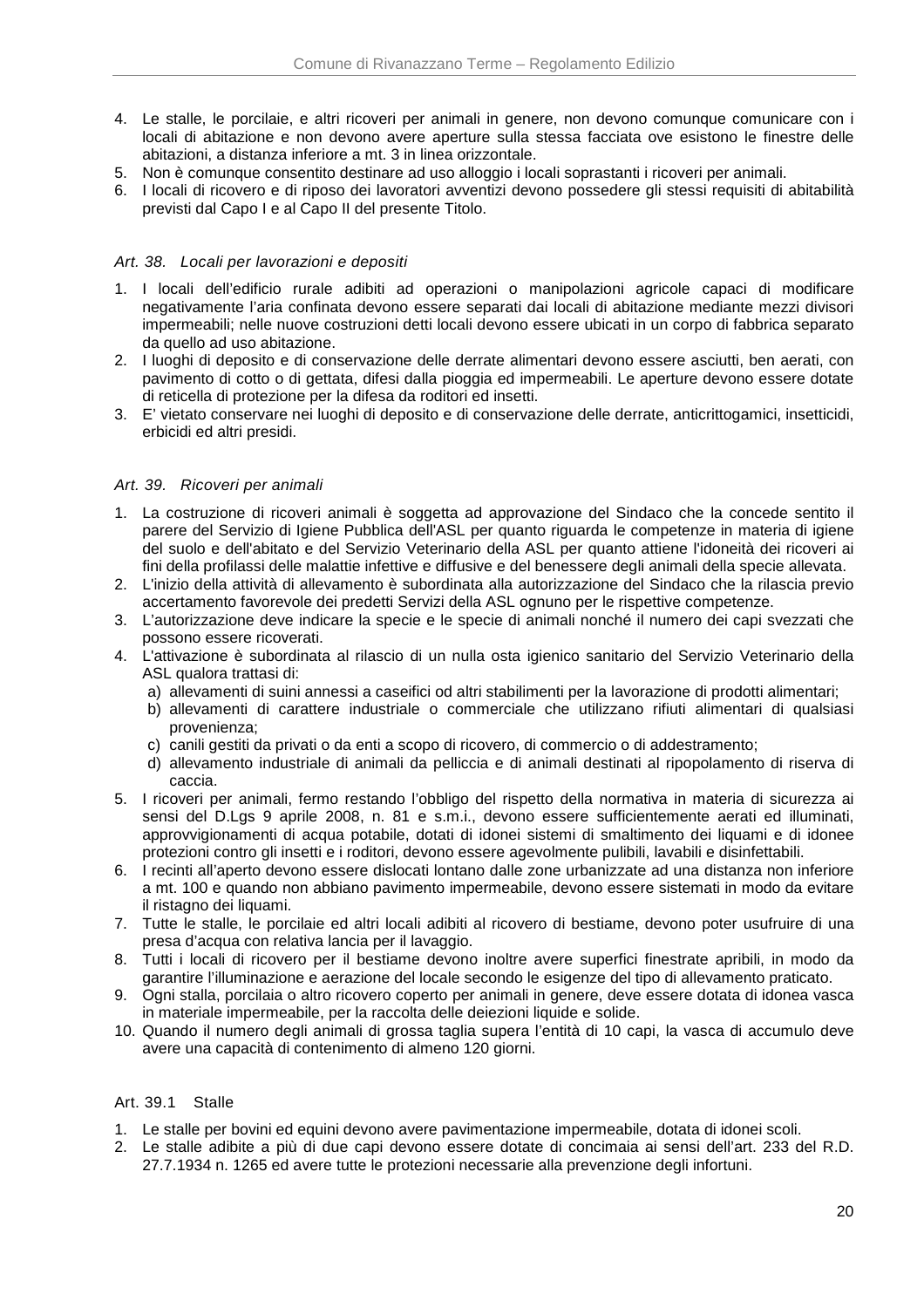4. Le stalle, le porcilaie, e altri ricoveri per animali in genere, non devono comunque comunicare con i locali di abitazione e non devono avere aperture sulla stessa facciata ove esistono le finestre delle abitazioni, a distanza inferiore a mt. 3 in linea orizzontale.
5. Non è comunque consentito destinare ad uso alloggio i locali soprastanti i ricoveri per animali.
6. I locali di ricovero e di riposo dei lavoratori avventizi devono possedere gli stessi requisiti di abitabilità previsti dal Capo I e al Capo II del presente Titolo.

### *Art. 38. Locali per lavorazioni e depositi*

1. I locali dell'edificio rurale adibiti ad operazioni o manipolazioni agricole capaci di modificare negativamente l'aria confinata devono essere separati dai locali di abitazione mediante mezzi divisori impermeabili; nelle nuove costruzioni detti locali devono essere ubicati in un corpo di fabbrica separato da quello ad uso abitazione.
2. I luoghi di deposito e di conservazione delle derrate alimentari devono essere asciutti, ben aerati, con pavimento di cotto o di gettata, difesi dalla pioggia ed impermeabili. Le aperture devono essere dotate di reticella di protezione per la difesa da roditori ed insetti.
3. E' vietato conservare nei luoghi di deposito e di conservazione delle derrate, anticrittogamici, insetticidi, erbicidi ed altri presidi.

### *Art. 39. Ricoveri per animali*

1. La costruzione di ricoveri animali è soggetta ad approvazione del Sindaco che la concede sentito il parere del Servizio di Igiene Pubblica dell'ASL per quanto riguarda le competenze in materia di igiene del suolo e dell'abitato e del Servizio Veterinario della ASL per quanto attiene l'idoneità dei ricoveri ai fini della profilassi delle malattie infettive e diffusive e del benessere degli animali della specie allevata.
2. L'inizio della attività di allevamento è subordinata alla autorizzazione del Sindaco che la rilascia previo accertamento favorevole dei predetti Servizi della ASL ognuno per le rispettive competenze.
3. L'autorizzazione deve indicare la specie e le specie di animali nonché il numero dei capi svezzati che possono essere ricoverati.
4. L'attivazione è subordinata al rilascio di un nulla osta igienico sanitario del Servizio Veterinario della ASL qualora trattasi di:
   a) allevamenti di suini annessi a caseifici od altri stabilimenti per la lavorazione di prodotti alimentari;
   b) allevamenti di carattere industriale o commerciale che utilizzano rifiuti alimentari di qualsiasi provenienza;
   c) canili gestiti da privati o da enti a scopo di ricovero, di commercio o di addestramento;
   d) allevamento industriale di animali da pelliccia e di animali destinati al ripopolamento di riserva di caccia.
5. I ricoveri per animali, fermo restando l'obbligo del rispetto della normativa in materia di sicurezza ai sensi del D.Lgs 9 aprile 2008, n. 81 e s.m.i., devono essere sufficientemente aerati ed illuminati, approvvigionamenti di acqua potabile, dotati di idonei sistemi di smaltimento dei liquami e di idonee protezioni contro gli insetti e i roditori, devono essere agevolmente pulibili, lavabili e disinfettabili.
6. I recinti all'aperto devono essere dislocati lontano dalle zone urbanizzate ad una distanza non inferiore a mt. 100 e quando non abbiano pavimento impermeabile, devono essere sistemati in modo da evitare il ristagno dei liquami.
7. Tutte le stalle, le porcilaie ed altri locali adibiti al ricovero di bestiame, devono poter usufruire di una presa d'acqua con relativa lancia per il lavaggio.
8. Tutti i locali di ricovero per il bestiame devono inoltre avere superfici finestrate apribili, in modo da garantire l'illuminazione e aerazione del locale secondo le esigenze del tipo di allevamento praticato.
9. Ogni stalla, porcilaia o altro ricovero coperto per animali in genere, deve essere dotata di idonea vasca in materiale impermeabile, per la raccolta delle deiezioni liquide e solide.
10. Quando il numero degli animali di grossa taglia supera l'entità di 10 capi, la vasca di accumulo deve avere una capacità di contenimento di almeno 120 giorni.

#### Art. 39.1 Stalle

1. Le stalle per bovini ed equini devono avere pavimentazione impermeabile, dotata di idonei scoli.
2. Le stalle adibite a più di due capi devono essere dotate di concimaia ai sensi dell'art. 233 del R.D. 27.7.1934 n. 1265 ed avere tutte le protezioni necessarie alla prevenzione degli infortuni.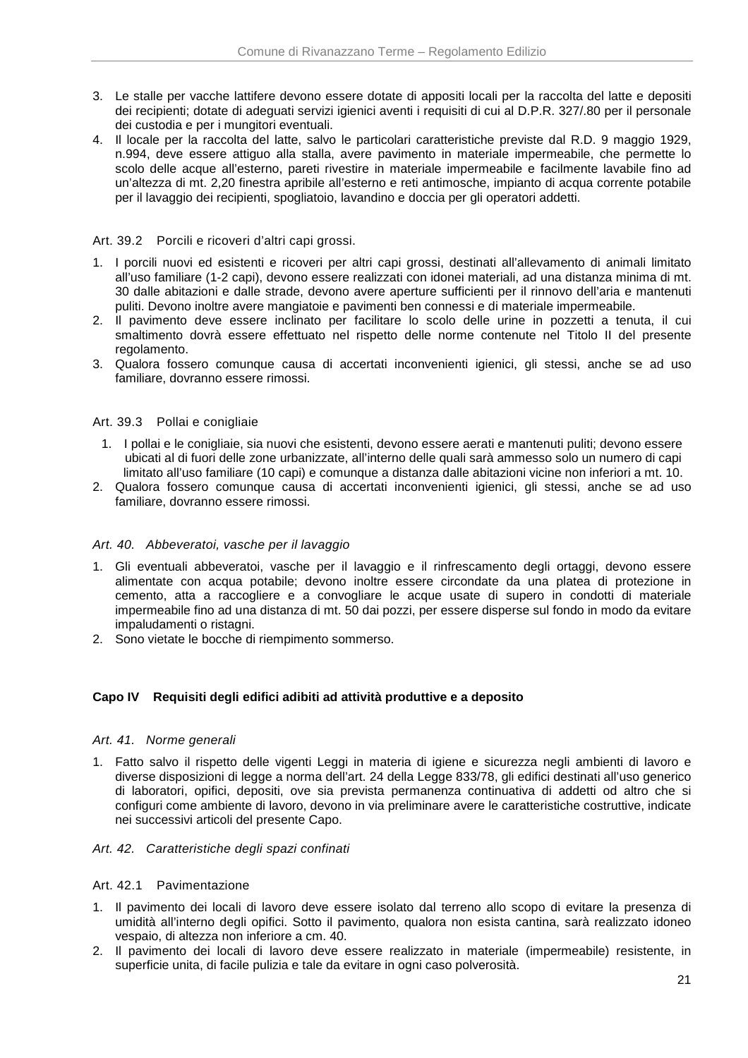3. Le stalle per vacche lattifere devono essere dotate di appositi locali per la raccolta del latte e depositi dei recipienti; dotate di adeguati servizi igienici aventi i requisiti di cui al D.P.R. 327/.80 per il personale dei custodia e per i mungitori eventuali.
4. Il locale per la raccolta del latte, salvo le particolari caratteristiche previste dal R.D. 9 maggio 1929, n.994, deve essere attiguo alla stalla, avere pavimento in materiale impermeabile, che permette lo scolo delle acque all'esterno, pareti rivestire in materiale impermeabile e facilmente lavabile fino ad un'altezza di mt. 2,20 finestra apribile all'esterno e reti antimosche, impianto di acqua corrente potabile per il lavaggio dei recipienti, spogliatoio, lavandino e doccia per gli operatori addetti.

#### Art. 39.2 Porcili e ricoveri d'altri capi grossi.

1. I porcili nuovi ed esistenti e ricoveri per altri capi grossi, destinati all'allevamento di animali limitato all'uso familiare (1-2 capi), devono essere realizzati con idonei materiali, ad una distanza minima di mt. 30 dalle abitazioni e dalle strade, devono avere aperture sufficienti per il rinnovo dell'aria e mantenuti puliti. Devono inoltre avere mangiatoie e pavimenti ben connessi e di materiale impermeabile.
2. Il pavimento deve essere inclinato per facilitare lo scolo delle urine in pozzetti a tenuta, il cui smaltimento dovrà essere effettuato nel rispetto delle norme contenute nel Titolo II del presente regolamento.
3. Qualora fossero comunque causa di accertati inconvenienti igienici, gli stessi, anche se ad uso familiare, dovranno essere rimossi.

#### Art. 39.3 Pollai e conigliaie

1. I pollai e le conigliaie, sia nuovi che esistenti, devono essere aerati e mantenuti puliti; devono essere ubicati al di fuori delle zone urbanizzate, all'interno delle quali sarà ammesso solo un numero di capi limitato all'uso familiare (10 capi) e comunque a distanza dalle abitazioni vicine non inferiori a mt. 10.
2. Qualora fossero comunque causa di accertati inconvenienti igienici, gli stessi, anche se ad uso familiare, dovranno essere rimossi.

### *Art. 40. Abbeveratoi, vasche per il lavaggio*

1. Gli eventuali abbeveratoi, vasche per il lavaggio e il rinfrescamento degli ortaggi, devono essere alimentate con acqua potabile; devono inoltre essere circondate da una platea di protezione in cemento, atta a raccogliere e a convogliare le acque usate di supero in condotti di materiale impermeabile fino ad una distanza di mt. 50 dai pozzi, per essere disperse sul fondo in modo da evitare impaludamenti o ristagni.
2. Sono vietate le bocche di riempimento sommerso.

## **Capo IV Requisiti degli edifici adibiti ad attività produttive e a deposito**

### *Art. 41. Norme generali*

1. Fatto salvo il rispetto delle vigenti Leggi in materia di igiene e sicurezza negli ambienti di lavoro e diverse disposizioni di legge a norma dell'art. 24 della Legge 833/78, gli edifici destinati all'uso generico di laboratori, opifici, depositi, ove sia prevista permanenza continuativa di addetti od altro che si configuri come ambiente di lavoro, devono in via preliminare avere le caratteristiche costruttive, indicate nei successivi articoli del presente Capo.

### *Art. 42. Caratteristiche degli spazi confinati*

#### Art. 42.1 Pavimentazione

1. Il pavimento dei locali di lavoro deve essere isolato dal terreno allo scopo di evitare la presenza di umidità all'interno degli opifici. Sotto il pavimento, qualora non esista cantina, sarà realizzato idoneo vespaio, di altezza non inferiore a cm. 40.
2. Il pavimento dei locali di lavoro deve essere realizzato in materiale (impermeabile) resistente, in superficie unita, di facile pulizia e tale da evitare in ogni caso polverosità.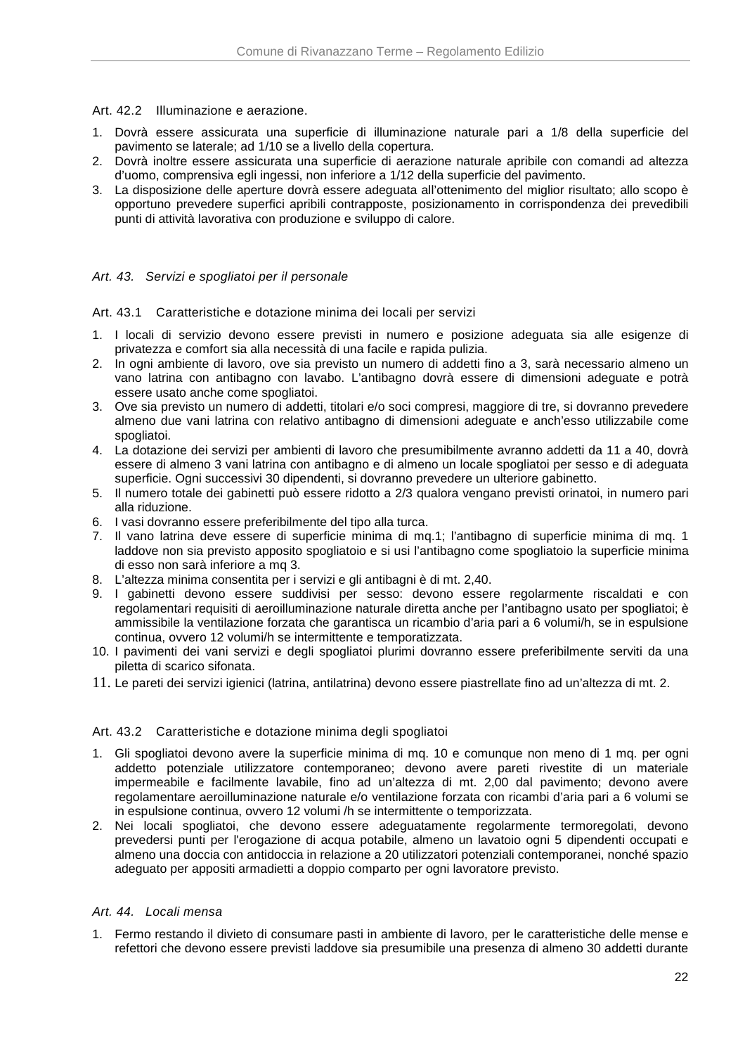#### Art. 42.2 Illuminazione e aerazione.

1. Dovrà essere assicurata una superficie di illuminazione naturale pari a 1/8 della superficie del pavimento se laterale; ad 1/10 se a livello della copertura.
2. Dovrà inoltre essere assicurata una superficie di aerazione naturale apribile con comandi ad altezza d'uomo, comprensiva egli ingessi, non inferiore a 1/12 della superficie del pavimento.
3. La disposizione delle aperture dovrà essere adeguata all'ottenimento del miglior risultato; allo scopo è opportuno prevedere superfici apribili contrapposte, posizionamento in corrispondenza dei prevedibili punti di attività lavorativa con produzione e sviluppo di calore.

### *Art. 43. Servizi e spogliatoi per il personale*

#### Art. 43.1 Caratteristiche e dotazione minima dei locali per servizi

1. I locali di servizio devono essere previsti in numero e posizione adeguata sia alle esigenze di privatezza e comfort sia alla necessità di una facile e rapida pulizia.
2. In ogni ambiente di lavoro, ove sia previsto un numero di addetti fino a 3, sarà necessario almeno un vano latrina con antibagno con lavabo. L'antibagno dovrà essere di dimensioni adeguate e potrà essere usato anche come spogliatoi.
3. Ove sia previsto un numero di addetti, titolari e/o soci compresi, maggiore di tre, si dovranno prevedere almeno due vani latrina con relativo antibagno di dimensioni adeguate e anch'esso utilizzabile come spogliatoi.
4. La dotazione dei servizi per ambienti di lavoro che presumibilmente avranno addetti da 11 a 40, dovrà essere di almeno 3 vani latrina con antibagno e di almeno un locale spogliatoi per sesso e di adeguata superficie. Ogni successivi 30 dipendenti, si dovranno prevedere un ulteriore gabinetto.
5. Il numero totale dei gabinetti può essere ridotto a 2/3 qualora vengano previsti orinatoi, in numero pari alla riduzione.
6. I vasi dovranno essere preferibilmente del tipo alla turca.
7. Il vano latrina deve essere di superficie minima di mq.1; l'antibagno di superficie minima di mq. 1 laddove non sia previsto apposito spogliatoio e si usi l'antibagno come spogliatoio la superficie minima di esso non sarà inferiore a mq 3.
8. L'altezza minima consentita per i servizi e gli antibagni è di mt. 2,40.
9. I gabinetti devono essere suddivisi per sesso: devono essere regolarmente riscaldati e con regolamentari requisiti di aeroilluminazione naturale diretta anche per l'antibagno usato per spogliatoi; è ammissibile la ventilazione forzata che garantisca un ricambio d'aria pari a 6 volumi/h, se in espulsione continua, ovvero 12 volumi/h se intermittente e temporatizzata.
10. I pavimenti dei vani servizi e degli spogliatoi plurimi dovranno essere preferibilmente serviti da una piletta di scarico sifonata.
11. Le pareti dei servizi igienici (latrina, antilatrina) devono essere piastrellate fino ad un'altezza di mt. 2.

#### Art. 43.2 Caratteristiche e dotazione minima degli spogliatoi

1. Gli spogliatoi devono avere la superficie minima di mq. 10 e comunque non meno di 1 mq. per ogni addetto potenziale utilizzatore contemporaneo; devono avere pareti rivestite di un materiale impermeabile e facilmente lavabile, fino ad un'altezza di mt. 2,00 dal pavimento; devono avere regolamentare aeroilluminazione naturale e/o ventilazione forzata con ricambi d'aria pari a 6 volumi se in espulsione continua, ovvero 12 volumi /h se intermittente o temporizzata.
2. Nei locali spogliatoi, che devono essere adeguatamente regolarmente termoregolati, devono prevedersi punti per l'erogazione di acqua potabile, almeno un lavatoio ogni 5 dipendenti occupati e almeno una doccia con antidoccia in relazione a 20 utilizzatori potenziali contemporanei, nonché spazio adeguato per appositi armadietti a doppio comparto per ogni lavoratore previsto.

### *Art. 44. Locali mensa*

1. Fermo restando il divieto di consumare pasti in ambiente di lavoro, per le caratteristiche delle mense e refettori che devono essere previsti laddove sia presumibile una presenza di almeno 30 addetti durante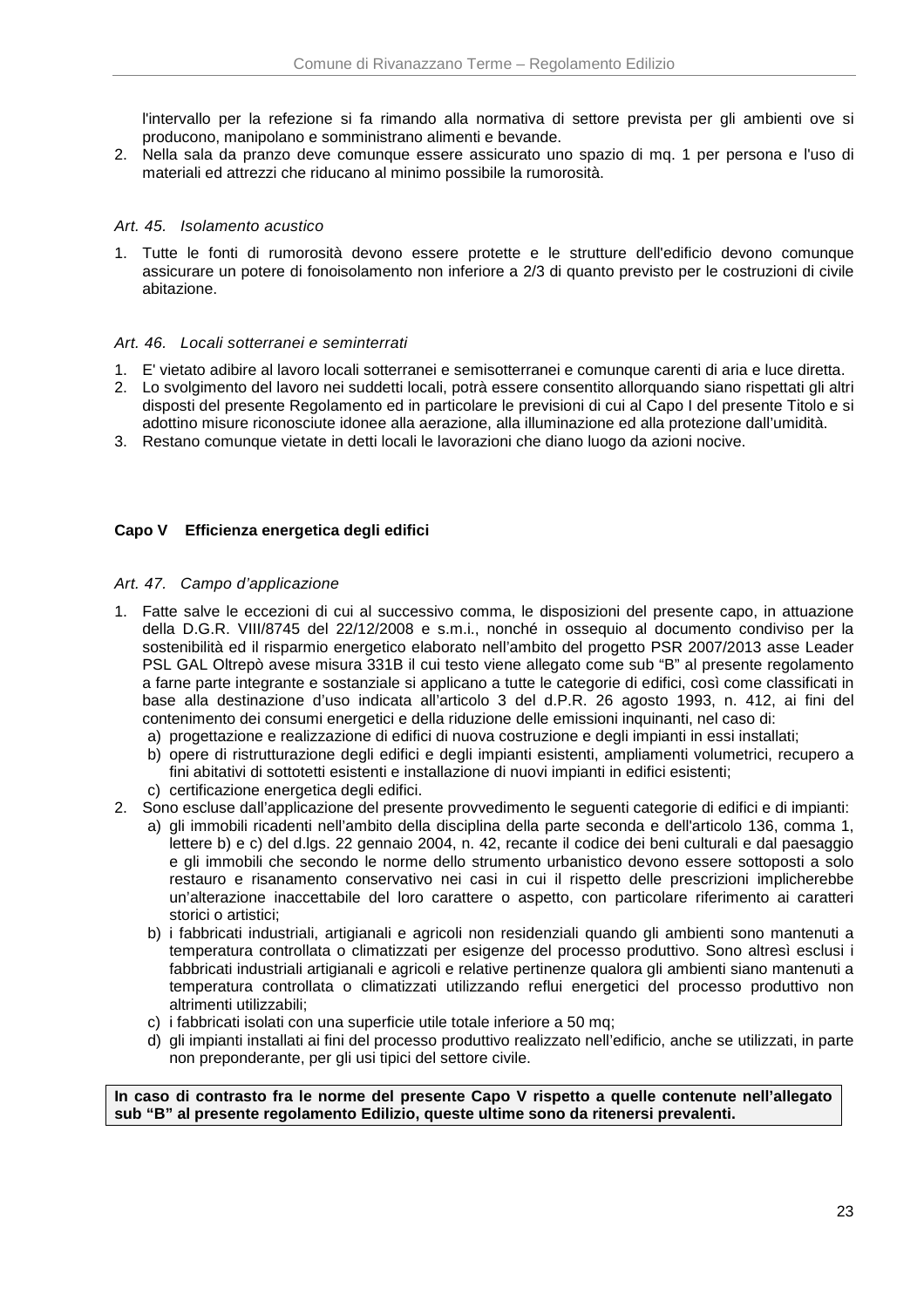l'intervallo per la refezione si fa rimando alla normativa di settore prevista per gli ambienti ove si producono, manipolano e somministrano alimenti e bevande.

2. Nella sala da pranzo deve comunque essere assicurato uno spazio di mq. 1 per persona e l'uso di materiali ed attrezzi che riducano al minimo possibile la rumorosità.

*Art. 45. Isolamento acustico*

1. Tutte le fonti di rumorosità devono essere protette e le strutture dell'edificio devono comunque assicurare un potere di fonoisolamento non inferiore a 2/3 di quanto previsto per le costruzioni di civile abitazione.

*Art. 46. Locali sotterranei e seminterrati*

1. E' vietato adibire al lavoro locali sotterranei e semisotterranei e comunque carenti di aria e luce diretta.
2. Lo svolgimento del lavoro nei suddetti locali, potrà essere consentito allorquando siano rispettati gli altri disposti del presente Regolamento ed in particolare le previsioni di cui al Capo I del presente Titolo e si adottino misure riconosciute idonee alla aerazione, alla illuminazione ed alla protezione dall'umidità.
3. Restano comunque vietate in detti locali le lavorazioni che diano luogo da azioni nocive.

## Capo V Efficienza energetica degli edifici

*Art. 47. Campo d'applicazione*

1. Fatte salve le eccezioni di cui al successivo comma, le disposizioni del presente capo, in attuazione della D.G.R. VIII/8745 del 22/12/2008 e s.m.i., nonché in ossequio al documento condiviso per la sostenibilità ed il risparmio energetico elaborato nell'ambito del progetto PSR 2007/2013 asse Leader PSL GAL Oltrepò avese misura 331B il cui testo viene allegato come sub "B" al presente regolamento a farne parte integrante e sostanziale si applicano a tutte le categorie di edifici, così come classificati in base alla destinazione d'uso indicata all'articolo 3 del d.P.R. 26 agosto 1993, n. 412, ai fini del contenimento dei consumi energetici e della riduzione delle emissioni inquinanti, nel caso di:
   a) progettazione e realizzazione di edifici di nuova costruzione e degli impianti in essi installati;
   b) opere di ristrutturazione degli edifici e degli impianti esistenti, ampliamenti volumetrici, recupero a fini abitativi di sottotetti esistenti e installazione di nuovi impianti in edifici esistenti;
   c) certificazione energetica degli edifici.
2. Sono escluse dall'applicazione del presente provvedimento le seguenti categorie di edifici e di impianti:
   a) gli immobili ricadenti nell'ambito della disciplina della parte seconda e dell'articolo 136, comma 1, lettere b) e c) del d.lgs. 22 gennaio 2004, n. 42, recante il codice dei beni culturali e dal paesaggio e gli immobili che secondo le norme dello strumento urbanistico devono essere sottoposti a solo restauro e risanamento conservativo nei casi in cui il rispetto delle prescrizioni implicherebbe un'alterazione inaccettabile del loro carattere o aspetto, con particolare riferimento ai caratteri storici o artistici;
   b) i fabbricati industriali, artigianali e agricoli non residenziali quando gli ambienti sono mantenuti a temperatura controllata o climatizzati per esigenze del processo produttivo. Sono altresì esclusi i fabbricati industriali artigianali e agricoli e relative pertinenze qualora gli ambienti siano mantenuti a temperatura controllata o climatizzati utilizzando reflui energetici del processo produttivo non altrimenti utilizzabili;
   c) i fabbricati isolati con una superficie utile totale inferiore a 50 mq;
   d) gli impianti installati ai fini del processo produttivo realizzato nell'edificio, anche se utilizzati, in parte non preponderante, per gli usi tipici del settore civile.

**In caso di contrasto fra le norme del presente Capo V rispetto a quelle contenute nell'allegato sub "B" al presente regolamento Edilizio, queste ultime sono da ritenersi prevalenti.**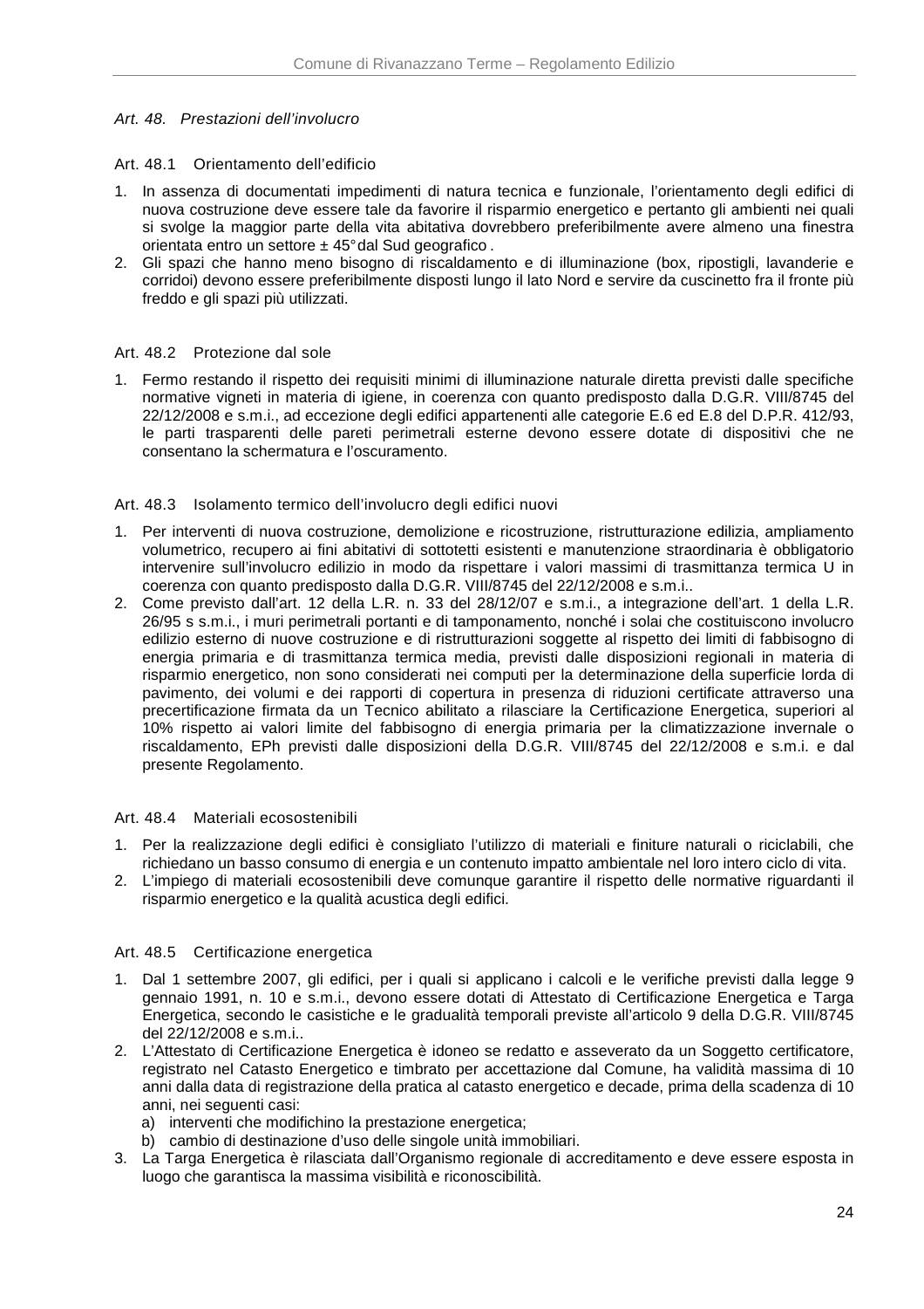### *Art. 48. Prestazioni dell'involucro*

#### Art. 48.1 Orientamento dell'edificio

1. In assenza di documentati impedimenti di natura tecnica e funzionale, l'orientamento degli edifici di nuova costruzione deve essere tale da favorire il risparmio energetico e pertanto gli ambienti nei quali si svolge la maggior parte della vita abitativa dovrebbero preferibilmente avere almeno una finestra orientata entro un settore ± 45° dal Sud geografico .
2. Gli spazi che hanno meno bisogno di riscaldamento e di illuminazione (box, ripostigli, lavanderie e corridoi) devono essere preferibilmente disposti lungo il lato Nord e servire da cuscinetto fra il fronte più freddo e gli spazi più utilizzati.

#### Art. 48.2 Protezione dal sole

1. Fermo restando il rispetto dei requisiti minimi di illuminazione naturale diretta previsti dalle specifiche normative vigneti in materia di igiene, in coerenza con quanto predisposto dalla D.G.R. VIII/8745 del 22/12/2008 e s.m.i., ad eccezione degli edifici appartenenti alle categorie E.6 ed E.8 del D.P.R. 412/93, le parti trasparenti delle pareti perimetrali esterne devono essere dotate di dispositivi che ne consentano la schermatura e l'oscuramento.

#### Art. 48.3 Isolamento termico dell'involucro degli edifici nuovi

1. Per interventi di nuova costruzione, demolizione e ricostruzione, ristrutturazione edilizia, ampliamento volumetrico, recupero ai fini abitativi di sottotetti esistenti e manutenzione straordinaria è obbligatorio intervenire sull'involucro edilizio in modo da rispettare i valori massimi di trasmittanza termica U in coerenza con quanto predisposto dalla D.G.R. VIII/8745 del 22/12/2008 e s.m.i..
2. Come previsto dall'art. 12 della L.R. n. 33 del 28/12/07 e s.m.i., a integrazione dell'art. 1 della L.R. 26/95 s s.m.i., i muri perimetrali portanti e di tamponamento, nonché i solai che costituiscono involucro edilizio esterno di nuove costruzione e di ristrutturazioni soggette al rispetto dei limiti di fabbisogno di energia primaria e di trasmittanza termica media, previsti dalle disposizioni regionali in materia di risparmio energetico, non sono considerati nei computi per la determinazione della superficie lorda di pavimento, dei volumi e dei rapporti di copertura in presenza di riduzioni certificate attraverso una precertificazione firmata da un Tecnico abilitato a rilasciare la Certificazione Energetica, superiori al 10% rispetto ai valori limite del fabbisogno di energia primaria per la climatizzazione invernale o riscaldamento, EPh previsti dalle disposizioni della D.G.R. VIII/8745 del 22/12/2008 e s.m.i. e dal presente Regolamento.

#### Art. 48.4 Materiali ecosostenibili

1. Per la realizzazione degli edifici è consigliato l'utilizzo di materiali e finiture naturali o riciclabili, che richiedano un basso consumo di energia e un contenuto impatto ambientale nel loro intero ciclo di vita.
2. L'impiego di materiali ecosostenibili deve comunque garantire il rispetto delle normative riguardanti il risparmio energetico e la qualità acustica degli edifici.

#### Art. 48.5 Certificazione energetica

1. Dal 1 settembre 2007, gli edifici, per i quali si applicano i calcoli e le verifiche previsti dalla legge 9 gennaio 1991, n. 10 e s.m.i., devono essere dotati di Attestato di Certificazione Energetica e Targa Energetica, secondo le casistiche e le gradualità temporali previste all'articolo 9 della D.G.R. VIII/8745 del 22/12/2008 e s.m.i..
2. L'Attestato di Certificazione Energetica è idoneo se redatto e asseverato da un Soggetto certificatore, registrato nel Catasto Energetico e timbrato per accettazione dal Comune, ha validità massima di 10 anni dalla data di registrazione della pratica al catasto energetico e decade, prima della scadenza di 10 anni, nei seguenti casi:
   a) interventi che modifichino la prestazione energetica;
   b) cambio di destinazione d'uso delle singole unità immobiliari.
3. La Targa Energetica è rilasciata dall'Organismo regionale di accreditamento e deve essere esposta in luogo che garantisca la massima visibilità e riconoscibilità.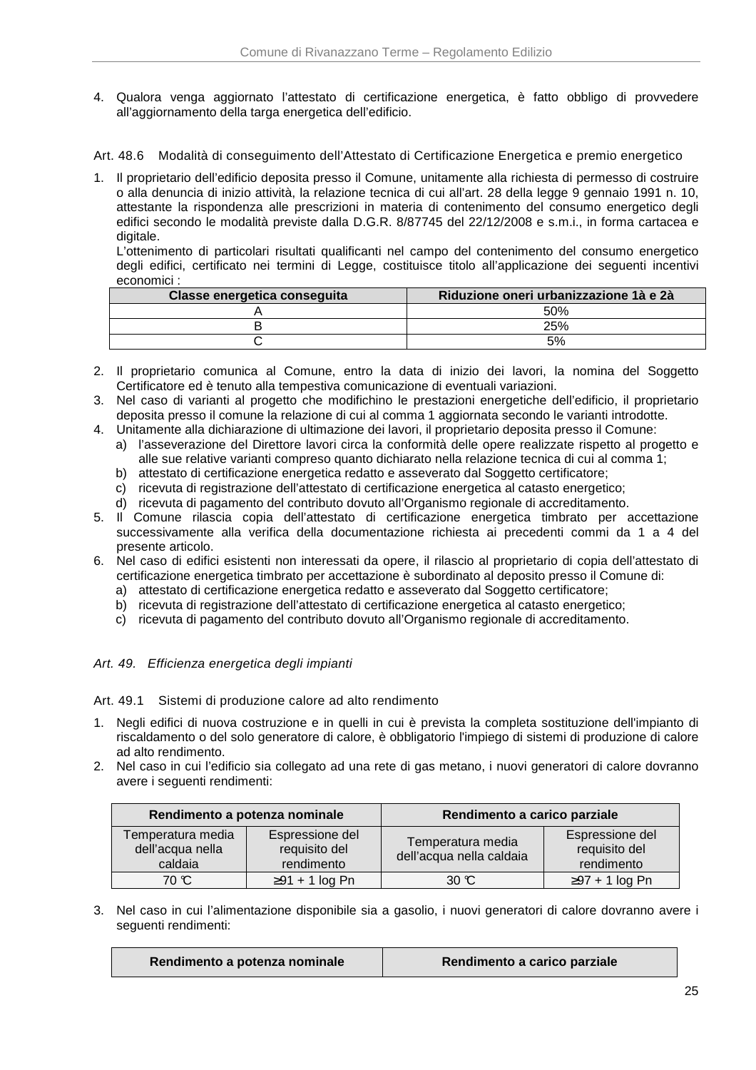4. Qualora venga aggiornato l'attestato di certificazione energetica, è fatto obbligo di provvedere all'aggiornamento della targa energetica dell'edificio.

### Art. 48.6 Modalità di conseguimento dell'Attestato di Certificazione Energetica e premio energetico

1. Il proprietario dell'edificio deposita presso il Comune, unitamente alla richiesta di permesso di costruire o alla denuncia di inizio attività, la relazione tecnica di cui all'art. 28 della legge 9 gennaio 1991 n. 10, attestante la rispondenza alle prescrizioni in materia di contenimento del consumo energetico degli edifici secondo le modalità previste dalla D.G.R. 8/87745 del 22/12/2008 e s.m.i., in forma cartacea e digitale.
   L'ottenimento di particolari risultati qualificanti nel campo del contenimento del consumo energetico degli edifici, certificato nei termini di Legge, costituisce titolo all'applicazione dei seguenti incentivi economici :

| Classe energetica conseguita | Riduzione oneri urbanizzazione 1à e 2à |
|---|---|
| A | 50% |
| B | 25% |
| C | 5% |

2. Il proprietario comunica al Comune, entro la data di inizio dei lavori, la nomina del Soggetto Certificatore ed è tenuto alla tempestiva comunicazione di eventuali variazioni.
3. Nel caso di varianti al progetto che modifichino le prestazioni energetiche dell'edificio, il proprietario deposita presso il comune la relazione di cui al comma 1 aggiornata secondo le varianti introdotte.
4. Unitamente alla dichiarazione di ultimazione dei lavori, il proprietario deposita presso il Comune:
   a) l'asseverazione del Direttore lavori circa la conformità delle opere realizzate rispetto al progetto e alle sue relative varianti compreso quanto dichiarato nella relazione tecnica di cui al comma 1;
   b) attestato di certificazione energetica redatto e asseverato dal Soggetto certificatore;
   c) ricevuta di registrazione dell'attestato di certificazione energetica al catasto energetico;
   d) ricevuta di pagamento del contributo dovuto all'Organismo regionale di accreditamento.
5. Il Comune rilascia copia dell'attestato di certificazione energetica timbrato per accettazione successivamente alla verifica della documentazione richiesta ai precedenti commi da 1 a 4 del presente articolo.
6. Nel caso di edifici esistenti non interessati da opere, il rilascio al proprietario di copia dell'attestato di certificazione energetica timbrato per accettazione è subordinato al deposito presso il Comune di:
   a) attestato di certificazione energetica redatto e asseverato dal Soggetto certificatore;
   b) ricevuta di registrazione dell'attestato di certificazione energetica al catasto energetico;
   c) ricevuta di pagamento del contributo dovuto all'Organismo regionale di accreditamento.

## *Art. 49. Efficienza energetica degli impianti*

### Art. 49.1 Sistemi di produzione calore ad alto rendimento

1. Negli edifici di nuova costruzione e in quelli in cui è prevista la completa sostituzione dell'impianto di riscaldamento o del solo generatore di calore, è obbligatorio l'impiego di sistemi di produzione di calore ad alto rendimento.
2. Nel caso in cui l'edificio sia collegato ad una rete di gas metano, i nuovi generatori di calore dovranno avere i seguenti rendimenti:

| Rendimento a potenza nominale | | Rendimento a carico parziale | |
|---|---|---|---|
| Temperatura media dell'acqua nella caldaia | Espressione del requisito del rendimento | Temperatura media dell'acqua nella caldaia | Espressione del requisito del rendimento |
| 70 °C | ≥91 + 1 log Pn | 30 °C | ≥97 + 1 log Pn |

3. Nel caso in cui l'alimentazione disponibile sia a gasolio, i nuovi generatori di calore dovranno avere i seguenti rendimenti:

| Rendimento a potenza nominale | Rendimento a carico parziale |
|---|---|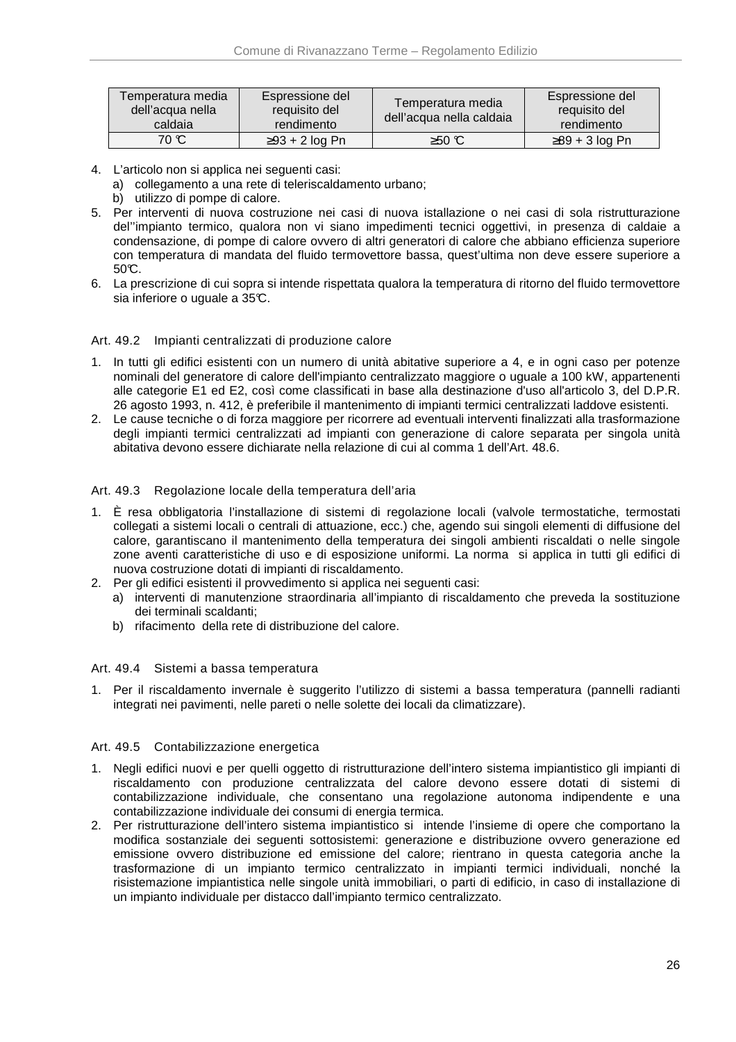| Temperatura media dell'acqua nella caldaia | Espressione del requisito del rendimento | Temperatura media dell'acqua nella caldaia | Espressione del requisito del rendimento |
|---|---|---|---|
| 70 °C | ≥93 + 2 log Pn | ≥50 °C | ≥89 + 3 log Pn |

4. L'articolo non si applica nei seguenti casi:
   a) collegamento a una rete di teleriscaldamento urbano;
   b) utilizzo di pompe di calore.
5. Per interventi di nuova costruzione nei casi di nuova istallazione o nei casi di sola ristrutturazione del''impianto termico, qualora non vi siano impedimenti tecnici oggettivi, in presenza di caldaie a condensazione, di pompe di calore ovvero di altri generatori di calore che abbiano efficienza superiore con temperatura di mandata del fluido termovettore bassa, quest'ultima non deve essere superiore a 50°C.
6. La prescrizione di cui sopra si intende rispettata qualora la temperatura di ritorno del fluido termovettore sia inferiore o uguale a 35°C.

### Art. 49.2 Impianti centralizzati di produzione calore

1. In tutti gli edifici esistenti con un numero di unità abitative superiore a 4, e in ogni caso per potenze nominali del generatore di calore dell'impianto centralizzato maggiore o uguale a 100 kW, appartenenti alle categorie E1 ed E2, così come classificati in base alla destinazione d'uso all'articolo 3, del D.P.R. 26 agosto 1993, n. 412, è preferibile il mantenimento di impianti termici centralizzati laddove esistenti.
2. Le cause tecniche o di forza maggiore per ricorrere ad eventuali interventi finalizzati alla trasformazione degli impianti termici centralizzati ad impianti con generazione di calore separata per singola unità abitativa devono essere dichiarate nella relazione di cui al comma 1 dell'Art. 48.6.

### Art. 49.3 Regolazione locale della temperatura dell'aria

1. È resa obbligatoria l'installazione di sistemi di regolazione locali (valvole termostatiche, termostati collegati a sistemi locali o centrali di attuazione, ecc.) che, agendo sui singoli elementi di diffusione del calore, garantiscano il mantenimento della temperatura dei singoli ambienti riscaldati o nelle singole zone aventi caratteristiche di uso e di esposizione uniformi. La norma si applica in tutti gli edifici di nuova costruzione dotati di impianti di riscaldamento.
2. Per gli edifici esistenti il provvedimento si applica nei seguenti casi:
   a) interventi di manutenzione straordinaria all'impianto di riscaldamento che preveda la sostituzione dei terminali scaldanti;
   b) rifacimento della rete di distribuzione del calore.

### Art. 49.4 Sistemi a bassa temperatura

1. Per il riscaldamento invernale è suggerito l'utilizzo di sistemi a bassa temperatura (pannelli radianti integrati nei pavimenti, nelle pareti o nelle solette dei locali da climatizzare).

### Art. 49.5 Contabilizzazione energetica

1. Negli edifici nuovi e per quelli oggetto di ristrutturazione dell'intero sistema impiantistico gli impianti di riscaldamento con produzione centralizzata del calore devono essere dotati di sistemi di contabilizzazione individuale, che consentano una regolazione autonoma indipendente e una contabilizzazione individuale dei consumi di energia termica.
2. Per ristrutturazione dell'intero sistema impiantistico si intende l'insieme di opere che comportano la modifica sostanziale dei seguenti sottosistemi: generazione e distribuzione ovvero generazione ed emissione ovvero distribuzione ed emissione del calore; rientrano in questa categoria anche la trasformazione di un impianto termico centralizzato in impianti termici individuali, nonché la risistemazione impiantistica nelle singole unità immobiliari, o parti di edificio, in caso di installazione di un impianto individuale per distacco dall'impianto termico centralizzato.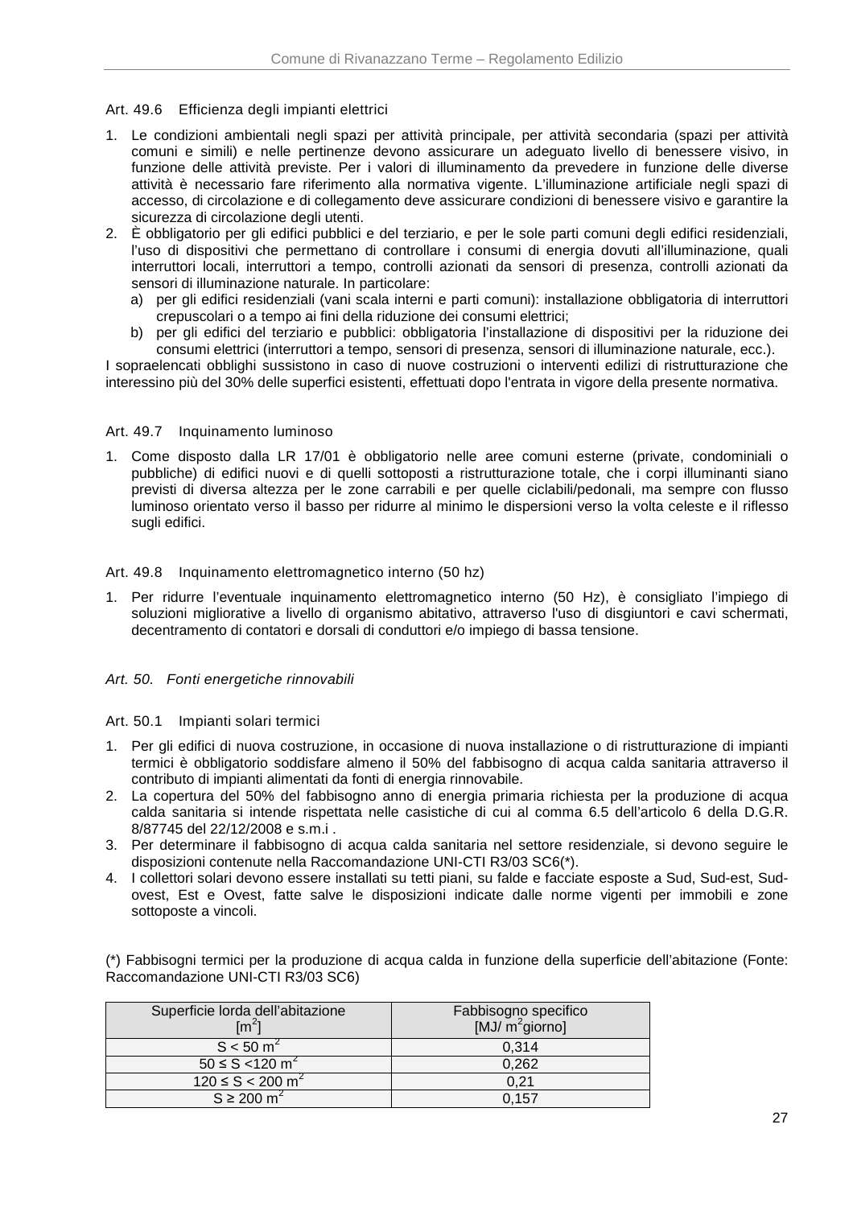### Art. 49.6 Efficienza degli impianti elettrici

1. Le condizioni ambientali negli spazi per attività principale, per attività secondaria (spazi per attività comuni e simili) e nelle pertinenze devono assicurare un adeguato livello di benessere visivo, in funzione delle attività previste. Per i valori di illuminamento da prevedere in funzione delle diverse attività è necessario fare riferimento alla normativa vigente. L'illuminazione artificiale negli spazi di accesso, di circolazione e di collegamento deve assicurare condizioni di benessere visivo e garantire la sicurezza di circolazione degli utenti.
2. È obbligatorio per gli edifici pubblici e del terziario, e per le sole parti comuni degli edifici residenziali, l'uso di dispositivi che permettano di controllare i consumi di energia dovuti all'illuminazione, quali interruttori locali, interruttori a tempo, controlli azionati da sensori di presenza, controlli azionati da sensori di illuminazione naturale. In particolare:
   a) per gli edifici residenziali (vani scala interni e parti comuni): installazione obbligatoria di interruttori crepuscolari o a tempo ai fini della riduzione dei consumi elettrici;
   b) per gli edifici del terziario e pubblici: obbligatoria l'installazione di dispositivi per la riduzione dei consumi elettrici (interruttori a tempo, sensori di presenza, sensori di illuminazione naturale, ecc.).

I sopraelencati obblighi sussistono in caso di nuove costruzioni o interventi edilizi di ristrutturazione che interessino più del 30% delle superfici esistenti, effettuati dopo l'entrata in vigore della presente normativa.

### Art. 49.7 Inquinamento luminoso

1. Come disposto dalla LR 17/01 è obbligatorio nelle aree comuni esterne (private, condominiali o pubbliche) di edifici nuovi e di quelli sottoposti a ristrutturazione totale, che i corpi illuminanti siano previsti di diversa altezza per le zone carrabili e per quelle ciclabili/pedonali, ma sempre con flusso luminoso orientato verso il basso per ridurre al minimo le dispersioni verso la volta celeste e il riflesso sugli edifici.

### Art. 49.8 Inquinamento elettromagnetico interno (50 hz)

1. Per ridurre l'eventuale inquinamento elettromagnetico interno (50 Hz), è consigliato l'impiego di soluzioni migliorative a livello di organismo abitativo, attraverso l'uso di disgiuntori e cavi schermati, decentramento di contatori e dorsali di conduttori e/o impiego di bassa tensione.

## *Art. 50. Fonti energetiche rinnovabili*

### Art. 50.1 Impianti solari termici

1. Per gli edifici di nuova costruzione, in occasione di nuova installazione o di ristrutturazione di impianti termici è obbligatorio soddisfare almeno il 50% del fabbisogno di acqua calda sanitaria attraverso il contributo di impianti alimentati da fonti di energia rinnovabile.
2. La copertura del 50% del fabbisogno anno di energia primaria richiesta per la produzione di acqua calda sanitaria si intende rispettata nelle casistiche di cui al comma 6.5 dell'articolo 6 della D.G.R. 8/87745 del 22/12/2008 e s.m.i .
3. Per determinare il fabbisogno di acqua calda sanitaria nel settore residenziale, si devono seguire le disposizioni contenute nella Raccomandazione UNI-CTI R3/03 SC6(*).
4. I collettori solari devono essere installati su tetti piani, su falde e facciate esposte a Sud, Sud-est, Sud-ovest, Est e Ovest, fatte salve le disposizioni indicate dalle norme vigenti per immobili e zone sottoposte a vincoli.

(*) Fabbisogni termici per la produzione di acqua calda in funzione della superficie dell'abitazione (Fonte: Raccomandazione UNI-CTI R3/03 SC6)

| Superficie lorda dell'abitazione [m$^2$] | Fabbisogno specifico [MJ/ m$^2$giorno] |
|---|---|
| S < 50 m$^2$ | 0,314 |
| 50 ≤ S <120 m$^2$ | 0,262 |
| 120 ≤ S < 200 m$^2$ | 0,21 |
| S ≥ 200 m$^2$ | 0,157 |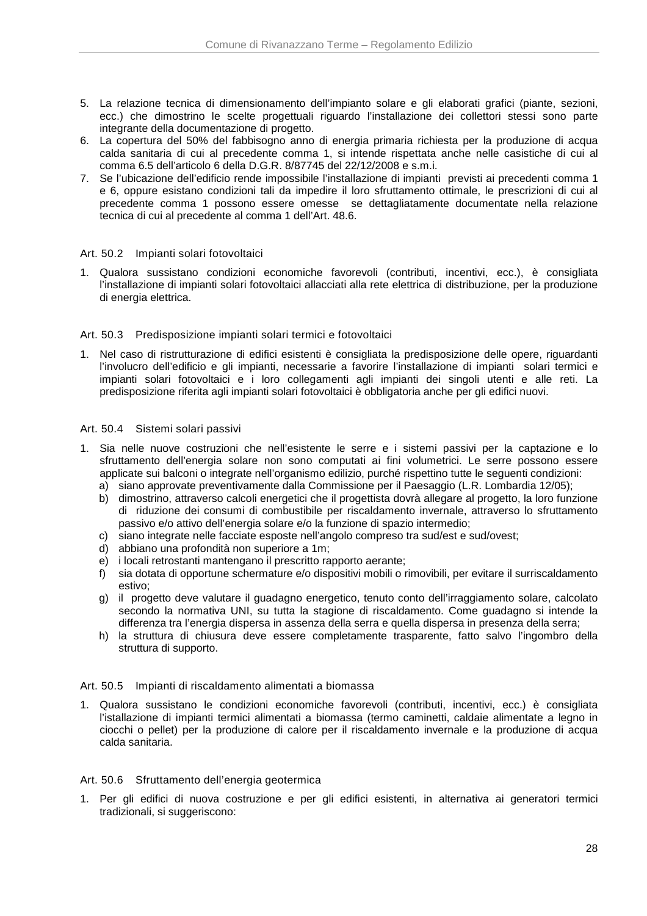5. La relazione tecnica di dimensionamento dell'impianto solare e gli elaborati grafici (piante, sezioni, ecc.) che dimostrino le scelte progettuali riguardo l'installazione dei collettori stessi sono parte integrante della documentazione di progetto.
6. La copertura del 50% del fabbisogno anno di energia primaria richiesta per la produzione di acqua calda sanitaria di cui al precedente comma 1, si intende rispettata anche nelle casistiche di cui al comma 6.5 dell'articolo 6 della D.G.R. 8/87745 del 22/12/2008 e s.m.i.
7. Se l'ubicazione dell'edificio rende impossibile l'installazione di impianti previsti ai precedenti comma 1 e 6, oppure esistano condizioni tali da impedire il loro sfruttamento ottimale, le prescrizioni di cui al precedente comma 1 possono essere omesse se dettagliatamente documentate nella relazione tecnica di cui al precedente al comma 1 dell'Art. 48.6.

### Art. 50.2 Impianti solari fotovoltaici

1. Qualora sussistano condizioni economiche favorevoli (contributi, incentivi, ecc.), è consigliata l'installazione di impianti solari fotovoltaici allacciati alla rete elettrica di distribuzione, per la produzione di energia elettrica.

### Art. 50.3 Predisposizione impianti solari termici e fotovoltaici

1. Nel caso di ristrutturazione di edifici esistenti è consigliata la predisposizione delle opere, riguardanti l'involucro dell'edificio e gli impianti, necessarie a favorire l'installazione di impianti solari termici e impianti solari fotovoltaici e i loro collegamenti agli impianti dei singoli utenti e alle reti. La predisposizione riferita agli impianti solari fotovoltaici è obbligatoria anche per gli edifici nuovi.

### Art. 50.4 Sistemi solari passivi

1. Sia nelle nuove costruzioni che nell'esistente le serre e i sistemi passivi per la captazione e lo sfruttamento dell'energia solare non sono computati ai fini volumetrici. Le serre possono essere applicate sui balconi o integrate nell'organismo edilizio, purché rispettino tutte le seguenti condizioni:
   a) siano approvate preventivamente dalla Commissione per il Paesaggio (L.R. Lombardia 12/05);
   b) dimostrino, attraverso calcoli energetici che il progettista dovrà allegare al progetto, la loro funzione di riduzione dei consumi di combustibile per riscaldamento invernale, attraverso lo sfruttamento passivo e/o attivo dell'energia solare e/o la funzione di spazio intermedio;
   c) siano integrate nelle facciate esposte nell'angolo compreso tra sud/est e sud/ovest;
   d) abbiano una profondità non superiore a 1m;
   e) i locali retrostanti mantengano il prescritto rapporto aerante;
   f) sia dotata di opportune schermature e/o dispositivi mobili o rimovibili, per evitare il surriscaldamento estivo;
   g) il progetto deve valutare il guadagno energetico, tenuto conto dell'irraggiamento solare, calcolato secondo la normativa UNI, su tutta la stagione di riscaldamento. Come guadagno si intende la differenza tra l'energia dispersa in assenza della serra e quella dispersa in presenza della serra;
   h) la struttura di chiusura deve essere completamente trasparente, fatto salvo l'ingombro della struttura di supporto.

### Art. 50.5 Impianti di riscaldamento alimentati a biomassa

1. Qualora sussistano le condizioni economiche favorevoli (contributi, incentivi, ecc.) è consigliata l'istallazione di impianti termici alimentati a biomassa (termo caminetti, caldaie alimentate a legno in ciocchi o pellet) per la produzione di calore per il riscaldamento invernale e la produzione di acqua calda sanitaria.

### Art. 50.6 Sfruttamento dell'energia geotermica

1. Per gli edifici di nuova costruzione e per gli edifici esistenti, in alternativa ai generatori termici tradizionali, si suggeriscono: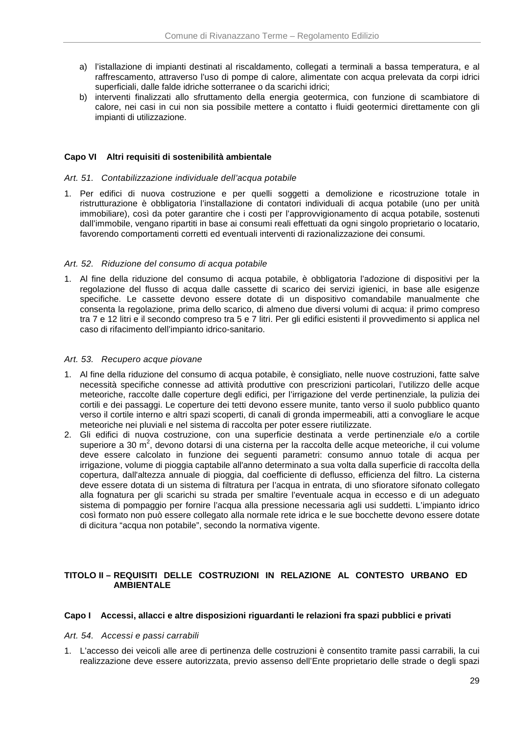a) l'istallazione di impianti destinati al riscaldamento, collegati a terminali a bassa temperatura, e al raffrescamento, attraverso l'uso di pompe di calore, alimentate con acqua prelevata da corpi idrici superficiali, dalle falde idriche sotterranee o da scarichi idrici;
b) interventi finalizzati allo sfruttamento della energia geotermica, con funzione di scambiatore di calore, nei casi in cui non sia possibile mettere a contatto i fluidi geotermici direttamente con gli impianti di utilizzazione.

## Capo VI Altri requisiti di sostenibilità ambientale

### *Art. 51. Contabilizzazione individuale dell'acqua potabile*

1. Per edifici di nuova costruzione e per quelli soggetti a demolizione e ricostruzione totale in ristrutturazione è obbligatoria l'installazione di contatori individuali di acqua potabile (uno per unità immobiliare), così da poter garantire che i costi per l'approvvigionamento di acqua potabile, sostenuti dall'immobile, vengano ripartiti in base ai consumi reali effettuati da ogni singolo proprietario o locatario, favorendo comportamenti corretti ed eventuali interventi di razionalizzazione dei consumi.

### *Art. 52. Riduzione del consumo di acqua potabile*

1. Al fine della riduzione del consumo di acqua potabile, è obbligatoria l'adozione di dispositivi per la regolazione del flusso di acqua dalle cassette di scarico dei servizi igienici, in base alle esigenze specifiche. Le cassette devono essere dotate di un dispositivo comandabile manualmente che consenta la regolazione, prima dello scarico, di almeno due diversi volumi di acqua: il primo compreso tra 7 e 12 litri e il secondo compreso tra 5 e 7 litri. Per gli edifici esistenti il provvedimento si applica nel caso di rifacimento dell'impianto idrico-sanitario.

### *Art. 53. Recupero acque piovane*

1. Al fine della riduzione del consumo di acqua potabile, è consigliato, nelle nuove costruzioni, fatte salve necessità specifiche connesse ad attività produttive con prescrizioni particolari, l'utilizzo delle acque meteoriche, raccolte dalle coperture degli edifici, per l'irrigazione del verde pertinenziale, la pulizia dei cortili e dei passaggi. Le coperture dei tetti devono essere munite, tanto verso il suolo pubblico quanto verso il cortile interno e altri spazi scoperti, di canali di gronda impermeabili, atti a convogliare le acque meteoriche nei pluviali e nel sistema di raccolta per poter essere riutilizzate.
2. Gli edifici di nuova costruzione, con una superficie destinata a verde pertinenziale e/o a cortile superiore a 30 $m^2$, devono dotarsi di una cisterna per la raccolta delle acque meteoriche, il cui volume deve essere calcolato in funzione dei seguenti parametri: consumo annuo totale di acqua per irrigazione, volume di pioggia captabile all'anno determinato a sua volta dalla superficie di raccolta della copertura, dall'altezza annuale di pioggia, dal coefficiente di deflusso, efficienza del filtro. La cisterna deve essere dotata di un sistema di filtratura per l'acqua in entrata, di uno sfioratore sifonato collegato alla fognatura per gli scarichi su strada per smaltire l'eventuale acqua in eccesso e di un adeguato sistema di pompaggio per fornire l'acqua alla pressione necessaria agli usi suddetti. L'impianto idrico così formato non può essere collegato alla normale rete idrica e le sue bocchette devono essere dotate di dicitura "acqua non potabile", secondo la normativa vigente.

# TITOLO II – REQUISITI DELLE COSTRUZIONI IN RELAZIONE AL CONTESTO URBANO ED AMBIENTALE

## Capo I Accessi, allacci e altre disposizioni riguardanti le relazioni fra spazi pubblici e privati

### *Art. 54. Accessi e passi carrabili*

1. L'accesso dei veicoli alle aree di pertinenza delle costruzioni è consentito tramite passi carrabili, la cui realizzazione deve essere autorizzata, previo assenso dell'Ente proprietario delle strade o degli spazi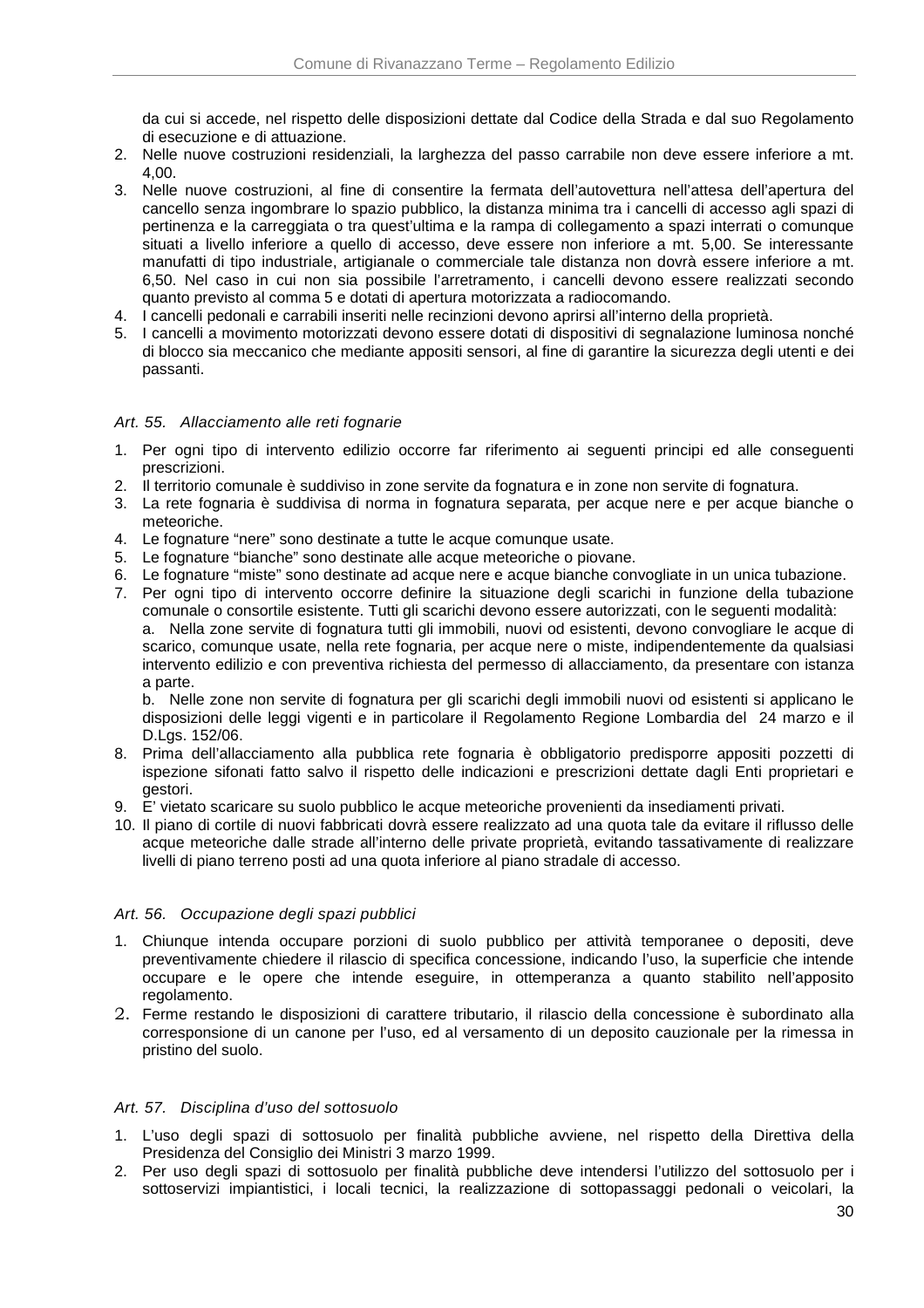da cui si accede, nel rispetto delle disposizioni dettate dal Codice della Strada e dal suo Regolamento di esecuzione e di attuazione.

2. Nelle nuove costruzioni residenziali, la larghezza del passo carrabile non deve essere inferiore a mt. 4,00.
3. Nelle nuove costruzioni, al fine di consentire la fermata dell'autovettura nell'attesa dell'apertura del cancello senza ingombrare lo spazio pubblico, la distanza minima tra i cancelli di accesso agli spazi di pertinenza e la carreggiata o tra quest'ultima e la rampa di collegamento a spazi interrati o comunque situati a livello inferiore a quello di accesso, deve essere non inferiore a mt. 5,00. Se interessante manufatti di tipo industriale, artigianale o commerciale tale distanza non dovrà essere inferiore a mt. 6,50. Nel caso in cui non sia possibile l'arretramento, i cancelli devono essere realizzati secondo quanto previsto al comma 5 e dotati di apertura motorizzata a radiocomando.
4. I cancelli pedonali e carrabili inseriti nelle recinzioni devono aprirsi all'interno della proprietà.
5. I cancelli a movimento motorizzati devono essere dotati di dispositivi di segnalazione luminosa nonché di blocco sia meccanico che mediante appositi sensori, al fine di garantire la sicurezza degli utenti e dei passanti.

### *Art. 55. Allacciamento alle reti fognarie*

1. Per ogni tipo di intervento edilizio occorre far riferimento ai seguenti principi ed alle conseguenti prescrizioni.
2. Il territorio comunale è suddiviso in zone servite da fognatura e in zone non servite di fognatura.
3. La rete fognaria è suddivisa di norma in fognatura separata, per acque nere e per acque bianche o meteoriche.
4. Le fognature "nere" sono destinate a tutte le acque comunque usate.
5. Le fognature "bianche" sono destinate alle acque meteoriche o piovane.
6. Le fognature "miste" sono destinate ad acque nere e acque bianche convogliate in un unica tubazione.
7. Per ogni tipo di intervento occorre definire la situazione degli scarichi in funzione della tubazione comunale o consortile esistente. Tutti gli scarichi devono essere autorizzati, con le seguenti modalità:
   a. Nella zone servite di fognatura tutti gli immobili, nuovi od esistenti, devono convogliare le acque di scarico, comunque usate, nella rete fognaria, per acque nere o miste, indipendentemente da qualsiasi intervento edilizio e con preventiva richiesta del permesso di allacciamento, da presentare con istanza a parte.
   b. Nelle zone non servite di fognatura per gli scarichi degli immobili nuovi od esistenti si applicano le disposizioni delle leggi vigenti e in particolare il Regolamento Regione Lombardia del 24 marzo e il D.Lgs. 152/06.
8. Prima dell'allacciamento alla pubblica rete fognaria è obbligatorio predisporre appositi pozzetti di ispezione sifonati fatto salvo il rispetto delle indicazioni e prescrizioni dettate dagli Enti proprietari e gestori.
9. E' vietato scaricare su suolo pubblico le acque meteoriche provenienti da insediamenti privati.
10. Il piano di cortile di nuovi fabbricati dovrà essere realizzato ad una quota tale da evitare il riflusso delle acque meteoriche dalle strade all'interno delle private proprietà, evitando tassativamente di realizzare livelli di piano terreno posti ad una quota inferiore al piano stradale di accesso.

### *Art. 56. Occupazione degli spazi pubblici*

1. Chiunque intenda occupare porzioni di suolo pubblico per attività temporanee o depositi, deve preventivamente chiedere il rilascio di specifica concessione, indicando l'uso, la superficie che intende occupare e le opere che intende eseguire, in ottemperanza a quanto stabilito nell'apposito regolamento.
2. Ferme restando le disposizioni di carattere tributario, il rilascio della concessione è subordinato alla corresponsione di un canone per l'uso, ed al versamento di un deposito cauzionale per la rimessa in pristino del suolo.

### *Art. 57. Disciplina d'uso del sottosuolo*

1. L'uso degli spazi di sottosuolo per finalità pubbliche avviene, nel rispetto della Direttiva della Presidenza del Consiglio dei Ministri 3 marzo 1999.
2. Per uso degli spazi di sottosuolo per finalità pubbliche deve intendersi l'utilizzo del sottosuolo per i sottoservizi impiantistici, i locali tecnici, la realizzazione di sottopassaggi pedonali o veicolari, la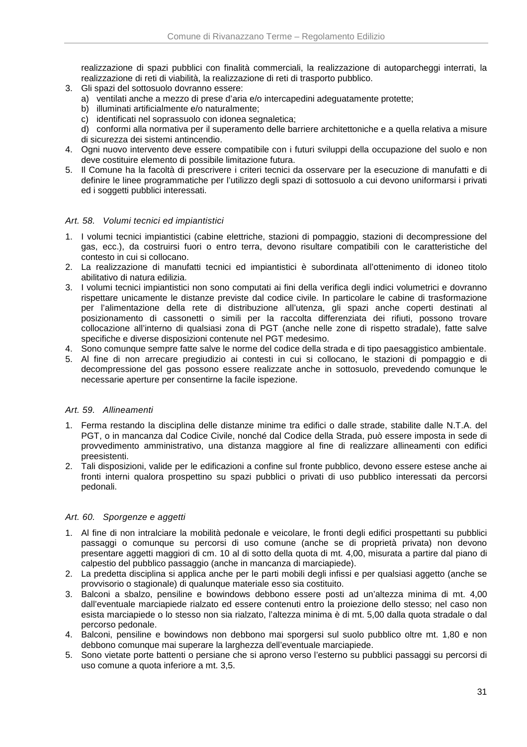realizzazione di spazi pubblici con finalità commerciali, la realizzazione di autoparcheggi interrati, la realizzazione di reti di viabilità, la realizzazione di reti di trasporto pubblico.

3. Gli spazi del sottosuolo dovranno essere:
   a) ventilati anche a mezzo di prese d'aria e/o intercapedini adeguatamente protette;
   b) illuminati artificialmente e/o naturalmente;
   c) identificati nel soprassuolo con idonea segnaletica;
   d) conformi alla normativa per il superamento delle barriere architettoniche e a quella relativa a misure di sicurezza dei sistemi antincendio.
4. Ogni nuovo intervento deve essere compatibile con i futuri sviluppi della occupazione del suolo e non deve costituire elemento di possibile limitazione futura.
5. Il Comune ha la facoltà di prescrivere i criteri tecnici da osservare per la esecuzione di manufatti e di definire le linee programmatiche per l'utilizzo degli spazi di sottosuolo a cui devono uniformarsi i privati ed i soggetti pubblici interessati.

### *Art. 58. Volumi tecnici ed impiantistici*

1. I volumi tecnici impiantistici (cabine elettriche, stazioni di pompaggio, stazioni di decompressione del gas, ecc.), da costruirsi fuori o entro terra, devono risultare compatibili con le caratteristiche del contesto in cui si collocano.
2. La realizzazione di manufatti tecnici ed impiantistici è subordinata all'ottenimento di idoneo titolo abilitativo di natura edilizia.
3. I volumi tecnici impiantistici non sono computati ai fini della verifica degli indici volumetrici e dovranno rispettare unicamente le distanze previste dal codice civile. In particolare le cabine di trasformazione per l'alimentazione della rete di distribuzione all'utenza, gli spazi anche coperti destinati al posizionamento di cassonetti o simili per la raccolta differenziata dei rifiuti, possono trovare collocazione all'interno di qualsiasi zona di PGT (anche nelle zone di rispetto stradale), fatte salve specifiche e diverse disposizioni contenute nel PGT medesimo.
4. Sono comunque sempre fatte salve le norme del codice della strada e di tipo paesaggistico ambientale.
5. Al fine di non arrecare pregiudizio ai contesti in cui si collocano, le stazioni di pompaggio e di decompressione del gas possono essere realizzate anche in sottosuolo, prevedendo comunque le necessarie aperture per consentirne la facile ispezione.

### *Art. 59. Allineamenti*

1. Ferma restando la disciplina delle distanze minime tra edifici o dalle strade, stabilite dalle N.T.A. del PGT, o in mancanza dal Codice Civile, nonché dal Codice della Strada, può essere imposta in sede di provvedimento amministrativo, una distanza maggiore al fine di realizzare allineamenti con edifici preesistenti.
2. Tali disposizioni, valide per le edificazioni a confine sul fronte pubblico, devono essere estese anche ai fronti interni qualora prospettino su spazi pubblici o privati di uso pubblico interessati da percorsi pedonali.

### *Art. 60. Sporgenze e aggetti*

1. Al fine di non intralciare la mobilità pedonale e veicolare, le fronti degli edifici prospettanti su pubblici passaggi o comunque su percorsi di uso comune (anche se di proprietà privata) non devono presentare aggetti maggiori di cm. 10 al di sotto della quota di mt. 4,00, misurata a partire dal piano di calpestio del pubblico passaggio (anche in mancanza di marciapiede).
2. La predetta disciplina si applica anche per le parti mobili degli infissi e per qualsiasi aggetto (anche se provvisorio o stagionale) di qualunque materiale esso sia costituito.
3. Balconi a sbalzo, pensiline e bowindows debbono essere posti ad un'altezza minima di mt. 4,00 dall'eventuale marciapiede rialzato ed essere contenuti entro la proiezione dello stesso; nel caso non esista marciapiede o lo stesso non sia rialzato, l'altezza minima è di mt. 5,00 dalla quota stradale o dal percorso pedonale.
4. Balconi, pensiline e bowindows non debbono mai sporgersi sul suolo pubblico oltre mt. 1,80 e non debbono comunque mai superare la larghezza dell'eventuale marciapiede.
5. Sono vietate porte battenti o persiane che si aprono verso l'esterno su pubblici passaggi su percorsi di uso comune a quota inferiore a mt. 3,5.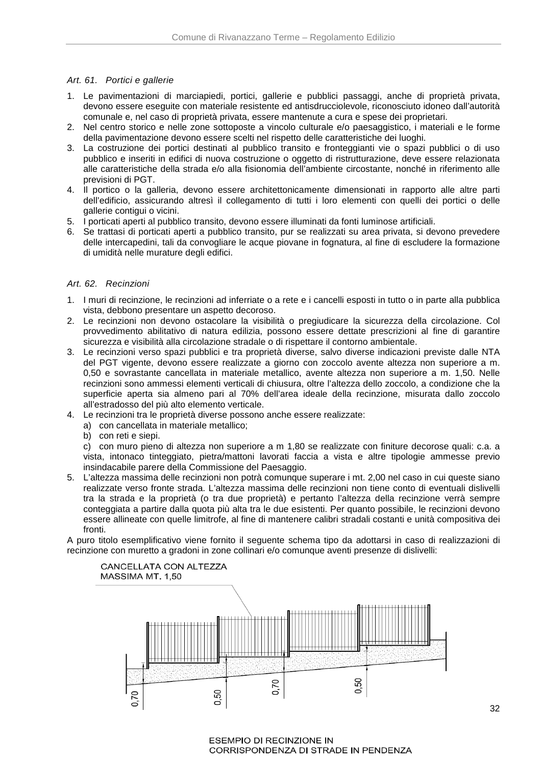### *Art. 61. Portici e gallerie*

1. Le pavimentazioni di marciapiedi, portici, gallerie e pubblici passaggi, anche di proprietà privata, devono essere eseguite con materiale resistente ed antisdrucciolevole, riconosciuto idoneo dall'autorità comunale e, nel caso di proprietà privata, essere mantenute a cura e spese dei proprietari.
2. Nel centro storico e nelle zone sottoposte a vincolo culturale e/o paesaggistico, i materiali e le forme della pavimentazione devono essere scelti nel rispetto delle caratteristiche dei luoghi.
3. La costruzione dei portici destinati al pubblico transito e fronteggianti vie o spazi pubblici o di uso pubblico e inseriti in edifici di nuova costruzione o oggetto di ristrutturazione, deve essere relazionata alle caratteristiche della strada e/o alla fisionomia dell'ambiente circostante, nonché in riferimento alle previsioni di PGT.
4. Il portico o la galleria, devono essere architettonicamente dimensionati in rapporto alle altre parti dell'edificio, assicurando altresì il collegamento di tutti i loro elementi con quelli dei portici o delle gallerie contigui o vicini.
5. I porticati aperti al pubblico transito, devono essere illuminati da fonti luminose artificiali.
6. Se trattasi di porticati aperti a pubblico transito, pur se realizzati su area privata, si devono prevedere delle intercapedini, tali da convogliare le acque piovane in fognatura, al fine di escludere la formazione di umidità nelle murature degli edifici.

### *Art. 62. Recinzioni*

1. I muri di recinzione, le recinzioni ad inferriate o a rete e i cancelli esposti in tutto o in parte alla pubblica vista, debbono presentare un aspetto decoroso.
2. Le recinzioni non devono ostacolare la visibilità o pregiudicare la sicurezza della circolazione. Col provvedimento abilitativo di natura edilizia, possono essere dettate prescrizioni al fine di garantire sicurezza e visibilità alla circolazione stradale o di rispettare il contorno ambientale.
3. Le recinzioni verso spazi pubblici e tra proprietà diverse, salvo diverse indicazioni previste dalle NTA del PGT vigente, devono essere realizzate a giorno con zoccolo avente altezza non superiore a m. 0,50 e sovrastante cancellata in materiale metallico, avente altezza non superiore a m. 1,50. Nelle recinzioni sono ammessi elementi verticali di chiusura, oltre l'altezza dello zoccolo, a condizione che la superficie aperta sia almeno pari al 70% dell'area ideale della recinzione, misurata dallo zoccolo all'estradosso del più alto elemento verticale.
4. Le recinzioni tra le proprietà diverse possono anche essere realizzate:
   a) con cancellata in materiale metallico;
   b) con reti e siepi.
   c) con muro pieno di altezza non superiore a m 1,80 se realizzate con finiture decorose quali: c.a. a vista, intonaco tinteggiato, pietra/mattoni lavorati faccia a vista e altre tipologie ammesse previo insindacabile parere della Commissione del Paesaggio.
5. L'altezza massima delle recinzioni non potrà comunque superare i mt. 2,00 nel caso in cui queste siano realizzate verso fronte strada. L'altezza massima delle recinzioni non tiene conto di eventuali dislivelli tra la strada e la proprietà (o tra due proprietà) e pertanto l'altezza della recinzione verrà sempre conteggiata a partire dalla quota più alta tra le due esistenti. Per quanto possibile, le recinzioni devono essere allineate con quelle limitrofe, al fine di mantenere calibri stradali costanti e unità compositiva dei fronti.

A puro titolo esemplificativo viene fornito il seguente schema tipo da adottarsi in caso di realizzazioni di recinzione con muretto a gradoni in zone collinari e/o comunque aventi presenze di dislivelli:

CANCELLATA CON ALTEZZA MASSIMA MT. 1,50

0,70 — 0,50 — 0,70 — 0,50

ESEMPIO DI RECINZIONE IN CORRISPONDENZA DI STRADE IN PENDENZA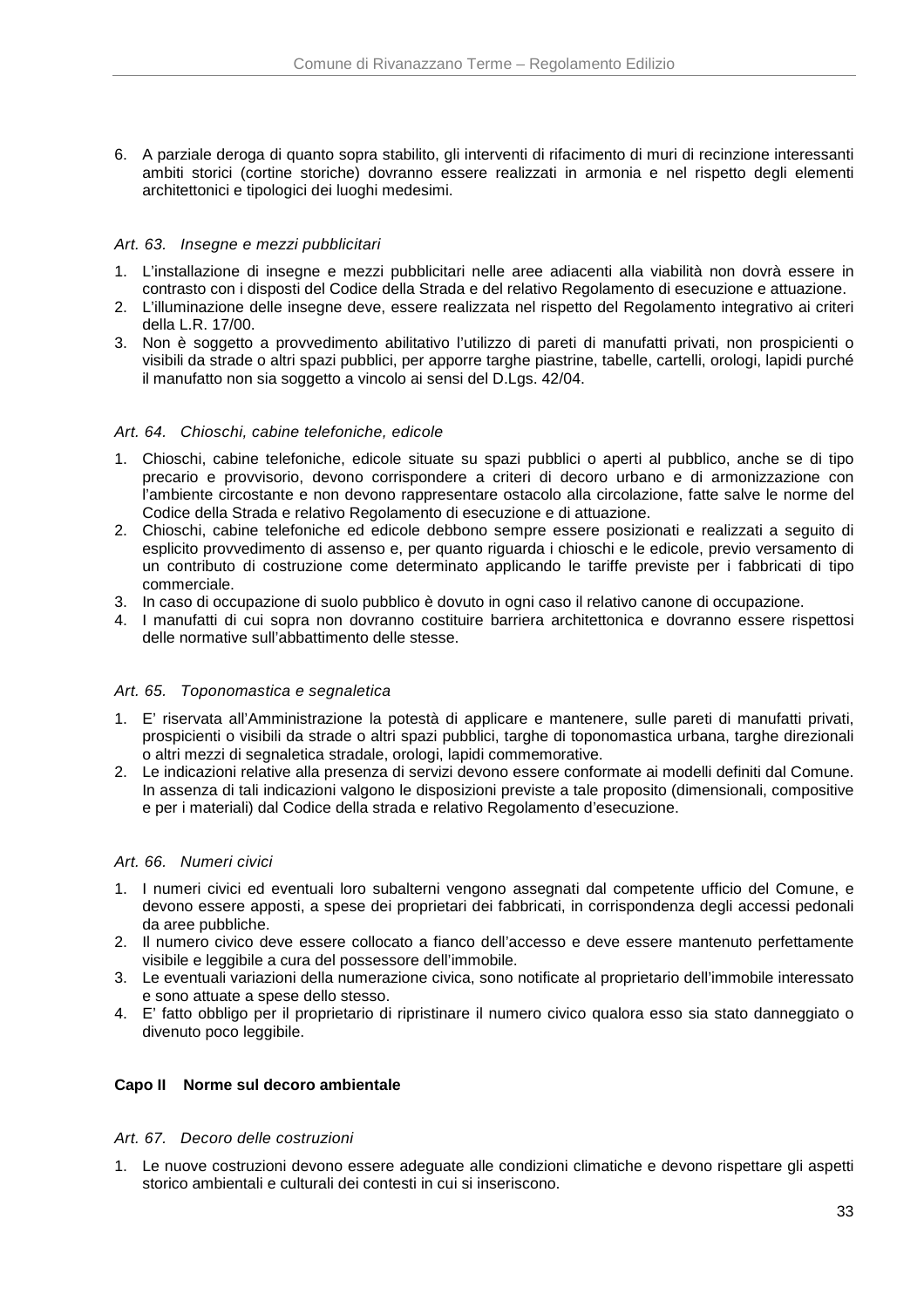6. A parziale deroga di quanto sopra stabilito, gli interventi di rifacimento di muri di recinzione interessanti ambiti storici (cortine storiche) dovranno essere realizzati in armonia e nel rispetto degli elementi architettonici e tipologici dei luoghi medesimi.

### *Art. 63. Insegne e mezzi pubblicitari*

1. L'installazione di insegne e mezzi pubblicitari nelle aree adiacenti alla viabilità non dovrà essere in contrasto con i disposti del Codice della Strada e del relativo Regolamento di esecuzione e attuazione.
2. L'illuminazione delle insegne deve, essere realizzata nel rispetto del Regolamento integrativo ai criteri della L.R. 17/00.
3. Non è soggetto a provvedimento abilitativo l'utilizzo di pareti di manufatti privati, non prospicienti o visibili da strade o altri spazi pubblici, per apporre targhe piastrine, tabelle, cartelli, orologi, lapidi purché il manufatto non sia soggetto a vincolo ai sensi del D.Lgs. 42/04.

### *Art. 64. Chioschi, cabine telefoniche, edicole*

1. Chioschi, cabine telefoniche, edicole situate su spazi pubblici o aperti al pubblico, anche se di tipo precario e provvisorio, devono corrispondere a criteri di decoro urbano e di armonizzazione con l'ambiente circostante e non devono rappresentare ostacolo alla circolazione, fatte salve le norme del Codice della Strada e relativo Regolamento di esecuzione e di attuazione.
2. Chioschi, cabine telefoniche ed edicole debbono sempre essere posizionati e realizzati a seguito di esplicito provvedimento di assenso e, per quanto riguarda i chioschi e le edicole, previo versamento di un contributo di costruzione come determinato applicando le tariffe previste per i fabbricati di tipo commerciale.
3. In caso di occupazione di suolo pubblico è dovuto in ogni caso il relativo canone di occupazione.
4. I manufatti di cui sopra non dovranno costituire barriera architettonica e dovranno essere rispettosi delle normative sull'abbattimento delle stesse.

### *Art. 65. Toponomastica e segnaletica*

1. E' riservata all'Amministrazione la potestà di applicare e mantenere, sulle pareti di manufatti privati, prospicienti o visibili da strade o altri spazi pubblici, targhe di toponomastica urbana, targhe direzionali o altri mezzi di segnaletica stradale, orologi, lapidi commemorative.
2. Le indicazioni relative alla presenza di servizi devono essere conformate ai modelli definiti dal Comune. In assenza di tali indicazioni valgono le disposizioni previste a tale proposito (dimensionali, compositive e per i materiali) dal Codice della strada e relativo Regolamento d'esecuzione.

### *Art. 66. Numeri civici*

1. I numeri civici ed eventuali loro subalterni vengono assegnati dal competente ufficio del Comune, e devono essere apposti, a spese dei proprietari dei fabbricati, in corrispondenza degli accessi pedonali da aree pubbliche.
2. Il numero civico deve essere collocato a fianco dell'accesso e deve essere mantenuto perfettamente visibile e leggibile a cura del possessore dell'immobile.
3. Le eventuali variazioni della numerazione civica, sono notificate al proprietario dell'immobile interessato e sono attuate a spese dello stesso.
4. E' fatto obbligo per il proprietario di ripristinare il numero civico qualora esso sia stato danneggiato o divenuto poco leggibile.

## Capo II Norme sul decoro ambientale

### *Art. 67. Decoro delle costruzioni*

1. Le nuove costruzioni devono essere adeguate alle condizioni climatiche e devono rispettare gli aspetti storico ambientali e culturali dei contesti in cui si inseriscono.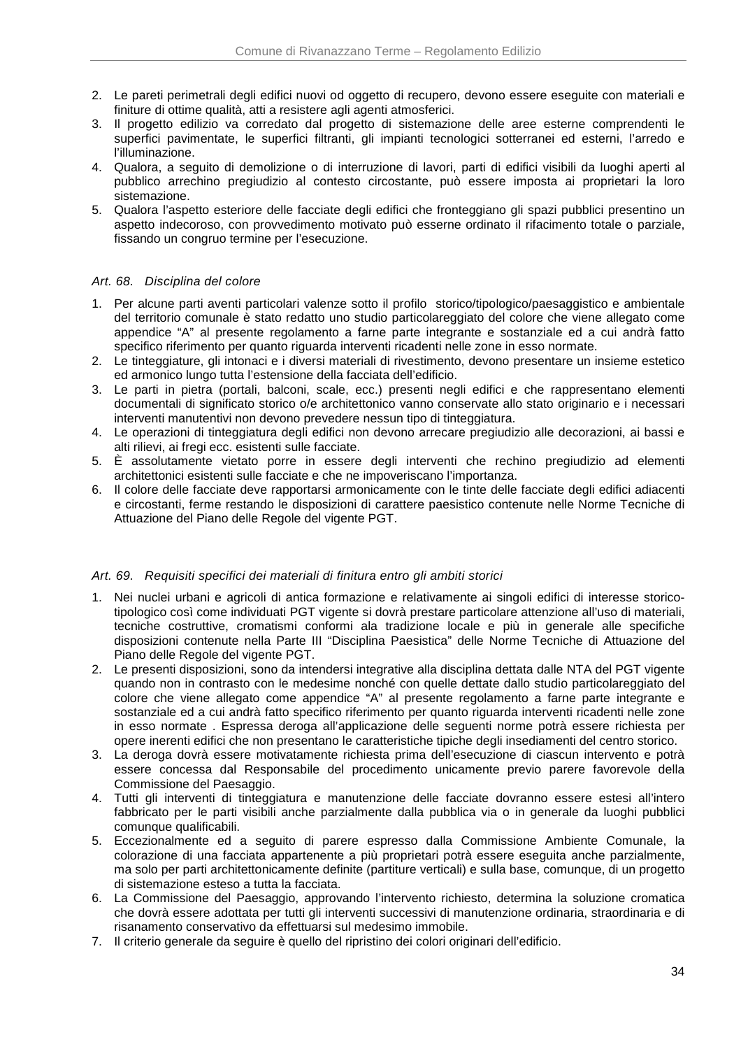2. Le pareti perimetrali degli edifici nuovi od oggetto di recupero, devono essere eseguite con materiali e finiture di ottime qualità, atti a resistere agli agenti atmosferici.
3. Il progetto edilizio va corredato dal progetto di sistemazione delle aree esterne comprendenti le superfici pavimentate, le superfici filtranti, gli impianti tecnologici sotterranei ed esterni, l'arredo e l'illuminazione.
4. Qualora, a seguito di demolizione o di interruzione di lavori, parti di edifici visibili da luoghi aperti al pubblico arrechino pregiudizio al contesto circostante, può essere imposta ai proprietari la loro sistemazione.
5. Qualora l'aspetto esteriore delle facciate degli edifici che fronteggiano gli spazi pubblici presentino un aspetto indecoroso, con provvedimento motivato può esserne ordinato il rifacimento totale o parziale, fissando un congruo termine per l'esecuzione.

### *Art. 68. Disciplina del colore*

1. Per alcune parti aventi particolari valenze sotto il profilo storico/tipologico/paesaggistico e ambientale del territorio comunale è stato redatto uno studio particolareggiato del colore che viene allegato come appendice "A" al presente regolamento a farne parte integrante e sostanziale ed a cui andrà fatto specifico riferimento per quanto riguarda interventi ricadenti nelle zone in esso normate.
2. Le tinteggiature, gli intonaci e i diversi materiali di rivestimento, devono presentare un insieme estetico ed armonico lungo tutta l'estensione della facciata dell'edificio.
3. Le parti in pietra (portali, balconi, scale, ecc.) presenti negli edifici e che rappresentano elementi documentali di significato storico o/e architettonico vanno conservate allo stato originario e i necessari interventi manutentivi non devono prevedere nessun tipo di tinteggiatura.
4. Le operazioni di tinteggiatura degli edifici non devono arrecare pregiudizio alle decorazioni, ai bassi e alti rilievi, ai fregi ecc. esistenti sulle facciate.
5. È assolutamente vietato porre in essere degli interventi che rechino pregiudizio ad elementi architettonici esistenti sulle facciate e che ne impoveriscano l'importanza.
6. Il colore delle facciate deve rapportarsi armonicamente con le tinte delle facciate degli edifici adiacenti e circostanti, ferme restando le disposizioni di carattere paesistico contenute nelle Norme Tecniche di Attuazione del Piano delle Regole del vigente PGT.

### *Art. 69. Requisiti specifici dei materiali di finitura entro gli ambiti storici*

1. Nei nuclei urbani e agricoli di antica formazione e relativamente ai singoli edifici di interesse storico-tipologico così come individuati PGT vigente si dovrà prestare particolare attenzione all'uso di materiali, tecniche costruttive, cromatismi conformi ala tradizione locale e più in generale alle specifiche disposizioni contenute nella Parte III "Disciplina Paesistica" delle Norme Tecniche di Attuazione del Piano delle Regole del vigente PGT.
2. Le presenti disposizioni, sono da intendersi integrative alla disciplina dettata dalle NTA del PGT vigente quando non in contrasto con le medesime nonché con quelle dettate dallo studio particolareggiato del colore che viene allegato come appendice "A" al presente regolamento a farne parte integrante e sostanziale ed a cui andrà fatto specifico riferimento per quanto riguarda interventi ricadenti nelle zone in esso normate . Espressa deroga all'applicazione delle seguenti norme potrà essere richiesta per opere inerenti edifici che non presentano le caratteristiche tipiche degli insediamenti del centro storico.
3. La deroga dovrà essere motivatamente richiesta prima dell'esecuzione di ciascun intervento e potrà essere concessa dal Responsabile del procedimento unicamente previo parere favorevole della Commissione del Paesaggio.
4. Tutti gli interventi di tinteggiatura e manutenzione delle facciate dovranno essere estesi all'intero fabbricato per le parti visibili anche parzialmente dalla pubblica via o in generale da luoghi pubblici comunque qualificabili.
5. Eccezionalmente ed a seguito di parere espresso dalla Commissione Ambiente Comunale, la colorazione di una facciata appartenente a più proprietari potrà essere eseguita anche parzialmente, ma solo per parti architettonicamente definite (partiture verticali) e sulla base, comunque, di un progetto di sistemazione esteso a tutta la facciata.
6. La Commissione del Paesaggio, approvando l'intervento richiesto, determina la soluzione cromatica che dovrà essere adottata per tutti gli interventi successivi di manutenzione ordinaria, straordinaria e di risanamento conservativo da effettuarsi sul medesimo immobile.
7. Il criterio generale da seguire è quello del ripristino dei colori originari dell'edificio.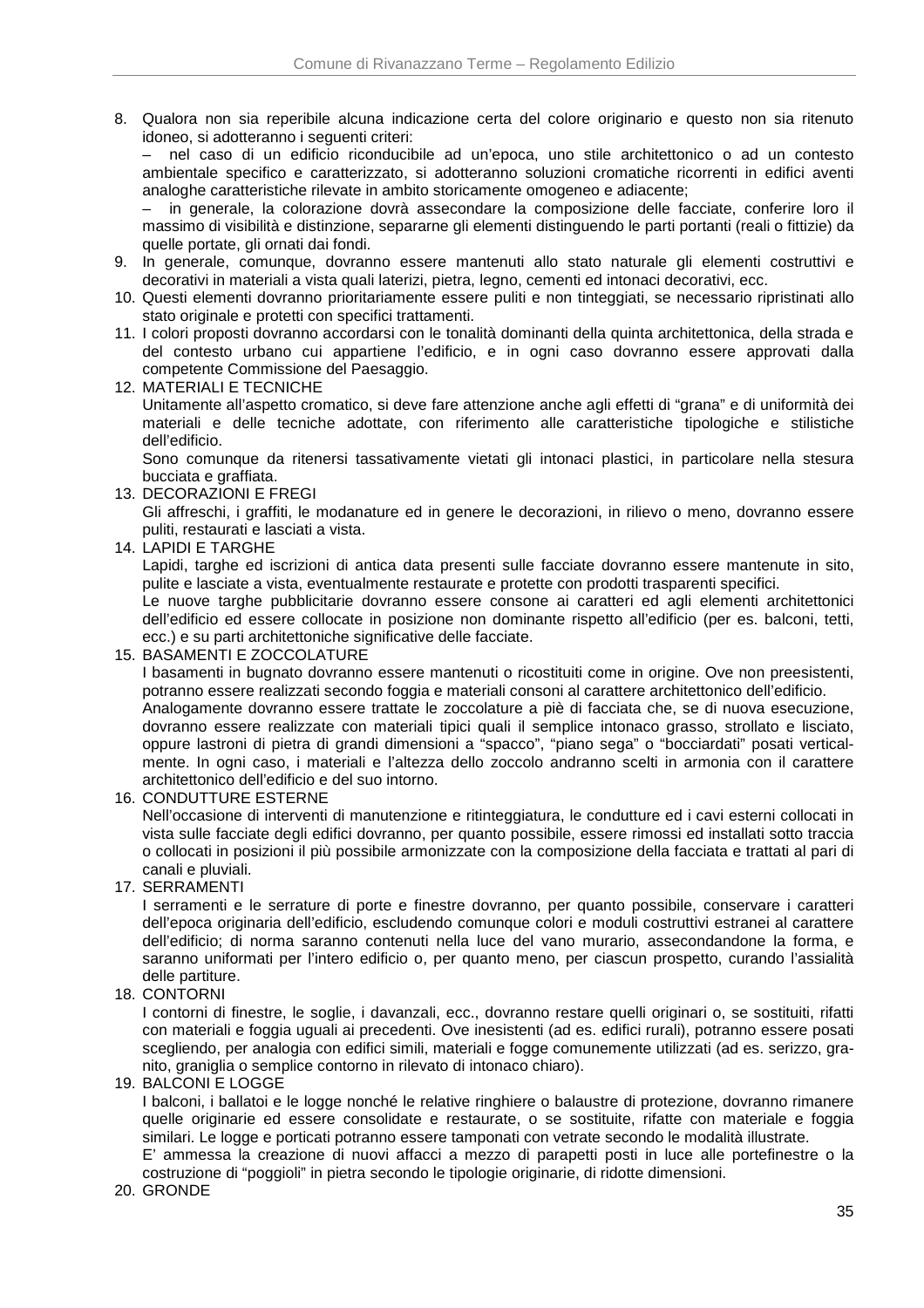8. Qualora non sia reperibile alcuna indicazione certa del colore originario e questo non sia ritenuto idoneo, si adotteranno i seguenti criteri:
   – nel caso di un edificio riconducibile ad un'epoca, uno stile architettonico o ad un contesto ambientale specifico e caratterizzato, si adotteranno soluzioni cromatiche ricorrenti in edifici aventi analoghe caratteristiche rilevate in ambito storicamente omogeneo e adiacente;
   – in generale, la colorazione dovrà assecondare la composizione delle facciate, conferire loro il massimo di visibilità e distinzione, separarne gli elementi distinguendo le parti portanti (reali o fittizie) da quelle portate, gli ornati dai fondi.
9. In generale, comunque, dovranno essere mantenuti allo stato naturale gli elementi costruttivi e decorativi in materiali a vista quali laterizi, pietra, legno, cementi ed intonaci decorativi, ecc.
10. Questi elementi dovranno prioritariamente essere puliti e non tinteggiati, se necessario ripristinati allo stato originale e protetti con specifici trattamenti.
11. I colori proposti dovranno accordarsi con le tonalità dominanti della quinta architettonica, della strada e del contesto urbano cui appartiene l'edificio, e in ogni caso dovranno essere approvati dalla competente Commissione del Paesaggio.
12. MATERIALI E TECNICHE
    Unitamente all'aspetto cromatico, si deve fare attenzione anche agli effetti di "grana" e di uniformità dei materiali e delle tecniche adottate, con riferimento alle caratteristiche tipologiche e stilistiche dell'edificio.
    Sono comunque da ritenersi tassativamente vietati gli intonaci plastici, in particolare nella stesura bucciata e graffiata.
13. DECORAZIONI E FREGI
    Gli affreschi, i graffiti, le modanature ed in genere le decorazioni, in rilievo o meno, dovranno essere puliti, restaurati e lasciati a vista.
14. LAPIDI E TARGHE
    Lapidi, targhe ed iscrizioni di antica data presenti sulle facciate dovranno essere mantenute in sito, pulite e lasciate a vista, eventualmente restaurate e protette con prodotti trasparenti specifici.
    Le nuove targhe pubblicitarie dovranno essere consone ai caratteri ed agli elementi architettonici dell'edificio ed essere collocate in posizione non dominante rispetto all'edificio (per es. balconi, tetti, ecc.) e su parti architettoniche significative delle facciate.
15. BASAMENTI E ZOCCOLATURE
    I basamenti in bugnato dovranno essere mantenuti o ricostituiti come in origine. Ove non preesistenti, potranno essere realizzati secondo foggia e materiali consoni al carattere architettonico dell'edificio.
    Analogamente dovranno essere trattate le zoccolature a piè di facciata che, se di nuova esecuzione, dovranno essere realizzate con materiali tipici quali il semplice intonaco grasso, strollato e lisciato, oppure lastroni di pietra di grandi dimensioni a "spacco", "piano sega" o "bocciardati" posati verticalmente. In ogni caso, i materiali e l'altezza dello zoccolo andranno scelti in armonia con il carattere architettonico dell'edificio e del suo intorno.
16. CONDUTTURE ESTERNE
    Nell'occasione di interventi di manutenzione e ritinteggiatura, le condutture ed i cavi esterni collocati in vista sulle facciate degli edifici dovranno, per quanto possibile, essere rimossi ed installati sotto traccia o collocati in posizioni il più possibile armonizzate con la composizione della facciata e trattati al pari di canali e pluviali.
17. SERRAMENTI
    I serramenti e le serrature di porte e finestre dovranno, per quanto possibile, conservare i caratteri dell'epoca originaria dell'edificio, escludendo comunque colori e moduli costruttivi estranei al carattere dell'edificio; di norma saranno contenuti nella luce del vano murario, assecondandone la forma, e saranno uniformati per l'intero edificio o, per quanto meno, per ciascun prospetto, curando l'assialità delle partiture.
18. CONTORNI
    I contorni di finestre, le soglie, i davanzali, ecc., dovranno restare quelli originari o, se sostituiti, rifatti con materiali e foggia uguali ai precedenti. Ove inesistenti (ad es. edifici rurali), potranno essere posati scegliendo, per analogia con edifici simili, materiali e fogge comunemente utilizzati (ad es. serizzo, granito, graniglia o semplice contorno in rilevato di intonaco chiaro).
19. BALCONI E LOGGE
    I balconi, i ballatoi e le logge nonché le relative ringhiere o balaustre di protezione, dovranno rimanere quelle originarie ed essere consolidate e restaurate, o se sostituite, rifatte con materiale e foggia similari. Le logge e porticati potranno essere tamponati con vetrate secondo le modalità illustrate.
    E' ammessa la creazione di nuovi affacci a mezzo di parapetti posti in luce alle portefinestre o la costruzione di "poggioli" in pietra secondo le tipologie originarie, di ridotte dimensioni.
20. GRONDE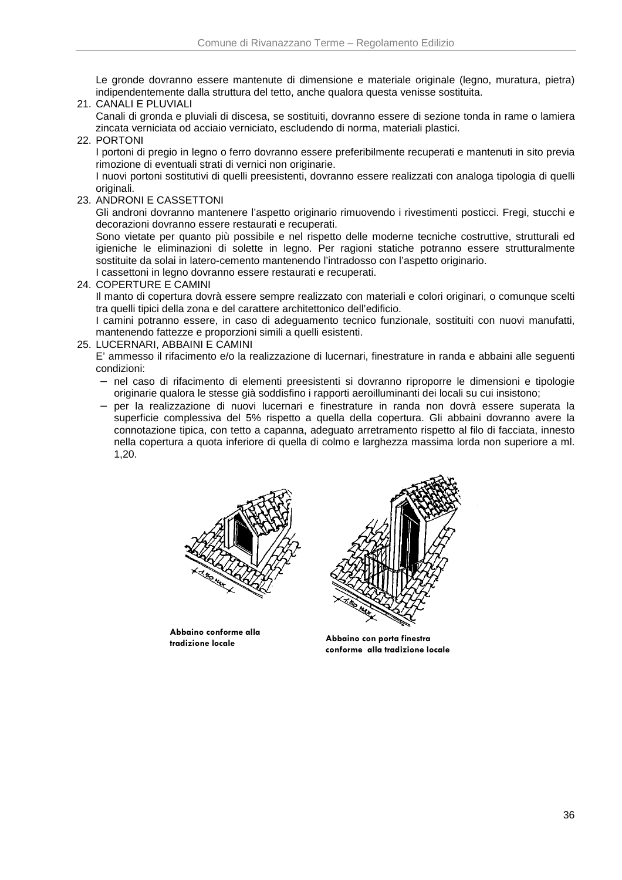Le gronde dovranno essere mantenute di dimensione e materiale originale (legno, muratura, pietra) indipendentemente dalla struttura del tetto, anche qualora questa venisse sostituita.

21. CANALI E PLUVIALI
    Canali di gronda e pluviali di discesa, se sostituiti, dovranno essere di sezione tonda in rame o lamiera zincata verniciata od acciaio verniciato, escludendo di norma, materiali plastici.
22. PORTONI
    I portoni di pregio in legno o ferro dovranno essere preferibilmente recuperati e mantenuti in sito previa rimozione di eventuali strati di vernici non originarie.
    I nuovi portoni sostitutivi di quelli preesistenti, dovranno essere realizzati con analoga tipologia di quelli originali.
23. ANDRONI E CASSETTONI
    Gli androni dovranno mantenere l'aspetto originario rimuovendo i rivestimenti posticci. Fregi, stucchi e decorazioni dovranno essere restaurati e recuperati.
    Sono vietate per quanto più possibile e nel rispetto delle moderne tecniche costruttive, strutturali ed igieniche le eliminazioni di solette in legno. Per ragioni statiche potranno essere strutturalmente sostituite da solai in latero-cemento mantenendo l'intradosso con l'aspetto originario.
    I cassettoni in legno dovranno essere restaurati e recuperati.
24. COPERTURE E CAMINI
    Il manto di copertura dovrà essere sempre realizzato con materiali e colori originari, o comunque scelti tra quelli tipici della zona e del carattere architettonico dell'edificio.
    I camini potranno essere, in caso di adeguamento tecnico funzionale, sostituiti con nuovi manufatti, mantenendo fattezze e proporzioni simili a quelli esistenti.
25. LUCERNARI, ABBAINI E CAMINI
    E' ammesso il rifacimento e/o la realizzazione di lucernari, finestrature in randa e abbaini alle seguenti condizioni:
    - nel caso di rifacimento di elementi preesistenti si dovranno riproporre le dimensioni e tipologie originarie qualora le stesse già soddisfino i rapporti aeroilluminanti dei locali su cui insistono;
    - per la realizzazione di nuovi lucernari e finestrature in randa non dovrà essere superata la superficie complessiva del 5% rispetto a quella della copertura. Gli abbaini dovranno avere la connotazione tipica, con tetto a capanna, adeguato arretramento rispetto al filo di facciata, innesto nella copertura a quota inferiore di quella di colmo e larghezza massima lorda non superiore a ml. 1,20.

**Abbaino conforme alla tradizione locale**

**Abbaino con porta finestra conforme alla tradizione locale**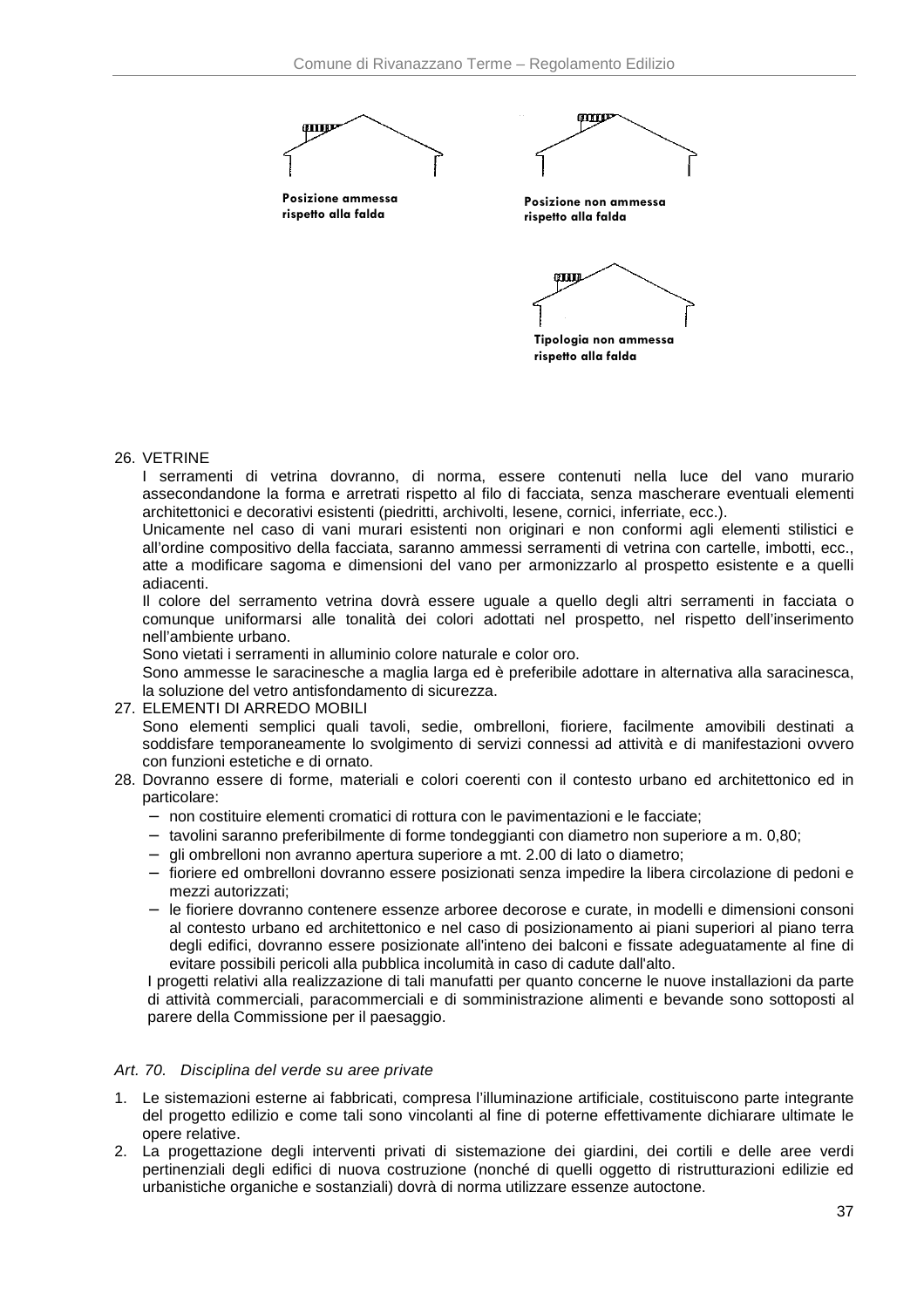Posizione ammessa rispetto alla falda

Posizione non ammessa rispetto alla falda

Tipologia non ammessa rispetto alla falda

26. VETRINE

    I serramenti di vetrina dovranno, di norma, essere contenuti nella luce del vano murario assecondandone la forma e arretrati rispetto al filo di facciata, senza mascherare eventuali elementi architettonici e decorativi esistenti (piedritti, archivolti, lesene, cornici, inferriate, ecc.).

    Unicamente nel caso di vani murari esistenti non originari e non conformi agli elementi stilistici e all'ordine compositivo della facciata, saranno ammessi serramenti di vetrina con cartelle, imbotti, ecc., atte a modificare sagoma e dimensioni del vano per armonizzarlo al prospetto esistente e a quelli adiacenti.

    Il colore del serramento vetrina dovrà essere uguale a quello degli altri serramenti in facciata o comunque uniformarsi alle tonalità dei colori adottati nel prospetto, nel rispetto dell'inserimento nell'ambiente urbano.

    Sono vietati i serramenti in alluminio colore naturale e color oro.

    Sono ammesse le saracinesche a maglia larga ed è preferibile adottare in alternativa alla saracinesca, la soluzione del vetro antisfondamento di sicurezza.

27. ELEMENTI DI ARREDO MOBILI

    Sono elementi semplici quali tavoli, sedie, ombrelloni, fioriere, facilmente amovibili destinati a soddisfare temporaneamente lo svolgimento di servizi connessi ad attività e di manifestazioni ovvero con funzioni estetiche e di ornato.

28. Dovranno essere di forme, materiali e colori coerenti con il contesto urbano ed architettonico ed in particolare:
    - non costituire elementi cromatici di rottura con le pavimentazioni e le facciate;
    - tavolini saranno preferibilmente di forme tondeggianti con diametro non superiore a m. 0,80;
    - gli ombrelloni non avranno apertura superiore a mt. 2.00 di lato o diametro;
    - fioriere ed ombrelloni dovranno essere posizionati senza impedire la libera circolazione di pedoni e mezzi autorizzati;
    - le fioriere dovranno contenere essenze arboree decorose e curate, in modelli e dimensioni consoni al contesto urbano ed architettonico e nel caso di posizionamento ai piani superiori al piano terra degli edifici, dovranno essere posizionate all'inteno dei balconi e fissate adeguatamente al fine di evitare possibili pericoli alla pubblica incolumità in caso di cadute dall'alto.

    I progetti relativi alla realizzazione di tali manufatti per quanto concerne le nuove installazioni da parte di attività commerciali, paracommerciali e di somministrazione alimenti e bevande sono sottoposti al parere della Commissione per il paesaggio.

### *Art. 70. Disciplina del verde su aree private*

1. Le sistemazioni esterne ai fabbricati, compresa l'illuminazione artificiale, costituiscono parte integrante del progetto edilizio e come tali sono vincolanti al fine di poterne effettivamente dichiarare ultimate le opere relative.
2. La progettazione degli interventi privati di sistemazione dei giardini, dei cortili e delle aree verdi pertinenziali degli edifici di nuova costruzione (nonché di quelli oggetto di ristrutturazioni edilizie ed urbanistiche organiche e sostanziali) dovrà di norma utilizzare essenze autoctone.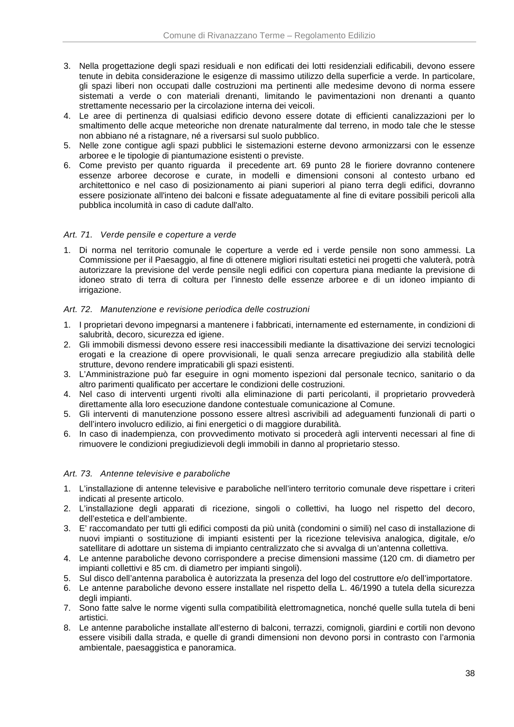3. Nella progettazione degli spazi residuali e non edificati dei lotti residenziali edificabili, devono essere tenute in debita considerazione le esigenze di massimo utilizzo della superficie a verde. In particolare, gli spazi liberi non occupati dalle costruzioni ma pertinenti alle medesime devono di norma essere sistemati a verde o con materiali drenanti, limitando le pavimentazioni non drenanti a quanto strettamente necessario per la circolazione interna dei veicoli.
4. Le aree di pertinenza di qualsiasi edificio devono essere dotate di efficienti canalizzazioni per lo smaltimento delle acque meteoriche non drenate naturalmente dal terreno, in modo tale che le stesse non abbiano né a ristagnare, né a riversarsi sul suolo pubblico.
5. Nelle zone contigue agli spazi pubblici le sistemazioni esterne devono armonizzarsi con le essenze arboree e le tipologie di piantumazione esistenti o previste.
6. Come previsto per quanto riguarda il precedente art. 69 punto 28 le fioriere dovranno contenere essenze arboree decorose e curate, in modelli e dimensioni consoni al contesto urbano ed architettonico e nel caso di posizionamento ai piani superiori al piano terra degli edifici, dovranno essere posizionate all'inteno dei balconi e fissate adeguatamente al fine di evitare possibili pericoli alla pubblica incolumità in caso di cadute dall'alto.

### *Art. 71. Verde pensile e coperture a verde*

1. Di norma nel territorio comunale le coperture a verde ed i verde pensile non sono ammessi. La Commissione per il Paesaggio, al fine di ottenere migliori risultati estetici nei progetti che valuterà, potrà autorizzare la previsione del verde pensile negli edifici con copertura piana mediante la previsione di idoneo strato di terra di coltura per l'innesto delle essenze arboree e di un idoneo impianto di irrigazione.

### *Art. 72. Manutenzione e revisione periodica delle costruzioni*

1. I proprietari devono impegnarsi a mantenere i fabbricati, internamente ed esternamente, in condizioni di salubrità, decoro, sicurezza ed igiene.
2. Gli immobili dismessi devono essere resi inaccessibili mediante la disattivazione dei servizi tecnologici erogati e la creazione di opere provvisionali, le quali senza arrecare pregiudizio alla stabilità delle strutture, devono rendere impraticabili gli spazi esistenti.
3. L'Amministrazione può far eseguire in ogni momento ispezioni dal personale tecnico, sanitario o da altro parimenti qualificato per accertare le condizioni delle costruzioni.
4. Nel caso di interventi urgenti rivolti alla eliminazione di parti pericolanti, il proprietario provvederà direttamente alla loro esecuzione dandone contestuale comunicazione al Comune.
5. Gli interventi di manutenzione possono essere altresì ascrivibili ad adeguamenti funzionali di parti o dell'intero involucro edilizio, ai fini energetici o di maggiore durabilità.
6. In caso di inadempienza, con provvedimento motivato si procederà agli interventi necessari al fine di rimuovere le condizioni pregiudizievoli degli immobili in danno al proprietario stesso.

### *Art. 73. Antenne televisive e paraboliche*

1. L'installazione di antenne televisive e paraboliche nell'intero territorio comunale deve rispettare i criteri indicati al presente articolo.
2. L'installazione degli apparati di ricezione, singoli o collettivi, ha luogo nel rispetto del decoro, dell'estetica e dell'ambiente.
3. E' raccomandato per tutti gli edifici composti da più unità (condomini o simili) nel caso di installazione di nuovi impianti o sostituzione di impianti esistenti per la ricezione televisiva analogica, digitale, e/o satellitare di adottare un sistema di impianto centralizzato che si avvalga di un'antenna collettiva.
4. Le antenne paraboliche devono corrispondere a precise dimensioni massime (120 cm. di diametro per impianti collettivi e 85 cm. di diametro per impianti singoli).
5. Sul disco dell'antenna parabolica è autorizzata la presenza del logo del costruttore e/o dell'importatore.
6. Le antenne paraboliche devono essere installate nel rispetto della L. 46/1990 a tutela della sicurezza degli impianti.
7. Sono fatte salve le norme vigenti sulla compatibilità elettromagnetica, nonché quelle sulla tutela di beni artistici.
8. Le antenne paraboliche installate all'esterno di balconi, terrazzi, comignoli, giardini e cortili non devono essere visibili dalla strada, e quelle di grandi dimensioni non devono porsi in contrasto con l'armonia ambientale, paesaggistica e panoramica.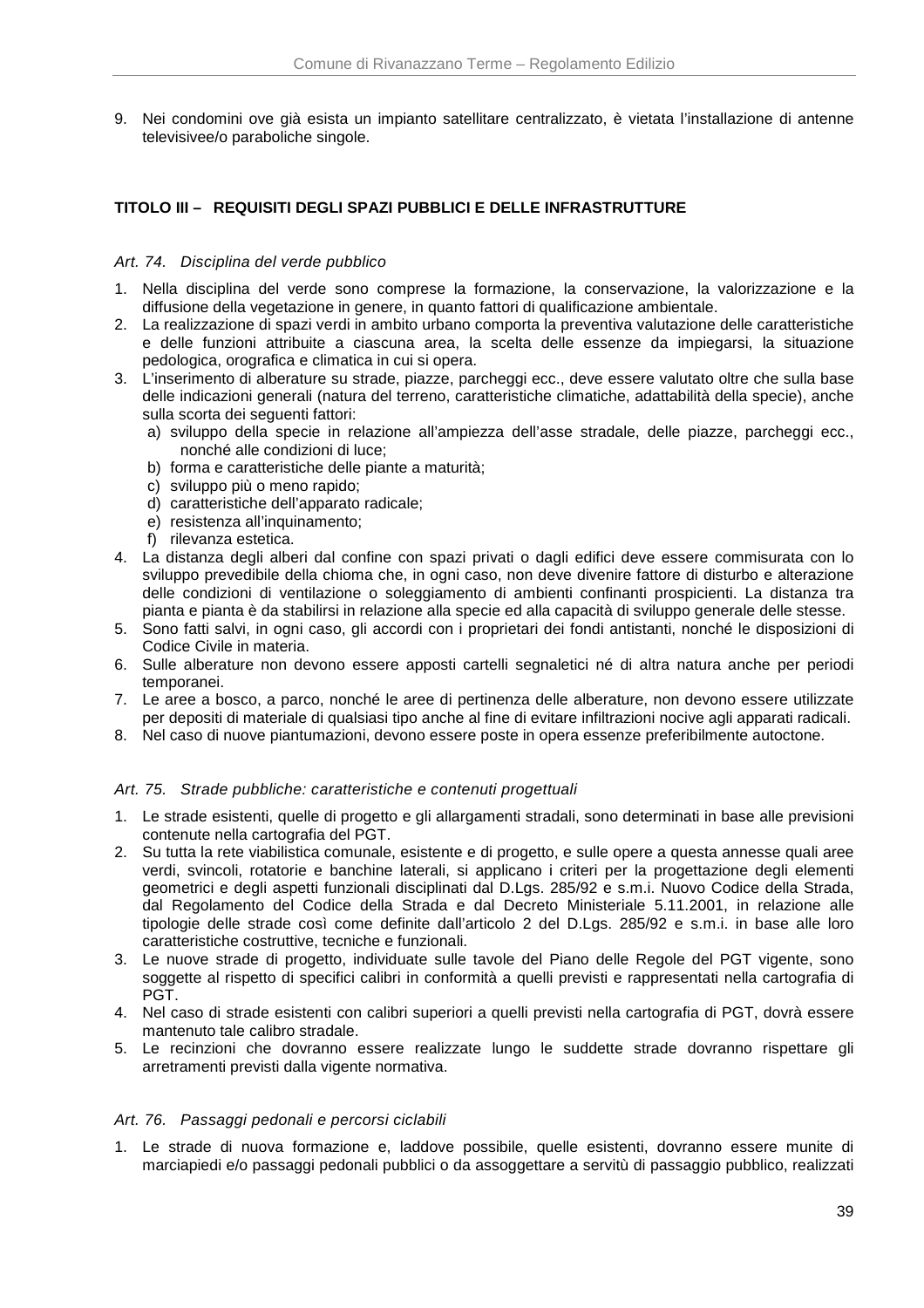9. Nei condomini ove già esista un impianto satellitare centralizzato, è vietata l'installazione di antenne televisivee/o paraboliche singole.

## TITOLO III – REQUISITI DEGLI SPAZI PUBBLICI E DELLE INFRASTRUTTURE

### *Art. 74. Disciplina del verde pubblico*

1. Nella disciplina del verde sono comprese la formazione, la conservazione, la valorizzazione e la diffusione della vegetazione in genere, in quanto fattori di qualificazione ambientale.
2. La realizzazione di spazi verdi in ambito urbano comporta la preventiva valutazione delle caratteristiche e delle funzioni attribuite a ciascuna area, la scelta delle essenze da impiegarsi, la situazione pedologica, orografica e climatica in cui si opera.
3. L'inserimento di alberature su strade, piazze, parcheggi ecc., deve essere valutato oltre che sulla base delle indicazioni generali (natura del terreno, caratteristiche climatiche, adattabilità della specie), anche sulla scorta dei seguenti fattori:
   a) sviluppo della specie in relazione all'ampiezza dell'asse stradale, delle piazze, parcheggi ecc., nonché alle condizioni di luce;
   b) forma e caratteristiche delle piante a maturità;
   c) sviluppo più o meno rapido;
   d) caratteristiche dell'apparato radicale;
   e) resistenza all'inquinamento;
   f) rilevanza estetica.
4. La distanza degli alberi dal confine con spazi privati o dagli edifici deve essere commisurata con lo sviluppo prevedibile della chioma che, in ogni caso, non deve divenire fattore di disturbo e alterazione delle condizioni di ventilazione o soleggiamento di ambienti confinanti prospicienti. La distanza tra pianta e pianta è da stabilirsi in relazione alla specie ed alla capacità di sviluppo generale delle stesse.
5. Sono fatti salvi, in ogni caso, gli accordi con i proprietari dei fondi antistanti, nonché le disposizioni di Codice Civile in materia.
6. Sulle alberature non devono essere apposti cartelli segnaletici né di altra natura anche per periodi temporanei.
7. Le aree a bosco, a parco, nonché le aree di pertinenza delle alberature, non devono essere utilizzate per depositi di materiale di qualsiasi tipo anche al fine di evitare infiltrazioni nocive agli apparati radicali.
8. Nel caso di nuove piantumazioni, devono essere poste in opera essenze preferibilmente autoctone.

### *Art. 75. Strade pubbliche: caratteristiche e contenuti progettuali*

1. Le strade esistenti, quelle di progetto e gli allargamenti stradali, sono determinati in base alle previsioni contenute nella cartografia del PGT.
2. Su tutta la rete viabilistica comunale, esistente e di progetto, e sulle opere a questa annesse quali aree verdi, svincoli, rotatorie e banchine laterali, si applicano i criteri per la progettazione degli elementi geometrici e degli aspetti funzionali disciplinati dal D.Lgs. 285/92 e s.m.i. Nuovo Codice della Strada, dal Regolamento del Codice della Strada e dal Decreto Ministeriale 5.11.2001, in relazione alle tipologie delle strade così come definite dall'articolo 2 del D.Lgs. 285/92 e s.m.i. in base alle loro caratteristiche costruttive, tecniche e funzionali.
3. Le nuove strade di progetto, individuate sulle tavole del Piano delle Regole del PGT vigente, sono soggette al rispetto di specifici calibri in conformità a quelli previsti e rappresentati nella cartografia di PGT.
4. Nel caso di strade esistenti con calibri superiori a quelli previsti nella cartografia di PGT, dovrà essere mantenuto tale calibro stradale.
5. Le recinzioni che dovranno essere realizzate lungo le suddette strade dovranno rispettare gli arretramenti previsti dalla vigente normativa.

### *Art. 76. Passaggi pedonali e percorsi ciclabili*

1. Le strade di nuova formazione e, laddove possibile, quelle esistenti, dovranno essere munite di marciapiedi e/o passaggi pedonali pubblici o da assoggettare a servitù di passaggio pubblico, realizzati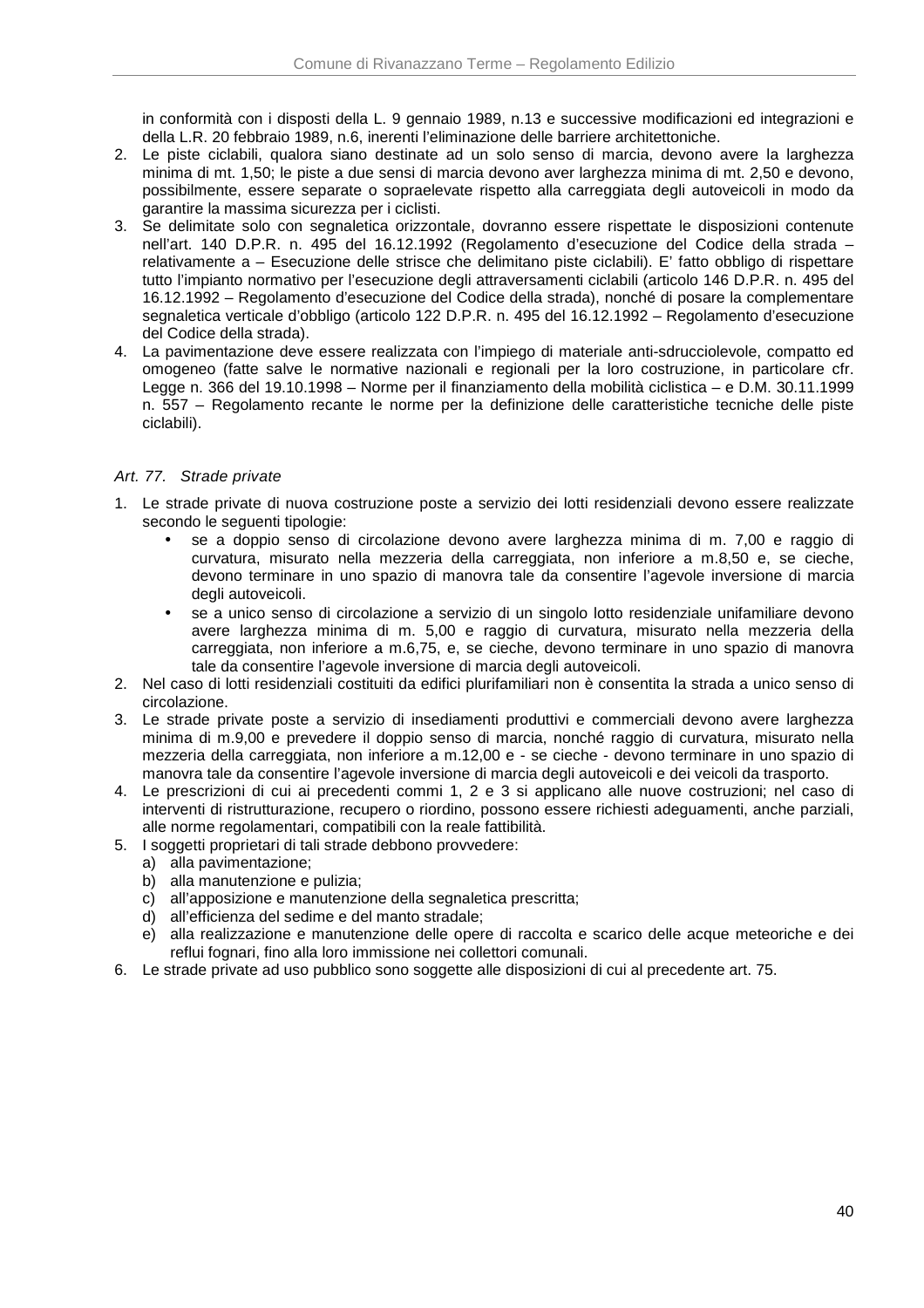in conformità con i disposti della L. 9 gennaio 1989, n.13 e successive modificazioni ed integrazioni e della L.R. 20 febbraio 1989, n.6, inerenti l'eliminazione delle barriere architettoniche.

2. Le piste ciclabili, qualora siano destinate ad un solo senso di marcia, devono avere la larghezza minima di mt. 1,50; le piste a due sensi di marcia devono aver larghezza minima di mt. 2,50 e devono, possibilmente, essere separate o sopraelevate rispetto alla carreggiata degli autoveicoli in modo da garantire la massima sicurezza per i ciclisti.
3. Se delimitate solo con segnaletica orizzontale, dovranno essere rispettate le disposizioni contenute nell'art. 140 D.P.R. n. 495 del 16.12.1992 (Regolamento d'esecuzione del Codice della strada – relativamente a – Esecuzione delle strisce che delimitano piste ciclabili). E' fatto obbligo di rispettare tutto l'impianto normativo per l'esecuzione degli attraversamenti ciclabili (articolo 146 D.P.R. n. 495 del 16.12.1992 – Regolamento d'esecuzione del Codice della strada), nonché di posare la complementare segnaletica verticale d'obbligo (articolo 122 D.P.R. n. 495 del 16.12.1992 – Regolamento d'esecuzione del Codice della strada).
4. La pavimentazione deve essere realizzata con l'impiego di materiale anti-sdrucciolevole, compatto ed omogeneo (fatte salve le normative nazionali e regionali per la loro costruzione, in particolare cfr. Legge n. 366 del 19.10.1998 – Norme per il finanziamento della mobilità ciclistica – e D.M. 30.11.1999 n. 557 – Regolamento recante le norme per la definizione delle caratteristiche tecniche delle piste ciclabili).

### *Art. 77. Strade private*

1. Le strade private di nuova costruzione poste a servizio dei lotti residenziali devono essere realizzate secondo le seguenti tipologie:
   - se a doppio senso di circolazione devono avere larghezza minima di m. 7,00 e raggio di curvatura, misurato nella mezzeria della carreggiata, non inferiore a m.8,50 e, se cieche, devono terminare in uno spazio di manovra tale da consentire l'agevole inversione di marcia degli autoveicoli.
   - se a unico senso di circolazione a servizio di un singolo lotto residenziale unifamiliare devono avere larghezza minima di m. 5,00 e raggio di curvatura, misurato nella mezzeria della carreggiata, non inferiore a m.6,75, e, se cieche, devono terminare in uno spazio di manovra tale da consentire l'agevole inversione di marcia degli autoveicoli.
2. Nel caso di lotti residenziali costituiti da edifici plurifamiliari non è consentita la strada a unico senso di circolazione.
3. Le strade private poste a servizio di insediamenti produttivi e commerciali devono avere larghezza minima di m.9,00 e prevedere il doppio senso di marcia, nonché raggio di curvatura, misurato nella mezzeria della carreggiata, non inferiore a m.12,00 e - se cieche - devono terminare in uno spazio di manovra tale da consentire l'agevole inversione di marcia degli autoveicoli e dei veicoli da trasporto.
4. Le prescrizioni di cui ai precedenti commi 1, 2 e 3 si applicano alle nuove costruzioni; nel caso di interventi di ristrutturazione, recupero o riordino, possono essere richiesti adeguamenti, anche parziali, alle norme regolamentari, compatibili con la reale fattibilità.
5. I soggetti proprietari di tali strade debbono provvedere:
   a) alla pavimentazione;
   b) alla manutenzione e pulizia;
   c) all'apposizione e manutenzione della segnaletica prescritta;
   d) all'efficienza del sedime e del manto stradale;
   e) alla realizzazione e manutenzione delle opere di raccolta e scarico delle acque meteoriche e dei reflui fognari, fino alla loro immissione nei collettori comunali.
6. Le strade private ad uso pubblico sono soggette alle disposizioni di cui al precedente art. 75.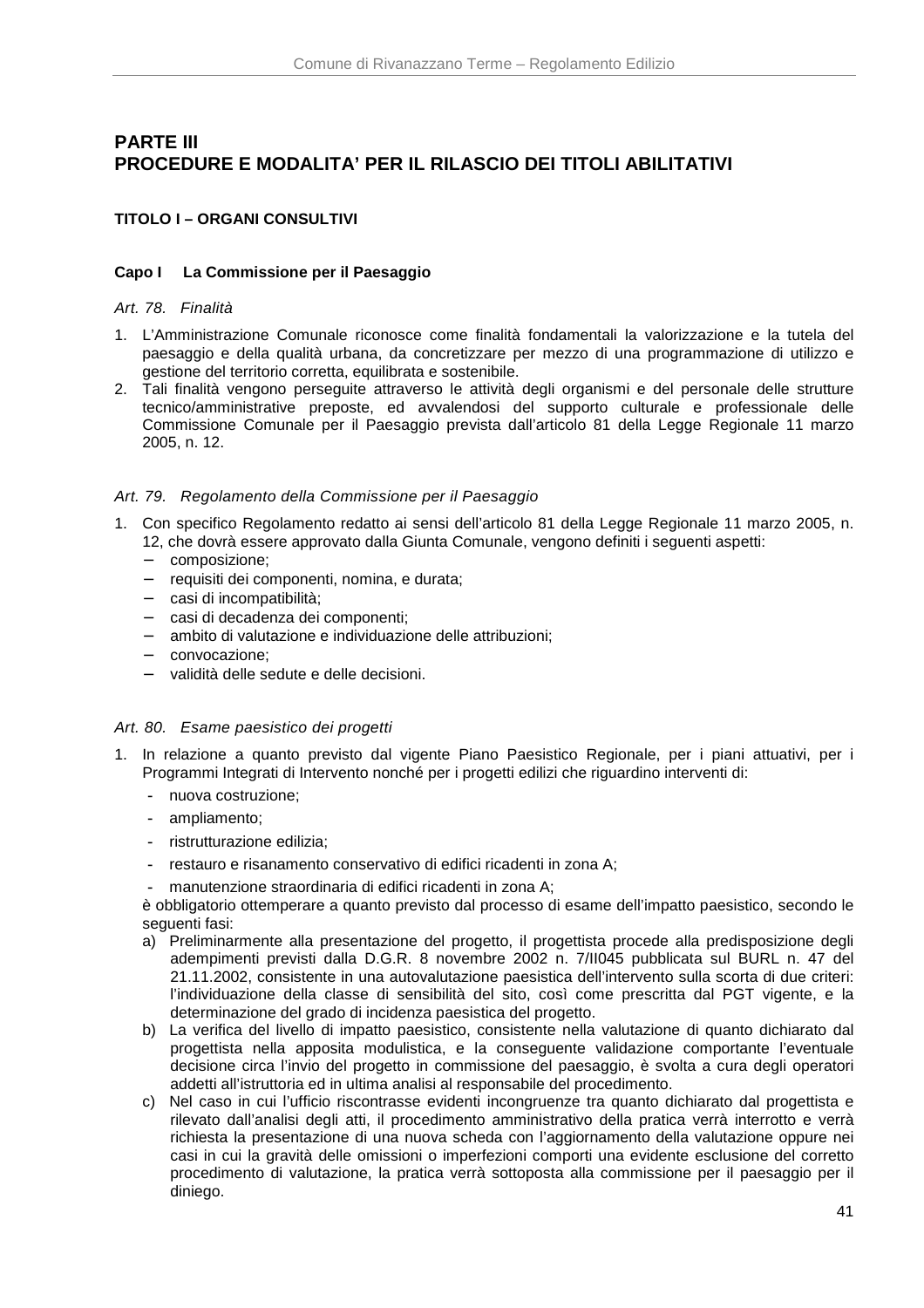# PARTE III
# PROCEDURE E MODALITA' PER IL RILASCIO DEI TITOLI ABILITATIVI

## TITOLO I – ORGANI CONSULTIVI

### Capo I La Commissione per il Paesaggio

*Art. 78. Finalità*

1. L'Amministrazione Comunale riconosce come finalità fondamentali la valorizzazione e la tutela del paesaggio e della qualità urbana, da concretizzare per mezzo di una programmazione di utilizzo e gestione del territorio corretta, equilibrata e sostenibile.
2. Tali finalità vengono perseguite attraverso le attività degli organismi e del personale delle strutture tecnico/amministrative preposte, ed avvalendosi del supporto culturale e professionale delle Commissione Comunale per il Paesaggio prevista dall'articolo 81 della Legge Regionale 11 marzo 2005, n. 12.

*Art. 79. Regolamento della Commissione per il Paesaggio*

1. Con specifico Regolamento redatto ai sensi dell'articolo 81 della Legge Regionale 11 marzo 2005, n. 12, che dovrà essere approvato dalla Giunta Comunale, vengono definiti i seguenti aspetti:
   - composizione;
   - requisiti dei componenti, nomina, e durata;
   - casi di incompatibilità;
   - casi di decadenza dei componenti;
   - ambito di valutazione e individuazione delle attribuzioni;
   - convocazione;
   - validità delle sedute e delle decisioni.

*Art. 80. Esame paesistico dei progetti*

1. In relazione a quanto previsto dal vigente Piano Paesistico Regionale, per i piani attuativi, per i Programmi Integrati di Intervento nonché per i progetti edilizi che riguardino interventi di:
   - nuova costruzione;
   - ampliamento;
   - ristrutturazione edilizia;
   - restauro e risanamento conservativo di edifici ricadenti in zona A;
   - manutenzione straordinaria di edifici ricadenti in zona A;

   è obbligatorio ottemperare a quanto previsto dal processo di esame dell'impatto paesistico, secondo le seguenti fasi:

   a) Preliminarmente alla presentazione del progetto, il progettista procede alla predisposizione degli adempimenti previsti dalla D.G.R. 8 novembre 2002 n. 7/II045 pubblicata sul BURL n. 47 del 21.11.2002, consistente in una autovalutazione paesistica dell'intervento sulla scorta di due criteri: l'individuazione della classe di sensibilità del sito, così come prescritta dal PGT vigente, e la determinazione del grado di incidenza paesistica del progetto.
   b) La verifica del livello di impatto paesistico, consistente nella valutazione di quanto dichiarato dal progettista nella apposita modulistica, e la conseguente validazione comportante l'eventuale decisione circa l'invio del progetto in commissione del paesaggio, è svolta a cura degli operatori addetti all'istruttoria ed in ultima analisi al responsabile del procedimento.
   c) Nel caso in cui l'ufficio riscontrasse evidenti incongruenze tra quanto dichiarato dal progettista e rilevato dall'analisi degli atti, il procedimento amministrativo della pratica verrà interrotto e verrà richiesta la presentazione di una nuova scheda con l'aggiornamento della valutazione oppure nei casi in cui la gravità delle omissioni o imperfezioni comporti una evidente esclusione del corretto procedimento di valutazione, la pratica verrà sottoposta alla commissione per il paesaggio per il diniego.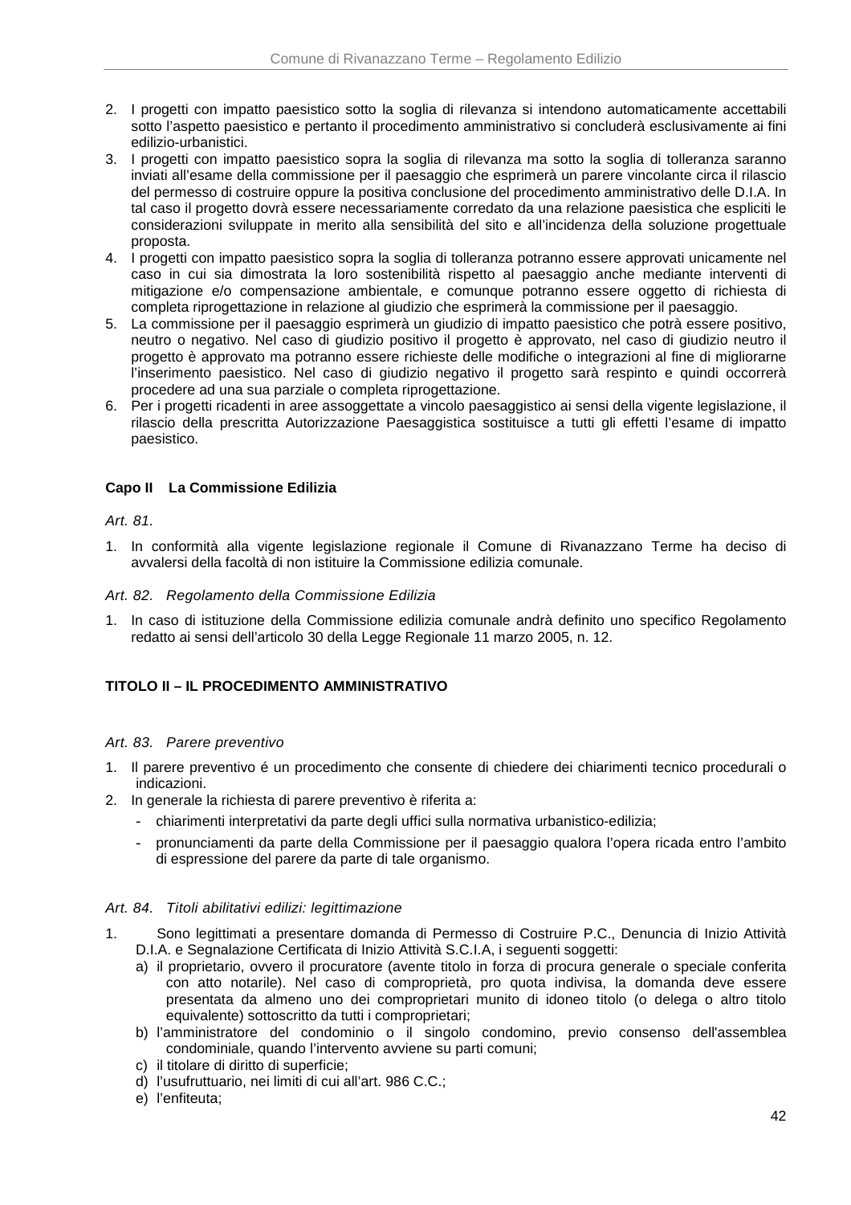2. I progetti con impatto paesistico sotto la soglia di rilevanza si intendono automaticamente accettabili sotto l'aspetto paesistico e pertanto il procedimento amministrativo si concluderà esclusivamente ai fini edilizio-urbanistici.
3. I progetti con impatto paesistico sopra la soglia di rilevanza ma sotto la soglia di tolleranza saranno inviati all'esame della commissione per il paesaggio che esprimerà un parere vincolante circa il rilascio del permesso di costruire oppure la positiva conclusione del procedimento amministrativo delle D.I.A. In tal caso il progetto dovrà essere necessariamente corredato da una relazione paesistica che espliciti le considerazioni sviluppate in merito alla sensibilità del sito e all'incidenza della soluzione progettuale proposta.
4. I progetti con impatto paesistico sopra la soglia di tolleranza potranno essere approvati unicamente nel caso in cui sia dimostrata la loro sostenibilità rispetto al paesaggio anche mediante interventi di mitigazione e/o compensazione ambientale, e comunque potranno essere oggetto di richiesta di completa riprogettazione in relazione al giudizio che esprimerà la commissione per il paesaggio.
5. La commissione per il paesaggio esprimerà un giudizio di impatto paesistico che potrà essere positivo, neutro o negativo. Nel caso di giudizio positivo il progetto è approvato, nel caso di giudizio neutro il progetto è approvato ma potranno essere richieste delle modifiche o integrazioni al fine di migliorarne l'inserimento paesistico. Nel caso di giudizio negativo il progetto sarà respinto e quindi occorrerà procedere ad una sua parziale o completa riprogettazione.
6. Per i progetti ricadenti in aree assoggettate a vincolo paesaggistico ai sensi della vigente legislazione, il rilascio della prescritta Autorizzazione Paesaggistica sostituisce a tutti gli effetti l'esame di impatto paesistico.

### Capo II La Commissione Edilizia

*Art. 81.*

1. In conformità alla vigente legislazione regionale il Comune di Rivanazzano Terme ha deciso di avvalersi della facoltà di non istituire la Commissione edilizia comunale.

*Art. 82. Regolamento della Commissione Edilizia*

1. In caso di istituzione della Commissione edilizia comunale andrà definito uno specifico Regolamento redatto ai sensi dell'articolo 30 della Legge Regionale 11 marzo 2005, n. 12.

## TITOLO II – IL PROCEDIMENTO AMMINISTRATIVO

*Art. 83. Parere preventivo*

1. Il parere preventivo é un procedimento che consente di chiedere dei chiarimenti tecnico procedurali o indicazioni.
2. In generale la richiesta di parere preventivo è riferita a:
   - chiarimenti interpretativi da parte degli uffici sulla normativa urbanistico-edilizia;
   - pronunciamenti da parte della Commissione per il paesaggio qualora l'opera ricada entro l'ambito di espressione del parere da parte di tale organismo.

*Art. 84. Titoli abilitativi edilizi: legittimazione*

1. Sono legittimati a presentare domanda di Permesso di Costruire P.C., Denuncia di Inizio Attività D.I.A. e Segnalazione Certificata di Inizio Attività S.C.I.A, i seguenti soggetti:
   a) il proprietario, ovvero il procuratore (avente titolo in forza di procura generale o speciale conferita con atto notarile). Nel caso di comproprietà, pro quota indivisa, la domanda deve essere presentata da almeno uno dei comproprietari munito di idoneo titolo (o delega o altro titolo equivalente) sottoscritto da tutti i comproprietari;
   b) l'amministratore del condominio o il singolo condomino, previo consenso dell'assemblea condominiale, quando l'intervento avviene su parti comuni;
   c) il titolare di diritto di superficie;
   d) l'usufruttuario, nei limiti di cui all'art. 986 C.C.;
   e) l'enfiteuta;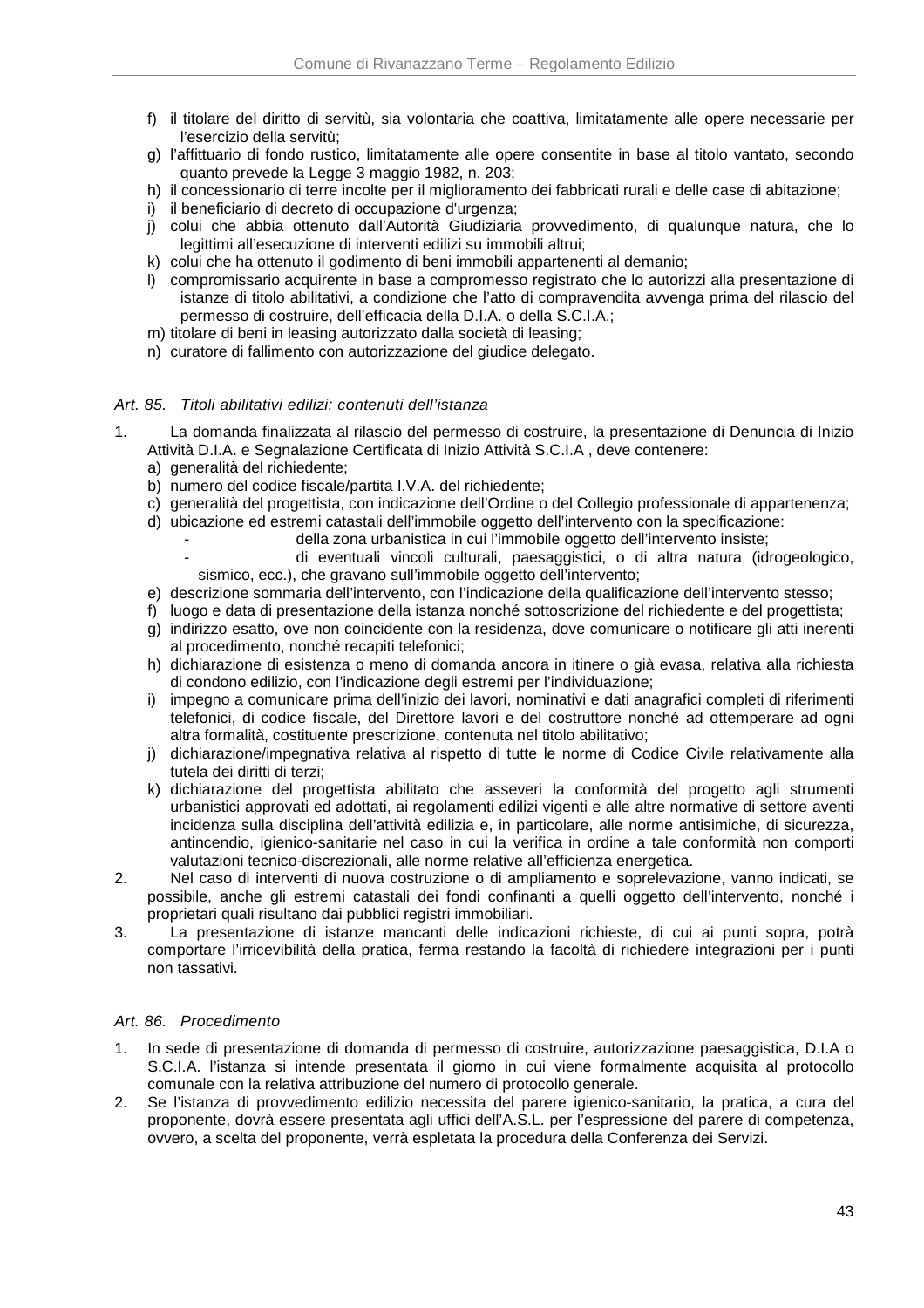f) il titolare del diritto di servitù, sia volontaria che coattiva, limitatamente alle opere necessarie per l'esercizio della servitù;
g) l'affittuario di fondo rustico, limitatamente alle opere consentite in base al titolo vantato, secondo quanto prevede la Legge 3 maggio 1982, n. 203;
h) il concessionario di terre incolte per il miglioramento dei fabbricati rurali e delle case di abitazione;
i) il beneficiario di decreto di occupazione d'urgenza;
j) colui che abbia ottenuto dall'Autorità Giudiziaria provvedimento, di qualunque natura, che lo legittimi all'esecuzione di interventi edilizi su immobili altrui;
k) colui che ha ottenuto il godimento di beni immobili appartenenti al demanio;
l) compromissario acquirente in base a compromesso registrato che lo autorizzi alla presentazione di istanze di titolo abilitativi, a condizione che l'atto di compravendita avvenga prima del rilascio del permesso di costruire, dell'efficacia della D.I.A. o della S.C.I.A.;
m) titolare di beni in leasing autorizzato dalla società di leasing;
n) curatore di fallimento con autorizzazione del giudice delegato.

### *Art. 85. Titoli abilitativi edilizi: contenuti dell'istanza*

1. La domanda finalizzata al rilascio del permesso di costruire, la presentazione di Denuncia di Inizio Attività D.I.A. e Segnalazione Certificata di Inizio Attività S.C.I.A , deve contenere:
   a) generalità del richiedente;
   b) numero del codice fiscale/partita I.V.A. del richiedente;
   c) generalità del progettista, con indicazione dell'Ordine o del Collegio professionale di appartenenza;
   d) ubicazione ed estremi catastali dell'immobile oggetto dell'intervento con la specificazione:
      - della zona urbanistica in cui l'immobile oggetto dell'intervento insiste;
      - di eventuali vincoli culturali, paesaggistici, o di altra natura (idrogeologico, sismico, ecc.), che gravano sull'immobile oggetto dell'intervento;
   e) descrizione sommaria dell'intervento, con l'indicazione della qualificazione dell'intervento stesso;
   f) luogo e data di presentazione della istanza nonché sottoscrizione del richiedente e del progettista;
   g) indirizzo esatto, ove non coincidente con la residenza, dove comunicare o notificare gli atti inerenti al procedimento, nonché recapiti telefonici;
   h) dichiarazione di esistenza o meno di domanda ancora in itinere o già evasa, relativa alla richiesta di condono edilizio, con l'indicazione degli estremi per l'individuazione;
   i) impegno a comunicare prima dell'inizio dei lavori, nominativi e dati anagrafici completi di riferimenti telefonici, di codice fiscale, del Direttore lavori e del costruttore nonché ad ottemperare ad ogni altra formalità, costituente prescrizione, contenuta nel titolo abilitativo;
   j) dichiarazione/impegnativa relativa al rispetto di tutte le norme di Codice Civile relativamente alla tutela dei diritti di terzi;
   k) dichiarazione del progettista abilitato che asseveri la conformità del progetto agli strumenti urbanistici approvati ed adottati, ai regolamenti edilizi vigenti e alle altre normative di settore aventi incidenza sulla disciplina dell'attività edilizia e, in particolare, alle norme antisimiche, di sicurezza, antincendio, igienico-sanitarie nel caso in cui la verifica in ordine a tale conformità non comporti valutazioni tecnico-discrezionali, alle norme relative all'efficienza energetica.
2. Nel caso di interventi di nuova costruzione o di ampliamento e soprelevazione, vanno indicati, se possibile, anche gli estremi catastali dei fondi confinanti a quelli oggetto dell'intervento, nonché i proprietari quali risultano dai pubblici registri immobiliari.
3. La presentazione di istanze mancanti delle indicazioni richieste, di cui ai punti sopra, potrà comportare l'irricevibilità della pratica, ferma restando la facoltà di richiedere integrazioni per i punti non tassativi.

### *Art. 86. Procedimento*

1. In sede di presentazione di domanda di permesso di costruire, autorizzazione paesaggistica, D.I.A o S.C.I.A. l'istanza si intende presentata il giorno in cui viene formalmente acquisita al protocollo comunale con la relativa attribuzione del numero di protocollo generale.
2. Se l'istanza di provvedimento edilizio necessita del parere igienico-sanitario, la pratica, a cura del proponente, dovrà essere presentata agli uffici dell'A.S.L. per l'espressione del parere di competenza, ovvero, a scelta del proponente, verrà espletata la procedura della Conferenza dei Servizi.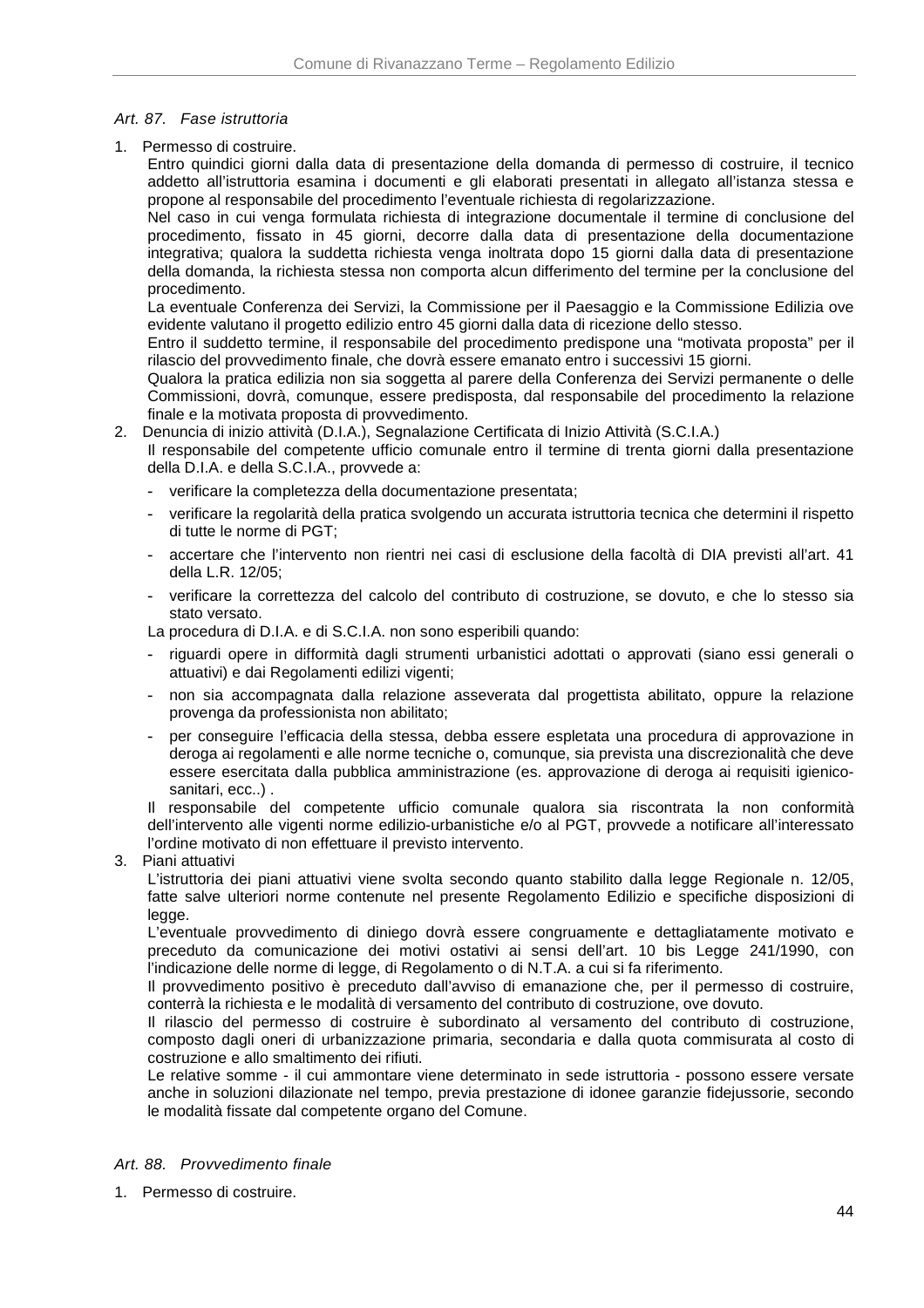### *Art. 87. Fase istruttoria*

1. Permesso di costruire.

   Entro quindici giorni dalla data di presentazione della domanda di permesso di costruire, il tecnico addetto all'istruttoria esamina i documenti e gli elaborati presentati in allegato all'istanza stessa e propone al responsabile del procedimento l'eventuale richiesta di regolarizzazione.

   Nel caso in cui venga formulata richiesta di integrazione documentale il termine di conclusione del procedimento, fissato in 45 giorni, decorre dalla data di presentazione della documentazione integrativa; qualora la suddetta richiesta venga inoltrata dopo 15 giorni dalla data di presentazione della domanda, la richiesta stessa non comporta alcun differimento del termine per la conclusione del procedimento.

   La eventuale Conferenza dei Servizi, la Commissione per il Paesaggio e la Commissione Edilizia ove evidente valutano il progetto edilizio entro 45 giorni dalla data di ricezione dello stesso.

   Entro il suddetto termine, il responsabile del procedimento predispone una "motivata proposta" per il rilascio del provvedimento finale, che dovrà essere emanato entro i successivi 15 giorni.

   Qualora la pratica edilizia non sia soggetta al parere della Conferenza dei Servizi permanente o delle Commissioni, dovrà, comunque, essere predisposta, dal responsabile del procedimento la relazione finale e la motivata proposta di provvedimento.

2. Denuncia di inizio attività (D.I.A.), Segnalazione Certificata di Inizio Attività (S.C.I.A.)

   Il responsabile del competente ufficio comunale entro il termine di trenta giorni dalla presentazione della D.I.A. e della S.C.I.A., provvede a:

   - verificare la completezza della documentazione presentata;
   - verificare la regolarità della pratica svolgendo un accurata istruttoria tecnica che determini il rispetto di tutte le norme di PGT;
   - accertare che l'intervento non rientri nei casi di esclusione della facoltà di DIA previsti all'art. 41 della L.R. 12/05;
   - verificare la correttezza del calcolo del contributo di costruzione, se dovuto, e che lo stesso sia stato versato.

   La procedura di D.I.A. e di S.C.I.A. non sono esperibili quando:

   - riguardi opere in difformità dagli strumenti urbanistici adottati o approvati (siano essi generali o attuativi) e dai Regolamenti edilizi vigenti;
   - non sia accompagnata dalla relazione asseverata dal progettista abilitato, oppure la relazione provenga da professionista non abilitato;
   - per conseguire l'efficacia della stessa, debba essere espletata una procedura di approvazione in deroga ai regolamenti e alle norme tecniche o, comunque, sia prevista una discrezionalità che deve essere esercitata dalla pubblica amministrazione (es. approvazione di deroga ai requisiti igienico-sanitari, ecc..) .

   Il responsabile del competente ufficio comunale qualora sia riscontrata la non conformità dell'intervento alle vigenti norme edilizio-urbanistiche e/o al PGT, provvede a notificare all'interessato l'ordine motivato di non effettuare il previsto intervento.

3. Piani attuativi

   L'istruttoria dei piani attuativi viene svolta secondo quanto stabilito dalla legge Regionale n. 12/05, fatte salve ulteriori norme contenute nel presente Regolamento Edilizio e specifiche disposizioni di legge.

   L'eventuale provvedimento di diniego dovrà essere congruamente e dettagliatamente motivato e preceduto da comunicazione dei motivi ostativi ai sensi dell'art. 10 bis Legge 241/1990, con l'indicazione delle norme di legge, di Regolamento o di N.T.A. a cui si fa riferimento.

   Il provvedimento positivo è preceduto dall'avviso di emanazione che, per il permesso di costruire, conterrà la richiesta e le modalità di versamento del contributo di costruzione, ove dovuto.

   Il rilascio del permesso di costruire è subordinato al versamento del contributo di costruzione, composto dagli oneri di urbanizzazione primaria, secondaria e dalla quota commisurata al costo di costruzione e allo smaltimento dei rifiuti.

   Le relative somme - il cui ammontare viene determinato in sede istruttoria - possono essere versate anche in soluzioni dilazionate nel tempo, previa prestazione di idonee garanzie fidejussorie, secondo le modalità fissate dal competente organo del Comune.

### *Art. 88. Provvedimento finale*

1. Permesso di costruire.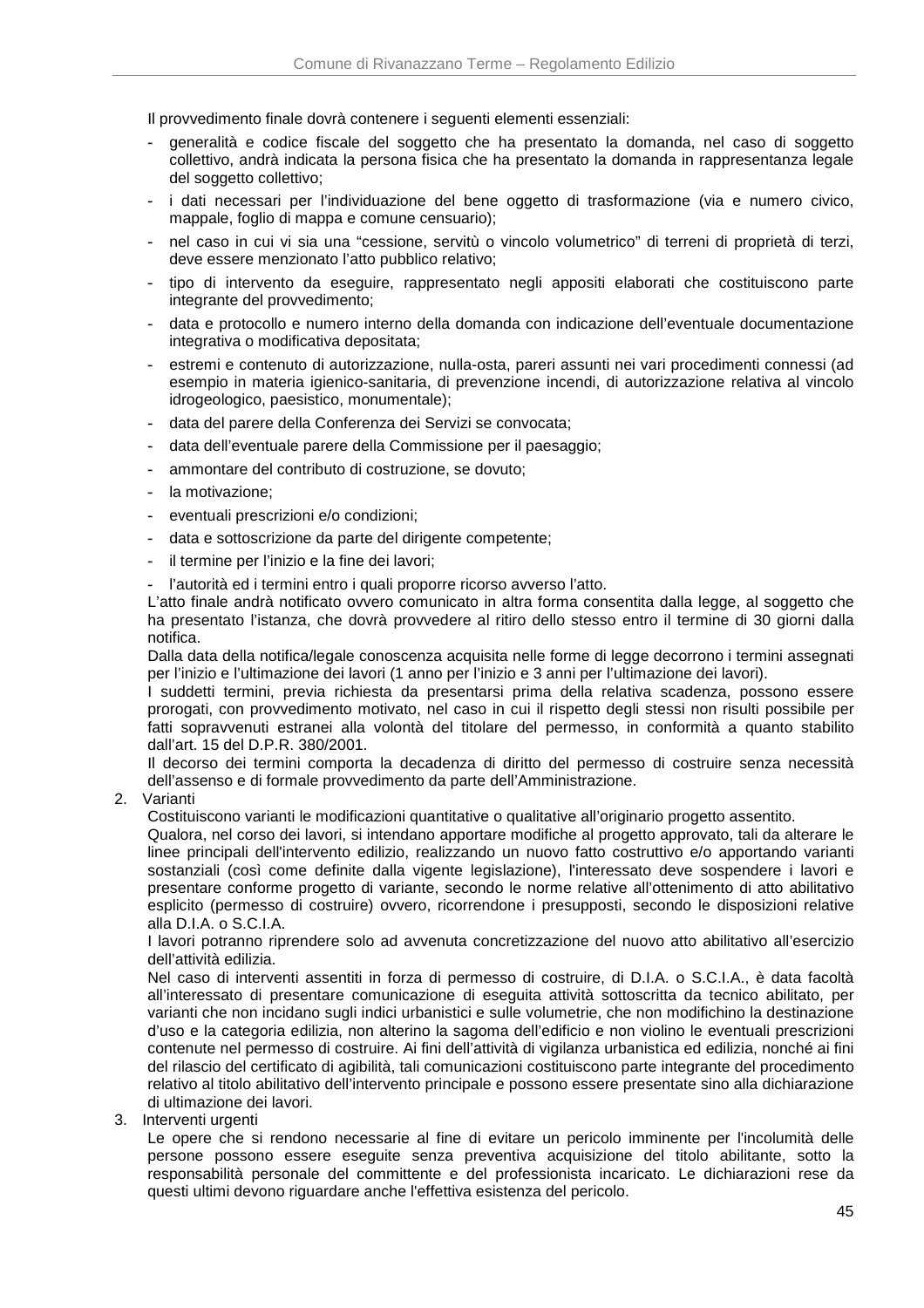Il provvedimento finale dovrà contenere i seguenti elementi essenziali:

- generalità e codice fiscale del soggetto che ha presentato la domanda, nel caso di soggetto collettivo, andrà indicata la persona fisica che ha presentato la domanda in rappresentanza legale del soggetto collettivo;
- i dati necessari per l'individuazione del bene oggetto di trasformazione (via e numero civico, mappale, foglio di mappa e comune censuario);
- nel caso in cui vi sia una "cessione, servitù o vincolo volumetrico" di terreni di proprietà di terzi, deve essere menzionato l'atto pubblico relativo;
- tipo di intervento da eseguire, rappresentato negli appositi elaborati che costituiscono parte integrante del provvedimento;
- data e protocollo e numero interno della domanda con indicazione dell'eventuale documentazione integrativa o modificativa depositata;
- estremi e contenuto di autorizzazione, nulla-osta, pareri assunti nei vari procedimenti connessi (ad esempio in materia igienico-sanitaria, di prevenzione incendi, di autorizzazione relativa al vincolo idrogeologico, paesistico, monumentale);
- data del parere della Conferenza dei Servizi se convocata;
- data dell'eventuale parere della Commissione per il paesaggio;
- ammontare del contributo di costruzione, se dovuto;
- la motivazione;
- eventuali prescrizioni e/o condizioni;
- data e sottoscrizione da parte del dirigente competente;
- il termine per l'inizio e la fine dei lavori;
- l'autorità ed i termini entro i quali proporre ricorso avverso l'atto.

L'atto finale andrà notificato ovvero comunicato in altra forma consentita dalla legge, al soggetto che ha presentato l'istanza, che dovrà provvedere al ritiro dello stesso entro il termine di 30 giorni dalla notifica.

Dalla data della notifica/legale conoscenza acquisita nelle forme di legge decorrono i termini assegnati per l'inizio e l'ultimazione dei lavori (1 anno per l'inizio e 3 anni per l'ultimazione dei lavori).

I suddetti termini, previa richiesta da presentarsi prima della relativa scadenza, possono essere prorogati, con provvedimento motivato, nel caso in cui il rispetto degli stessi non risulti possibile per fatti sopravvenuti estranei alla volontà del titolare del permesso, in conformità a quanto stabilito dall'art. 15 del D.P.R. 380/2001.

Il decorso dei termini comporta la decadenza di diritto del permesso di costruire senza necessità dell'assenso e di formale provvedimento da parte dell'Amministrazione.

2. Varianti

   Costituiscono varianti le modificazioni quantitative o qualitative all'originario progetto assentito.

   Qualora, nel corso dei lavori, si intendano apportare modifiche al progetto approvato, tali da alterare le linee principali dell'intervento edilizio, realizzando un nuovo fatto costruttivo e/o apportando varianti sostanziali (così come definite dalla vigente legislazione), l'interessato deve sospendere i lavori e presentare conforme progetto di variante, secondo le norme relative all'ottenimento di atto abilitativo esplicito (permesso di costruire) ovvero, ricorrendone i presupposti, secondo le disposizioni relative alla D.I.A. o S.C.I.A.

   I lavori potranno riprendere solo ad avvenuta concretizzazione del nuovo atto abilitativo all'esercizio dell'attività edilizia.

   Nel caso di interventi assentiti in forza di permesso di costruire, di D.I.A. o S.C.I.A., è data facoltà all'interessato di presentare comunicazione di eseguita attività sottoscritta da tecnico abilitato, per varianti che non incidano sugli indici urbanistici e sulle volumetrie, che non modifichino la destinazione d'uso e la categoria edilizia, non alterino la sagoma dell'edificio e non violino le eventuali prescrizioni contenute nel permesso di costruire. Ai fini dell'attività di vigilanza urbanistica ed edilizia, nonché ai fini del rilascio del certificato di agibilità, tali comunicazioni costituiscono parte integrante del procedimento relativo al titolo abilitativo dell'intervento principale e possono essere presentate sino alla dichiarazione di ultimazione dei lavori.

3. Interventi urgenti

   Le opere che si rendono necessarie al fine di evitare un pericolo imminente per l'incolumità delle persone possono essere eseguite senza preventiva acquisizione del titolo abilitante, sotto la responsabilità personale del committente e del professionista incaricato. Le dichiarazioni rese da questi ultimi devono riguardare anche l'effettiva esistenza del pericolo.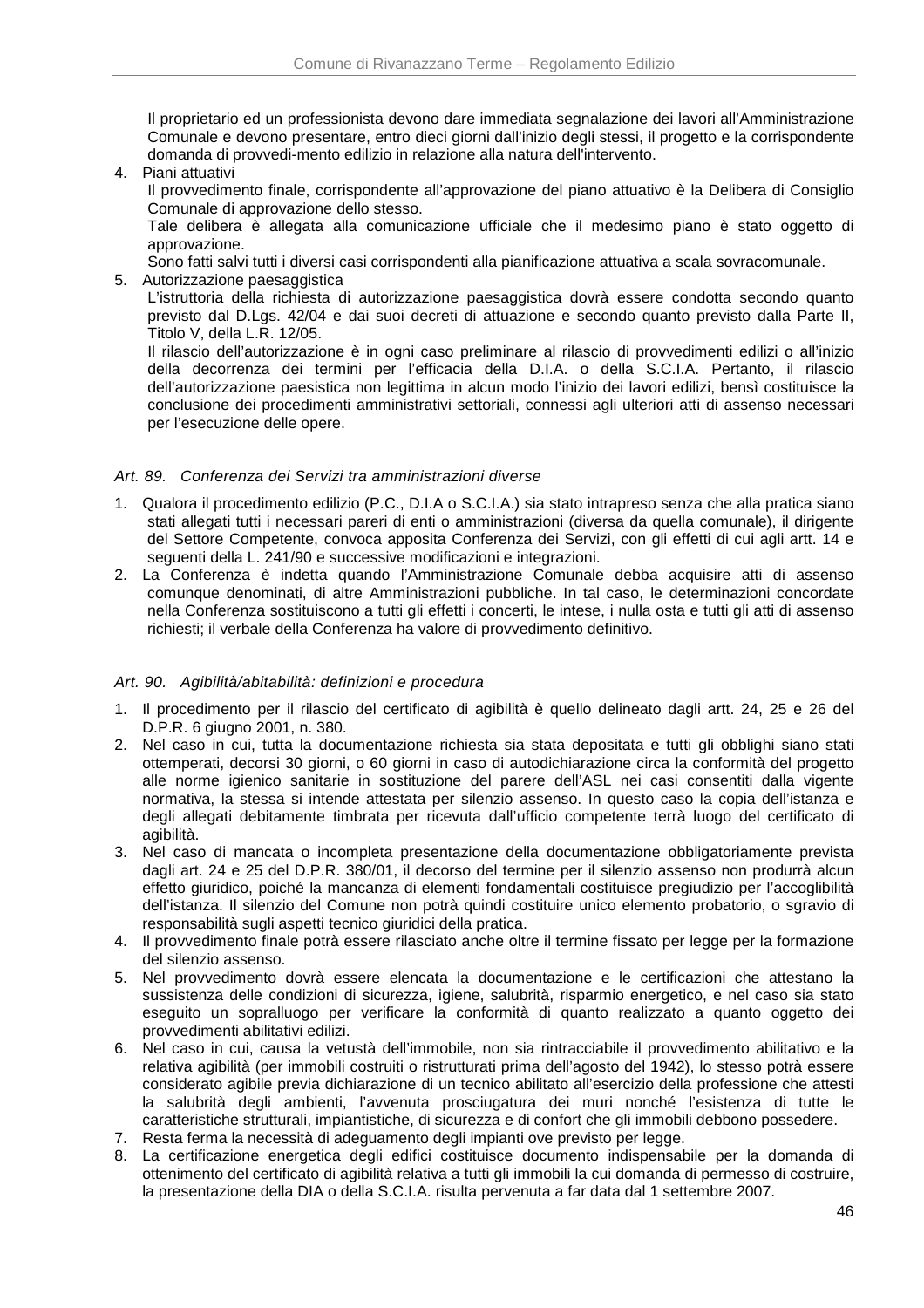Il proprietario ed un professionista devono dare immediata segnalazione dei lavori all'Amministrazione Comunale e devono presentare, entro dieci giorni dall'inizio degli stessi, il progetto e la corrispondente domanda di provvedi-mento edilizio in relazione alla natura dell'intervento.

4. Piani attuativi

   Il provvedimento finale, corrispondente all'approvazione del piano attuativo è la Delibera di Consiglio Comunale di approvazione dello stesso.

   Tale delibera è allegata alla comunicazione ufficiale che il medesimo piano è stato oggetto di approvazione.

   Sono fatti salvi tutti i diversi casi corrispondenti alla pianificazione attuativa a scala sovracomunale.

5. Autorizzazione paesaggistica

   L'istruttoria della richiesta di autorizzazione paesaggistica dovrà essere condotta secondo quanto previsto dal D.Lgs. 42/04 e dai suoi decreti di attuazione e secondo quanto previsto dalla Parte II, Titolo V, della L.R. 12/05.

   Il rilascio dell'autorizzazione è in ogni caso preliminare al rilascio di provvedimenti edilizi o all'inizio della decorrenza dei termini per l'efficacia della D.I.A. o della S.C.I.A. Pertanto, il rilascio dell'autorizzazione paesistica non legittima in alcun modo l'inizio dei lavori edilizi, bensì costituisce la conclusione dei procedimenti amministrativi settoriali, connessi agli ulteriori atti di assenso necessari per l'esecuzione delle opere.

### *Art. 89. Conferenza dei Servizi tra amministrazioni diverse*

1. Qualora il procedimento edilizio (P.C., D.I.A o S.C.I.A.) sia stato intrapreso senza che alla pratica siano stati allegati tutti i necessari pareri di enti o amministrazioni (diversa da quella comunale), il dirigente del Settore Competente, convoca apposita Conferenza dei Servizi, con gli effetti di cui agli artt. 14 e seguenti della L. 241/90 e successive modificazioni e integrazioni.
2. La Conferenza è indetta quando l'Amministrazione Comunale debba acquisire atti di assenso comunque denominati, di altre Amministrazioni pubbliche. In tal caso, le determinazioni concordate nella Conferenza sostituiscono a tutti gli effetti i concerti, le intese, i nulla osta e tutti gli atti di assenso richiesti; il verbale della Conferenza ha valore di provvedimento definitivo.

### *Art. 90. Agibilità/abitabilità: definizioni e procedura*

1. Il procedimento per il rilascio del certificato di agibilità è quello delineato dagli artt. 24, 25 e 26 del D.P.R. 6 giugno 2001, n. 380.
2. Nel caso in cui, tutta la documentazione richiesta sia stata depositata e tutti gli obblighi siano stati ottemperati, decorsi 30 giorni, o 60 giorni in caso di autodichiarazione circa la conformità del progetto alle norme igienico sanitarie in sostituzione del parere dell'ASL nei casi consentiti dalla vigente normativa, la stessa si intende attestata per silenzio assenso. In questo caso la copia dell'istanza e degli allegati debitamente timbrata per ricevuta dall'ufficio competente terrà luogo del certificato di agibilità.
3. Nel caso di mancata o incompleta presentazione della documentazione obbligatoriamente prevista dagli art. 24 e 25 del D.P.R. 380/01, il decorso del termine per il silenzio assenso non produrrà alcun effetto giuridico, poiché la mancanza di elementi fondamentali costituisce pregiudizio per l'accoglibilità dell'istanza. Il silenzio del Comune non potrà quindi costituire unico elemento probatorio, o sgravio di responsabilità sugli aspetti tecnico giuridici della pratica.
4. Il provvedimento finale potrà essere rilasciato anche oltre il termine fissato per legge per la formazione del silenzio assenso.
5. Nel provvedimento dovrà essere elencata la documentazione e le certificazioni che attestano la sussistenza delle condizioni di sicurezza, igiene, salubrità, risparmio energetico, e nel caso sia stato eseguito un sopralluogo per verificare la conformità di quanto realizzato a quanto oggetto dei provvedimenti abilitativi edilizi.
6. Nel caso in cui, causa la vetustà dell'immobile, non sia rintracciabile il provvedimento abilitativo e la relativa agibilità (per immobili costruiti o ristrutturati prima dell'agosto del 1942), lo stesso potrà essere considerato agibile previa dichiarazione di un tecnico abilitato all'esercizio della professione che attesti la salubrità degli ambienti, l'avvenuta prosciugatura dei muri nonché l'esistenza di tutte le caratteristiche strutturali, impiantistiche, di sicurezza e di confort che gli immobili debbono possedere.
7. Resta ferma la necessità di adeguamento degli impianti ove previsto per legge.
8. La certificazione energetica degli edifici costituisce documento indispensabile per la domanda di ottenimento del certificato di agibilità relativa a tutti gli immobili la cui domanda di permesso di costruire, la presentazione della DIA o della S.C.I.A. risulta pervenuta a far data dal 1 settembre 2007.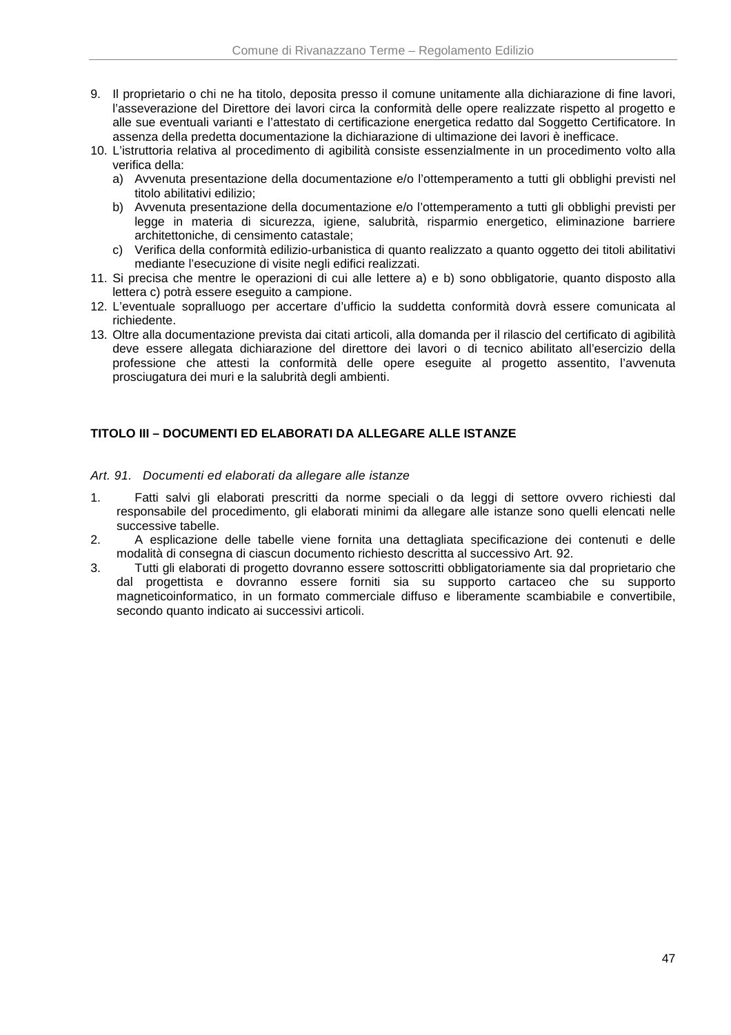9. Il proprietario o chi ne ha titolo, deposita presso il comune unitamente alla dichiarazione di fine lavori, l'asseverazione del Direttore dei lavori circa la conformità delle opere realizzate rispetto al progetto e alle sue eventuali varianti e l'attestato di certificazione energetica redatto dal Soggetto Certificatore. In assenza della predetta documentazione la dichiarazione di ultimazione dei lavori è inefficace.
10. L'istruttoria relativa al procedimento di agibilità consiste essenzialmente in un procedimento volto alla verifica della:
    a) Avvenuta presentazione della documentazione e/o l'ottemperamento a tutti gli obblighi previsti nel titolo abilitativi edilizio;
    b) Avvenuta presentazione della documentazione e/o l'ottemperamento a tutti gli obblighi previsti per legge in materia di sicurezza, igiene, salubrità, risparmio energetico, eliminazione barriere architettoniche, di censimento catastale;
    c) Verifica della conformità edilizio-urbanistica di quanto realizzato a quanto oggetto dei titoli abilitativi mediante l'esecuzione di visite negli edifici realizzati.
11. Si precisa che mentre le operazioni di cui alle lettere a) e b) sono obbligatorie, quanto disposto alla lettera c) potrà essere eseguito a campione.
12. L'eventuale sopralluogo per accertare d'ufficio la suddetta conformità dovrà essere comunicata al richiedente.
13. Oltre alla documentazione prevista dai citati articoli, alla domanda per il rilascio del certificato di agibilità deve essere allegata dichiarazione del direttore dei lavori o di tecnico abilitato all'esercizio della professione che attesti la conformità delle opere eseguite al progetto assentito, l'avvenuta prosciugatura dei muri e la salubrità degli ambienti.

## TITOLO III – DOCUMENTI ED ELABORATI DA ALLEGARE ALLE ISTANZE

### *Art. 91. Documenti ed elaborati da allegare alle istanze*

1. Fatti salvi gli elaborati prescritti da norme speciali o da leggi di settore ovvero richiesti dal responsabile del procedimento, gli elaborati minimi da allegare alle istanze sono quelli elencati nelle successive tabelle.
2. A esplicazione delle tabelle viene fornita una dettagliata specificazione dei contenuti e delle modalità di consegna di ciascun documento richiesto descritta al successivo Art. 92.
3. Tutti gli elaborati di progetto dovranno essere sottoscritti obbligatoriamente sia dal proprietario che dal progettista e dovranno essere forniti sia su supporto cartaceo che su supporto magneticoinformatico, in un formato commerciale diffuso e liberamente scambiabile e convertibile, secondo quanto indicato ai successivi articoli.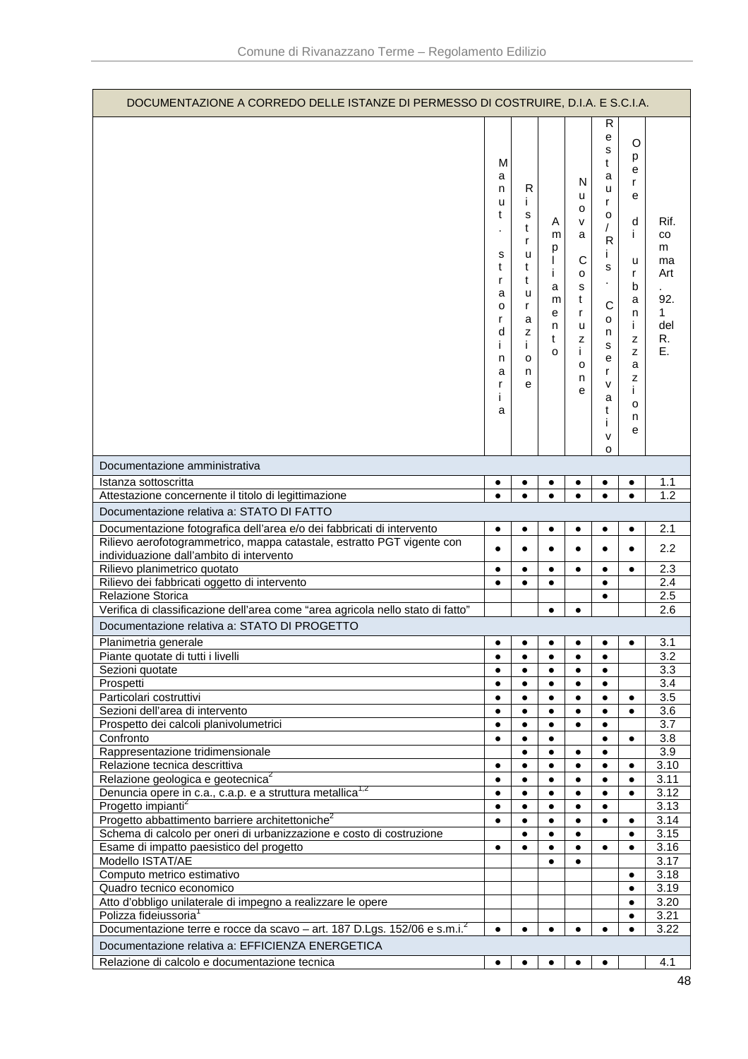| DOCUMENTAZIONE A CORREDO DELLE ISTANZE DI PERMESSO DI COSTRUIRE, D.I.A. E S.C.I.A. | | | | | | | |
|---|---|---|---|---|---|---|---|
| | Manut. straordinaria | Ristrutturazione | Ampliamento | Nuova Costruzione | Restauro/Ris. Conservativo | Opere di urbanizzazione | Rif. comma Art. 92.1 del R.E. |
| Documentazione amministrativa | | | | | | | |
| Istanza sottoscritta | ● | ● | ● | ● | ● | ● | 1.1 |
| Attestazione concernente il titolo di legittimazione | ● | ● | ● | ● | ● | ● | 1.2 |
| Documentazione relativa a: STATO DI FATTO | | | | | | | |
| Documentazione fotografica dell'area e/o dei fabbricati di intervento | ● | ● | ● | ● | ● | ● | 2.1 |
| Rilievo aerofotogrammetrico, mappa catastale, estratto PGT vigente con individuazione dall'ambito di intervento | ● | ● | ● | ● | ● | ● | 2.2 |
| Rilievo planimetrico quotato | ● | ● | ● | ● | ● | ● | 2.3 |
| Rilievo dei fabbricati oggetto di intervento | ● | ● | ● | | ● | | 2.4 |
| Relazione Storica | | | | | ● | | 2.5 |
| Verifica di classificazione dell'area come "area agricola nello stato di fatto" | | | ● | ● | | | 2.6 |
| Documentazione relativa a: STATO DI PROGETTO | | | | | | | |
| Planimetria generale | ● | ● | ● | ● | ● | ● | 3.1 |
| Piante quotate di tutti i livelli | ● | ● | ● | ● | ● | | 3.2 |
| Sezioni quotate | ● | ● | ● | ● | ● | | 3.3 |
| Prospetti | ● | ● | ● | ● | ● | | 3.4 |
| Particolari costruttivi | ● | ● | ● | ● | ● | ● | 3.5 |
| Sezioni dell'area di intervento | ● | ● | ● | ● | ● | ● | 3.6 |
| Prospetto dei calcoli planivolumetrici | ● | ● | ● | ● | ● | | 3.7 |
| Confronto | ● | ● | ● | | ● | ● | 3.8 |
| Rappresentazione tridimensionale | | ● | ● | ● | ● | | 3.9 |
| Relazione tecnica descrittiva | ● | ● | ● | ● | ● | ● | 3.10 |
| Relazione geologica e geotecnica[2] | ● | ● | ● | ● | ● | ● | 3.11 |
| Denuncia opere in c.a., c.a.p. e a struttura metallica[1,2] | ● | ● | ● | ● | ● | ● | 3.12 |
| Progetto impianti[2] | ● | ● | ● | ● | ● | | 3.13 |
| Progetto abbattimento barriere architettoniche[2] | ● | ● | ● | ● | ● | ● | 3.14 |
| Schema di calcolo per oneri di urbanizzazione e costo di costruzione | | ● | ● | ● | | ● | 3.15 |
| Esame di impatto paesistico del progetto | ● | ● | ● | ● | ● | ● | 3.16 |
| Modello ISTAT/AE | | | ● | ● | | | 3.17 |
| Computo metrico estimativo | | | | | | ● | 3.18 |
| Quadro tecnico economico | | | | | | ● | 3.19 |
| Atto d'obbligo unilaterale di impegno a realizzare le opere | | | | | | ● | 3.20 |
| Polizza fideiussoria[1] | | | | | | ● | 3.21 |
| Documentazione terre e rocce da scavo – art. 187 D.Lgs. 152/06 e s.m.i.[2] | ● | ● | ● | ● | ● | ● | 3.22 |
| Documentazione relativa a: EFFICIENZA ENERGETICA | | | | | | | |
| Relazione di calcolo e documentazione tecnica | ● | ● | ● | ● | ● | | 4.1 |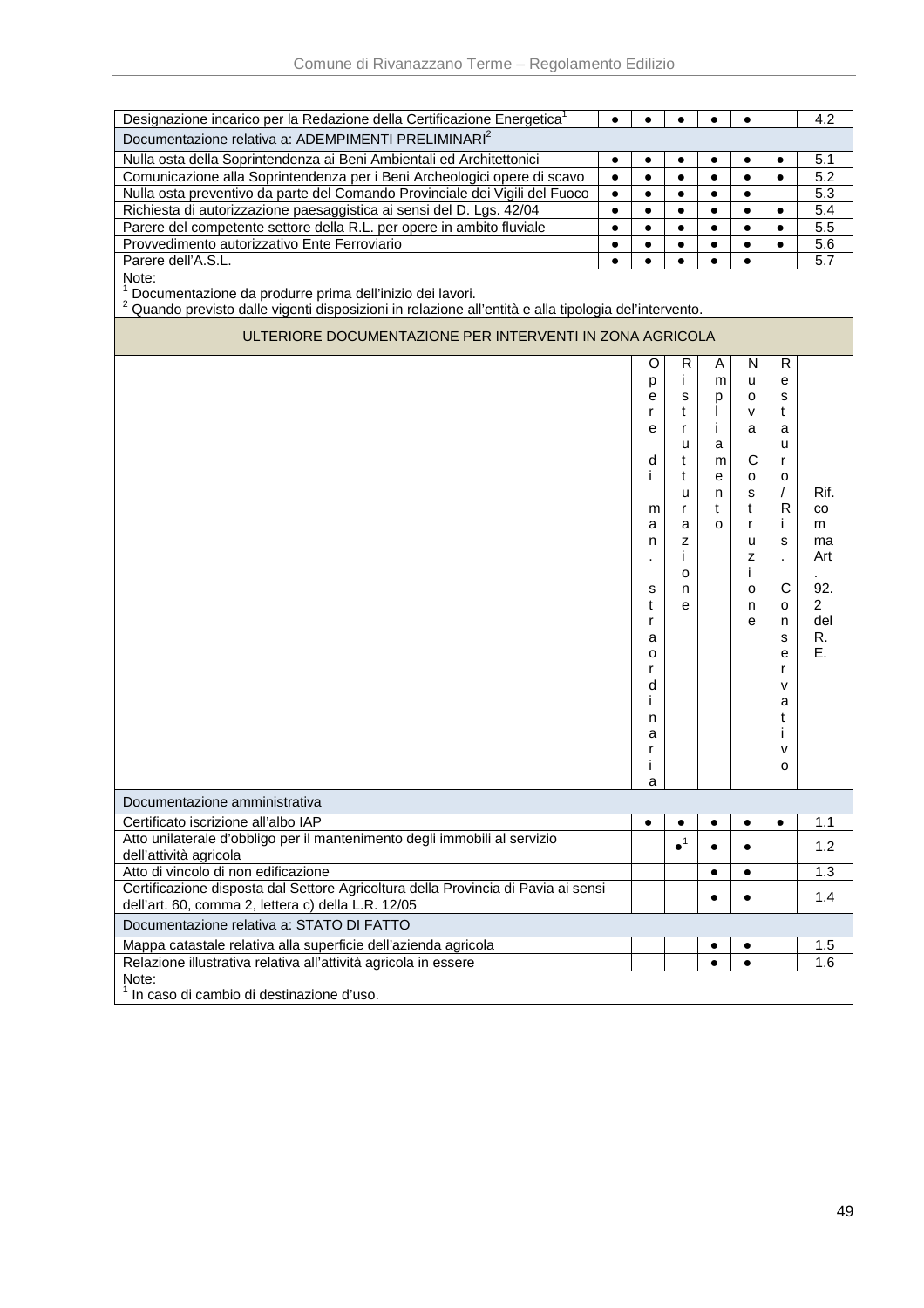| | | | | | | | |
|---|---|---|---|---|---|---|---|
| Designazione incarico per la Redazione della Certificazione Energetica[1] | ● | ● | ● | ● | ● | | 4.2 |
| Documentazione relativa a: ADEMPIMENTI PRELIMINARI[2] | | | | | | | |
| Nulla osta della Soprintendenza ai Beni Ambientali ed Architettonici | ● | ● | ● | ● | ● | ● | 5.1 |
| Comunicazione alla Soprintendenza per i Beni Archeologici opere di scavo | ● | ● | ● | ● | ● | ● | 5.2 |
| Nulla osta preventivo da parte del Comando Provinciale dei Vigili del Fuoco | ● | ● | ● | ● | ● | | 5.3 |
| Richiesta di autorizzazione paesaggistica ai sensi del D. Lgs. 42/04 | ● | ● | ● | ● | ● | ● | 5.4 |
| Parere del competente settore della R.L. per opere in ambito fluviale | ● | ● | ● | ● | ● | ● | 5.5 |
| Provvedimento autorizzativo Ente Ferroviario | ● | ● | ● | ● | ● | ● | 5.6 |
| Parere dell'A.S.L. | ● | ● | ● | ● | ● | | 5.7 |

Note:
[1] Documentazione da produrre prima dell'inizio dei lavori.
[2] Quando previsto dalle vigenti disposizioni in relazione all'entità e alla tipologia dell'intervento.

ULTERIORE DOCUMENTAZIONE PER INTERVENTI IN ZONA AGRICOLA

| | Opere di man. straordinaria | Ristrutturazione | Ampliamento | Nuova Costruzione | Restauro/Ris. Conservativo | Rif. comma Art. 92.2 del R.E. |
|---|---|---|---|---|---|---|
| Documentazione amministrativa | | | | | | |
| Certificato iscrizione all'albo IAP | ● | ● | ● | ● | ● | 1.1 |
| Atto unilaterale d'obbligo per il mantenimento degli immobili al servizio dell'attività agricola | | ●[1] | ● | ● | | 1.2 |
| Atto di vincolo di non edificazione | | | ● | ● | | 1.3 |
| Certificazione disposta dal Settore Agricoltura della Provincia di Pavia ai sensi dell'art. 60, comma 2, lettera c) della L.R. 12/05 | | | ● | ● | | 1.4 |
| Documentazione relativa a: STATO DI FATTO | | | | | | |
| Mappa catastale relativa alla superficie dell'azienda agricola | | | ● | ● | | 1.5 |
| Relazione illustrativa relativa all'attività agricola in essere | | | ● | ● | | 1.6 |

Note:
[1] In caso di cambio di destinazione d'uso.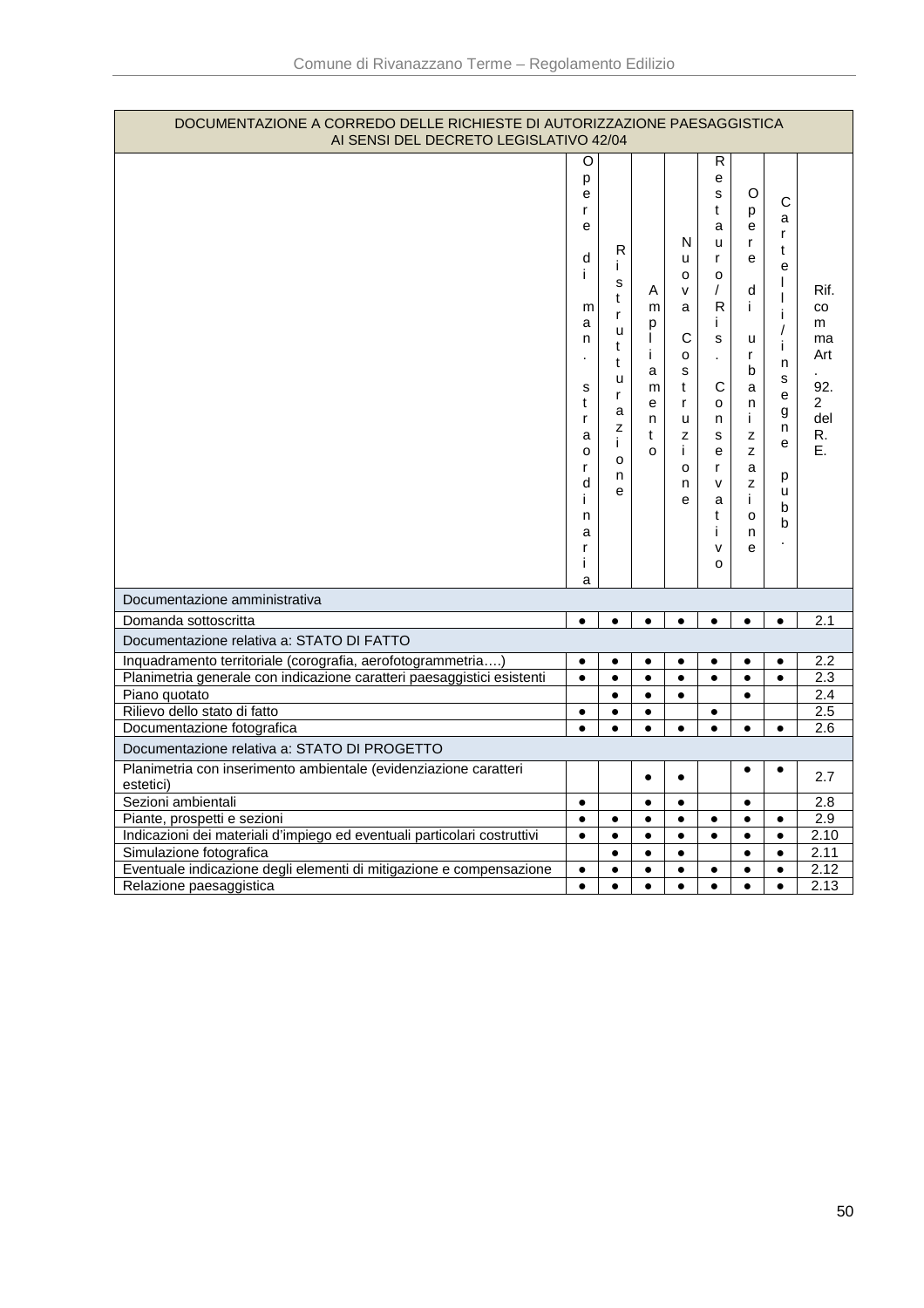| DOCUMENTAZIONE A CORREDO DELLE RICHIESTE DI AUTORIZZAZIONE PAESAGGISTICA AI SENSI DEL DECRETO LEGISLATIVO 42/04 | | | | | | | | |
|---|---|---|---|---|---|---|---|---|
| | Opere di man. straordinaria | Ristrutturazione | Ampliamento | Nuova Costruzione | Restauro/Ris. Conservativo | Opere di urbanizzazione | Cartelli/insegne pubb. | Rif. comma Art. 92.2 del R.E. |
| **Documentazione amministrativa** | | | | | | | | |
| Domanda sottoscritta | ● | ● | ● | ● | ● | ● | ● | 2.1 |
| **Documentazione relativa a: STATO DI FATTO** | | | | | | | | |
| Inquadramento territoriale (corografia, aerofotogrammetria….) | ● | ● | ● | ● | ● | ● | ● | 2.2 |
| Planimetria generale con indicazione caratteri paesaggistici esistenti | ● | ● | ● | ● | ● | ● | ● | 2.3 |
| Piano quotato | | ● | ● | ● | | ● | | 2.4 |
| Rilievo dello stato di fatto | ● | ● | ● | | ● | | | 2.5 |
| Documentazione fotografica | ● | ● | ● | ● | ● | ● | ● | 2.6 |
| **Documentazione relativa a: STATO DI PROGETTO** | | | | | | | | |
| Planimetria con inserimento ambientale (evidenziazione caratteri estetici) | | | ● | ● | | ● | ● | 2.7 |
| Sezioni ambientali | ● | | ● | ● | | ● | | 2.8 |
| Piante, prospetti e sezioni | ● | ● | ● | ● | ● | ● | ● | 2.9 |
| Indicazioni dei materiali d'impiego ed eventuali particolari costruttivi | ● | ● | ● | ● | ● | ● | ● | 2.10 |
| Simulazione fotografica | | ● | ● | ● | | ● | ● | 2.11 |
| Eventuale indicazione degli elementi di mitigazione e compensazione | ● | ● | ● | ● | ● | ● | ● | 2.12 |
| Relazione paesaggistica | ● | ● | ● | ● | ● | ● | ● | 2.13 |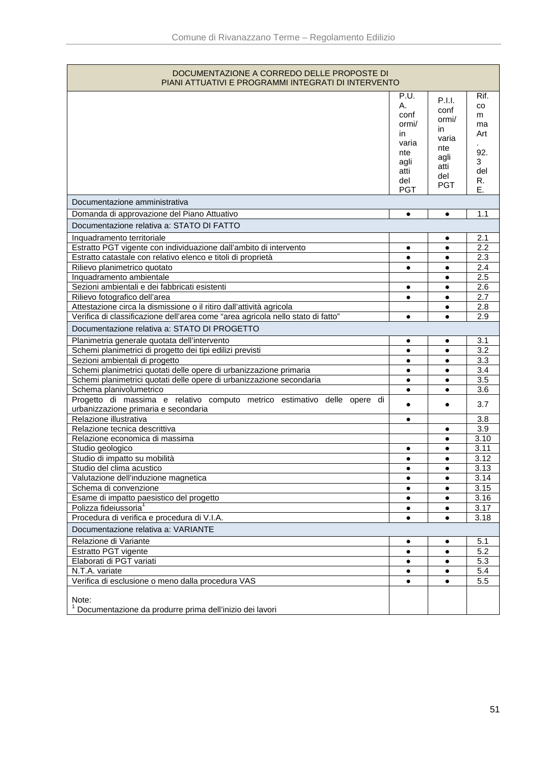| DOCUMENTAZIONE A CORREDO DELLE PROPOSTE DI PIANI ATTUATIVI E PROGRAMMI INTEGRATI DI INTERVENTO | | | |
|---|---|---|---|
| | P.U.A. conformi/in variante agli atti del PGT | P.I.I. conformi/in variante agli atti del PGT | Rif. comma Art. 92.3 del R.E. |
| Documentazione amministrativa | | | |
| Domanda di approvazione del Piano Attuativo | ● | ● | 1.1 |
| Documentazione relativa a: STATO DI FATTO | | | |
| Inquadramento territoriale | | ● | 2.1 |
| Estratto PGT vigente con individuazione dall'ambito di intervento | ● | ● | 2.2 |
| Estratto catastale con relativo elenco e titoli di proprietà | ● | ● | 2.3 |
| Rilievo planimetrico quotato | ● | ● | 2.4 |
| Inquadramento ambientale | | ● | 2.5 |
| Sezioni ambientali e dei fabbricati esistenti | ● | ● | 2.6 |
| Rilievo fotografico dell'area | ● | ● | 2.7 |
| Attestazione circa la dismissione o il ritiro dall'attività agricola | | ● | 2.8 |
| Verifica di classificazione dell'area come "area agricola nello stato di fatto" | ● | ● | 2.9 |
| Documentazione relativa a: STATO DI PROGETTO | | | |
| Planimetria generale quotata dell'intervento | ● | ● | 3.1 |
| Schemi planimetrici di progetto dei tipi edilizi previsti | ● | ● | 3.2 |
| Sezioni ambientali di progetto | ● | ● | 3.3 |
| Schemi planimetrici quotati delle opere di urbanizzazione primaria | ● | ● | 3.4 |
| Schemi planimetrici quotati delle opere di urbanizzazione secondaria | ● | ● | 3.5 |
| Schema planivolumetrico | ● | ● | 3.6 |
| Progetto di massima e relativo computo metrico estimativo delle opere di urbanizzazione primaria e secondaria | ● | ● | 3.7 |
| Relazione illustrativa | ● | | 3.8 |
| Relazione tecnica descrittiva | | ● | 3.9 |
| Relazione economica di massima | | ● | 3.10 |
| Studio geologico | ● | ● | 3.11 |
| Studio di impatto su mobilità | ● | ● | 3.12 |
| Studio del clima acustico | ● | ● | 3.13 |
| Valutazione dell'induzione magnetica | ● | ● | 3.14 |
| Schema di convenzione | ● | ● | 3.15 |
| Esame di impatto paesistico del progetto | ● | ● | 3.16 |
| Polizza fideiussoria[1] | ● | ● | 3.17 |
| Procedura di verifica e procedura di V.I.A. | ● | ● | 3.18 |
| Documentazione relativa a: VARIANTE | | | |
| Relazione di Variante | ● | ● | 5.1 |
| Estratto PGT vigente | ● | ● | 5.2 |
| Elaborati di PGT variati | ● | ● | 5.3 |
| N.T.A. variate | ● | ● | 5.4 |
| Verifica di esclusione o meno dalla procedura VAS | ● | ● | 5.5 |
| Note: [1] Documentazione da produrre prima dell'inizio dei lavori | | | |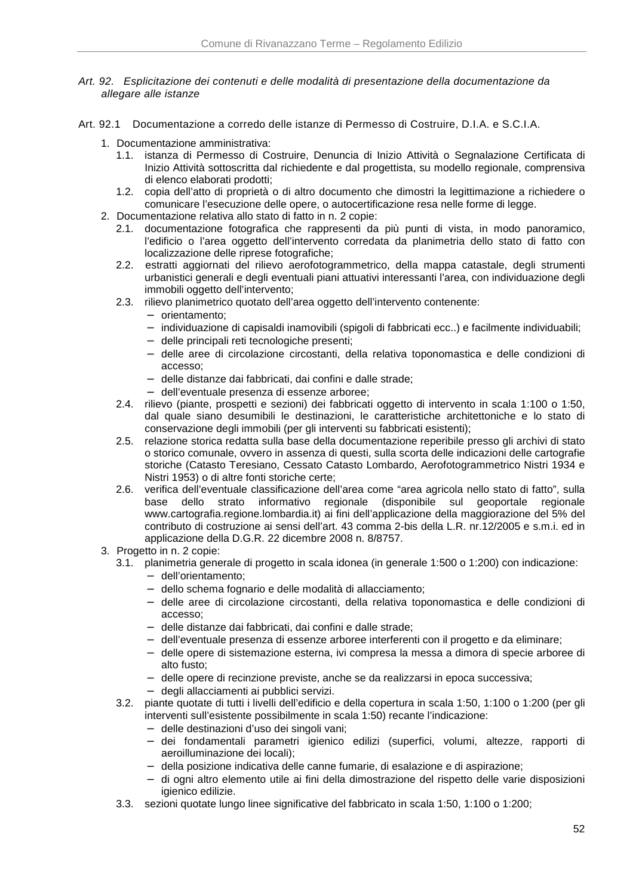*Art. 92. Esplicitazione dei contenuti e delle modalità di presentazione della documentazione da allegare alle istanze*

Art. 92.1 Documentazione a corredo delle istanze di Permesso di Costruire, D.I.A. e S.C.I.A.

1. Documentazione amministrativa:
   1.1. istanza di Permesso di Costruire, Denuncia di Inizio Attività o Segnalazione Certificata di Inizio Attività sottoscritta dal richiedente e dal progettista, su modello regionale, comprensiva di elenco elaborati prodotti;
   1.2. copia dell'atto di proprietà o di altro documento che dimostri la legittimazione a richiedere o comunicare l'esecuzione delle opere, o autocertificazione resa nelle forme di legge.
2. Documentazione relativa allo stato di fatto in n. 2 copie:
   2.1. documentazione fotografica che rappresenti da più punti di vista, in modo panoramico, l'edificio o l'area oggetto dell'intervento corredata da planimetria dello stato di fatto con localizzazione delle riprese fotografiche;
   2.2. estratti aggiornati del rilievo aerofotogrammetrico, della mappa catastale, degli strumenti urbanistici generali e degli eventuali piani attuativi interessanti l'area, con individuazione degli immobili oggetto dell'intervento;
   2.3. rilievo planimetrico quotato dell'area oggetto dell'intervento contenente:
      - orientamento;
      - individuazione di capisaldi inamovibili (spigoli di fabbricati ecc..) e facilmente individuabili;
      - delle principali reti tecnologiche presenti;
      - delle aree di circolazione circostanti, della relativa toponomastica e delle condizioni di accesso;
      - delle distanze dai fabbricati, dai confini e dalle strade;
      - dell'eventuale presenza di essenze arboree;
   2.4. rilievo (piante, prospetti e sezioni) dei fabbricati oggetto di intervento in scala 1:100 o 1:50, dal quale siano desumibili le destinazioni, le caratteristiche architettoniche e lo stato di conservazione degli immobili (per gli interventi su fabbricati esistenti);
   2.5. relazione storica redatta sulla base della documentazione reperibile presso gli archivi di stato o storico comunale, ovvero in assenza di questi, sulla scorta delle indicazioni delle cartografie storiche (Catasto Teresiano, Cessato Catasto Lombardo, Aerofotogrammetrico Nistri 1934 e Nistri 1953) o di altre fonti storiche certe;
   2.6. verifica dell'eventuale classificazione dell'area come "area agricola nello stato di fatto", sulla base dello strato informativo regionale (disponibile sul geoportale regionale www.cartografia.regione.lombardia.it) ai fini dell'applicazione della maggiorazione del 5% del contributo di costruzione ai sensi dell'art. 43 comma 2-bis della L.R. nr.12/2005 e s.m.i. ed in applicazione della D.G.R. 22 dicembre 2008 n. 8/8757.
3. Progetto in n. 2 copie:
   3.1. planimetria generale di progetto in scala idonea (in generale 1:500 o 1:200) con indicazione:
      - dell'orientamento;
      - dello schema fognario e delle modalità di allacciamento;
      - delle aree di circolazione circostanti, della relativa toponomastica e delle condizioni di accesso;
      - delle distanze dai fabbricati, dai confini e dalle strade;
      - dell'eventuale presenza di essenze arboree interferenti con il progetto e da eliminare;
      - delle opere di sistemazione esterna, ivi compresa la messa a dimora di specie arboree di alto fusto;
      - delle opere di recinzione previste, anche se da realizzarsi in epoca successiva;
      - degli allacciamenti ai pubblici servizi.
   3.2. piante quotate di tutti i livelli dell'edificio e della copertura in scala 1:50, 1:100 o 1:200 (per gli interventi sull'esistente possibilmente in scala 1:50) recante l'indicazione:
      - delle destinazioni d'uso dei singoli vani;
      - dei fondamentali parametri igienico edilizi (superfici, volumi, altezze, rapporti di aeroilluminazione dei locali);
      - della posizione indicativa delle canne fumarie, di esalazione e di aspirazione;
      - di ogni altro elemento utile ai fini della dimostrazione del rispetto delle varie disposizioni igienico edilizie.
   3.3. sezioni quotate lungo linee significative del fabbricato in scala 1:50, 1:100 o 1:200;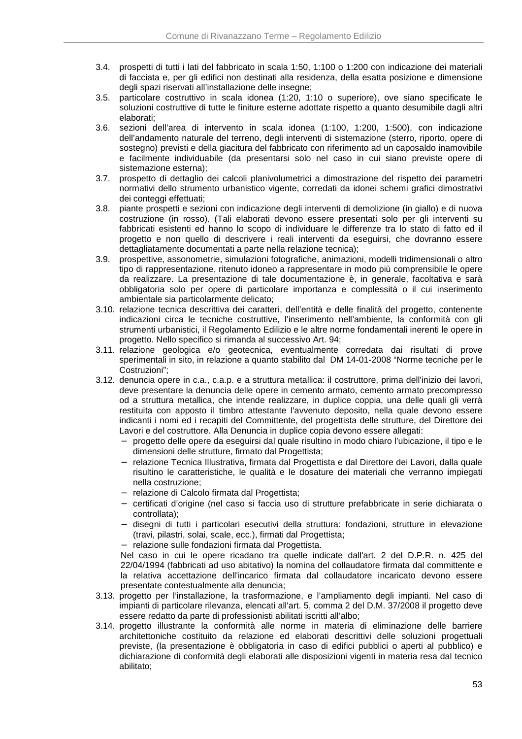3.4. prospetti di tutti i lati del fabbricato in scala 1:50, 1:100 o 1:200 con indicazione dei materiali di facciata e, per gli edifici non destinati alla residenza, della esatta posizione e dimensione degli spazi riservati all'installazione delle insegne;

3.5. particolare costruttivo in scala idonea (1:20, 1:10 o superiore), ove siano specificate le soluzioni costruttive di tutte le finiture esterne adottate rispetto a quanto desumibile dagli altri elaborati;

3.6. sezioni dell'area di intervento in scala idonea (1:100, 1:200, 1:500), con indicazione dell'andamento naturale del terreno, degli interventi di sistemazione (sterro, riporto, opere di sostegno) previsti e della giacitura del fabbricato con riferimento ad un caposaldo inamovibile e facilmente individuabile (da presentarsi solo nel caso in cui siano previste opere di sistemazione esterna);

3.7. prospetto di dettaglio dei calcoli planivolumetrici a dimostrazione del rispetto dei parametri normativi dello strumento urbanistico vigente, corredati da idonei schemi grafici dimostrativi dei conteggi effettuati;

3.8. piante prospetti e sezioni con indicazione degli interventi di demolizione (in giallo) e di nuova costruzione (in rosso). (Tali elaborati devono essere presentati solo per gli interventi su fabbricati esistenti ed hanno lo scopo di individuare le differenze tra lo stato di fatto ed il progetto e non quello di descrivere i reali interventi da eseguirsi, che dovranno essere dettagliatamente documentati a parte nella relazione tecnica);

3.9. prospettive, assonometrie, simulazioni fotografiche, animazioni, modelli tridimensionali o altro tipo di rappresentazione, ritenuto idoneo a rappresentare in modo più comprensibile le opere da realizzare. La presentazione di tale documentazione è, in generale, facoltativa e sarà obbligatoria solo per opere di particolare importanza e complessità o il cui inserimento ambientale sia particolarmente delicato;

3.10. relazione tecnica descrittiva dei caratteri, dell'entità e delle finalità del progetto, contenente indicazioni circa le tecniche costruttive, l'inserimento nell'ambiente, la conformità con gli strumenti urbanistici, il Regolamento Edilizio e le altre norme fondamentali inerenti le opere in progetto. Nello specifico si rimanda al successivo Art. 94;

3.11. relazione geologica e/o geotecnica, eventualmente corredata dai risultati di prove sperimentali in sito, in relazione a quanto stabilito dal DM 14-01-2008 "Norme tecniche per le Costruzioni";

3.12. denuncia opere in c.a., c.a.p. e a struttura metallica: il costruttore, prima dell'inizio dei lavori, deve presentare la denuncia delle opere in cemento armato, cemento armato precompresso od a struttura metallica, che intende realizzare, in duplice coppia, una delle quali gli verrà restituita con apposto il timbro attestante l'avvenuto deposito, nella quale devono essere indicanti i nomi ed i recapiti del Committente, del progettista delle strutture, del Direttore dei Lavori e del costruttore. Alla Denuncia in duplice copia devono essere allegati:

   - progetto delle opere da eseguirsi dal quale risultino in modo chiaro l'ubicazione, il tipo e le dimensioni delle strutture, firmato dal Progettista;
   - relazione Tecnica Illustrativa, firmata dal Progettista e dal Direttore dei Lavori, dalla quale risultino le caratteristiche, le qualità e le dosature dei materiali che verranno impiegati nella costruzione;
   - relazione di Calcolo firmata dal Progettista;
   - certificati d'origine (nel caso si faccia uso di strutture prefabbricate in serie dichiarata o controllata);
   - disegni di tutti i particolari esecutivi della struttura: fondazioni, strutture in elevazione (travi, pilastri, solai, scale, ecc.), firmati dal Progettista;
   - relazione sulle fondazioni firmata dal Progettista.

   Nel caso in cui le opere ricadano tra quelle indicate dall'art. 2 del D.P.R. n. 425 del 22/04/1994 (fabbricati ad uso abitativo) la nomina del collaudatore firmata dal committente e la relativa accettazione dell'incarico firmata dal collaudatore incaricato devono essere presentate contestualmente alla denuncia;

3.13. progetto per l'installazione, la trasformazione, e l'ampliamento degli impianti. Nel caso di impianti di particolare rilevanza, elencati all'art. 5, comma 2 del D.M. 37/2008 il progetto deve essere redatto da parte di professionisti abilitati iscritti all'albo;

3.14. progetto illustrante la conformità alle norme in materia di eliminazione delle barriere architettoniche costituito da relazione ed elaborati descrittivi delle soluzioni progettuali previste, (la presentazione è obbligatoria in caso di edifici pubblici o aperti al pubblico) e dichiarazione di conformità degli elaborati alle disposizioni vigenti in materia resa dal tecnico abilitato;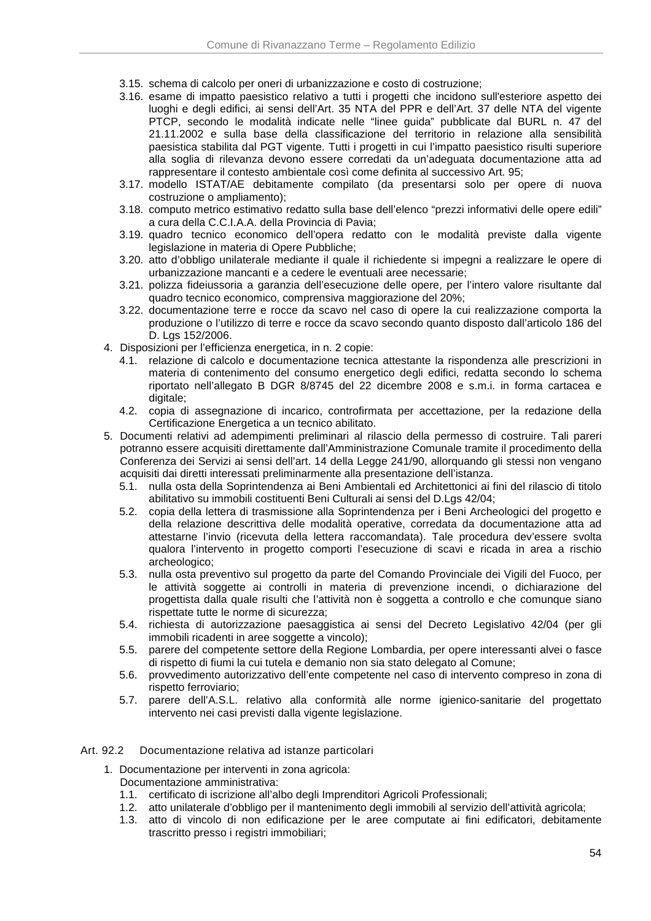3.15. schema di calcolo per oneri di urbanizzazione e costo di costruzione;
3.16. esame di impatto paesistico relativo a tutti i progetti che incidono sull'esteriore aspetto dei luoghi e degli edifici, ai sensi dell'Art. 35 NTA del PPR e dell'Art. 37 delle NTA del vigente PTCP, secondo le modalità indicate nelle "linee guida" pubblicate dal BURL n. 47 del 21.11.2002 e sulla base della classificazione del territorio in relazione alla sensibilità paesistica stabilita dal PGT vigente. Tutti i progetti in cui l'impatto paesistico risulti superiore alla soglia di rilevanza devono essere corredati da un'adeguata documentazione atta ad rappresentare il contesto ambientale così come definita al successivo Art. 95;
3.17. modello ISTAT/AE debitamente compilato (da presentarsi solo per opere di nuova costruzione o ampliamento);
3.18. computo metrico estimativo redatto sulla base dell'elenco "prezzi informativi delle opere edili" a cura della C.C.I.A.A. della Provincia di Pavia;
3.19. quadro tecnico economico dell'opera redatto con le modalità previste dalla vigente legislazione in materia di Opere Pubbliche;
3.20. atto d'obbligo unilaterale mediante il quale il richiedente si impegni a realizzare le opere di urbanizzazione mancanti e a cedere le eventuali aree necessarie;
3.21. polizza fideiussoria a garanzia dell'esecuzione delle opere, per l'intero valore risultante dal quadro tecnico economico, comprensiva maggiorazione del 20%;
3.22. documentazione terre e rocce da scavo nel caso di opere la cui realizzazione comporta la produzione o l'utilizzo di terre e rocce da scavo secondo quanto disposto dall'articolo 186 del D. Lgs 152/2006.

4. Disposizioni per l'efficienza energetica, in n. 2 copie:
   4.1. relazione di calcolo e documentazione tecnica attestante la rispondenza alle prescrizioni in materia di contenimento del consumo energetico degli edifici, redatta secondo lo schema riportato nell'allegato B DGR 8/8745 del 22 dicembre 2008 e s.m.i. in forma cartacea e digitale;
   4.2. copia di assegnazione di incarico, controfirmata per accettazione, per la redazione della Certificazione Energetica a un tecnico abilitato.
5. Documenti relativi ad adempimenti preliminari al rilascio della permesso di costruire. Tali pareri potranno essere acquisiti direttamente dall'Amministrazione Comunale tramite il procedimento della Conferenza dei Servizi ai sensi dell'art. 14 della Legge 241/90, allorquando gli stessi non vengano acquisiti dai diretti interessati preliminarmente alla presentazione dell'istanza.
   5.1. nulla osta della Soprintendenza ai Beni Ambientali ed Architettonici ai fini del rilascio di titolo abilitativo su immobili costituenti Beni Culturali ai sensi del D.Lgs 42/04;
   5.2. copia della lettera di trasmissione alla Soprintendenza per i Beni Archeologici del progetto e della relazione descrittiva delle modalità operative, corredata da documentazione atta ad attestarne l'invio (ricevuta della lettera raccomandata). Tale procedura dev'essere svolta qualora l'intervento in progetto comporti l'esecuzione di scavi e ricada in area a rischio archeologico;
   5.3. nulla osta preventivo sul progetto da parte del Comando Provinciale dei Vigili del Fuoco, per le attività soggette ai controlli in materia di prevenzione incendi, o dichiarazione del progettista dalla quale risulti che l'attività non è soggetta a controllo e che comunque siano rispettate tutte le norme di sicurezza;
   5.4. richiesta di autorizzazione paesaggistica ai sensi del Decreto Legislativo 42/04 (per gli immobili ricadenti in aree soggette a vincolo);
   5.5. parere del competente settore della Regione Lombardia, per opere interessanti alvei o fasce di rispetto di fiumi la cui tutela e demanio non sia stato delegato al Comune;
   5.6. provvedimento autorizzativo dell'ente competente nel caso di intervento compreso in zona di rispetto ferroviario;
   5.7. parere dell'A.S.L. relativo alla conformità alle norme igienico-sanitarie del progettato intervento nei casi previsti dalla vigente legislazione.

### Art. 92.2 Documentazione relativa ad istanze particolari

1. Documentazione per interventi in zona agricola:
   Documentazione amministrativa:
   1.1. certificato di iscrizione all'albo degli Imprenditori Agricoli Professionali;
   1.2. atto unilaterale d'obbligo per il mantenimento degli immobili al servizio dell'attività agricola;
   1.3. atto di vincolo di non edificazione per le aree computate ai fini edificatori, debitamente trascritto presso i registri immobiliari;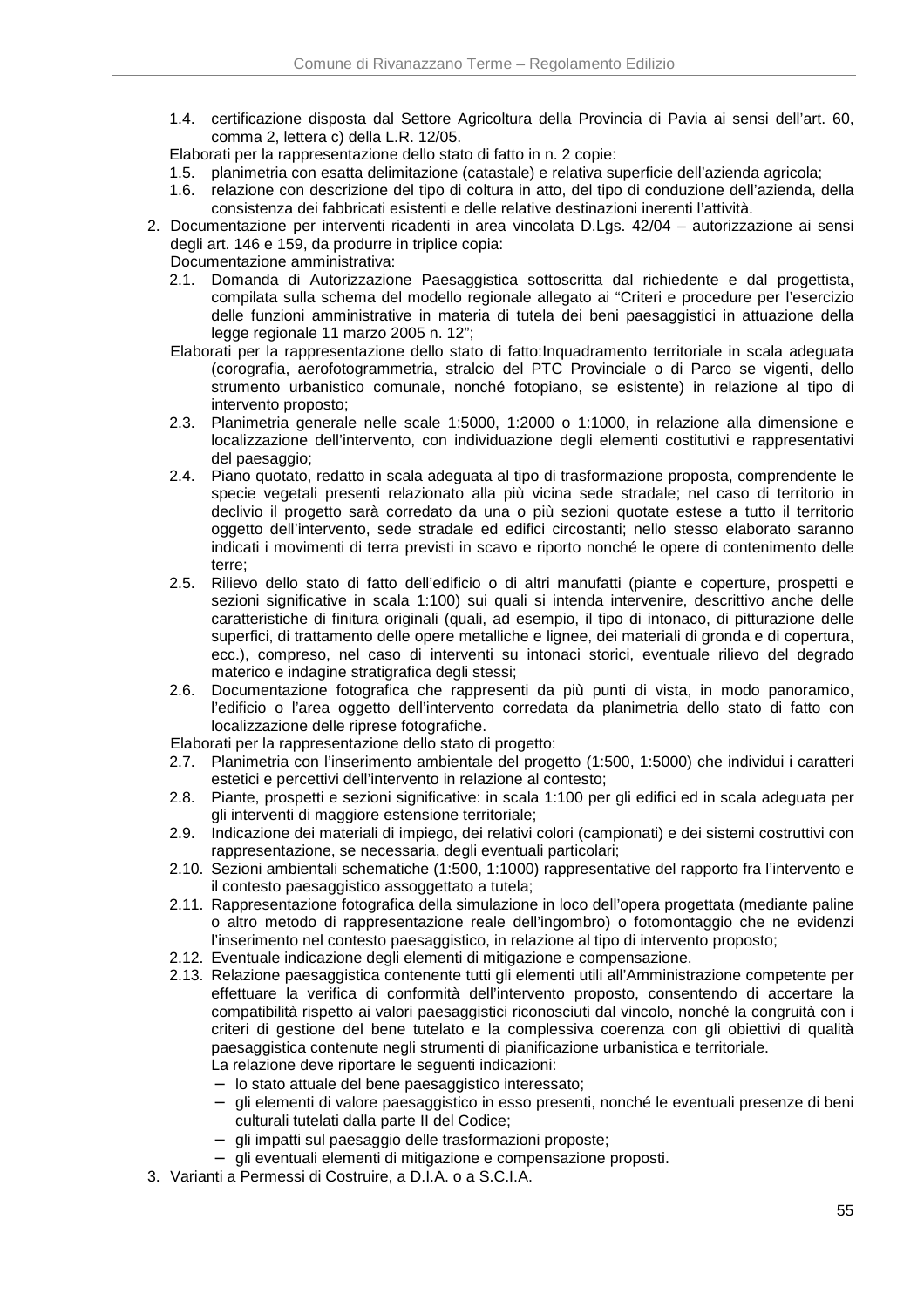1.4. certificazione disposta dal Settore Agricoltura della Provincia di Pavia ai sensi dell'art. 60, comma 2, lettera c) della L.R. 12/05.

Elaborati per la rappresentazione dello stato di fatto in n. 2 copie:

1.5. planimetria con esatta delimitazione (catastale) e relativa superficie dell'azienda agricola;
1.6. relazione con descrizione del tipo di coltura in atto, del tipo di conduzione dell'azienda, della consistenza dei fabbricati esistenti e delle relative destinazioni inerenti l'attività.

2. Documentazione per interventi ricadenti in area vincolata D.Lgs. 42/04 – autorizzazione ai sensi degli art. 146 e 159, da produrre in triplice copia:

Documentazione amministrativa:

2.1. Domanda di Autorizzazione Paesaggistica sottoscritta dal richiedente e dal progettista, compilata sulla schema del modello regionale allegato ai "Criteri e procedure per l'esercizio delle funzioni amministrative in materia di tutela dei beni paesaggistici in attuazione della legge regionale 11 marzo 2005 n. 12";

Elaborati per la rappresentazione dello stato di fatto:Inquadramento territoriale in scala adeguata (corografia, aerofotogrammetria, stralcio del PTC Provinciale o di Parco se vigenti, dello strumento urbanistico comunale, nonché fotopiano, se esistente) in relazione al tipo di intervento proposto;

2.3. Planimetria generale nelle scale 1:5000, 1:2000 o 1:1000, in relazione alla dimensione e localizzazione dell'intervento, con individuazione degli elementi costitutivi e rappresentativi del paesaggio;
2.4. Piano quotato, redatto in scala adeguata al tipo di trasformazione proposta, comprendente le specie vegetali presenti relazionato alla più vicina sede stradale; nel caso di territorio in declivio il progetto sarà corredato da una o più sezioni quotate estese a tutto il territorio oggetto dell'intervento, sede stradale ed edifici circostanti; nello stesso elaborato saranno indicati i movimenti di terra previsti in scavo e riporto nonché le opere di contenimento delle terre;
2.5. Rilievo dello stato di fatto dell'edificio o di altri manufatti (piante e coperture, prospetti e sezioni significative in scala 1:100) sui quali si intenda intervenire, descrittivo anche delle caratteristiche di finitura originali (quali, ad esempio, il tipo di intonaco, di pitturazione delle superfici, di trattamento delle opere metalliche e lignee, dei materiali di gronda e di copertura, ecc.), compreso, nel caso di interventi su intonaci storici, eventuale rilievo del degrado materico e indagine stratigrafica degli stessi;
2.6. Documentazione fotografica che rappresenti da più punti di vista, in modo panoramico, l'edificio o l'area oggetto dell'intervento corredata da planimetria dello stato di fatto con localizzazione delle riprese fotografiche.

Elaborati per la rappresentazione dello stato di progetto:

2.7. Planimetria con l'inserimento ambientale del progetto (1:500, 1:5000) che individui i caratteri estetici e percettivi dell'intervento in relazione al contesto;
2.8. Piante, prospetti e sezioni significative: in scala 1:100 per gli edifici ed in scala adeguata per gli interventi di maggiore estensione territoriale;
2.9. Indicazione dei materiali di impiego, dei relativi colori (campionati) e dei sistemi costruttivi con rappresentazione, se necessaria, degli eventuali particolari;
2.10. Sezioni ambientali schematiche (1:500, 1:1000) rappresentative del rapporto fra l'intervento e il contesto paesaggistico assoggettato a tutela;
2.11. Rappresentazione fotografica della simulazione in loco dell'opera progettata (mediante paline o altro metodo di rappresentazione reale dell'ingombro) o fotomontaggio che ne evidenzi l'inserimento nel contesto paesaggistico, in relazione al tipo di intervento proposto;
2.12. Eventuale indicazione degli elementi di mitigazione e compensazione.
2.13. Relazione paesaggistica contenente tutti gli elementi utili all'Amministrazione competente per effettuare la verifica di conformità dell'intervento proposto, consentendo di accertare la compatibilità rispetto ai valori paesaggistici riconosciuti dal vincolo, nonché la congruità con i criteri di gestione del bene tutelato e la complessiva coerenza con gli obiettivi di qualità paesaggistica contenute negli strumenti di pianificazione urbanistica e territoriale.
La relazione deve riportare le seguenti indicazioni:
   - lo stato attuale del bene paesaggistico interessato;
   - gli elementi di valore paesaggistico in esso presenti, nonché le eventuali presenze di beni culturali tutelati dalla parte II del Codice;
   - gli impatti sul paesaggio delle trasformazioni proposte;
   - gli eventuali elementi di mitigazione e compensazione proposti.

3. Varianti a Permessi di Costruire, a D.I.A. o a S.C.I.A.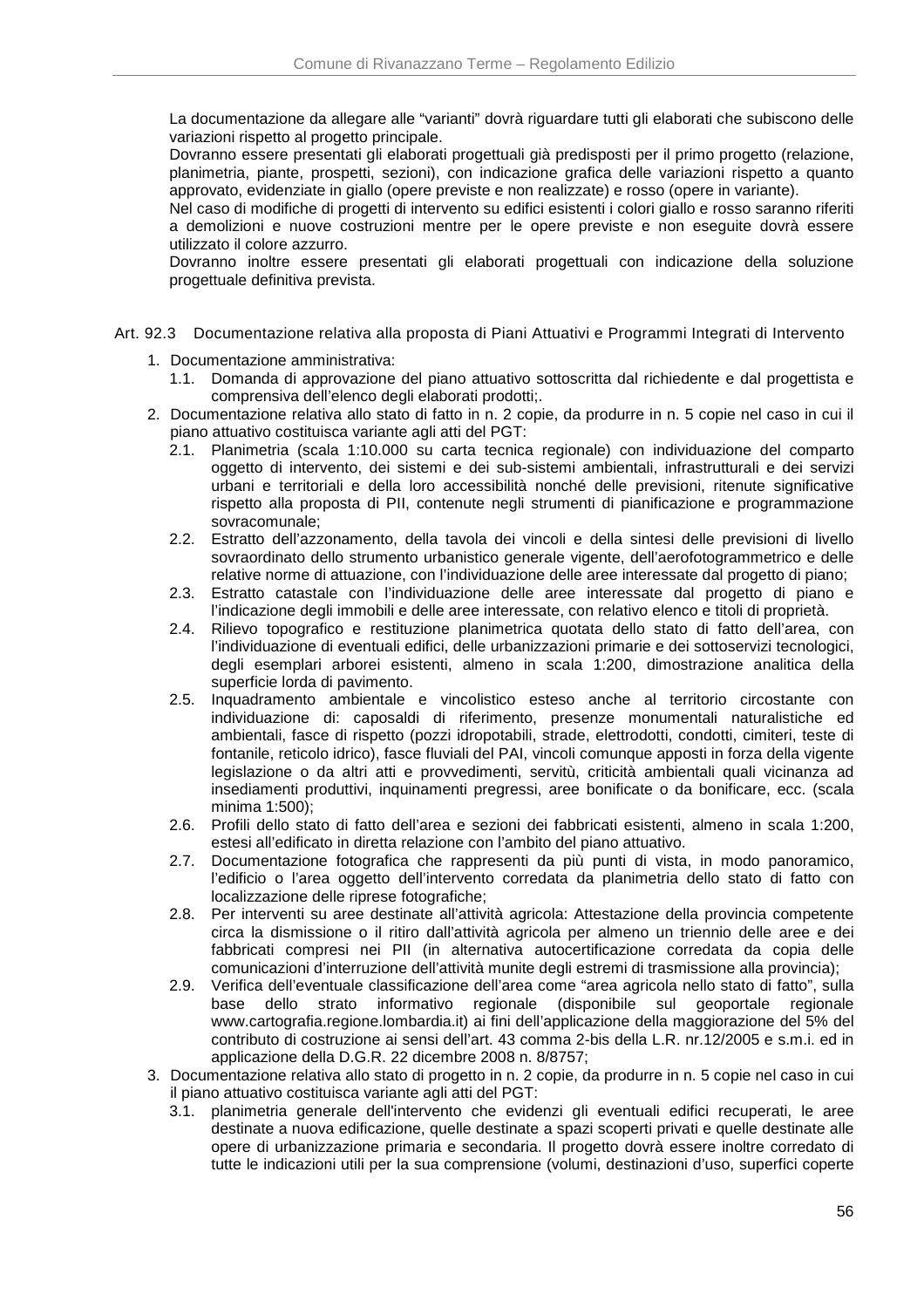La documentazione da allegare alle “varianti” dovrà riguardare tutti gli elaborati che subiscono delle variazioni rispetto al progetto principale.

Dovranno essere presentati gli elaborati progettuali già predisposti per il primo progetto (relazione, planimetria, piante, prospetti, sezioni), con indicazione grafica delle variazioni rispetto a quanto approvato, evidenziate in giallo (opere previste e non realizzate) e rosso (opere in variante).

Nel caso di modifiche di progetti di intervento su edifici esistenti i colori giallo e rosso saranno riferiti a demolizioni e nuove costruzioni mentre per le opere previste e non eseguite dovrà essere utilizzato il colore azzurro.

Dovranno inoltre essere presentati gli elaborati progettuali con indicazione della soluzione progettuale definitiva prevista.

### Art. 92.3 Documentazione relativa alla proposta di Piani Attuativi e Programmi Integrati di Intervento

1. Documentazione amministrativa:
   - 1.1. Domanda di approvazione del piano attuativo sottoscritta dal richiedente e dal progettista e comprensiva dell’elenco degli elaborati prodotti;.
2. Documentazione relativa allo stato di fatto in n. 2 copie, da produrre in n. 5 copie nel caso in cui il piano attuativo costituisca variante agli atti del PGT:
   - 2.1. Planimetria (scala 1:10.000 su carta tecnica regionale) con individuazione del comparto oggetto di intervento, dei sistemi e dei sub-sistemi ambientali, infrastrutturali e dei servizi urbani e territoriali e della loro accessibilità nonché delle previsioni, ritenute significative rispetto alla proposta di PII, contenute negli strumenti di pianificazione e programmazione sovracomunale;
   - 2.2. Estratto dell’azzonamento, della tavola dei vincoli e della sintesi delle previsioni di livello sovraordinato dello strumento urbanistico generale vigente, dell’aerofotogrammetrico e delle relative norme di attuazione, con l’individuazione delle aree interessate dal progetto di piano;
   - 2.3. Estratto catastale con l’individuazione delle aree interessate dal progetto di piano e l’indicazione degli immobili e delle aree interessate, con relativo elenco e titoli di proprietà.
   - 2.4. Rilievo topografico e restituzione planimetrica quotata dello stato di fatto dell’area, con l’individuazione di eventuali edifici, delle urbanizzazioni primarie e dei sottoservizi tecnologici, degli esemplari arborei esistenti, almeno in scala 1:200, dimostrazione analitica della superficie lorda di pavimento.
   - 2.5. Inquadramento ambientale e vincolistico esteso anche al territorio circostante con individuazione di: caposaldi di riferimento, presenze monumentali naturalistiche ed ambientali, fasce di rispetto (pozzi idropotabili, strade, elettrodotti, condotti, cimiteri, teste di fontanile, reticolo idrico), fasce fluviali del PAI, vincoli comunque apposti in forza della vigente legislazione o da altri atti e provvedimenti, servitù, criticità ambientali quali vicinanza ad insediamenti produttivi, inquinamenti pregressi, aree bonificate o da bonificare, ecc. (scala minima 1:500);
   - 2.6. Profili dello stato di fatto dell’area e sezioni dei fabbricati esistenti, almeno in scala 1:200, estesi all’edificato in diretta relazione con l’ambito del piano attuativo.
   - 2.7. Documentazione fotografica che rappresenti da più punti di vista, in modo panoramico, l’edificio o l’area oggetto dell’intervento corredata da planimetria dello stato di fatto con localizzazione delle riprese fotografiche;
   - 2.8. Per interventi su aree destinate all’attività agricola: Attestazione della provincia competente circa la dismissione o il ritiro dall’attività agricola per almeno un triennio delle aree e dei fabbricati compresi nei PII (in alternativa autocertificazione corredata da copia delle comunicazioni d’interruzione dell’attività munite degli estremi di trasmissione alla provincia);
   - 2.9. Verifica dell’eventuale classificazione dell’area come “area agricola nello stato di fatto”, sulla base dello strato informativo regionale (disponibile sul geoportale regionale www.cartografia.regione.lombardia.it) ai fini dell’applicazione della maggiorazione del 5% del contributo di costruzione ai sensi dell’art. 43 comma 2-bis della L.R. nr.12/2005 e s.m.i. ed in applicazione della D.G.R. 22 dicembre 2008 n. 8/8757;
3. Documentazione relativa allo stato di progetto in n. 2 copie, da produrre in n. 5 copie nel caso in cui il piano attuativo costituisca variante agli atti del PGT:
   - 3.1. planimetria generale dell'intervento che evidenzi gli eventuali edifici recuperati, le aree destinate a nuova edificazione, quelle destinate a spazi scoperti privati e quelle destinate alle opere di urbanizzazione primaria e secondaria. Il progetto dovrà essere inoltre corredato di tutte le indicazioni utili per la sua comprensione (volumi, destinazioni d’uso, superfici coperte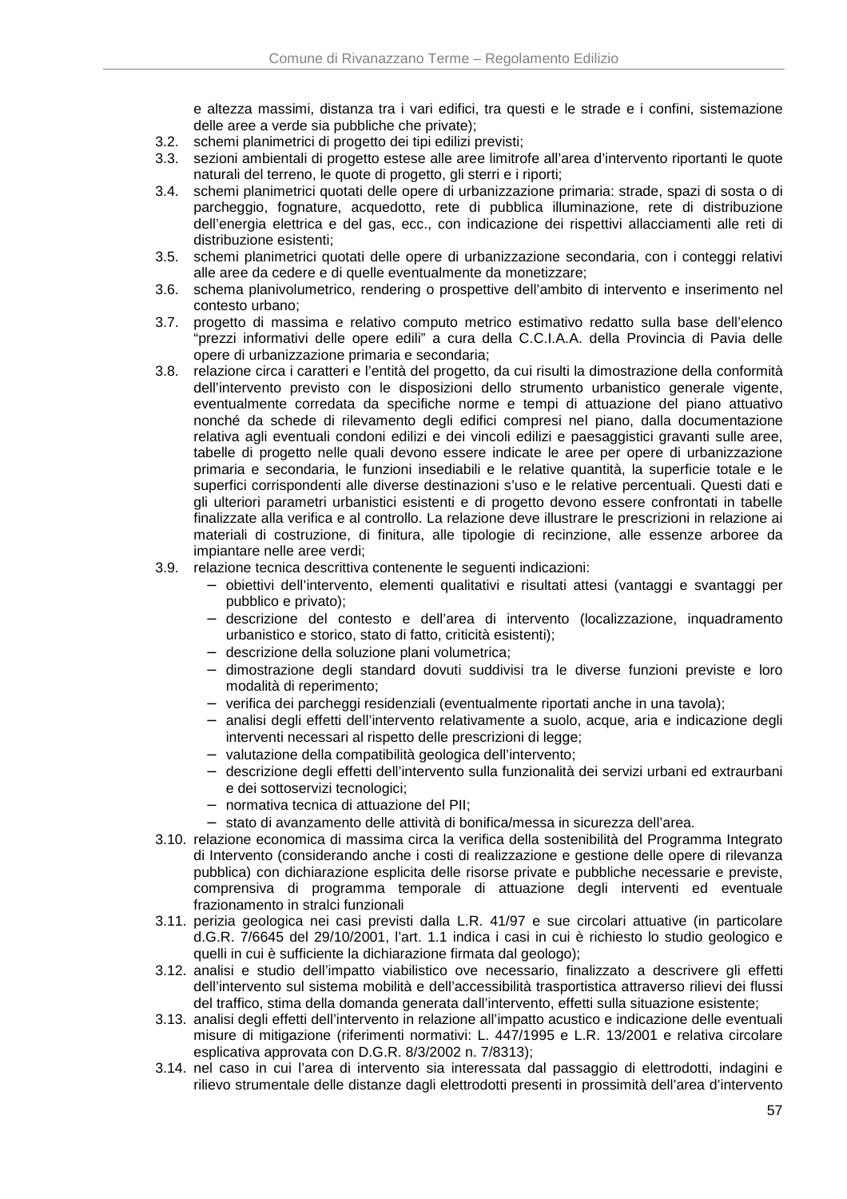e altezza massimi, distanza tra i vari edifici, tra questi e le strade e i confini, sistemazione delle aree a verde sia pubbliche che private);

3.2. schemi planimetrici di progetto dei tipi edilizi previsti;

3.3. sezioni ambientali di progetto estese alle aree limitrofe all'area d'intervento riportanti le quote naturali del terreno, le quote di progetto, gli sterri e i riporti;

3.4. schemi planimetrici quotati delle opere di urbanizzazione primaria: strade, spazi di sosta o di parcheggio, fognature, acquedotto, rete di pubblica illuminazione, rete di distribuzione dell'energia elettrica e del gas, ecc., con indicazione dei rispettivi allacciamenti alle reti di distribuzione esistenti;

3.5. schemi planimetrici quotati delle opere di urbanizzazione secondaria, con i conteggi relativi alle aree da cedere e di quelle eventualmente da monetizzare;

3.6. schema planivolumetrico, rendering o prospettive dell'ambito di intervento e inserimento nel contesto urbano;

3.7. progetto di massima e relativo computo metrico estimativo redatto sulla base dell'elenco "prezzi informativi delle opere edili" a cura della C.C.I.A.A. della Provincia di Pavia delle opere di urbanizzazione primaria e secondaria;

3.8. relazione circa i caratteri e l'entità del progetto, da cui risulti la dimostrazione della conformità dell'intervento previsto con le disposizioni dello strumento urbanistico generale vigente, eventualmente corredata da specifiche norme e tempi di attuazione del piano attuativo nonché da schede di rilevamento degli edifici compresi nel piano, dalla documentazione relativa agli eventuali condoni edilizi e dei vincoli edilizi e paesaggistici gravanti sulle aree, tabelle di progetto nelle quali devono essere indicate le aree per opere di urbanizzazione primaria e secondaria, le funzioni insediabili e le relative quantità, la superficie totale e le superfici corrispondenti alle diverse destinazioni s'uso e le relative percentuali. Questi dati e gli ulteriori parametri urbanistici esistenti e di progetto devono essere confrontati in tabelle finalizzate alla verifica e al controllo. La relazione deve illustrare le prescrizioni in relazione ai materiali di costruzione, di finitura, alle tipologie di recinzione, alle essenze arboree da impiantare nelle aree verdi;

3.9. relazione tecnica descrittiva contenente le seguenti indicazioni:
   - obiettivi dell'intervento, elementi qualitativi e risultati attesi (vantaggi e svantaggi per pubblico e privato);
   - descrizione del contesto e dell'area di intervento (localizzazione, inquadramento urbanistico e storico, stato di fatto, criticità esistenti);
   - descrizione della soluzione plani volumetrica;
   - dimostrazione degli standard dovuti suddivisi tra le diverse funzioni previste e loro modalità di reperimento;
   - verifica dei parcheggi residenziali (eventualmente riportati anche in una tavola);
   - analisi degli effetti dell'intervento relativamente a suolo, acque, aria e indicazione degli interventi necessari al rispetto delle prescrizioni di legge;
   - valutazione della compatibilità geologica dell'intervento;
   - descrizione degli effetti dell'intervento sulla funzionalità dei servizi urbani ed extraurbani e dei sottoservizi tecnologici;
   - normativa tecnica di attuazione del PII;
   - stato di avanzamento delle attività di bonifica/messa in sicurezza dell'area.

3.10. relazione economica di massima circa la verifica della sostenibilità del Programma Integrato di Intervento (considerando anche i costi di realizzazione e gestione delle opere di rilevanza pubblica) con dichiarazione esplicita delle risorse private e pubbliche necessarie e previste, comprensiva di programma temporale di attuazione degli interventi ed eventuale frazionamento in stralci funzionali

3.11. perizia geologica nei casi previsti dalla L.R. 41/97 e sue circolari attuative (in particolare d.G.R. 7/6645 del 29/10/2001, l'art. 1.1 indica i casi in cui è richiesto lo studio geologico e quelli in cui è sufficiente la dichiarazione firmata dal geologo);

3.12. analisi e studio dell'impatto viabilistico ove necessario, finalizzato a descrivere gli effetti dell'intervento sul sistema mobilità e dell'accessibilità trasportistica attraverso rilievi dei flussi del traffico, stima della domanda generata dall'intervento, effetti sulla situazione esistente;

3.13. analisi degli effetti dell'intervento in relazione all'impatto acustico e indicazione delle eventuali misure di mitigazione (riferimenti normativi: L. 447/1995 e L.R. 13/2001 e relativa circolare esplicativa approvata con D.G.R. 8/3/2002 n. 7/8313);

3.14. nel caso in cui l'area di intervento sia interessata dal passaggio di elettrodotti, indagini e rilievo strumentale delle distanze dagli elettrodotti presenti in prossimità dell'area d'intervento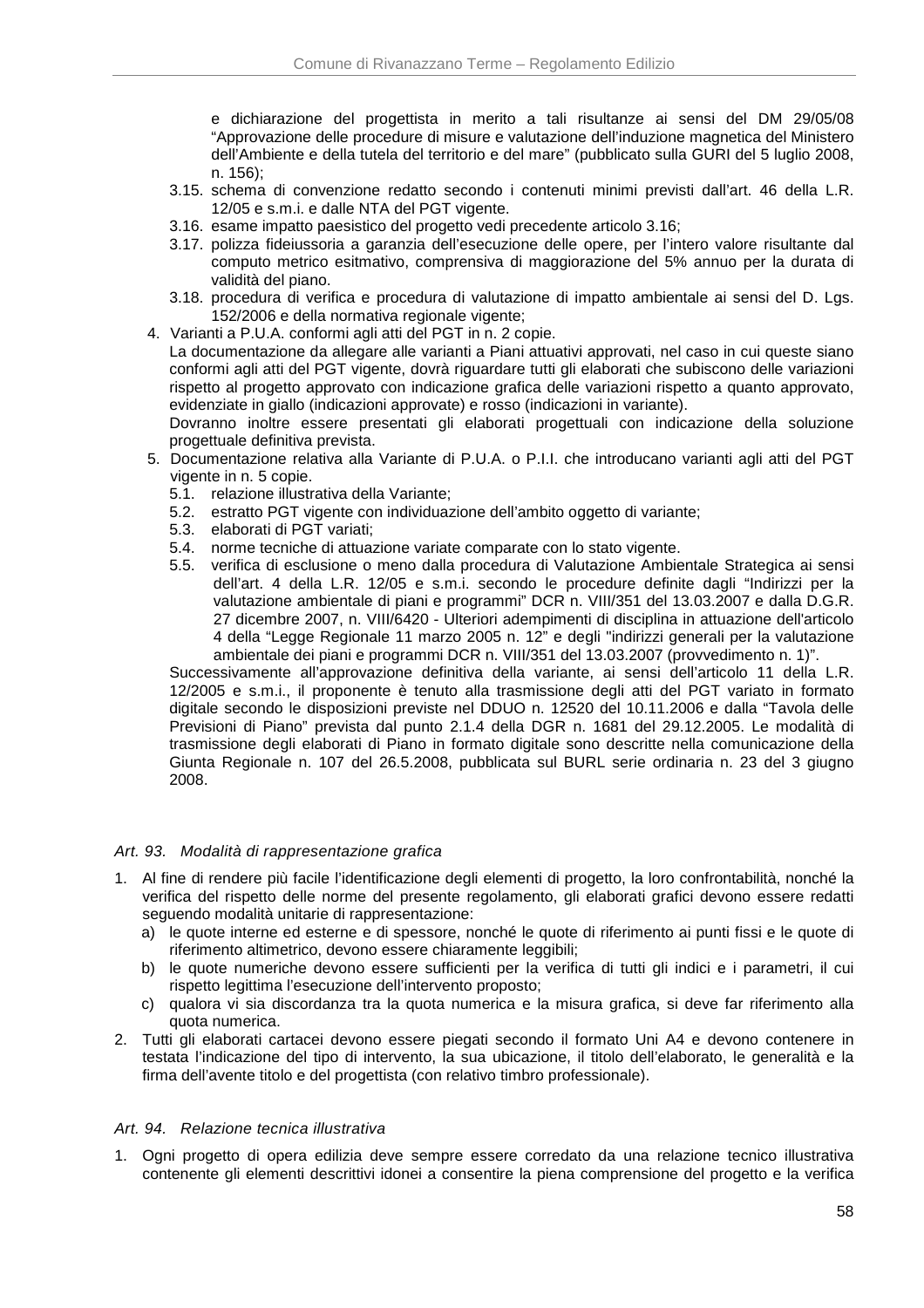e dichiarazione del progettista in merito a tali risultanze ai sensi del DM 29/05/08 "Approvazione delle procedure di misure e valutazione dell'induzione magnetica del Ministero dell'Ambiente e della tutela del territorio e del mare" (pubblicato sulla GURI del 5 luglio 2008, n. 156);

3.15. schema di convenzione redatto secondo i contenuti minimi previsti dall'art. 46 della L.R. 12/05 e s.m.i. e dalle NTA del PGT vigente.
3.16. esame impatto paesistico del progetto vedi precedente articolo 3.16;
3.17. polizza fideiussoria a garanzia dell'esecuzione delle opere, per l'intero valore risultante dal computo metrico esitmativo, comprensiva di maggiorazione del 5% annuo per la durata di validità del piano.
3.18. procedura di verifica e procedura di valutazione di impatto ambientale ai sensi del D. Lgs. 152/2006 e della normativa regionale vigente;

4. Varianti a P.U.A. conformi agli atti del PGT in n. 2 copie.
   La documentazione da allegare alle varianti a Piani attuativi approvati, nel caso in cui queste siano conformi agli atti del PGT vigente, dovrà riguardare tutti gli elaborati che subiscono delle variazioni rispetto al progetto approvato con indicazione grafica delle variazioni rispetto a quanto approvato, evidenziate in giallo (indicazioni approvate) e rosso (indicazioni in variante).
   Dovranno inoltre essere presentati gli elaborati progettuali con indicazione della soluzione progettuale definitiva prevista.
5. Documentazione relativa alla Variante di P.U.A. o P.I.I. che introducano varianti agli atti del PGT vigente in n. 5 copie.
   5.1. relazione illustrativa della Variante;
   5.2. estratto PGT vigente con individuazione dell'ambito oggetto di variante;
   5.3. elaborati di PGT variati;
   5.4. norme tecniche di attuazione variate comparate con lo stato vigente.
   5.5. verifica di esclusione o meno dalla procedura di Valutazione Ambientale Strategica ai sensi dell'art. 4 della L.R. 12/05 e s.m.i. secondo le procedure definite dagli "Indirizzi per la valutazione ambientale di piani e programmi" DCR n. VIII/351 del 13.03.2007 e dalla D.G.R. 27 dicembre 2007, n. VIII/6420 - Ulteriori adempimenti di disciplina in attuazione dell'articolo 4 della "Legge Regionale 11 marzo 2005 n. 12" e degli "indirizzi generali per la valutazione ambientale dei piani e programmi DCR n. VIII/351 del 13.03.2007 (provvedimento n. 1)".

   Successivamente all'approvazione definitiva della variante, ai sensi dell'articolo 11 della L.R. 12/2005 e s.m.i., il proponente è tenuto alla trasmissione degli atti del PGT variato in formato digitale secondo le disposizioni previste nel DDUO n. 12520 del 10.11.2006 e dalla "Tavola delle Previsioni di Piano" prevista dal punto 2.1.4 della DGR n. 1681 del 29.12.2005. Le modalità di trasmissione degli elaborati di Piano in formato digitale sono descritte nella comunicazione della Giunta Regionale n. 107 del 26.5.2008, pubblicata sul BURL serie ordinaria n. 23 del 3 giugno 2008.

### *Art. 93. Modalità di rappresentazione grafica*

1. Al fine di rendere più facile l'identificazione degli elementi di progetto, la loro confrontabilità, nonché la verifica del rispetto delle norme del presente regolamento, gli elaborati grafici devono essere redatti seguendo modalità unitarie di rappresentazione:
   a) le quote interne ed esterne e di spessore, nonché le quote di riferimento ai punti fissi e le quote di riferimento altimetrico, devono essere chiaramente leggibili;
   b) le quote numeriche devono essere sufficienti per la verifica di tutti gli indici e i parametri, il cui rispetto legittima l'esecuzione dell'intervento proposto;
   c) qualora vi sia discordanza tra la quota numerica e la misura grafica, si deve far riferimento alla quota numerica.
2. Tutti gli elaborati cartacei devono essere piegati secondo il formato Uni A4 e devono contenere in testata l'indicazione del tipo di intervento, la sua ubicazione, il titolo dell'elaborato, le generalità e la firma dell'avente titolo e del progettista (con relativo timbro professionale).

### *Art. 94. Relazione tecnica illustrativa*

1. Ogni progetto di opera edilizia deve sempre essere corredato da una relazione tecnico illustrativa contenente gli elementi descrittivi idonei a consentire la piena comprensione del progetto e la verifica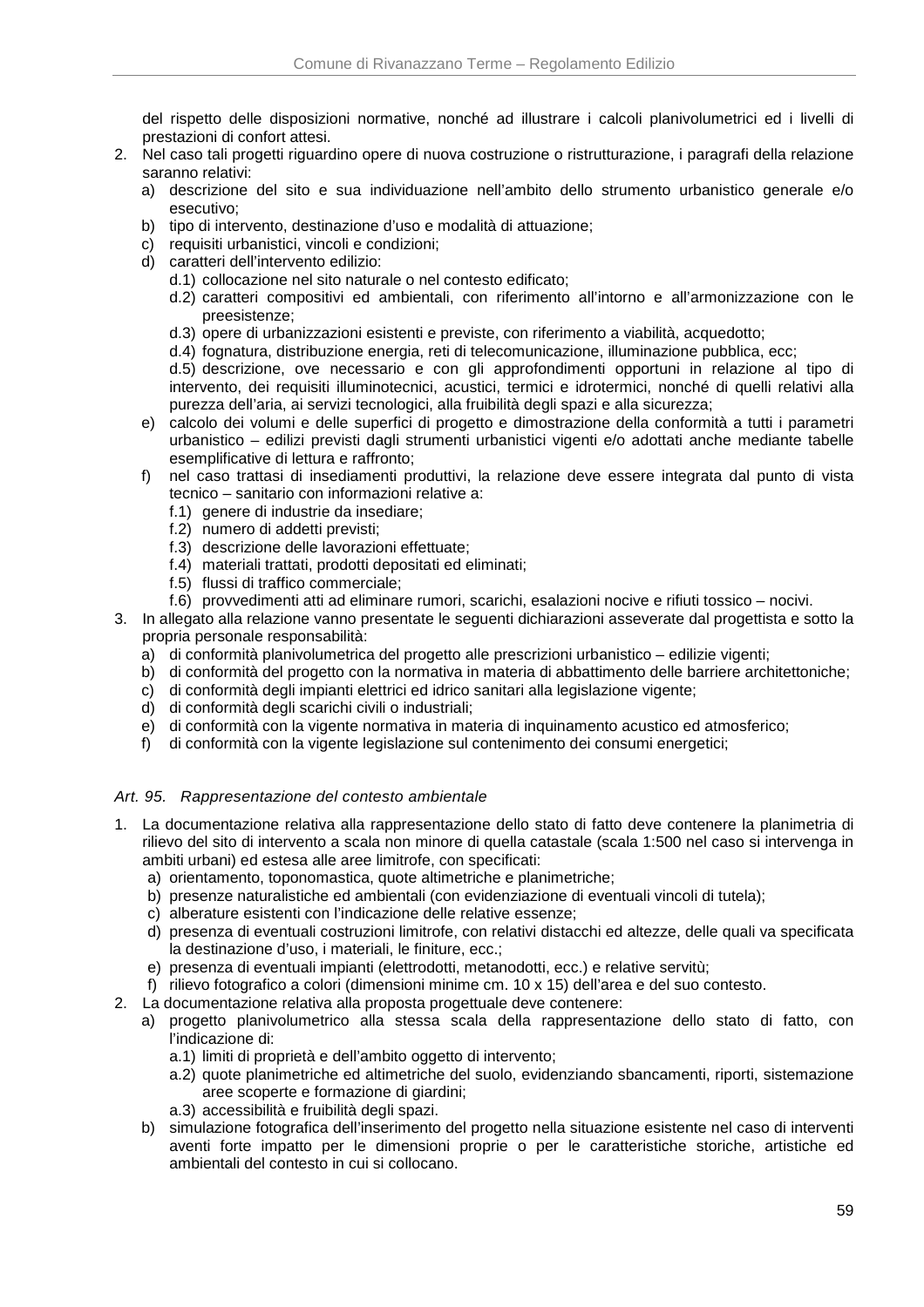del rispetto delle disposizioni normative, nonché ad illustrare i calcoli planivolumetrici ed i livelli di prestazioni di confort attesi.

2. Nel caso tali progetti riguardino opere di nuova costruzione o ristrutturazione, i paragrafi della relazione saranno relativi:
   a) descrizione del sito e sua individuazione nell'ambito dello strumento urbanistico generale e/o esecutivo;
   b) tipo di intervento, destinazione d'uso e modalità di attuazione;
   c) requisiti urbanistici, vincoli e condizioni;
   d) caratteri dell'intervento edilizio:
      d.1) collocazione nel sito naturale o nel contesto edificato;
      d.2) caratteri compositivi ed ambientali, con riferimento all'intorno e all'armonizzazione con le preesistenze;
      d.3) opere di urbanizzazioni esistenti e previste, con riferimento a viabilità, acquedotto;
      d.4) fognatura, distribuzione energia, reti di telecomunicazione, illuminazione pubblica, ecc;
      d.5) descrizione, ove necessario e con gli approfondimenti opportuni in relazione al tipo di intervento, dei requisiti illuminotecnici, acustici, termici e idrotermici, nonché di quelli relativi alla purezza dell'aria, ai servizi tecnologici, alla fruibilità degli spazi e alla sicurezza;
   e) calcolo dei volumi e delle superfici di progetto e dimostrazione della conformità a tutti i parametri urbanistico – edilizi previsti dagli strumenti urbanistici vigenti e/o adottati anche mediante tabelle esemplificative di lettura e raffronto;
   f) nel caso trattasi di insediamenti produttivi, la relazione deve essere integrata dal punto di vista tecnico – sanitario con informazioni relative a:
      f.1) genere di industrie da insediare;
      f.2) numero di addetti previsti;
      f.3) descrizione delle lavorazioni effettuate;
      f.4) materiali trattati, prodotti depositati ed eliminati;
      f.5) flussi di traffico commerciale;
      f.6) provvedimenti atti ad eliminare rumori, scarichi, esalazioni nocive e rifiuti tossico – nocivi.

3. In allegato alla relazione vanno presentate le seguenti dichiarazioni asseverate dal progettista e sotto la propria personale responsabilità:
   a) di conformità planivolumetrica del progetto alle prescrizioni urbanistico – edilizie vigenti;
   b) di conformità del progetto con la normativa in materia di abbattimento delle barriere architettoniche;
   c) di conformità degli impianti elettrici ed idrico sanitari alla legislazione vigente;
   d) di conformità degli scarichi civili o industriali;
   e) di conformità con la vigente normativa in materia di inquinamento acustico ed atmosferico;
   f) di conformità con la vigente legislazione sul contenimento dei consumi energetici;

### *Art. 95. Rappresentazione del contesto ambientale*

1. La documentazione relativa alla rappresentazione dello stato di fatto deve contenere la planimetria di rilievo del sito di intervento a scala non minore di quella catastale (scala 1:500 nel caso si intervenga in ambiti urbani) ed estesa alle aree limitrofe, con specificati:
   a) orientamento, toponomastica, quote altimetriche e planimetriche;
   b) presenze naturalistiche ed ambientali (con evidenziazione di eventuali vincoli di tutela);
   c) alberature esistenti con l'indicazione delle relative essenze;
   d) presenza di eventuali costruzioni limitrofe, con relativi distacchi ed altezze, delle quali va specificata la destinazione d'uso, i materiali, le finiture, ecc.;
   e) presenza di eventuali impianti (elettrodotti, metanodotti, ecc.) e relative servitù;
   f) rilievo fotografico a colori (dimensioni minime cm. 10 x 15) dell'area e del suo contesto.

2. La documentazione relativa alla proposta progettuale deve contenere:
   a) progetto planivolumetrico alla stessa scala della rappresentazione dello stato di fatto, con l'indicazione di:
      a.1) limiti di proprietà e dell'ambito oggetto di intervento;
      a.2) quote planimetriche ed altimetriche del suolo, evidenziando sbancamenti, riporti, sistemazione aree scoperte e formazione di giardini;
      a.3) accessibilità e fruibilità degli spazi.
   b) simulazione fotografica dell'inserimento del progetto nella situazione esistente nel caso di interventi aventi forte impatto per le dimensioni proprie o per le caratteristiche storiche, artistiche ed ambientali del contesto in cui si collocano.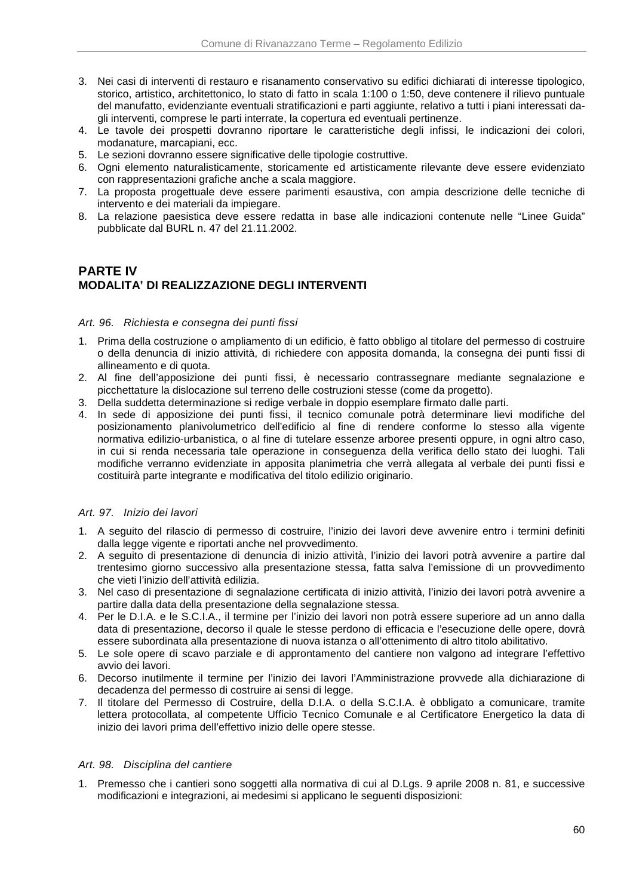3. Nei casi di interventi di restauro e risanamento conservativo su edifici dichiarati di interesse tipologico, storico, artistico, architettonico, lo stato di fatto in scala 1:100 o 1:50, deve contenere il rilievo puntuale del manufatto, evidenziante eventuali stratificazioni e parti aggiunte, relativo a tutti i piani interessati dagli interventi, comprese le parti interrate, la copertura ed eventuali pertinenze.
4. Le tavole dei prospetti dovranno riportare le caratteristiche degli infissi, le indicazioni dei colori, modanature, marcapiani, ecc.
5. Le sezioni dovranno essere significative delle tipologie costruttive.
6. Ogni elemento naturalisticamente, storicamente ed artisticamente rilevante deve essere evidenziato con rappresentazioni grafiche anche a scala maggiore.
7. La proposta progettuale deve essere parimenti esaustiva, con ampia descrizione delle tecniche di intervento e dei materiali da impiegare.
8. La relazione paesistica deve essere redatta in base alle indicazioni contenute nelle “Linee Guida” pubblicate dal BURL n. 47 del 21.11.2002.

## PARTE IV
## MODALITA’ DI REALIZZAZIONE DEGLI INTERVENTI

*Art. 96. Richiesta e consegna dei punti fissi*

1. Prima della costruzione o ampliamento di un edificio, è fatto obbligo al titolare del permesso di costruire o della denuncia di inizio attività, di richiedere con apposita domanda, la consegna dei punti fissi di allineamento e di quota.
2. Al fine dell’apposizione dei punti fissi, è necessario contrassegnare mediante segnalazione e picchettature la dislocazione sul terreno delle costruzioni stesse (come da progetto).
3. Della suddetta determinazione si redige verbale in doppio esemplare firmato dalle parti.
4. In sede di apposizione dei punti fissi, il tecnico comunale potrà determinare lievi modifiche del posizionamento planivolumetrico dell’edificio al fine di rendere conforme lo stesso alla vigente normativa edilizio-urbanistica, o al fine di tutelare essenze arboree presenti oppure, in ogni altro caso, in cui si renda necessaria tale operazione in conseguenza della verifica dello stato dei luoghi. Tali modifiche verranno evidenziate in apposita planimetria che verrà allegata al verbale dei punti fissi e costituirà parte integrante e modificativa del titolo edilizio originario.

*Art. 97. Inizio dei lavori*

1. A seguito del rilascio di permesso di costruire, l’inizio dei lavori deve avvenire entro i termini definiti dalla legge vigente e riportati anche nel provvedimento.
2. A seguito di presentazione di denuncia di inizio attività, l’inizio dei lavori potrà avvenire a partire dal trentesimo giorno successivo alla presentazione stessa, fatta salva l’emissione di un provvedimento che vieti l’inizio dell’attività edilizia.
3. Nel caso di presentazione di segnalazione certificata di inizio attività, l’inizio dei lavori potrà avvenire a partire dalla data della presentazione della segnalazione stessa.
4. Per le D.I.A. e le S.C.I.A., il termine per l’inizio dei lavori non potrà essere superiore ad un anno dalla data di presentazione, decorso il quale le stesse perdono di efficacia e l’esecuzione delle opere, dovrà essere subordinata alla presentazione di nuova istanza o all’ottenimento di altro titolo abilitativo.
5. Le sole opere di scavo parziale e di approntamento del cantiere non valgono ad integrare l’effettivo avvio dei lavori.
6. Decorso inutilmente il termine per l’inizio dei lavori l’Amministrazione provvede alla dichiarazione di decadenza del permesso di costruire ai sensi di legge.
7. Il titolare del Permesso di Costruire, della D.I.A. o della S.C.I.A. è obbligato a comunicare, tramite lettera protocollata, al competente Ufficio Tecnico Comunale e al Certificatore Energetico la data di inizio dei lavori prima dell’effettivo inizio delle opere stesse.

*Art. 98. Disciplina del cantiere*

1. Premesso che i cantieri sono soggetti alla normativa di cui al D.Lgs. 9 aprile 2008 n. 81, e successive modificazioni e integrazioni, ai medesimi si applicano le seguenti disposizioni: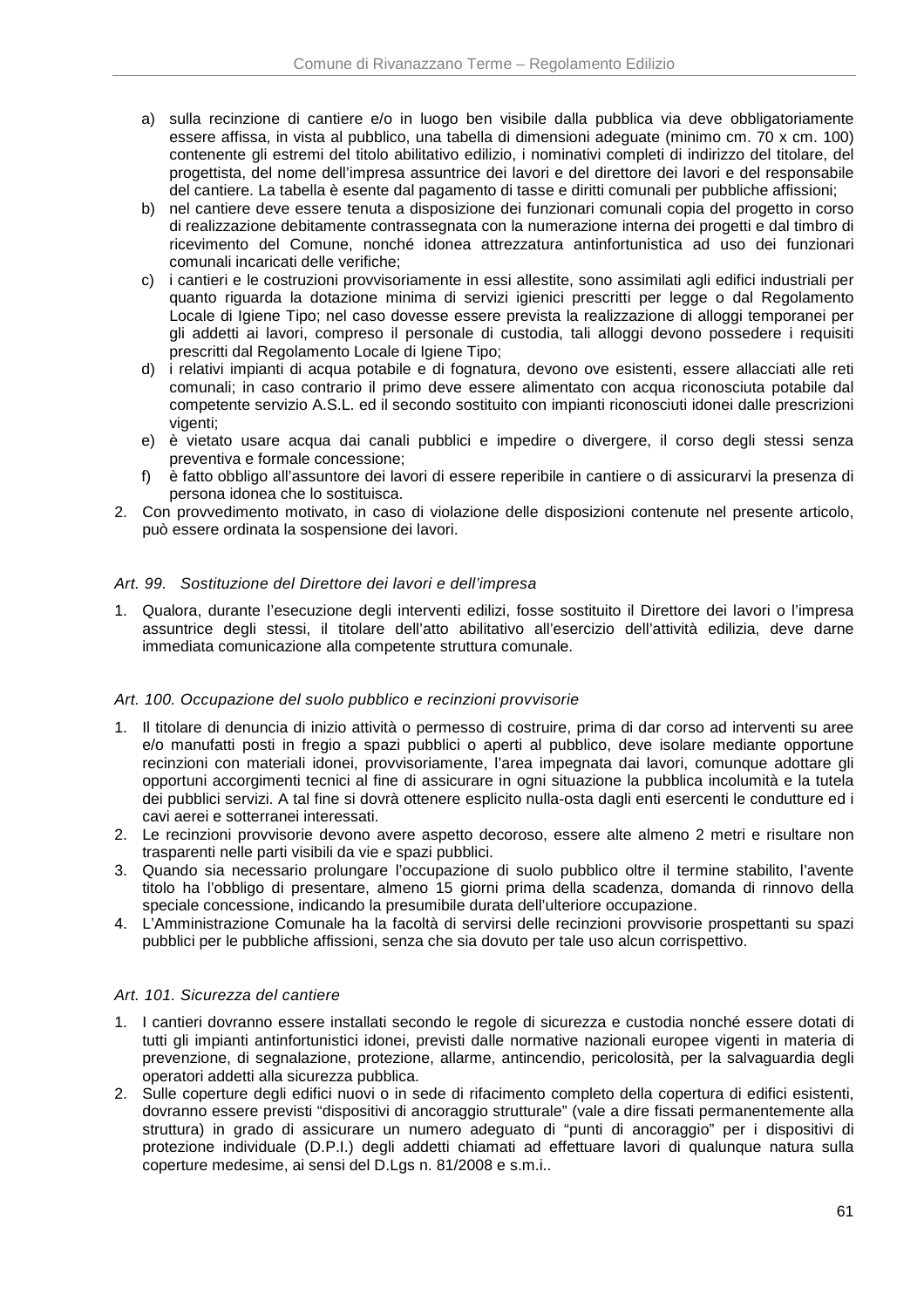a) sulla recinzione di cantiere e/o in luogo ben visibile dalla pubblica via deve obbligatoriamente essere affissa, in vista al pubblico, una tabella di dimensioni adeguate (minimo cm. 70 x cm. 100) contenente gli estremi del titolo abilitativo edilizio, i nominativi completi di indirizzo del titolare, del progettista, del nome dell'impresa assuntrice dei lavori e del direttore dei lavori e del responsabile del cantiere. La tabella è esente dal pagamento di tasse e diritti comunali per pubbliche affissioni;
b) nel cantiere deve essere tenuta a disposizione dei funzionari comunali copia del progetto in corso di realizzazione debitamente contrassegnata con la numerazione interna dei progetti e dal timbro di ricevimento del Comune, nonché idonea attrezzatura antinfortunistica ad uso dei funzionari comunali incaricati delle verifiche;
c) i cantieri e le costruzioni provvisoriamente in essi allestite, sono assimilati agli edifici industriali per quanto riguarda la dotazione minima di servizi igienici prescritti per legge o dal Regolamento Locale di Igiene Tipo; nel caso dovesse essere prevista la realizzazione di alloggi temporanei per gli addetti ai lavori, compreso il personale di custodia, tali alloggi devono possedere i requisiti prescritti dal Regolamento Locale di Igiene Tipo;
d) i relativi impianti di acqua potabile e di fognatura, devono ove esistenti, essere allacciati alle reti comunali; in caso contrario il primo deve essere alimentato con acqua riconosciuta potabile dal competente servizio A.S.L. ed il secondo sostituito con impianti riconosciuti idonei dalle prescrizioni vigenti;
e) è vietato usare acqua dai canali pubblici e impedire o divergere, il corso degli stessi senza preventiva e formale concessione;
f) è fatto obbligo all'assuntore dei lavori di essere reperibile in cantiere o di assicurarvi la presenza di persona idonea che lo sostituisca.

2. Con provvedimento motivato, in caso di violazione delle disposizioni contenute nel presente articolo, può essere ordinata la sospensione dei lavori.

### *Art. 99. Sostituzione del Direttore dei lavori e dell'impresa*

1. Qualora, durante l'esecuzione degli interventi edilizi, fosse sostituito il Direttore dei lavori o l'impresa assuntrice degli stessi, il titolare dell'atto abilitativo all'esercizio dell'attività edilizia, deve darne immediata comunicazione alla competente struttura comunale.

### *Art. 100. Occupazione del suolo pubblico e recinzioni provvisorie*

1. Il titolare di denuncia di inizio attività o permesso di costruire, prima di dar corso ad interventi su aree e/o manufatti posti in fregio a spazi pubblici o aperti al pubblico, deve isolare mediante opportune recinzioni con materiali idonei, provvisoriamente, l'area impegnata dai lavori, comunque adottare gli opportuni accorgimenti tecnici al fine di assicurare in ogni situazione la pubblica incolumità e la tutela dei pubblici servizi. A tal fine si dovrà ottenere esplicito nulla-osta dagli enti esercenti le condutture ed i cavi aerei e sotterranei interessati.
2. Le recinzioni provvisorie devono avere aspetto decoroso, essere alte almeno 2 metri e risultare non trasparenti nelle parti visibili da vie e spazi pubblici.
3. Quando sia necessario prolungare l'occupazione di suolo pubblico oltre il termine stabilito, l'avente titolo ha l'obbligo di presentare, almeno 15 giorni prima della scadenza, domanda di rinnovo della speciale concessione, indicando la presumibile durata dell'ulteriore occupazione.
4. L'Amministrazione Comunale ha la facoltà di servirsi delle recinzioni provvisorie prospettanti su spazi pubblici per le pubbliche affissioni, senza che sia dovuto per tale uso alcun corrispettivo.

### *Art. 101. Sicurezza del cantiere*

1. I cantieri dovranno essere installati secondo le regole di sicurezza e custodia nonché essere dotati di tutti gli impianti antinfortunistici idonei, previsti dalle normative nazionali europee vigenti in materia di prevenzione, di segnalazione, protezione, allarme, antincendio, pericolosità, per la salvaguardia degli operatori addetti alla sicurezza pubblica.
2. Sulle coperture degli edifici nuovi o in sede di rifacimento completo della copertura di edifici esistenti, dovranno essere previsti "dispositivi di ancoraggio strutturale" (vale a dire fissati permanentemente alla struttura) in grado di assicurare un numero adeguato di "punti di ancoraggio" per i dispositivi di protezione individuale (D.P.I.) degli addetti chiamati ad effettuare lavori di qualunque natura sulla coperture medesime, ai sensi del D.Lgs n. 81/2008 e s.m.i..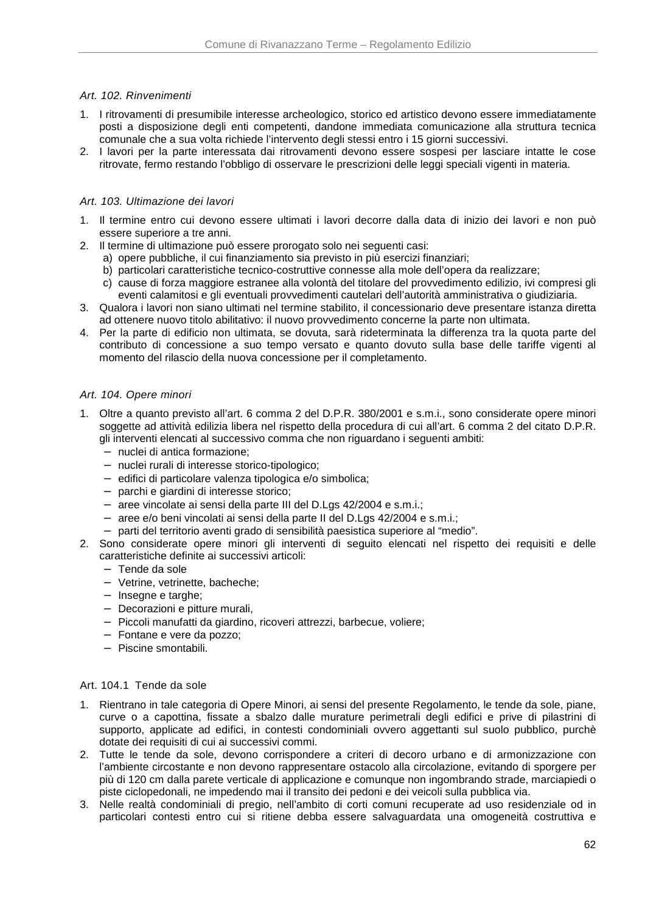*Art. 102. Rinvenimenti*

1. I ritrovamenti di presumibile interesse archeologico, storico ed artistico devono essere immediatamente posti a disposizione degli enti competenti, dandone immediata comunicazione alla struttura tecnica comunale che a sua volta richiede l'intervento degli stessi entro i 15 giorni successivi.
2. I lavori per la parte interessata dai ritrovamenti devono essere sospesi per lasciare intatte le cose ritrovate, fermo restando l'obbligo di osservare le prescrizioni delle leggi speciali vigenti in materia.

*Art. 103. Ultimazione dei lavori*

1. Il termine entro cui devono essere ultimati i lavori decorre dalla data di inizio dei lavori e non può essere superiore a tre anni.
2. Il termine di ultimazione può essere prorogato solo nei seguenti casi:
   a) opere pubbliche, il cui finanziamento sia previsto in più esercizi finanziari;
   b) particolari caratteristiche tecnico-costruttive connesse alla mole dell'opera da realizzare;
   c) cause di forza maggiore estranee alla volontà del titolare del provvedimento edilizio, ivi compresi gli eventi calamitosi e gli eventuali provvedimenti cautelari dell'autorità amministrativa o giudiziaria.
3. Qualora i lavori non siano ultimati nel termine stabilito, il concessionario deve presentare istanza diretta ad ottenere nuovo titolo abilitativo: il nuovo provvedimento concerne la parte non ultimata.
4. Per la parte di edificio non ultimata, se dovuta, sarà rideterminata la differenza tra la quota parte del contributo di concessione a suo tempo versato e quanto dovuto sulla base delle tariffe vigenti al momento del rilascio della nuova concessione per il completamento.

*Art. 104. Opere minori*

1. Oltre a quanto previsto all'art. 6 comma 2 del D.P.R. 380/2001 e s.m.i., sono considerate opere minori soggette ad attività edilizia libera nel rispetto della procedura di cui all'art. 6 comma 2 del citato D.P.R. gli interventi elencati al successivo comma che non riguardano i seguenti ambiti:
   - nuclei di antica formazione;
   - nuclei rurali di interesse storico-tipologico;
   - edifici di particolare valenza tipologica e/o simbolica;
   - parchi e giardini di interesse storico;
   - aree vincolate ai sensi della parte III del D.Lgs 42/2004 e s.m.i.;
   - aree e/o beni vincolati ai sensi della parte II del D.Lgs 42/2004 e s.m.i.;
   - parti del territorio aventi grado di sensibilità paesistica superiore al "medio".
2. Sono considerate opere minori gli interventi di seguito elencati nel rispetto dei requisiti e delle caratteristiche definite ai successivi articoli:
   - Tende da sole
   - Vetrine, vetrinette, bacheche;
   - Insegne e targhe;
   - Decorazioni e pitture murali,
   - Piccoli manufatti da giardino, ricoveri attrezzi, barbecue, voliere;
   - Fontane e vere da pozzo;
   - Piscine smontabili.

Art. 104.1 Tende da sole

1. Rientrano in tale categoria di Opere Minori, ai sensi del presente Regolamento, le tende da sole, piane, curve o a capottina, fissate a sbalzo dalle murature perimetrali degli edifici e prive di pilastrini di supporto, applicate ad edifici, in contesti condominiali ovvero aggettanti sul suolo pubblico, purchè dotate dei requisiti di cui ai successivi commi.
2. Tutte le tende da sole, devono corrispondere a criteri di decoro urbano e di armonizzazione con l'ambiente circostante e non devono rappresentare ostacolo alla circolazione, evitando di sporgere per più di 120 cm dalla parete verticale di applicazione e comunque non ingombrando strade, marciapiedi o piste ciclopedonali, ne impedendo mai il transito dei pedoni e dei veicoli sulla pubblica via.
3. Nelle realtà condominiali di pregio, nell'ambito di corti comuni recuperate ad uso residenziale od in particolari contesti entro cui si ritiene debba essere salvaguardata una omogeneità costruttiva e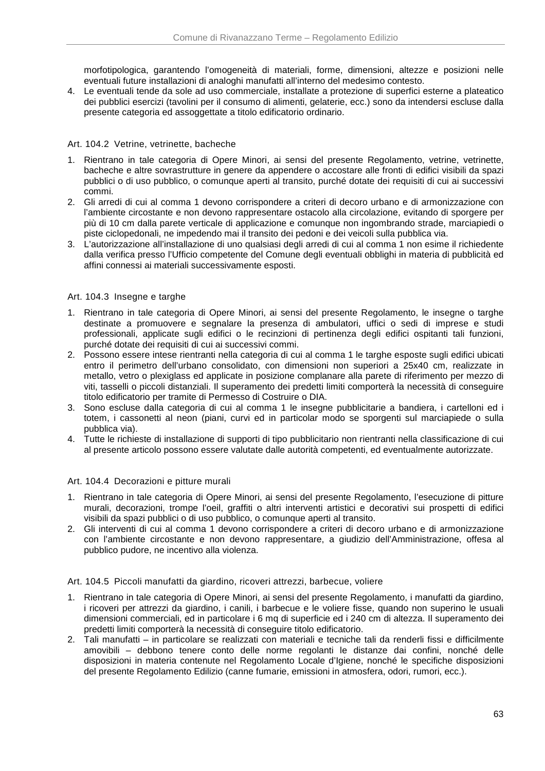morfotipologica, garantendo l’omogeneità di materiali, forme, dimensioni, altezze e posizioni nelle eventuali future installazioni di analoghi manufatti all’interno del medesimo contesto.

4. Le eventuali tende da sole ad uso commerciale, installate a protezione di superfici esterne a plateatico dei pubblici esercizi (tavolini per il consumo di alimenti, gelaterie, ecc.) sono da intendersi escluse dalla presente categoria ed assoggettate a titolo edificatorio ordinario.

### Art. 104.2 Vetrine, vetrinette, bacheche

1. Rientrano in tale categoria di Opere Minori, ai sensi del presente Regolamento, vetrine, vetrinette, bacheche e altre sovrastrutture in genere da appendere o accostare alle fronti di edifici visibili da spazi pubblici o di uso pubblico, o comunque aperti al transito, purché dotate dei requisiti di cui ai successivi commi.
2. Gli arredi di cui al comma 1 devono corrispondere a criteri di decoro urbano e di armonizzazione con l’ambiente circostante e non devono rappresentare ostacolo alla circolazione, evitando di sporgere per più di 10 cm dalla parete verticale di applicazione e comunque non ingombrando strade, marciapiedi o piste ciclopedonali, ne impedendo mai il transito dei pedoni e dei veicoli sulla pubblica via.
3. L’autorizzazione all’installazione di uno qualsiasi degli arredi di cui al comma 1 non esime il richiedente dalla verifica presso l’Ufficio competente del Comune degli eventuali obblighi in materia di pubblicità ed affini connessi ai materiali successivamente esposti.

### Art. 104.3 Insegne e targhe

1. Rientrano in tale categoria di Opere Minori, ai sensi del presente Regolamento, le insegne o targhe destinate a promuovere e segnalare la presenza di ambulatori, uffici o sedi di imprese e studi professionali, applicate sugli edifici o le recinzioni di pertinenza degli edifici ospitanti tali funzioni, purché dotate dei requisiti di cui ai successivi commi.
2. Possono essere intese rientranti nella categoria di cui al comma 1 le targhe esposte sugli edifici ubicati entro il perimetro dell’urbano consolidato, con dimensioni non superiori a 25x40 cm, realizzate in metallo, vetro o plexiglass ed applicate in posizione complanare alla parete di riferimento per mezzo di viti, tasselli o piccoli distanziali. Il superamento dei predetti limiti comporterà la necessità di conseguire titolo edificatorio per tramite di Permesso di Costruire o DIA.
3. Sono escluse dalla categoria di cui al comma 1 le insegne pubblicitarie a bandiera, i cartelloni ed i totem, i cassonetti al neon (piani, curvi ed in particolar modo se sporgenti sul marciapiede o sulla pubblica via).
4. Tutte le richieste di installazione di supporti di tipo pubblicitario non rientranti nella classificazione di cui al presente articolo possono essere valutate dalle autorità competenti, ed eventualmente autorizzate.

### Art. 104.4 Decorazioni e pitture murali

1. Rientrano in tale categoria di Opere Minori, ai sensi del presente Regolamento, l’esecuzione di pitture murali, decorazioni, trompe l’oeil, graffiti o altri interventi artistici e decorativi sui prospetti di edifici visibili da spazi pubblici o di uso pubblico, o comunque aperti al transito.
2. Gli interventi di cui al comma 1 devono corrispondere a criteri di decoro urbano e di armonizzazione con l’ambiente circostante e non devono rappresentare, a giudizio dell’Amministrazione, offesa al pubblico pudore, ne incentivo alla violenza.

### Art. 104.5 Piccoli manufatti da giardino, ricoveri attrezzi, barbecue, voliere

1. Rientrano in tale categoria di Opere Minori, ai sensi del presente Regolamento, i manufatti da giardino, i ricoveri per attrezzi da giardino, i canili, i barbecue e le voliere fisse, quando non superino le usuali dimensioni commerciali, ed in particolare i 6 mq di superficie ed i 240 cm di altezza. Il superamento dei predetti limiti comporterà la necessità di conseguire titolo edificatorio.
2. Tali manufatti – in particolare se realizzati con materiali e tecniche tali da renderli fissi e difficilmente amovibili – debbono tenere conto delle norme regolanti le distanze dai confini, nonché delle disposizioni in materia contenute nel Regolamento Locale d’Igiene, nonché le specifiche disposizioni del presente Regolamento Edilizio (canne fumarie, emissioni in atmosfera, odori, rumori, ecc.).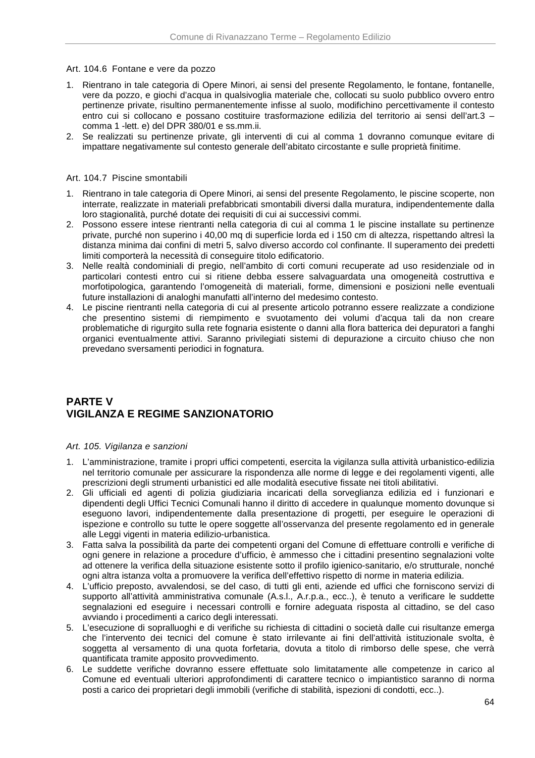### Art. 104.6 Fontane e vere da pozzo

1. Rientrano in tale categoria di Opere Minori, ai sensi del presente Regolamento, le fontane, fontanelle, vere da pozzo, e giochi d'acqua in qualsivoglia materiale che, collocati su suolo pubblico ovvero entro pertinenze private, risultino permanentemente infisse al suolo, modifichino percettivamente il contesto entro cui si collocano e possano costituire trasformazione edilizia del territorio ai sensi dell'art.3 – comma 1 -lett. e) del DPR 380/01 e ss.mm.ii.
2. Se realizzati su pertinenze private, gli interventi di cui al comma 1 dovranno comunque evitare di impattare negativamente sul contesto generale dell'abitato circostante e sulle proprietà finitime.

### Art. 104.7 Piscine smontabili

1. Rientrano in tale categoria di Opere Minori, ai sensi del presente Regolamento, le piscine scoperte, non interrate, realizzate in materiali prefabbricati smontabili diversi dalla muratura, indipendentemente dalla loro stagionalità, purché dotate dei requisiti di cui ai successivi commi.
2. Possono essere intese rientranti nella categoria di cui al comma 1 le piscine installate su pertinenze private, purché non superino i 40,00 mq di superficie lorda ed i 150 cm di altezza, rispettando altresì la distanza minima dai confini di metri 5, salvo diverso accordo col confinante. Il superamento dei predetti limiti comporterà la necessità di conseguire titolo edificatorio.
3. Nelle realtà condominiali di pregio, nell'ambito di corti comuni recuperate ad uso residenziale od in particolari contesti entro cui si ritiene debba essere salvaguardata una omogeneità costruttiva e morfotipologica, garantendo l'omogeneità di materiali, forme, dimensioni e posizioni nelle eventuali future installazioni di analoghi manufatti all'interno del medesimo contesto.
4. Le piscine rientranti nella categoria di cui al presente articolo potranno essere realizzate a condizione che presentino sistemi di riempimento e svuotamento dei volumi d'acqua tali da non creare problematiche di rigurgito sulla rete fognaria esistente o danni alla flora batterica dei depuratori a fanghi organici eventualmente attivi. Saranno privilegiati sistemi di depurazione a circuito chiuso che non prevedano sversamenti periodici in fognatura.

## PARTE V
## VIGILANZA E REGIME SANZIONATORIO

### *Art. 105. Vigilanza e sanzioni*

1. L'amministrazione, tramite i propri uffici competenti, esercita la vigilanza sulla attività urbanistico-edilizia nel territorio comunale per assicurare la rispondenza alle norme di legge e dei regolamenti vigenti, alle prescrizioni degli strumenti urbanistici ed alle modalità esecutive fissate nei titoli abilitativi.
2. Gli ufficiali ed agenti di polizia giudiziaria incaricati della sorveglianza edilizia ed i funzionari e dipendenti degli Uffici Tecnici Comunali hanno il diritto di accedere in qualunque momento dovunque si eseguono lavori, indipendentemente dalla presentazione di progetti, per eseguire le operazioni di ispezione e controllo su tutte le opere soggette all'osservanza del presente regolamento ed in generale alle Leggi vigenti in materia edilizio-urbanistica.
3. Fatta salva la possibilità da parte dei competenti organi del Comune di effettuare controlli e verifiche di ogni genere in relazione a procedure d'ufficio, è ammesso che i cittadini presentino segnalazioni volte ad ottenere la verifica della situazione esistente sotto il profilo igienico-sanitario, e/o strutturale, nonché ogni altra istanza volta a promuovere la verifica dell'effettivo rispetto di norme in materia edilizia.
4. L'ufficio preposto, avvalendosi, se del caso, di tutti gli enti, aziende ed uffici che forniscono servizi di supporto all'attività amministrativa comunale (A.s.l., A.r.p.a., ecc..), è tenuto a verificare le suddette segnalazioni ed eseguire i necessari controlli e fornire adeguata risposta al cittadino, se del caso avviando i procedimenti a carico degli interessati.
5. L'esecuzione di sopralluoghi e di verifiche su richiesta di cittadini o società dalle cui risultanze emerga che l'intervento dei tecnici del comune è stato irrilevante ai fini dell'attività istituzionale svolta, è soggetta al versamento di una quota forfetaria, dovuta a titolo di rimborso delle spese, che verrà quantificata tramite apposito provvedimento.
6. Le suddette verifiche dovranno essere effettuate solo limitatamente alle competenze in carico al Comune ed eventuali ulteriori approfondimenti di carattere tecnico o impiantistico saranno di norma posti a carico dei proprietari degli immobili (verifiche di stabilità, ispezioni di condotti, ecc..).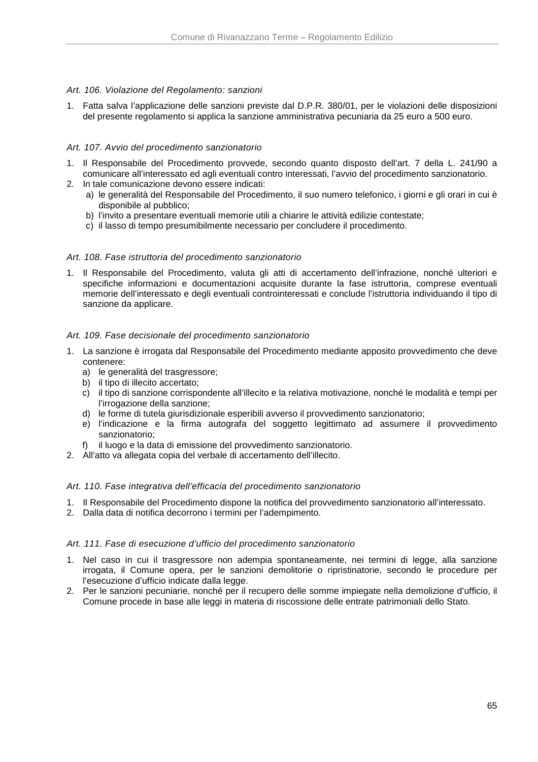*Art. 106. Violazione del Regolamento: sanzioni*

1. Fatta salva l'applicazione delle sanzioni previste dal D.P.R. 380/01, per le violazioni delle disposizioni del presente regolamento si applica la sanzione amministrativa pecuniaria da 25 euro a 500 euro.

*Art. 107. Avvio del procedimento sanzionatorio*

1. Il Responsabile del Procedimento provvede, secondo quanto disposto dell'art. 7 della L. 241/90 a comunicare all'interessato ed agli eventuali contro interessati, l'avvio del procedimento sanzionatorio.
2. In tale comunicazione devono essere indicati:
   a) le generalità del Responsabile del Procedimento, il suo numero telefonico, i giorni e gli orari in cui è disponibile al pubblico;
   b) l'invito a presentare eventuali memorie utili a chiarire le attività edilizie contestate;
   c) il lasso di tempo presumibilmente necessario per concludere il procedimento.

*Art. 108. Fase istruttoria del procedimento sanzionatorio*

1. Il Responsabile del Procedimento, valuta gli atti di accertamento dell'infrazione, nonché ulteriori e specifiche informazioni e documentazioni acquisite durante la fase istruttoria, comprese eventuali memorie dell'interessato e degli eventuali controinteressati e conclude l'istruttoria individuando il tipo di sanzione da applicare.

*Art. 109. Fase decisionale del procedimento sanzionatorio*

1. La sanzione è irrogata dal Responsabile del Procedimento mediante apposito provvedimento che deve contenere:
   a) le generalità del trasgressore;
   b) il tipo di illecito accertato;
   c) il tipo di sanzione corrispondente all'illecito e la relativa motivazione, nonché le modalità e tempi per l'irrogazione della sanzione;
   d) le forme di tutela giurisdizionale esperibili avverso il provvedimento sanzionatorio;
   e) l'indicazione e la firma autografa del soggetto legittimato ad assumere il provvedimento sanzionatorio;
   f) il luogo e la data di emissione del provvedimento sanzionatorio.
2. All'atto va allegata copia del verbale di accertamento dell'illecito.

*Art. 110. Fase integrativa dell'efficacia del procedimento sanzionatorio*

1. Il Responsabile del Procedimento dispone la notifica del provvedimento sanzionatorio all'interessato.
2. Dalla data di notifica decorrono i termini per l'adempimento.

*Art. 111. Fase di esecuzione d'ufficio del procedimento sanzionatorio*

1. Nel caso in cui il trasgressore non adempia spontaneamente, nei termini di legge, alla sanzione irrogata, il Comune opera, per le sanzioni demolitorie o ripristinatorie, secondo le procedure per l'esecuzione d'ufficio indicate dalla legge.
2. Per le sanzioni pecuniarie, nonché per il recupero delle somme impiegate nella demolizione d'ufficio, il Comune procede in base alle leggi in materia di riscossione delle entrate patrimoniali dello Stato.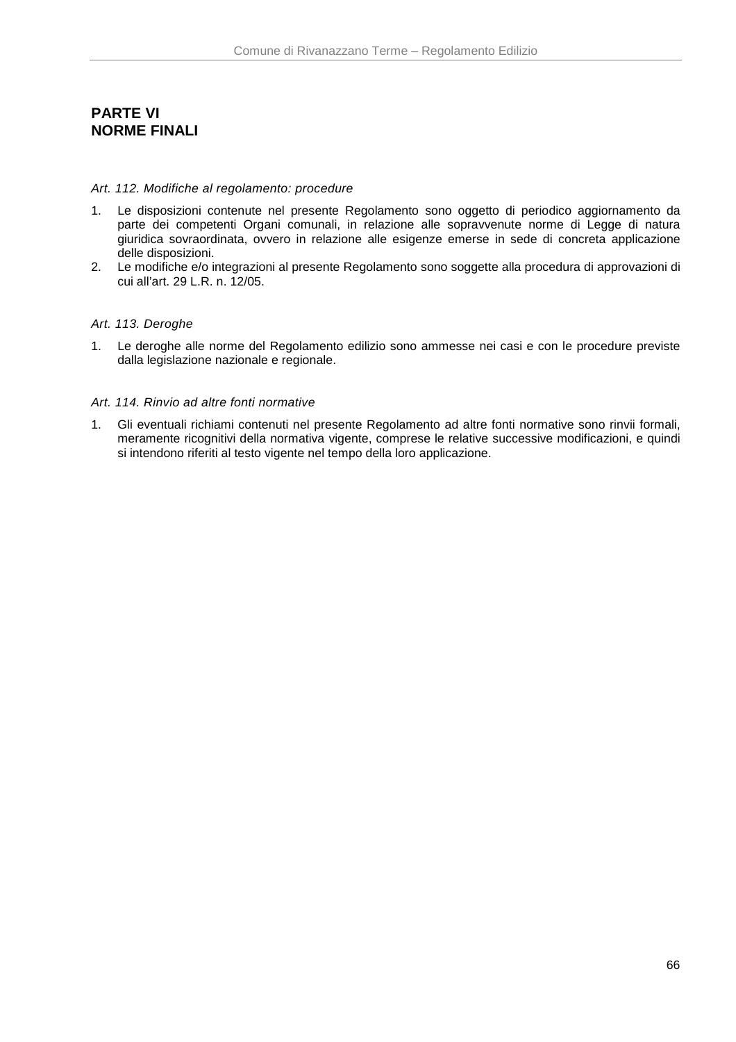# PARTE VI
# NORME FINALI

*Art. 112. Modifiche al regolamento: procedure*

1. Le disposizioni contenute nel presente Regolamento sono oggetto di periodico aggiornamento da parte dei competenti Organi comunali, in relazione alle sopravvenute norme di Legge di natura giuridica sovraordinata, ovvero in relazione alle esigenze emerse in sede di concreta applicazione delle disposizioni.
2. Le modifiche e/o integrazioni al presente Regolamento sono soggette alla procedura di approvazioni di cui all'art. 29 L.R. n. 12/05.

*Art. 113. Deroghe*

1. Le deroghe alle norme del Regolamento edilizio sono ammesse nei casi e con le procedure previste dalla legislazione nazionale e regionale.

*Art. 114. Rinvio ad altre fonti normative*

1. Gli eventuali richiami contenuti nel presente Regolamento ad altre fonti normative sono rinvii formali, meramente ricognitivi della normativa vigente, comprese le relative successive modificazioni, e quindi si intendono riferiti al testo vigente nel tempo della loro applicazione.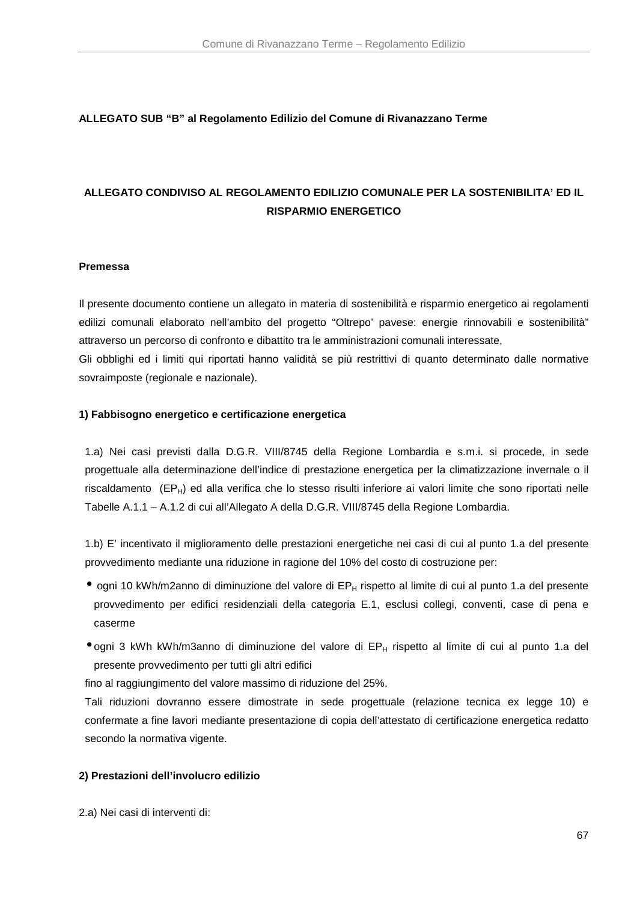**ALLEGATO SUB "B" al Regolamento Edilizio del Comune di Rivanazzano Terme**

**ALLEGATO CONDIVISO AL REGOLAMENTO EDILIZIO COMUNALE PER LA SOSTENIBILITA' ED IL RISPARMIO ENERGETICO**

**Premessa**

Il presente documento contiene un allegato in materia di sostenibilità e risparmio energetico ai regolamenti edilizi comunali elaborato nell'ambito del progetto "Oltrepo' pavese: energie rinnovabili e sostenibilità" attraverso un percorso di confronto e dibattito tra le amministrazioni comunali interessate,
Gli obblighi ed i limiti qui riportati hanno validità se più restrittivi di quanto determinato dalle normative sovraimposte (regionale e nazionale).

**1) Fabbisogno energetico e certificazione energetica**

1.a) Nei casi previsti dalla D.G.R. VIII/8745 della Regione Lombardia e s.m.i. si procede, in sede progettuale alla determinazione dell'indice di prestazione energetica per la climatizzazione invernale o il riscaldamento ($EP_H$) ed alla verifica che lo stesso risulti inferiore ai valori limite che sono riportati nelle Tabelle A.1.1 – A.1.2 di cui all'Allegato A della D.G.R. VIII/8745 della Regione Lombardia.

1.b) E' incentivato il miglioramento delle prestazioni energetiche nei casi di cui al punto 1.a del presente provvedimento mediante una riduzione in ragione del 10% del costo di costruzione per:

- ogni 10 kWh/m2anno di diminuzione del valore di $EP_H$ rispetto al limite di cui al punto 1.a del presente provvedimento per edifici residenziali della categoria E.1, esclusi collegi, conventi, case di pena e caserme
- ogni 3 kWh kWh/m3anno di diminuzione del valore di $EP_H$ rispetto al limite di cui al punto 1.a del presente provvedimento per tutti gli altri edifici

fino al raggiungimento del valore massimo di riduzione del 25%.
Tali riduzioni dovranno essere dimostrate in sede progettuale (relazione tecnica ex legge 10) e confermate a fine lavori mediante presentazione di copia dell'attestato di certificazione energetica redatto secondo la normativa vigente.

**2) Prestazioni dell'involucro edilizio**

2.a) Nei casi di interventi di: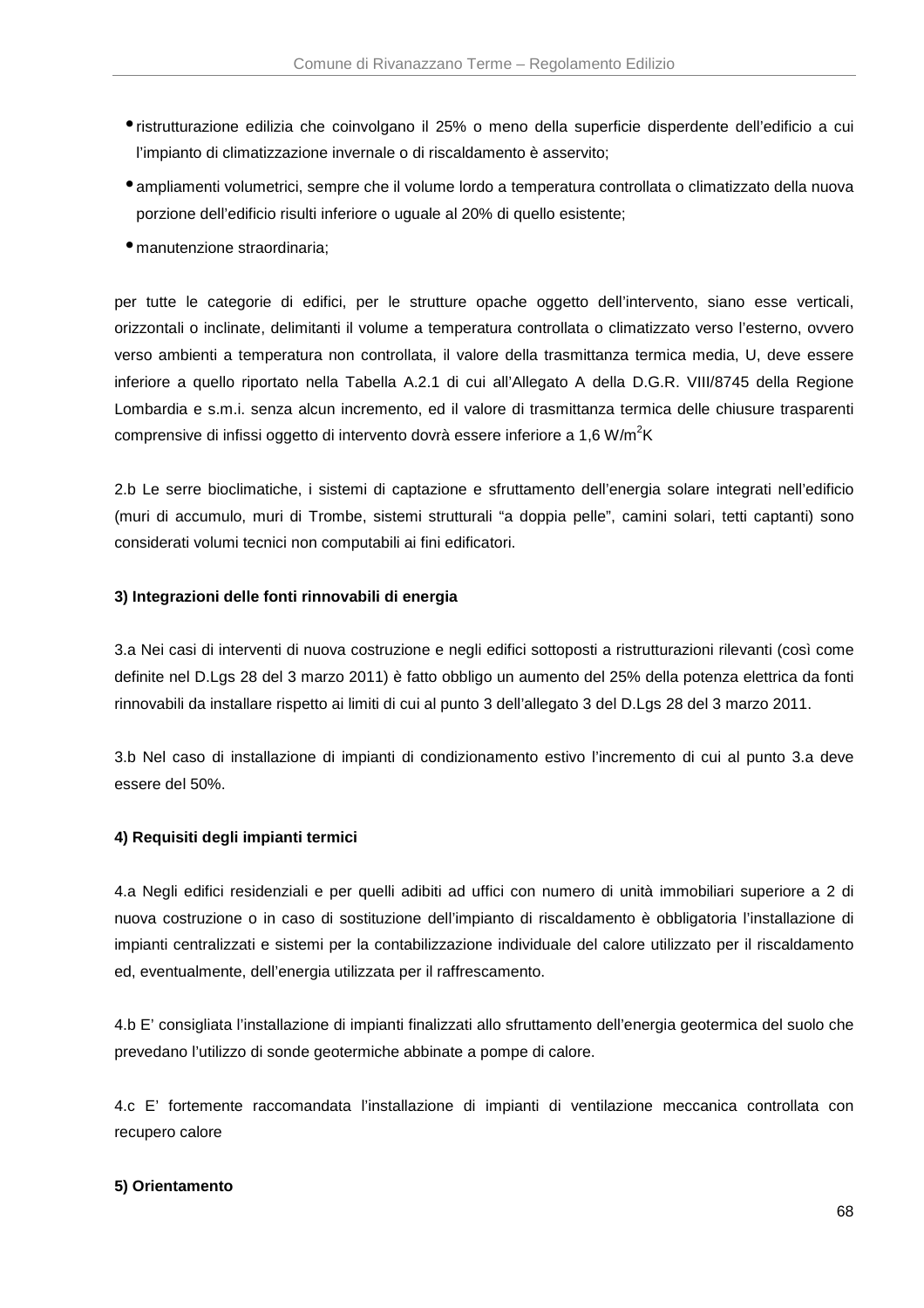- ristrutturazione edilizia che coinvolgano il 25% o meno della superficie disperdente dell'edificio a cui l'impianto di climatizzazione invernale o di riscaldamento è asservito;
- ampliamenti volumetrici, sempre che il volume lordo a temperatura controllata o climatizzato della nuova porzione dell'edificio risulti inferiore o uguale al 20% di quello esistente;
- manutenzione straordinaria;

per tutte le categorie di edifici, per le strutture opache oggetto dell'intervento, siano esse verticali, orizzontali o inclinate, delimitanti il volume a temperatura controllata o climatizzato verso l'esterno, ovvero verso ambienti a temperatura non controllata, il valore della trasmittanza termica media, U, deve essere inferiore a quello riportato nella Tabella A.2.1 di cui all'Allegato A della D.G.R. VIII/8745 della Regione Lombardia e s.m.i. senza alcun incremento, ed il valore di trasmittanza termica delle chiusure trasparenti comprensive di infissi oggetto di intervento dovrà essere inferiore a 1,6 $W/m^2K$

2.b Le serre bioclimatiche, i sistemi di captazione e sfruttamento dell'energia solare integrati nell'edificio (muri di accumulo, muri di Trombe, sistemi strutturali "a doppia pelle", camini solari, tetti captanti) sono considerati volumi tecnici non computabili ai fini edificatori.

**3) Integrazioni delle fonti rinnovabili di energia**

3.a Nei casi di interventi di nuova costruzione e negli edifici sottoposti a ristrutturazioni rilevanti (così come definite nel D.Lgs 28 del 3 marzo 2011) è fatto obbligo un aumento del 25% della potenza elettrica da fonti rinnovabili da installare rispetto ai limiti di cui al punto 3 dell'allegato 3 del D.Lgs 28 del 3 marzo 2011.

3.b Nel caso di installazione di impianti di condizionamento estivo l'incremento di cui al punto 3.a deve essere del 50%.

**4) Requisiti degli impianti termici**

4.a Negli edifici residenziali e per quelli adibiti ad uffici con numero di unità immobiliari superiore a 2 di nuova costruzione o in caso di sostituzione dell'impianto di riscaldamento è obbligatoria l'installazione di impianti centralizzati e sistemi per la contabilizzazione individuale del calore utilizzato per il riscaldamento ed, eventualmente, dell'energia utilizzata per il raffrescamento.

4.b E' consigliata l'installazione di impianti finalizzati allo sfruttamento dell'energia geotermica del suolo che prevedano l'utilizzo di sonde geotermiche abbinate a pompe di calore.

4.c E' fortemente raccomandata l'installazione di impianti di ventilazione meccanica controllata con recupero calore

**5) Orientamento**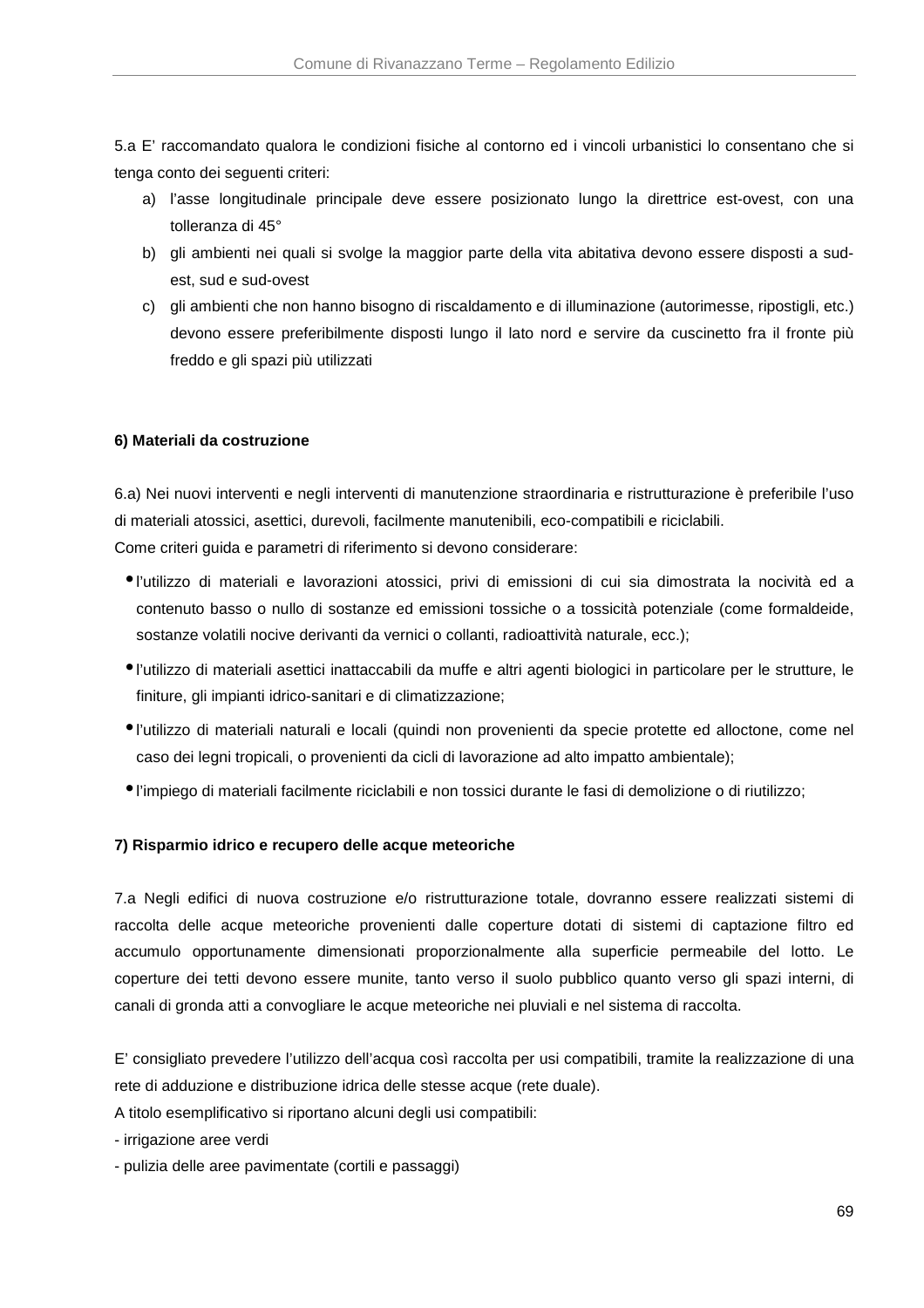5.a E' raccomandato qualora le condizioni fisiche al contorno ed i vincoli urbanistici lo consentano che si tenga conto dei seguenti criteri:

a) l'asse longitudinale principale deve essere posizionato lungo la direttrice est-ovest, con una tolleranza di 45°
b) gli ambienti nei quali si svolge la maggior parte della vita abitativa devono essere disposti a sud-est, sud e sud-ovest
c) gli ambienti che non hanno bisogno di riscaldamento e di illuminazione (autorimesse, ripostigli, etc.) devono essere preferibilmente disposti lungo il lato nord e servire da cuscinetto fra il fronte più freddo e gli spazi più utilizzati

**6) Materiali da costruzione**

6.a) Nei nuovi interventi e negli interventi di manutenzione straordinaria e ristrutturazione è preferibile l'uso di materiali atossici, asettici, durevoli, facilmente manutenibili, eco-compatibili e riciclabili.
Come criteri guida e parametri di riferimento si devono considerare:

- l'utilizzo di materiali e lavorazioni atossici, privi di emissioni di cui sia dimostrata la nocività ed a contenuto basso o nullo di sostanze ed emissioni tossiche o a tossicità potenziale (come formaldeide, sostanze volatili nocive derivanti da vernici o collanti, radioattività naturale, ecc.);
- l'utilizzo di materiali asettici inattaccabili da muffe e altri agenti biologici in particolare per le strutture, le finiture, gli impianti idrico-sanitari e di climatizzazione;
- l'utilizzo di materiali naturali e locali (quindi non provenienti da specie protette ed alloctone, come nel caso dei legni tropicali, o provenienti da cicli di lavorazione ad alto impatto ambientale);
- l'impiego di materiali facilmente riciclabili e non tossici durante le fasi di demolizione o di riutilizzo;

**7) Risparmio idrico e recupero delle acque meteoriche**

7.a Negli edifici di nuova costruzione e/o ristrutturazione totale, dovranno essere realizzati sistemi di raccolta delle acque meteoriche provenienti dalle coperture dotati di sistemi di captazione filtro ed accumulo opportunamente dimensionati proporzionalmente alla superficie permeabile del lotto. Le coperture dei tetti devono essere munite, tanto verso il suolo pubblico quanto verso gli spazi interni, di canali di gronda atti a convogliare le acque meteoriche nei pluviali e nel sistema di raccolta.

E' consigliato prevedere l'utilizzo dell'acqua così raccolta per usi compatibili, tramite la realizzazione di una rete di adduzione e distribuzione idrica delle stesse acque (rete duale).
A titolo esemplificativo si riportano alcuni degli usi compatibili:
- irrigazione aree verdi
- pulizia delle aree pavimentate (cortili e passaggi)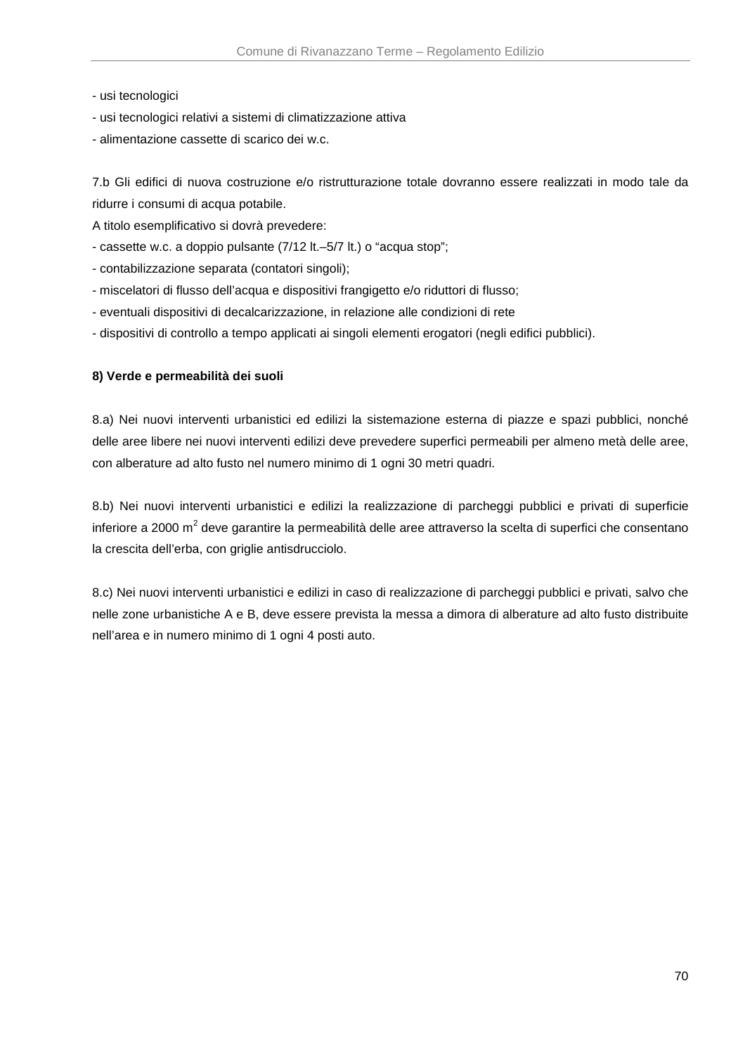- usi tecnologici
- usi tecnologici relativi a sistemi di climatizzazione attiva
- alimentazione cassette di scarico dei w.c.

7.b Gli edifici di nuova costruzione e/o ristrutturazione totale dovranno essere realizzati in modo tale da ridurre i consumi di acqua potabile.
A titolo esemplificativo si dovrà prevedere:
- cassette w.c. a doppio pulsante (7/12 lt.–5/7 lt.) o “acqua stop”;
- contabilizzazione separata (contatori singoli);
- miscelatori di flusso dell’acqua e dispositivi frangigetto e/o riduttori di flusso;
- eventuali dispositivi di decalcarizzazione, in relazione alle condizioni di rete
- dispositivi di controllo a tempo applicati ai singoli elementi erogatori (negli edifici pubblici).

**8) Verde e permeabilità dei suoli**

8.a) Nei nuovi interventi urbanistici ed edilizi la sistemazione esterna di piazze e spazi pubblici, nonché delle aree libere nei nuovi interventi edilizi deve prevedere superfici permeabili per almeno metà delle aree, con alberature ad alto fusto nel numero minimo di 1 ogni 30 metri quadri.

8.b) Nei nuovi interventi urbanistici e edilizi la realizzazione di parcheggi pubblici e privati di superficie inferiore a 2000 $m^2$ deve garantire la permeabilità delle aree attraverso la scelta di superfici che consentano la crescita dell’erba, con griglie antisdrucciolo.

8.c) Nei nuovi interventi urbanistici e edilizi in caso di realizzazione di parcheggi pubblici e privati, salvo che nelle zone urbanistiche A e B, deve essere prevista la messa a dimora di alberature ad alto fusto distribuite nell’area e in numero minimo di 1 ogni 4 posti auto.